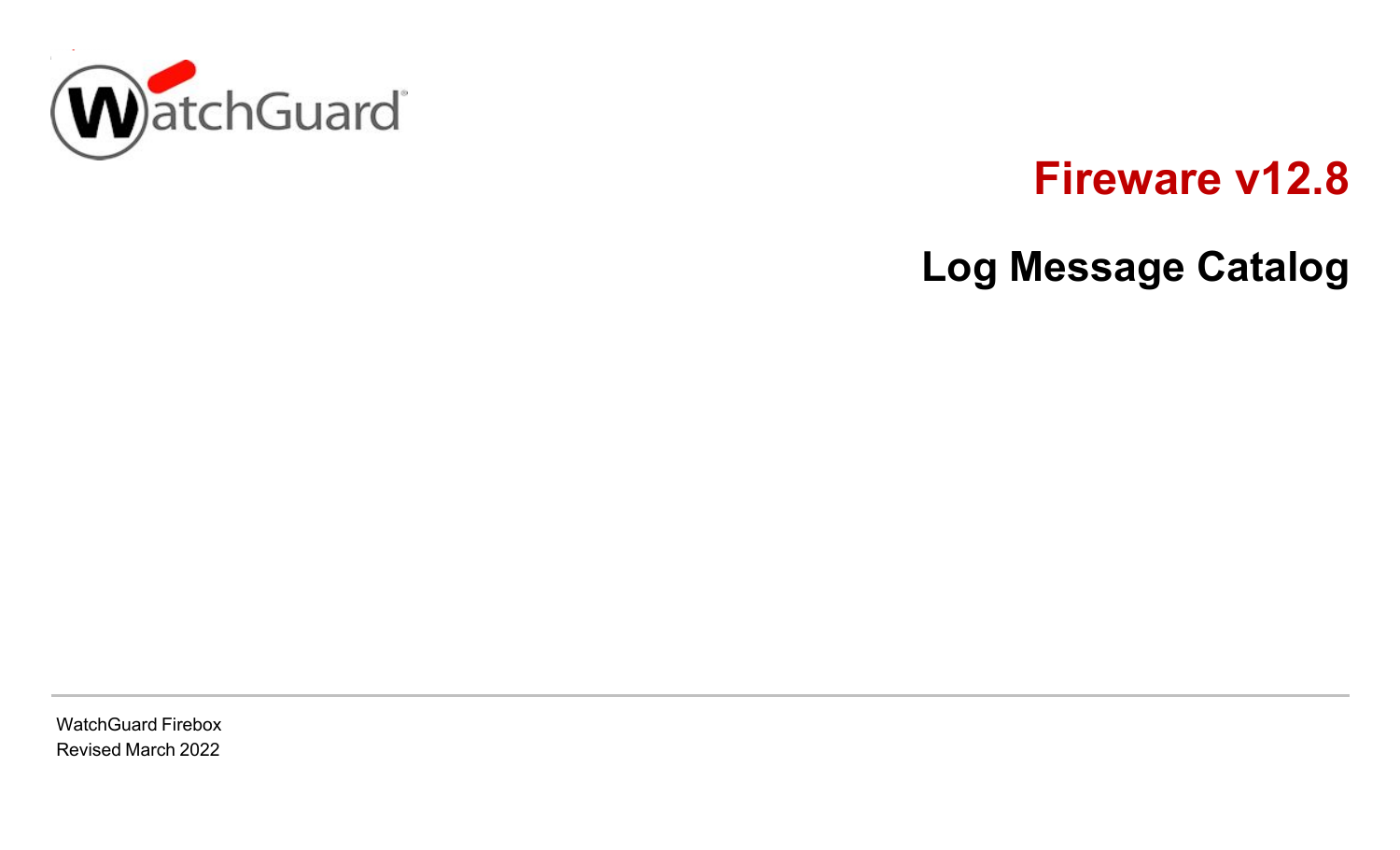# Fireware v12.8

## Log Message Catalog

WatchGuard Firebox
Revised March 2022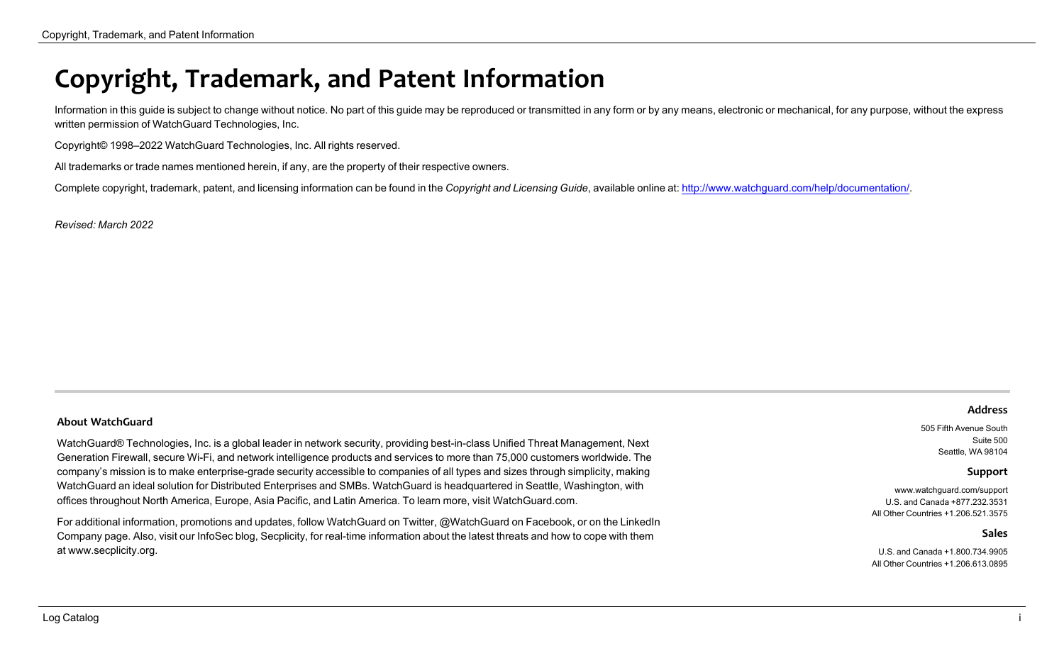# Copyright, Trademark, and Patent Information

Information in this guide is subject to change without notice. No part of this guide may be reproduced or transmitted in any form or by any means, electronic or mechanical, for any purpose, without the express written permission of WatchGuard Technologies, Inc.

Copyright© 1998–2022 WatchGuard Technologies, Inc. All rights reserved.

All trademarks or trade names mentioned herein, if any, are the property of their respective owners.

Complete copyright, trademark, patent, and licensing information can be found in the *Copyright and Licensing Guide*, available online at: http://www.watchguard.com/help/documentation/.

*Revised: March 2022*

---

### About WatchGuard

WatchGuard® Technologies, Inc. is a global leader in network security, providing best-in-class Unified Threat Management, Next Generation Firewall, secure Wi-Fi, and network intelligence products and services to more than 75,000 customers worldwide. The company's mission is to make enterprise-grade security accessible to companies of all types and sizes through simplicity, making WatchGuard an ideal solution for Distributed Enterprises and SMBs. WatchGuard is headquartered in Seattle, Washington, with offices throughout North America, Europe, Asia Pacific, and Latin America. To learn more, visit WatchGuard.com.

For additional information, promotions and updates, follow WatchGuard on Twitter, @WatchGuard on Facebook, or on the LinkedIn Company page. Also, visit our InfoSec blog, Secplicity, for real-time information about the latest threats and how to cope with them at www.secplicity.org.

### Address

505 Fifth Avenue South
Suite 500
Seattle, WA 98104

### Support

www.watchguard.com/support
U.S. and Canada +877.232.3531
All Other Countries +1.206.521.3575

### Sales

U.S. and Canada +1.800.734.9905
All Other Countries +1.206.613.0895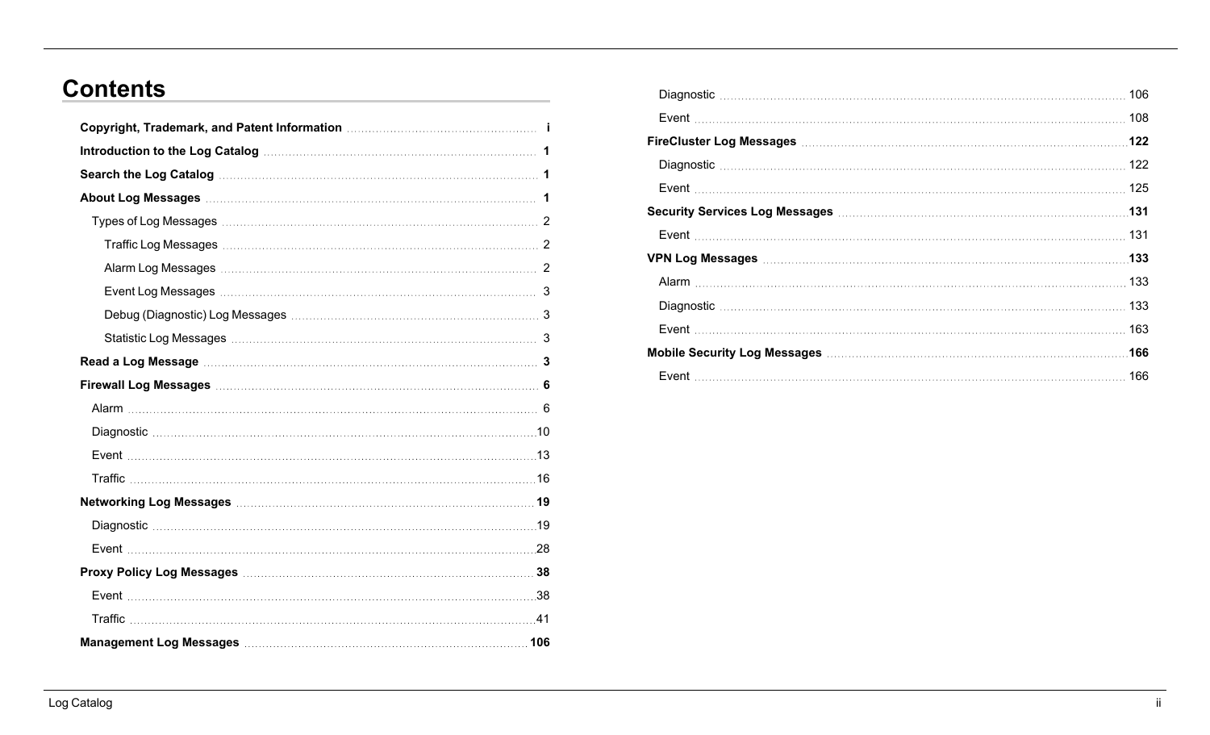# Contents

**Copyright, Trademark, and Patent Information** i

**Introduction to the Log Catalog** 1

**Search the Log Catalog** 1

**About Log Messages** 1

- Types of Log Messages 2
  - Traffic Log Messages 2
  - Alarm Log Messages 2
  - Event Log Messages 3
  - Debug (Diagnostic) Log Messages 3
  - Statistic Log Messages 3

**Read a Log Message** 3

**Firewall Log Messages** 6

- Alarm 6
- Diagnostic 10
- Event 13
- Traffic 16

**Networking Log Messages** 19

- Diagnostic 19
- Event 28

**Proxy Policy Log Messages** 38

- Event 38
- Traffic 41

**Management Log Messages** 106

- Diagnostic 106
- Event 108

**FireCluster Log Messages** 122

- Diagnostic 122
- Event 125

**Security Services Log Messages** 131

- Event 131

**VPN Log Messages** 133

- Alarm 133
- Diagnostic 133
- Event 163

**Mobile Security Log Messages** 166

- Event 166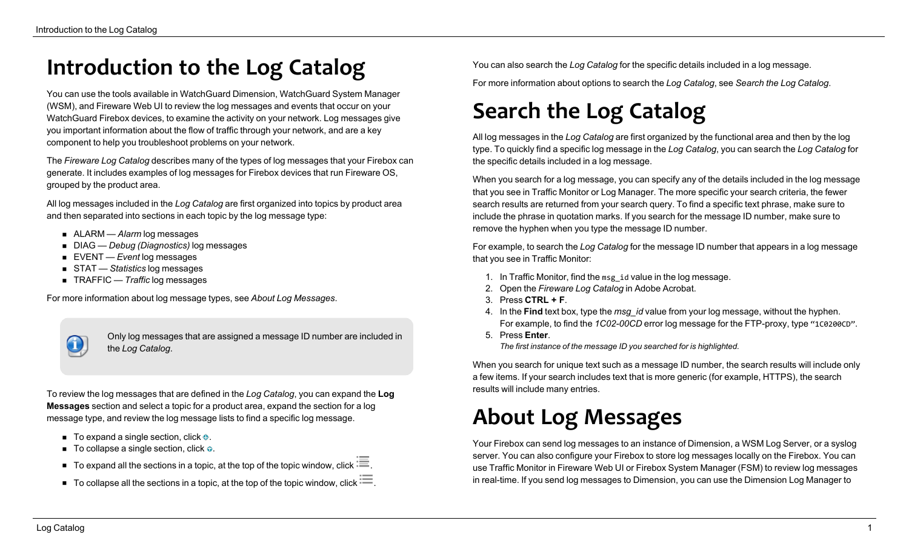# Introduction to the Log Catalog

You can use the tools available in WatchGuard Dimension, WatchGuard System Manager (WSM), and Fireware Web UI to review the log messages and events that occur on your WatchGuard Firebox devices, to examine the activity on your network. Log messages give you important information about the flow of traffic through your network, and are a key component to help you troubleshoot problems on your network.

The *Fireware Log Catalog* describes many of the types of log messages that your Firebox can generate. It includes examples of log messages for Firebox devices that run Fireware OS, grouped by the product area.

All log messages included in the *Log Catalog* are first organized into topics by product area and then separated into sections in each topic by the log message type:

- ALARM — *Alarm* log messages
- DIAG — *Debug (Diagnostics)* log messages
- EVENT — *Event* log messages
- STAT — *Statistics* log messages
- TRAFFIC — *Traffic* log messages

For more information about log message types, see *About Log Messages*.

> Only log messages that are assigned a message ID number are included in the *Log Catalog*.

To review the log messages that are defined in the *Log Catalog*, you can expand the **Log Messages** section and select a topic for a product area, expand the section for a log message type, and review the log message lists to find a specific log message.

- To expand a single section, click .
- To collapse a single section, click .
- To expand all the sections in a topic, at the top of the topic window, click .
- To collapse all the sections in a topic, at the top of the topic window, click .

You can also search the *Log Catalog* for the specific details included in a log message.

For more information about options to search the *Log Catalog*, see *Search the Log Catalog*.

# Search the Log Catalog

All log messages in the *Log Catalog* are first organized by the functional area and then by the log type. To quickly find a specific log message in the *Log Catalog*, you can search the *Log Catalog* for the specific details included in a log message.

When you search for a log message, you can specify any of the details included in the log message that you see in Traffic Monitor or Log Manager. The more specific your search criteria, the fewer search results are returned from your search query. To find a specific text phrase, make sure to include the phrase in quotation marks. If you search for the message ID number, make sure to remove the hyphen when you type the message ID number.

For example, to search the *Log Catalog* for the message ID number that appears in a log message that you see in Traffic Monitor:

1. In Traffic Monitor, find the `msg_id` value in the log message.
2. Open the *Fireware Log Catalog* in Adobe Acrobat.
3. Press **CTRL + F**.
4. In the **Find** text box, type the *msg_id* value from your log message, without the hyphen. For example, to find the *1C02-00CD* error log message for the FTP-proxy, type `"1C0200CD"`.
5. Press **Enter**.
   *The first instance of the message ID you searched for is highlighted.*

When you search for unique text such as a message ID number, the search results will include only a few items. If your search includes text that is more generic (for example, HTTPS), the search results will include many entries.

# About Log Messages

Your Firebox can send log messages to an instance of Dimension, a WSM Log Server, or a syslog server. You can also configure your Firebox to store log messages locally on the Firebox. You can use Traffic Monitor in Fireware Web UI or Firebox System Manager (FSM) to review log messages in real-time. If you send log messages to Dimension, you can use the Dimension Log Manager to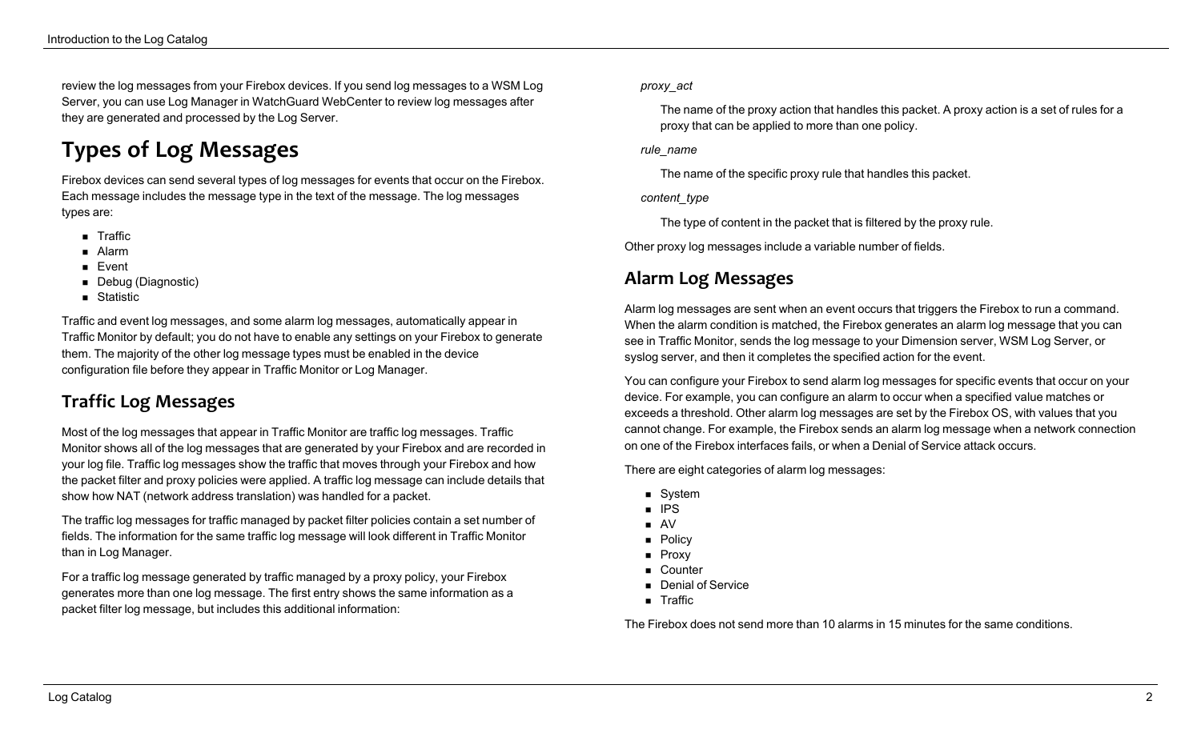review the log messages from your Firebox devices. If you send log messages to a WSM Log Server, you can use Log Manager in WatchGuard WebCenter to review log messages after they are generated and processed by the Log Server.

# Types of Log Messages

Firebox devices can send several types of log messages for events that occur on the Firebox. Each message includes the message type in the text of the message. The log messages types are:

- Traffic
- Alarm
- Event
- Debug (Diagnostic)
- Statistic

Traffic and event log messages, and some alarm log messages, automatically appear in Traffic Monitor by default; you do not have to enable any settings on your Firebox to generate them. The majority of the other log message types must be enabled in the device configuration file before they appear in Traffic Monitor or Log Manager.

## Traffic Log Messages

Most of the log messages that appear in Traffic Monitor are traffic log messages. Traffic Monitor shows all of the log messages that are generated by your Firebox and are recorded in your log file. Traffic log messages show the traffic that moves through your Firebox and how the packet filter and proxy policies were applied. A traffic log message can include details that show how NAT (network address translation) was handled for a packet.

The traffic log messages for traffic managed by packet filter policies contain a set number of fields. The information for the same traffic log message will look different in Traffic Monitor than in Log Manager.

For a traffic log message generated by traffic managed by a proxy policy, your Firebox generates more than one log message. The first entry shows the same information as a packet filter log message, but includes this additional information:

*proxy_act*

The name of the proxy action that handles this packet. A proxy action is a set of rules for a proxy that can be applied to more than one policy.

*rule_name*

The name of the specific proxy rule that handles this packet.

*content_type*

The type of content in the packet that is filtered by the proxy rule.

Other proxy log messages include a variable number of fields.

## Alarm Log Messages

Alarm log messages are sent when an event occurs that triggers the Firebox to run a command. When the alarm condition is matched, the Firebox generates an alarm log message that you can see in Traffic Monitor, sends the log message to your Dimension server, WSM Log Server, or syslog server, and then it completes the specified action for the event.

You can configure your Firebox to send alarm log messages for specific events that occur on your device. For example, you can configure an alarm to occur when a specified value matches or exceeds a threshold. Other alarm log messages are set by the Firebox OS, with values that you cannot change. For example, the Firebox sends an alarm log message when a network connection on one of the Firebox interfaces fails, or when a Denial of Service attack occurs.

There are eight categories of alarm log messages:

- System
- IPS
- AV
- Policy
- Proxy
- Counter
- Denial of Service
- Traffic

The Firebox does not send more than 10 alarms in 15 minutes for the same conditions.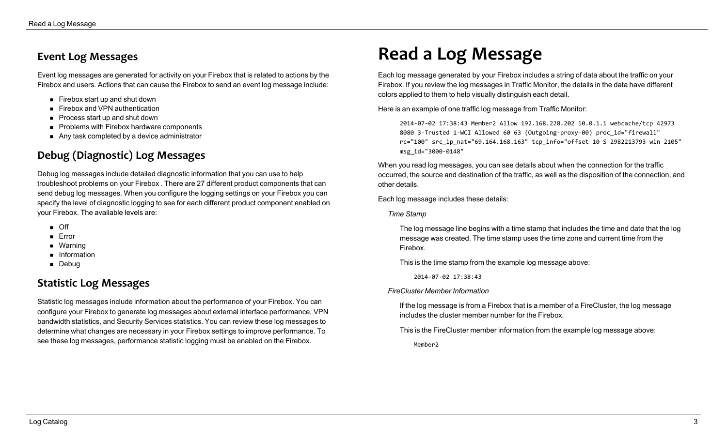## Event Log Messages

Event log messages are generated for activity on your Firebox that is related to actions by the Firebox and users. Actions that can cause the Firebox to send an event log message include:

- Firebox start up and shut down
- Firebox and VPN authentication
- Process start up and shut down
- Problems with Firebox hardware components
- Any task completed by a device administrator

## Debug (Diagnostic) Log Messages

Debug log messages include detailed diagnostic information that you can use to help troubleshoot problems on your Firebox . There are 27 different product components that can send debug log messages. When you configure the logging settings on your Firebox you can specify the level of diagnostic logging to see for each different product component enabled on your Firebox. The available levels are:

- Off
- Error
- Warning
- Information
- Debug

## Statistic Log Messages

Statistic log messages include information about the performance of your Firebox. You can configure your Firebox to generate log messages about external interface performance, VPN bandwidth statistics, and Security Services statistics. You can review these log messages to determine what changes are necessary in your Firebox settings to improve performance. To see these log messages, performance statistic logging must be enabled on the Firebox.

# Read a Log Message

Each log message generated by your Firebox includes a string of data about the traffic on your Firebox. If you review the log messages in Traffic Monitor, the details in the data have different colors applied to them to help visually distinguish each detail.

Here is an example of one traffic log message from Traffic Monitor:

```
2014-07-02 17:38:43 Member2 Allow 192.168.228.202 10.0.1.1 webcache/tcp 42973
8080 3-Trusted 1-WCI Allowed 60 63 (Outgoing-proxy-00) proc_id="firewall"
rc="100" src_ip_nat="69.164.168.163" tcp_info="offset 10 S 2982213793 win 2105"
msg_id="3000-0148"
```

When you read log messages, you can see details about when the connection for the traffic occurred, the source and destination of the traffic, as well as the disposition of the connection, and other details.

Each log message includes these details:

*Time Stamp*

The log message line begins with a time stamp that includes the time and date that the log message was created. The time stamp uses the time zone and current time from the Firebox.

This is the time stamp from the example log message above:

```
2014-07-02 17:38:43
```

*FireCluster Member Information*

If the log message is from a Firebox that is a member of a FireCluster, the log message includes the cluster member number for the Firebox.

This is the FireCluster member information from the example log message above:

```
Member2
```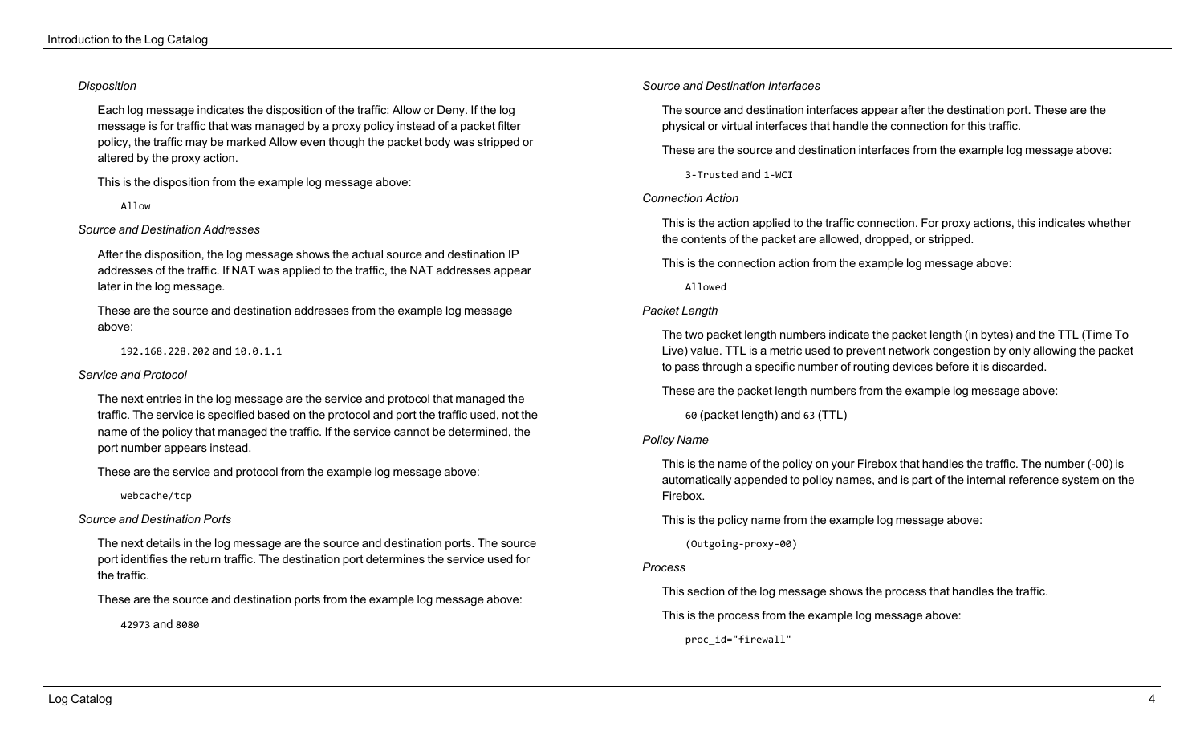*Disposition*

Each log message indicates the disposition of the traffic: Allow or Deny. If the log message is for traffic that was managed by a proxy policy instead of a packet filter policy, the traffic may be marked Allow even though the packet body was stripped or altered by the proxy action.

This is the disposition from the example log message above:

`Allow`

*Source and Destination Addresses*

After the disposition, the log message shows the actual source and destination IP addresses of the traffic. If NAT was applied to the traffic, the NAT addresses appear later in the log message.

These are the source and destination addresses from the example log message above:

`192.168.228.202` and `10.0.1.1`

*Service and Protocol*

The next entries in the log message are the service and protocol that managed the traffic. The service is specified based on the protocol and port the traffic used, not the name of the policy that managed the traffic. If the service cannot be determined, the port number appears instead.

These are the service and protocol from the example log message above:

`webcache/tcp`

*Source and Destination Ports*

The next details in the log message are the source and destination ports. The source port identifies the return traffic. The destination port determines the service used for the traffic.

These are the source and destination ports from the example log message above:

`42973` and `8080`

*Source and Destination Interfaces*

The source and destination interfaces appear after the destination port. These are the physical or virtual interfaces that handle the connection for this traffic.

These are the source and destination interfaces from the example log message above:

`3-Trusted` and `1-WCI`

*Connection Action*

This is the action applied to the traffic connection. For proxy actions, this indicates whether the contents of the packet are allowed, dropped, or stripped.

This is the connection action from the example log message above:

`Allowed`

*Packet Length*

The two packet length numbers indicate the packet length (in bytes) and the TTL (Time To Live) value. TTL is a metric used to prevent network congestion by only allowing the packet to pass through a specific number of routing devices before it is discarded.

These are the packet length numbers from the example log message above:

`60` (packet length) and `63` (TTL)

*Policy Name*

This is the name of the policy on your Firebox that handles the traffic. The number (-00) is automatically appended to policy names, and is part of the internal reference system on the Firebox.

This is the policy name from the example log message above:

`(Outgoing-proxy-00)`

*Process*

This section of the log message shows the process that handles the traffic.

This is the process from the example log message above:

`proc_id="firewall"`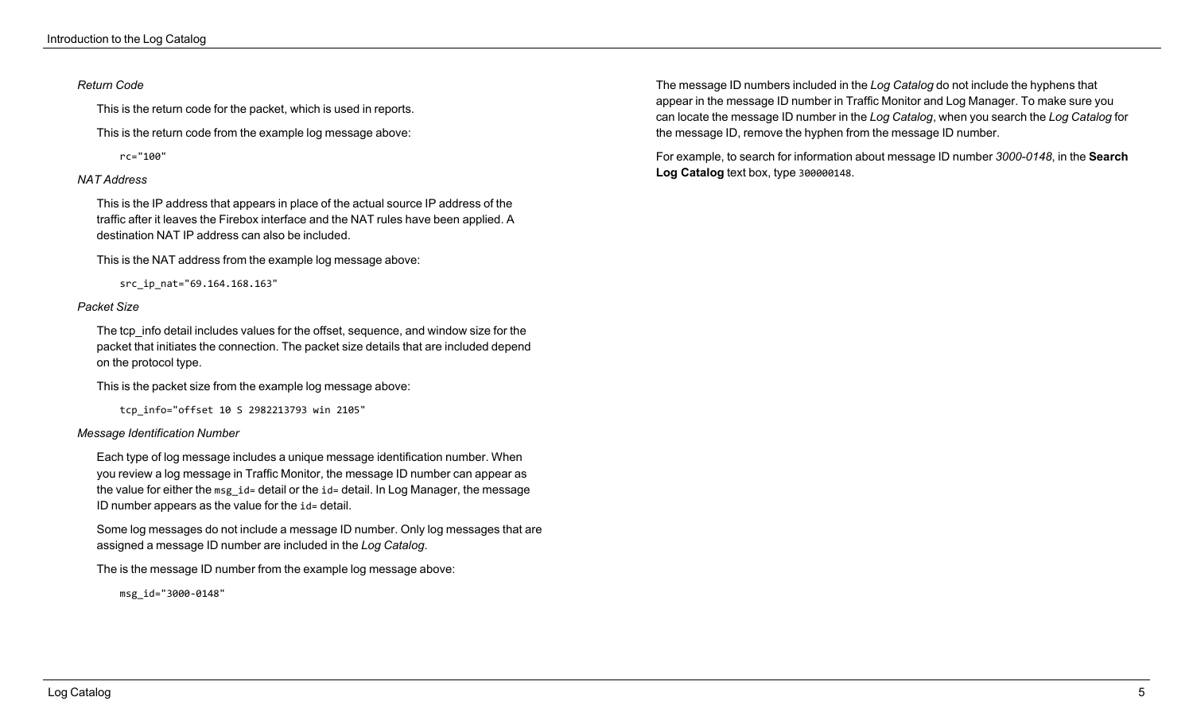*Return Code*

This is the return code for the packet, which is used in reports.

This is the return code from the example log message above:

```
rc="100"
```

*NAT Address*

This is the IP address that appears in place of the actual source IP address of the traffic after it leaves the Firebox interface and the NAT rules have been applied. A destination NAT IP address can also be included.

This is the NAT address from the example log message above:

```
src_ip_nat="69.164.168.163"
```

*Packet Size*

The tcp_info detail includes values for the offset, sequence, and window size for the packet that initiates the connection. The packet size details that are included depend on the protocol type.

This is the packet size from the example log message above:

```
tcp_info="offset 10 S 2982213793 win 2105"
```

*Message Identification Number*

Each type of log message includes a unique message identification number. When you review a log message in Traffic Monitor, the message ID number can appear as the value for either the `msg_id=` detail or the `id=` detail. In Log Manager, the message ID number appears as the value for the `id=` detail.

Some log messages do not include a message ID number. Only log messages that are assigned a message ID number are included in the *Log Catalog*.

The is the message ID number from the example log message above:

```
msg_id="3000-0148"
```

The message ID numbers included in the *Log Catalog* do not include the hyphens that appear in the message ID number in Traffic Monitor and Log Manager. To make sure you can locate the message ID number in the *Log Catalog*, when you search the *Log Catalog* for the message ID, remove the hyphen from the message ID number.

For example, to search for information about message ID number *3000-0148*, in the **Search Log Catalog** text box, type `300000148`.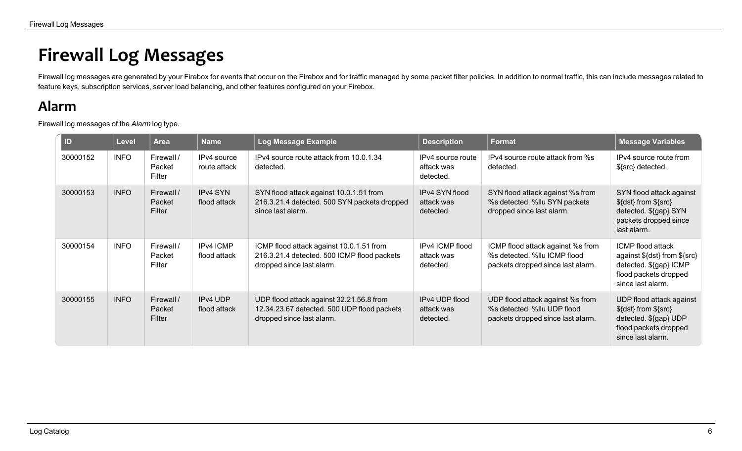# Firewall Log Messages

Firewall log messages are generated by your Firebox for events that occur on the Firebox and for traffic managed by some packet filter policies. In addition to normal traffic, this can include messages related to feature keys, subscription services, server load balancing, and other features configured on your Firebox.

## Alarm

Firewall log messages of the *Alarm* log type.

| ID | Level | Area | Name | Log Message Example | Description | Format | Message Variables |
|---|---|---|---|---|---|---|---|
| 30000152 | INFO | Firewall / Packet Filter | IPv4 source route attack | IPv4 source route attack from 10.0.1.34 detected. | IPv4 source route attack was detected. | IPv4 source route attack from %s detected. | IPv4 source route from ${src} detected. |
| 30000153 | INFO | Firewall / Packet Filter | IPv4 SYN flood attack | SYN flood attack against 10.0.1.51 from 216.3.21.4 detected. 500 SYN packets dropped since last alarm. | IPv4 SYN flood attack was detected. | SYN flood attack against %s from %s detected. %llu SYN packets dropped since last alarm. | SYN flood attack against ${dst} from ${src} detected. ${gap} SYN packets dropped since last alarm. |
| 30000154 | INFO | Firewall / Packet Filter | IPv4 ICMP flood attack | ICMP flood attack against 10.0.1.51 from 216.3.21.4 detected. 500 ICMP flood packets dropped since last alarm. | IPv4 ICMP flood attack was detected. | ICMP flood attack against %s from %s detected. %llu ICMP flood packets dropped since last alarm. | ICMP flood attack against ${dst} from ${src} detected. ${gap} ICMP flood packets dropped since last alarm. |
| 30000155 | INFO | Firewall / Packet Filter | IPv4 UDP flood attack | UDP flood attack against 32.21.56.8 from 12.34.23.67 detected. 500 UDP flood packets dropped since last alarm. | IPv4 UDP flood attack was detected. | UDP flood attack against %s from %s detected. %llu UDP flood packets dropped since last alarm. | UDP flood attack against ${dst} from ${src} detected. ${gap} UDP flood packets dropped since last alarm. |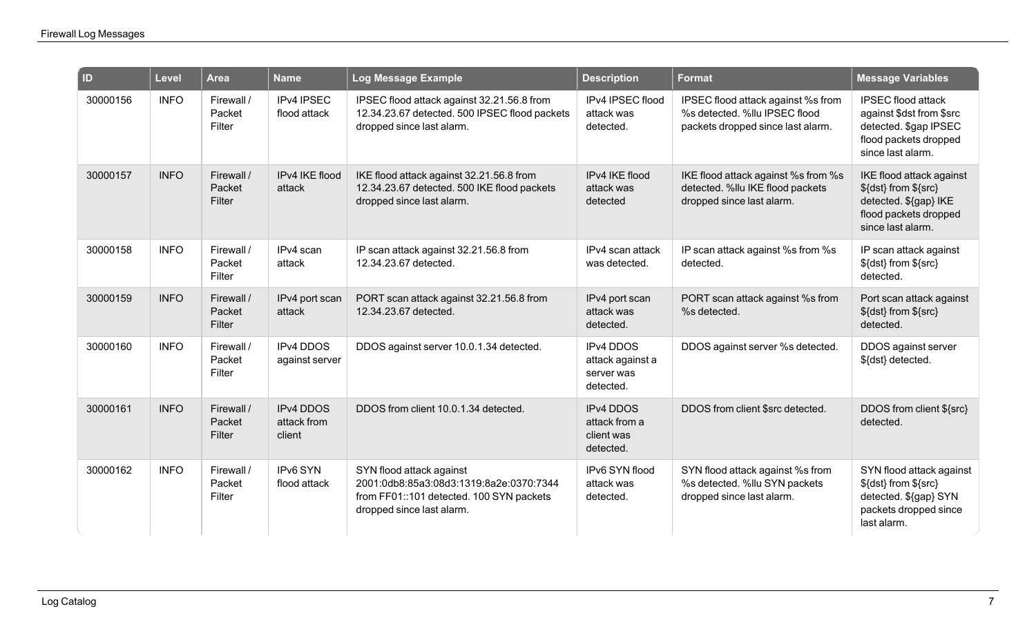| ID | Level | Area | Name | Log Message Example | Description | Format | Message Variables |
|---|---|---|---|---|---|---|---|
| 30000156 | INFO | Firewall / Packet Filter | IPv4 IPSEC flood attack | IPSEC flood attack against 32.21.56.8 from 12.34.23.67 detected. 500 IPSEC flood packets dropped since last alarm. | IPv4 IPSEC flood attack was detected. | IPSEC flood attack against %s from %s detected. %llu IPSEC flood packets dropped since last alarm. | IPSEC flood attack against $dst from $src detected. $gap IPSEC flood packets dropped since last alarm. |
| 30000157 | INFO | Firewall / Packet Filter | IPv4 IKE flood attack | IKE flood attack against 32.21.56.8 from 12.34.23.67 detected. 500 IKE flood packets dropped since last alarm. | IPv4 IKE flood attack was detected | IKE flood attack against %s from %s detected. %llu IKE flood packets dropped since last alarm. | IKE flood attack against ${dst} from ${src} detected. ${gap} IKE flood packets dropped since last alarm. |
| 30000158 | INFO | Firewall / Packet Filter | IPv4 scan attack | IP scan attack against 32.21.56.8 from 12.34.23.67 detected. | IPv4 scan attack was detected. | IP scan attack against %s from %s detected. | IP scan attack against ${dst} from ${src} detected. |
| 30000159 | INFO | Firewall / Packet Filter | IPv4 port scan attack | PORT scan attack against 32.21.56.8 from 12.34.23.67 detected. | IPv4 port scan attack was detected. | PORT scan attack against %s from %s detected. | Port scan attack against ${dst} from ${src} detected. |
| 30000160 | INFO | Firewall / Packet Filter | IPv4 DDOS against server | DDOS against server 10.0.1.34 detected. | IPv4 DDOS attack against a server was detected. | DDOS against server %s detected. | DDOS against server ${dst} detected. |
| 30000161 | INFO | Firewall / Packet Filter | IPv4 DDOS attack from client | DDOS from client 10.0.1.34 detected. | IPv4 DDOS attack from a client was detected. | DDOS from client $src detected. | DDOS from client ${src} detected. |
| 30000162 | INFO | Firewall / Packet Filter | IPv6 SYN flood attack | SYN flood attack against 2001:0db8:85a3:08d3:1319:8a2e:0370:7344 from FF01::101 detected. 100 SYN packets dropped since last alarm. | IPv6 SYN flood attack was detected. | SYN flood attack against %s from %s detected. %llu SYN packets dropped since last alarm. | SYN flood attack against ${dst} from ${src} detected. ${gap} SYN packets dropped since last alarm. |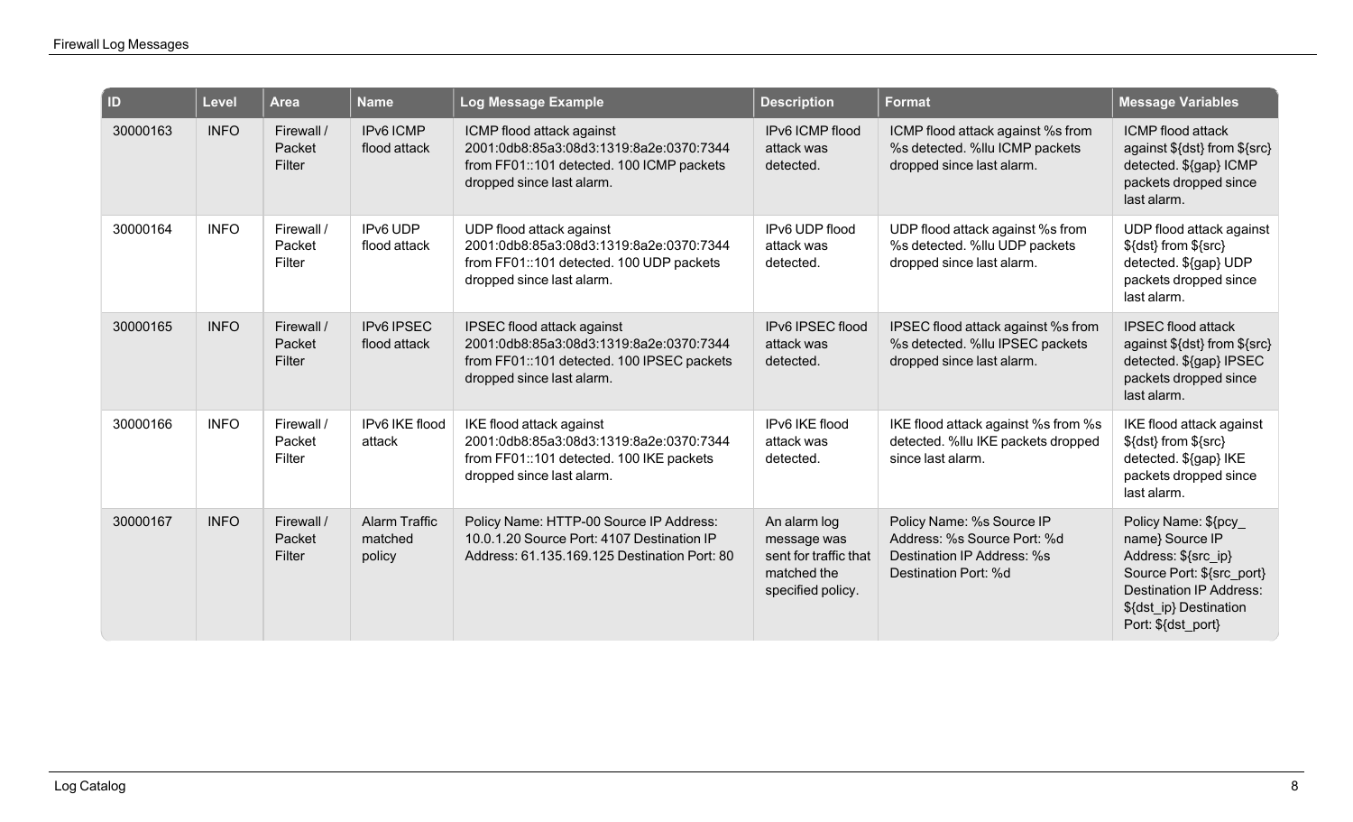| ID | Level | Area | Name | Log Message Example | Description | Format | Message Variables |
|---|---|---|---|---|---|---|---|
| 30000163 | INFO | Firewall / Packet Filter | IPv6 ICMP flood attack | ICMP flood attack against 2001:0db8:85a3:08d3:1319:8a2e:0370:7344 from FF01::101 detected. 100 ICMP packets dropped since last alarm. | IPv6 ICMP flood attack was detected. | ICMP flood attack against %s from %s detected. %llu ICMP packets dropped since last alarm. | ICMP flood attack against ${dst} from ${src} detected. ${gap} ICMP packets dropped since last alarm. |
| 30000164 | INFO | Firewall / Packet Filter | IPv6 UDP flood attack | UDP flood attack against 2001:0db8:85a3:08d3:1319:8a2e:0370:7344 from FF01::101 detected. 100 UDP packets dropped since last alarm. | IPv6 UDP flood attack was detected. | UDP flood attack against %s from %s detected. %llu UDP packets dropped since last alarm. | UDP flood attack against ${dst} from ${src} detected. ${gap} UDP packets dropped since last alarm. |
| 30000165 | INFO | Firewall / Packet Filter | IPv6 IPSEC flood attack | IPSEC flood attack against 2001:0db8:85a3:08d3:1319:8a2e:0370:7344 from FF01::101 detected. 100 IPSEC packets dropped since last alarm. | IPv6 IPSEC flood attack was detected. | IPSEC flood attack against %s from %s detected. %llu IPSEC packets dropped since last alarm. | IPSEC flood attack against ${dst} from ${src} detected. ${gap} IPSEC packets dropped since last alarm. |
| 30000166 | INFO | Firewall / Packet Filter | IPv6 IKE flood attack | IKE flood attack against 2001:0db8:85a3:08d3:1319:8a2e:0370:7344 from FF01::101 detected. 100 IKE packets dropped since last alarm. | IPv6 IKE flood attack was detected. | IKE flood attack against %s from %s detected. %llu IKE packets dropped since last alarm. | IKE flood attack against ${dst} from ${src} detected. ${gap} IKE packets dropped since last alarm. |
| 30000167 | INFO | Firewall / Packet Filter | Alarm Traffic matched policy | Policy Name: HTTP-00 Source IP Address: 10.0.1.20 Source Port: 4107 Destination IP Address: 61.135.169.125 Destination Port: 80 | An alarm log message was sent for traffic that matched the specified policy. | Policy Name: %s Source IP Address: %s Source Port: %d Destination IP Address: %s Destination Port: %d | Policy Name: ${pcy_name} Source IP Address: ${src_ip} Source Port: ${src_port} Destination IP Address: ${dst_ip} Destination Port: ${dst_port} |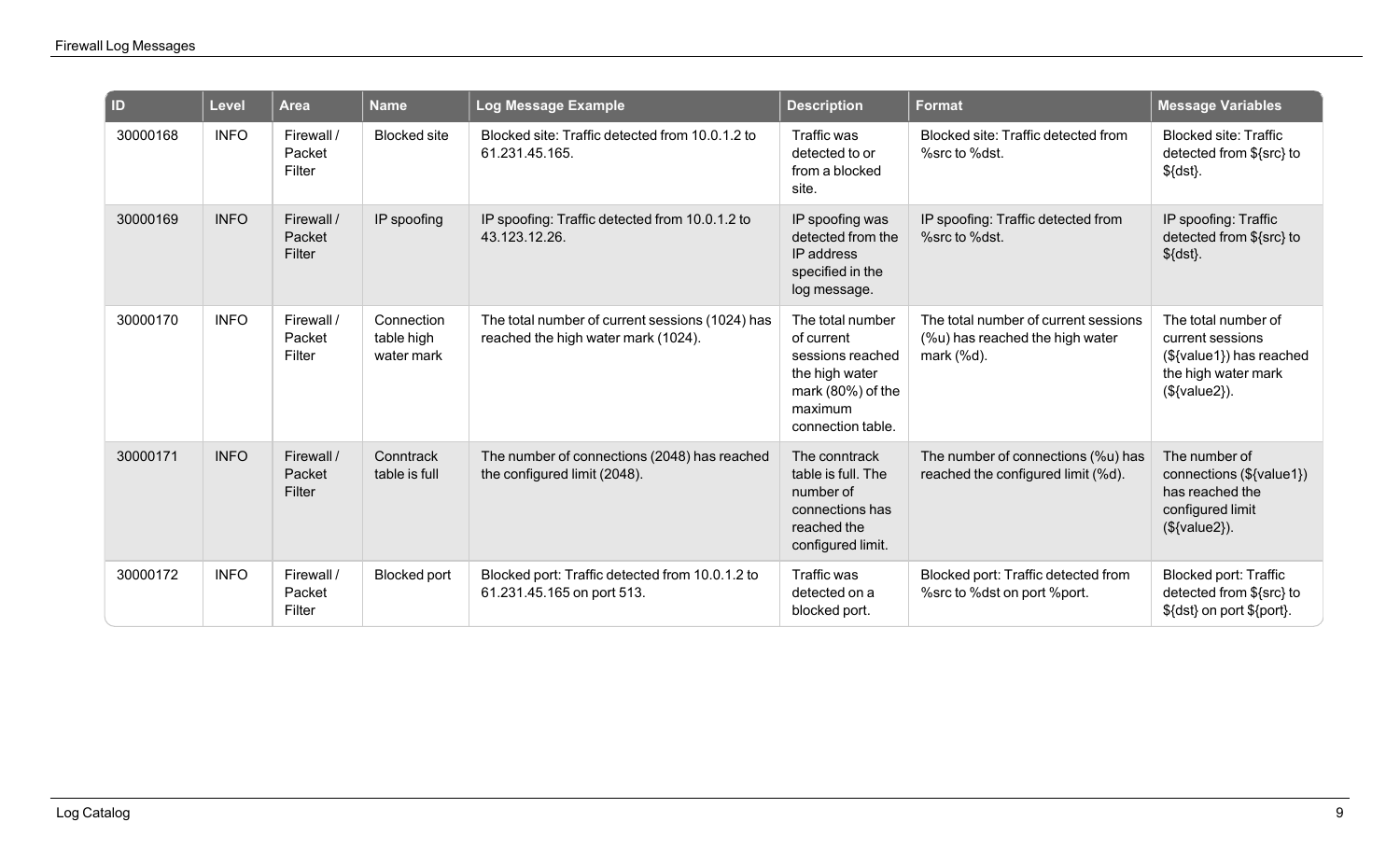| ID | Level | Area | Name | Log Message Example | Description | Format | Message Variables |
|---|---|---|---|---|---|---|---|
| 30000168 | INFO | Firewall / Packet Filter | Blocked site | Blocked site: Traffic detected from 10.0.1.2 to 61.231.45.165. | Traffic was detected to or from a blocked site. | Blocked site: Traffic detected from %src to %dst. | Blocked site: Traffic detected from ${src} to ${dst}. |
| 30000169 | INFO | Firewall / Packet Filter | IP spoofing | IP spoofing: Traffic detected from 10.0.1.2 to 43.123.12.26. | IP spoofing was detected from the IP address specified in the log message. | IP spoofing: Traffic detected from %src to %dst. | IP spoofing: Traffic detected from ${src} to ${dst}. |
| 30000170 | INFO | Firewall / Packet Filter | Connection table high water mark | The total number of current sessions (1024) has reached the high water mark (1024). | The total number of current sessions reached the high water mark (80%) of the maximum connection table. | The total number of current sessions (%u) has reached the high water mark (%d). | The total number of current sessions (${value1}) has reached the high water mark (${value2}). |
| 30000171 | INFO | Firewall / Packet Filter | Conntrack table is full | The number of connections (2048) has reached the configured limit (2048). | The conntrack table is full. The number of connections has reached the configured limit. | The number of connections (%u) has reached the configured limit (%d). | The number of connections (${value1}) has reached the configured limit (${value2}). |
| 30000172 | INFO | Firewall / Packet Filter | Blocked port | Blocked port: Traffic detected from 10.0.1.2 to 61.231.45.165 on port 513. | Traffic was detected on a blocked port. | Blocked port: Traffic detected from %src to %dst on port %port. | Blocked port: Traffic detected from ${src} to ${dst} on port ${port}. |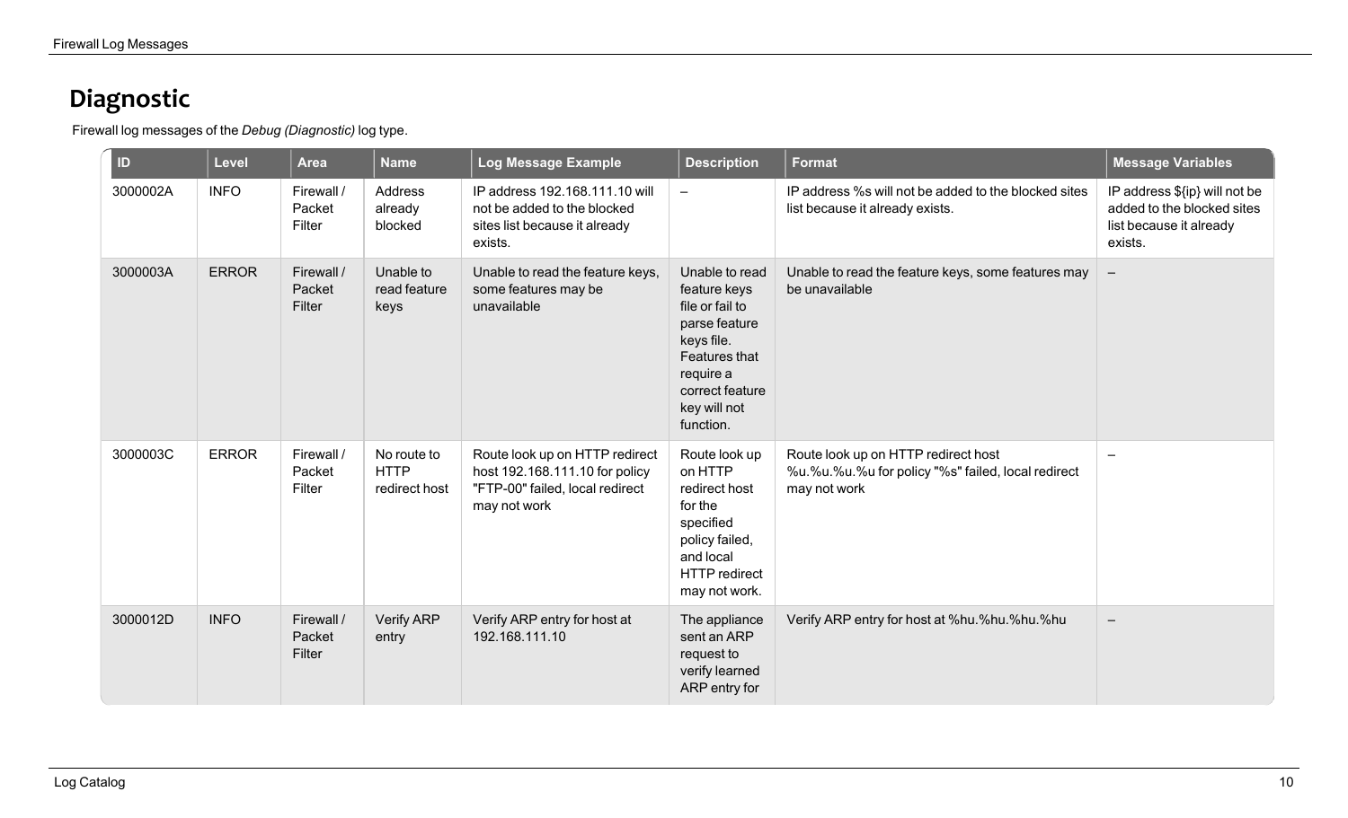# Diagnostic

Firewall log messages of the *Debug (Diagnostic)* log type.

| ID | Level | Area | Name | Log Message Example | Description | Format | Message Variables |
|---|---|---|---|---|---|---|---|
| 3000002A | INFO | Firewall / Packet Filter | Address already blocked | IP address 192.168.111.10 will not be added to the blocked sites list because it already exists. | – | IP address %s will not be added to the blocked sites list because it already exists. | IP address ${ip} will not be added to the blocked sites list because it already exists. |
| 3000003A | ERROR | Firewall / Packet Filter | Unable to read feature keys | Unable to read the feature keys, some features may be unavailable | Unable to read feature keys file or fail to parse feature keys file. Features that require a correct feature key will not function. | Unable to read the feature keys, some features may be unavailable | – |
| 3000003C | ERROR | Firewall / Packet Filter | No route to HTTP redirect host | Route look up on HTTP redirect host 192.168.111.10 for policy "FTP-00" failed, local redirect may not work | Route look up on HTTP redirect host for the specified policy failed, and local HTTP redirect may not work. | Route look up on HTTP redirect host %u.%u.%u.%u for policy "%s" failed, local redirect may not work | – |
| 3000012D | INFO | Firewall / Packet Filter | Verify ARP entry | Verify ARP entry for host at 192.168.111.10 | The appliance sent an ARP request to verify learned ARP entry for | Verify ARP entry for host at %hu.%hu.%hu.%hu | – |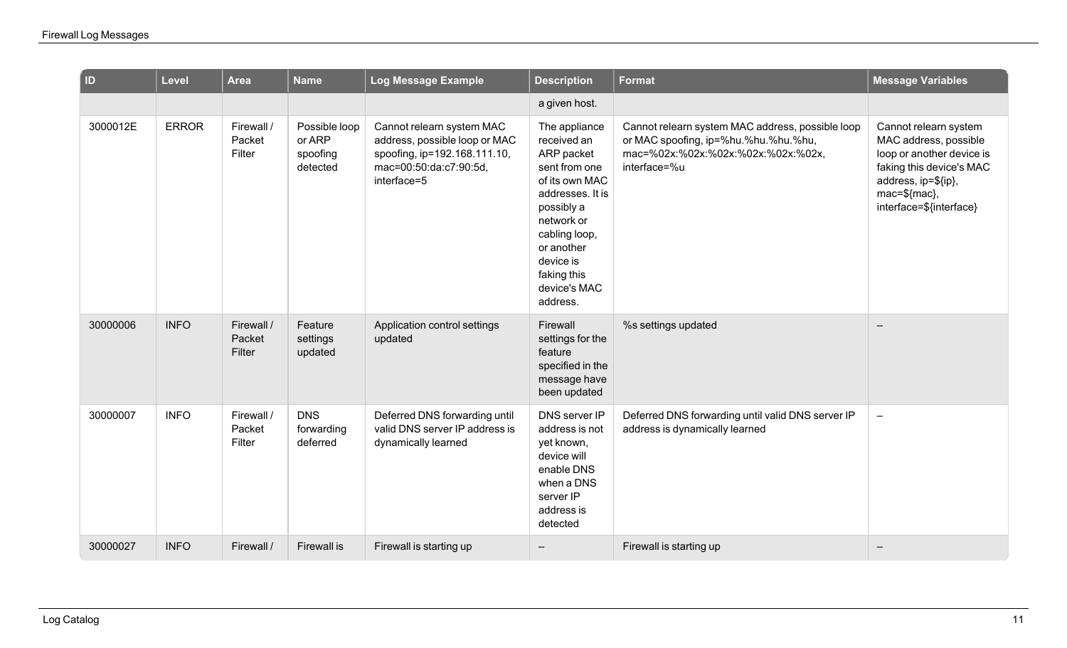| ID | Level | Area | Name | Log Message Example | Description | Format | Message Variables |
|---|---|---|---|---|---|---|---|
| | | | | | a given host. | | |
| 3000012E | ERROR | Firewall / Packet Filter | Possible loop or ARP spoofing detected | Cannot relearn system MAC address, possible loop or MAC spoofing, ip=192.168.111.10, mac=00:50:da:c7:90:5d, interface=5 | The appliance received an ARP packet sent from one of its own MAC addresses. It is possibly a network or cabling loop, or another device is faking this device's MAC address. | Cannot relearn system MAC address, possible loop or MAC spoofing, ip=%hu.%hu.%hu.%hu, mac=%02x:%02x:%02x:%02x:%02x:%02x, interface=%u | Cannot relearn system MAC address, possible loop or another device is faking this device's MAC address, ip=${ip}, mac=${mac}, interface=${interface} |
| 30000006 | INFO | Firewall / Packet Filter | Feature settings updated | Application control settings updated | Firewall settings for the feature specified in the message have been updated | %s settings updated | – |
| 30000007 | INFO | Firewall / Packet Filter | DNS forwarding deferred | Deferred DNS forwarding until valid DNS server IP address is dynamically learned | DNS server IP address is not yet known, device will enable DNS when a DNS server IP address is detected | Deferred DNS forwarding until valid DNS server IP address is dynamically learned | – |
| 30000027 | INFO | Firewall / | Firewall is | Firewall is starting up | – | Firewall is starting up | – |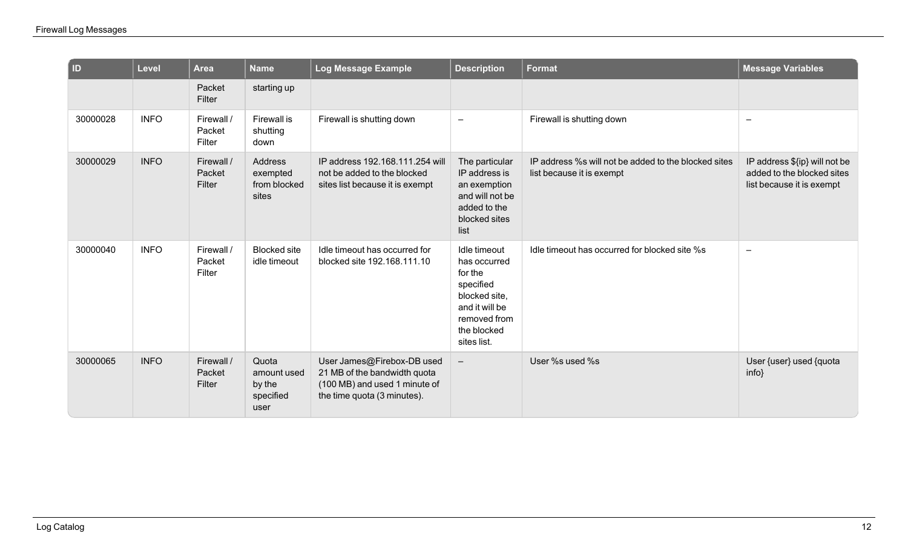| ID | Level | Area | Name | Log Message Example | Description | Format | Message Variables |
|---|---|---|---|---|---|---|---|
| | | Packet Filter | starting up | | | | |
| 30000028 | INFO | Firewall / Packet Filter | Firewall is shutting down | Firewall is shutting down | – | Firewall is shutting down | – |
| 30000029 | INFO | Firewall / Packet Filter | Address exempted from blocked sites | IP address 192.168.111.254 will not be added to the blocked sites list because it is exempt | The particular IP address is an exemption and will not be added to the blocked sites list | IP address %s will not be added to the blocked sites list because it is exempt | IP address ${ip} will not be added to the blocked sites list because it is exempt |
| 30000040 | INFO | Firewall / Packet Filter | Blocked site idle timeout | Idle timeout has occurred for blocked site 192.168.111.10 | Idle timeout has occurred for the specified blocked site, and it will be removed from the blocked sites list. | Idle timeout has occurred for blocked site %s | – |
| 30000065 | INFO | Firewall / Packet Filter | Quota amount used by the specified user | User James@Firebox-DB used 21 MB of the bandwidth quota (100 MB) and used 1 minute of the time quota (3 minutes). | – | User %s used %s | User {user} used {quota info} |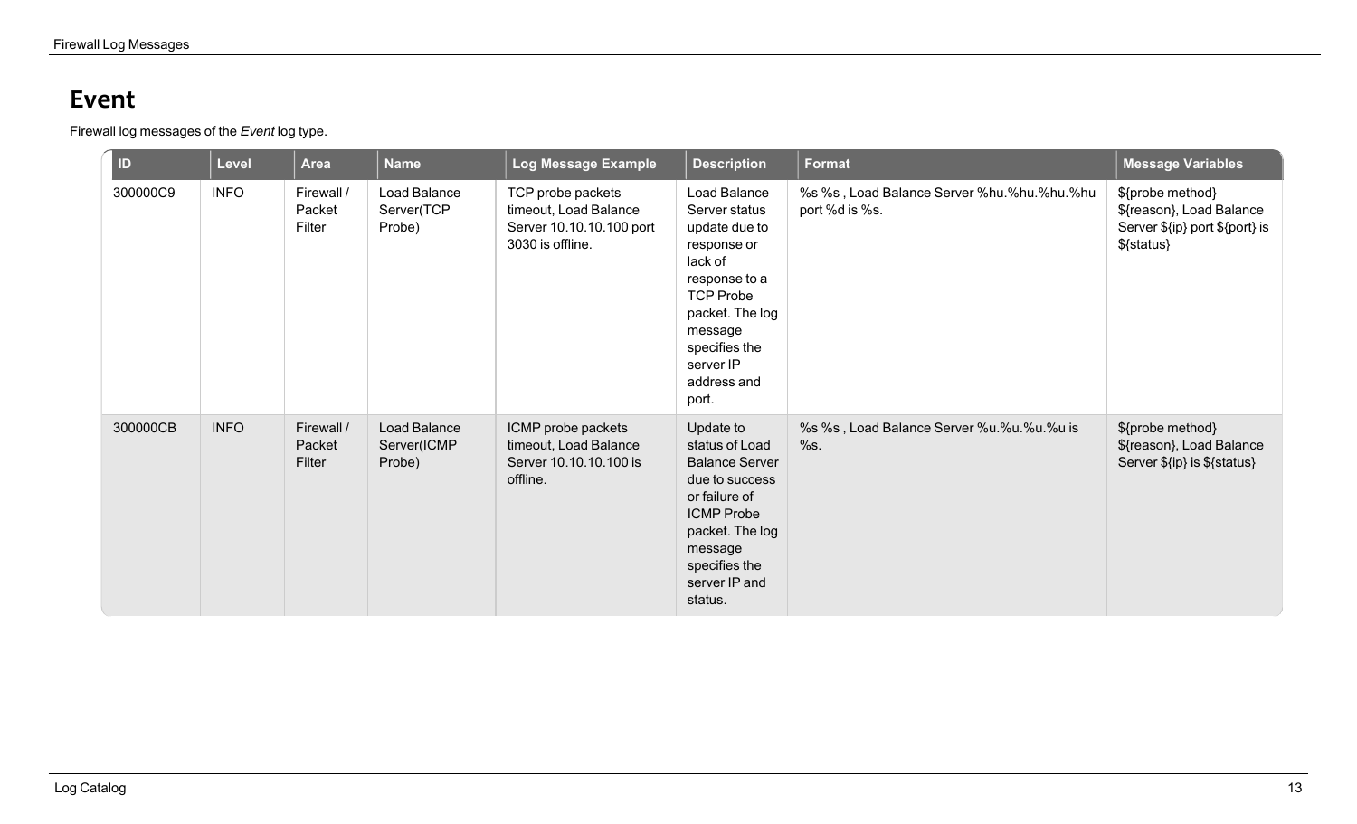# Event

Firewall log messages of the *Event* log type.

| ID | Level | Area | Name | Log Message Example | Description | Format | Message Variables |
| --- | --- | --- | --- | --- | --- | --- | --- |
| 300000C9 | INFO | Firewall / Packet Filter | Load Balance Server(TCP Probe) | TCP probe packets timeout, Load Balance Server 10.10.10.100 port 3030 is offline. | Load Balance Server status update due to response or lack of response to a TCP Probe packet. The log message specifies the server IP address and port. | %s %s , Load Balance Server %hu.%hu.%hu.%hu port %d is %s. | ${probe method} ${reason}, Load Balance Server ${ip} port ${port} is ${status} |
| 300000CB | INFO | Firewall / Packet Filter | Load Balance Server(ICMP Probe) | ICMP probe packets timeout, Load Balance Server 10.10.10.100 is offline. | Update to status of Load Balance Server due to success or failure of ICMP Probe packet. The log message specifies the server IP and status. | %s %s , Load Balance Server %u.%u.%u.%u is %s. | ${probe method} ${reason}, Load Balance Server ${ip} is ${status} |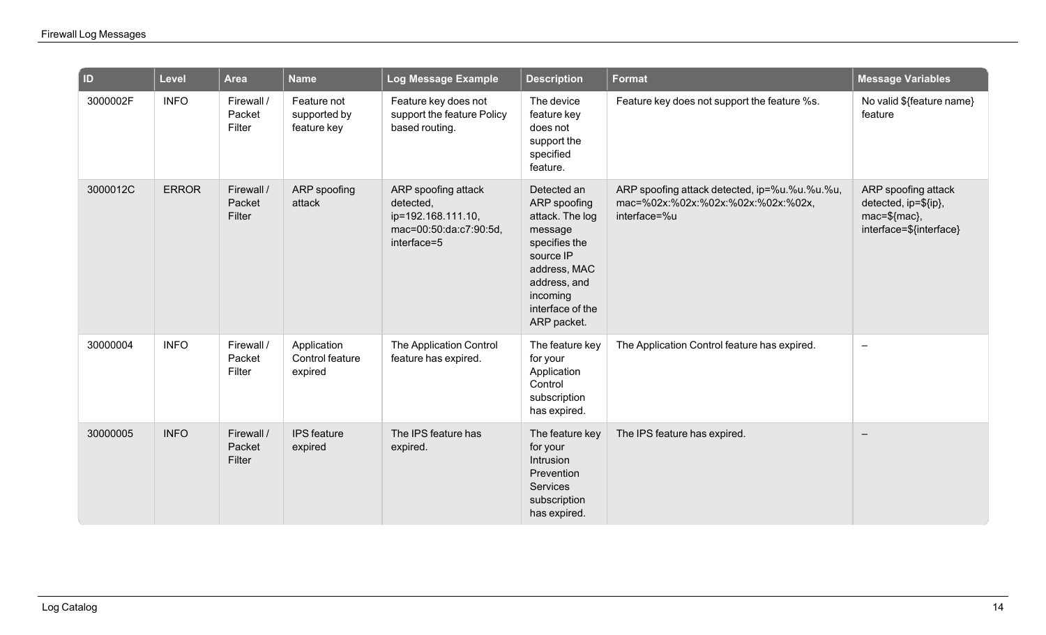| ID | Level | Area | Name | Log Message Example | Description | Format | Message Variables |
|---|---|---|---|---|---|---|---|
| 3000002F | INFO | Firewall / Packet Filter | Feature not supported by feature key | Feature key does not support the feature Policy based routing. | The device feature key does not support the specified feature. | Feature key does not support the feature %s. | No valid ${feature name} feature |
| 3000012C | ERROR | Firewall / Packet Filter | ARP spoofing attack | ARP spoofing attack detected, ip=192.168.111.10, mac=00:50:da:c7:90:5d, interface=5 | Detected an ARP spoofing attack. The log message specifies the source IP address, MAC address, and incoming interface of the ARP packet. | ARP spoofing attack detected, ip=%u.%u.%u.%u, mac=%02x:%02x:%02x:%02x:%02x:%02x, interface=%u | ARP spoofing attack detected, ip=${ip}, mac=${mac}, interface=${interface} |
| 30000004 | INFO | Firewall / Packet Filter | Application Control feature expired | The Application Control feature has expired. | The feature key for your Application Control subscription has expired. | The Application Control feature has expired. | – |
| 30000005 | INFO | Firewall / Packet Filter | IPS feature expired | The IPS feature has expired. | The feature key for your Intrusion Prevention Services subscription has expired. | The IPS feature has expired. | – |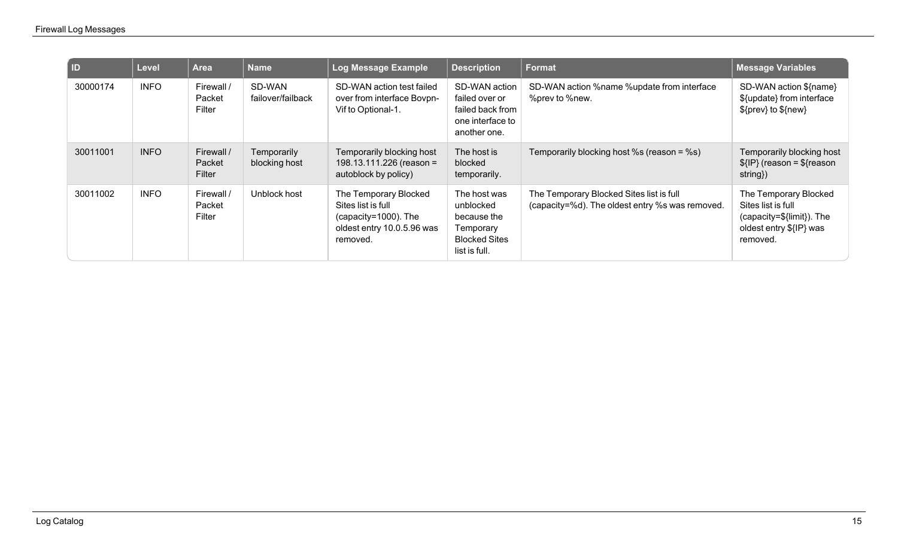| ID | Level | Area | Name | Log Message Example | Description | Format | Message Variables |
|---|---|---|---|---|---|---|---|
| 30000174 | INFO | Firewall / Packet Filter | SD-WAN failover/failback | SD-WAN action test failed over from interface Bovpn-Vif to Optional-1. | SD-WAN action failed over or failed back from one interface to another one. | SD-WAN action %name %update from interface %prev to %new. | SD-WAN action ${name} ${update} from interface ${prev} to ${new} |
| 30011001 | INFO | Firewall / Packet Filter | Temporarily blocking host | Temporarily blocking host 198.13.111.226 (reason = autoblock by policy) | The host is blocked temporarily. | Temporarily blocking host %s (reason = %s) | Temporarily blocking host ${IP} (reason = ${reason string}) |
| 30011002 | INFO | Firewall / Packet Filter | Unblock host | The Temporary Blocked Sites list is full (capacity=1000). The oldest entry 10.0.5.96 was removed. | The host was unblocked because the Temporary Blocked Sites list is full. | The Temporary Blocked Sites list is full (capacity=%d). The oldest entry %s was removed. | The Temporary Blocked Sites list is full (capacity=${limit}). The oldest entry ${IP} was removed. |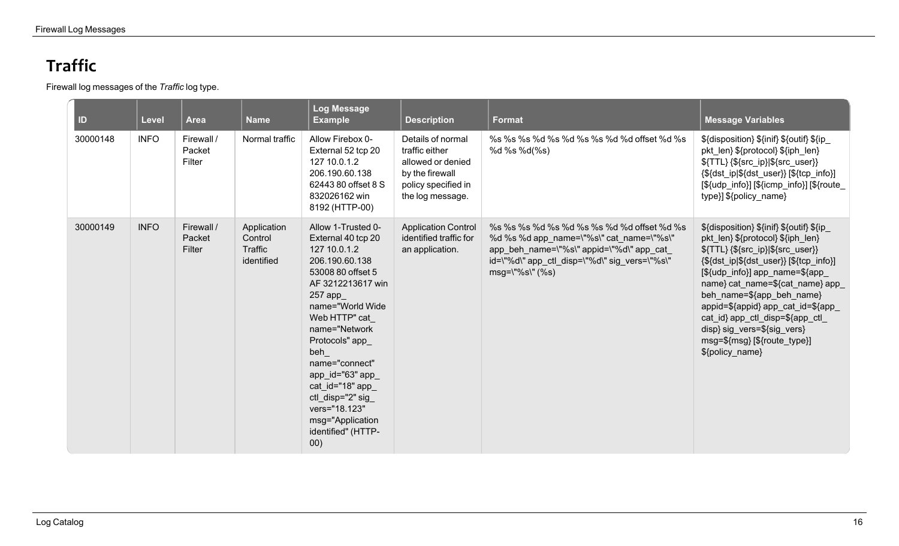## Traffic

Firewall log messages of the *Traffic* log type.

| ID | Level | Area | Name | Log Message Example | Description | Format | Message Variables |
|---|---|---|---|---|---|---|---|
| 30000148 | INFO | Firewall / Packet Filter | Normal traffic | Allow Firebox 0-External 52 tcp 20 127 10.0.1.2 206.190.60.138 62443 80 offset 8 S 832026162 win 8192 (HTTP-00) | Details of normal traffic either allowed or denied by the firewall policy specified in the log message. | %s %s %s %d %s %d %s %s %d %d offset %d %s %d %s %d(%s) | ${disposition} ${inif} ${outif} ${ip_pkt_len} ${protocol} ${iph_len} ${TTL} {${src_ip}\|${src_user}} {${dst_ip}\|${dst_user}} [${tcp_info}] [${udp_info}] [${icmp_info}] [${route_type}] ${policy_name} |
| 30000149 | INFO | Firewall / Packet Filter | Application Control Traffic identified | Allow 1-Trusted 0-External 40 tcp 20 127 10.0.1.2 206.190.60.138 53008 80 offset 5 AF 3212213617 win 257 app_name="World Wide Web HTTP" cat_name="Network Protocols" app_beh_name="connect" app_id="63" app_cat_id="18" app_ctl_disp="2" sig_vers="18.123" msg="Application identified" (HTTP-00) | Application Control identified traffic for an application. | %s %s %s %d %s %d %s %s %d %d offset %d %s %d %s %d app_name=\"%s\" cat_name=\"%s\" app_beh_name=\"%s\" appid=\"%d\" app_cat_id=\"%d\" app_ctl_disp=\"%d\" sig_vers=\"%s\" msg=\"%s\" (%s) | ${disposition} ${inif} ${outif} ${ip_pkt_len} ${protocol} ${iph_len} ${TTL} {${src_ip}\|${src_user}} {${dst_ip}\|${dst_user}} [${tcp_info}] [${udp_info}] app_name=${app_name} cat_name=${cat_name} app_beh_name=${app_beh_name} appid=${appid} app_cat_id=${app_cat_id} app_ctl_disp=${app_ctl_disp} sig_vers=${sig_vers} msg=${msg} [${route_type}] ${policy_name} |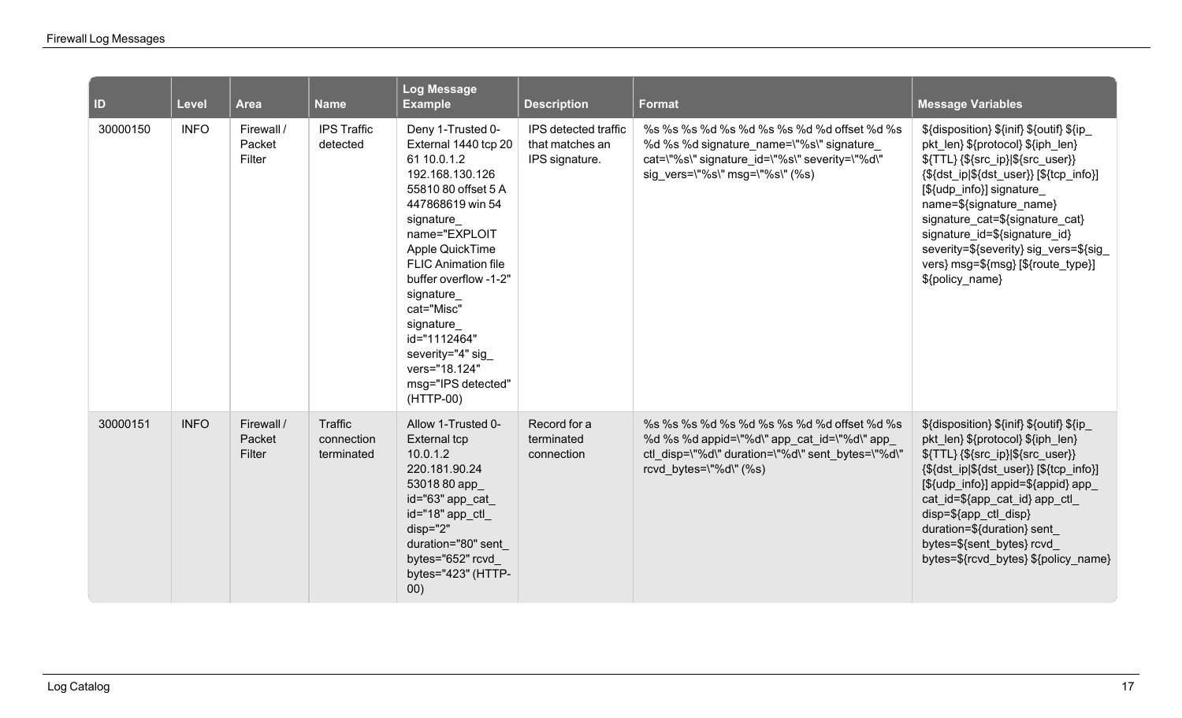| ID | Level | Area | Name | Log Message Example | Description | Format | Message Variables |
|---|---|---|---|---|---|---|---|
| 30000150 | INFO | Firewall / Packet Filter | IPS Traffic detected | Deny 1-Trusted 0-External 1440 tcp 20 61 10.0.1.2 192.168.130.126 55810 80 offset 5 A 447868619 win 54 signature_name="EXPLOIT Apple QuickTime FLIC Animation file buffer overflow -1-2" signature_cat="Misc" signature_id="1112464" severity="4" sig_vers="18.124" msg="IPS detected" (HTTP-00) | IPS detected traffic that matches an IPS signature. | %s %s %s %d %s %d %s %s %d %d offset %d %s %d %s %d signature_name=\"%s\" signature_cat=\"%s\" signature_id=\"%s\" severity=\"%d\" sig_vers=\"%s\" msg=\"%s\" (%s) | ${disposition} ${inif} ${outif} ${ip_pkt_len} ${protocol} ${iph_len} ${TTL} {${src_ip}\|${src_user}} {${dst_ip\|${dst_user}} [${tcp_info}] [${udp_info}] signature_name=${signature_name} signature_cat=${signature_cat} signature_id=${signature_id} severity=${severity} sig_vers=${sig_vers} msg=${msg} [${route_type}] ${policy_name} |
| 30000151 | INFO | Firewall / Packet Filter | Traffic connection terminated | Allow 1-Trusted 0-External tcp 10.0.1.2 220.181.90.24 53018 80 app_id="63" app_cat_id="18" app_ctl_disp="2" duration="80" sent_bytes="652" rcvd_bytes="423" (HTTP-00) | Record for a terminated connection | %s %s %s %d %s %d %s %s %d %d offset %d %s %d %s %d appid=\"%d\" app_cat_id=\"%d\" app_ctl_disp=\"%d\" duration=\"%d\" sent_bytes=\"%d\" rcvd_bytes=\"%d\" (%s) | ${disposition} ${inif} ${outif} ${ip_pkt_len} ${protocol} ${iph_len} ${TTL} {${src_ip}\|${src_user}} {${dst_ip\|${dst_user}} [${tcp_info}] [${udp_info}] appid=${appid} app_cat_id=${app_cat_id} app_ctl_disp=${app_ctl_disp} duration=${duration} sent_bytes=${sent_bytes} rcvd_bytes=${rcvd_bytes} ${policy_name} |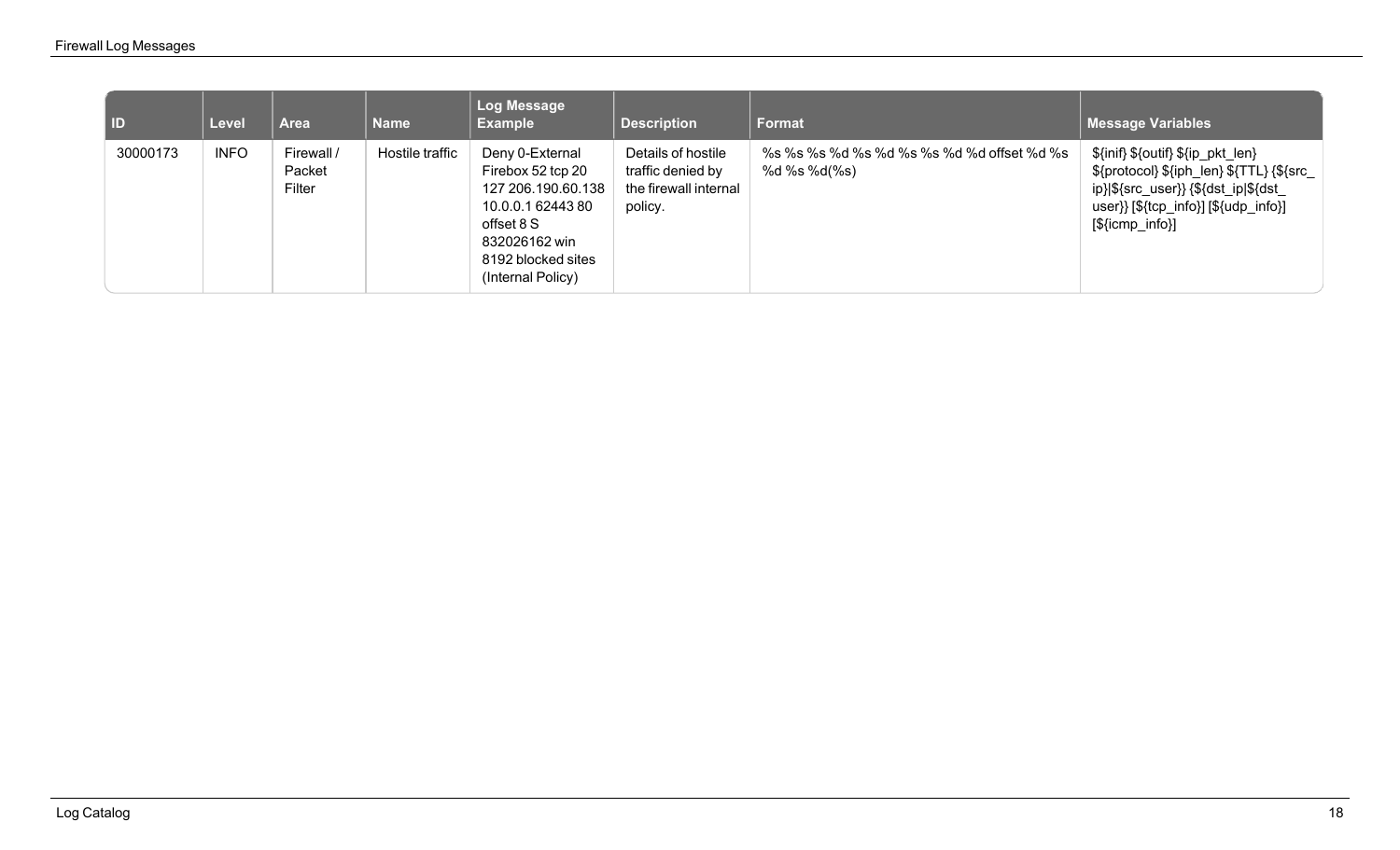| ID | Level | Area | Name | Log Message Example | Description | Format | Message Variables |
|---|---|---|---|---|---|---|---|
| 30000173 | INFO | Firewall / Packet Filter | Hostile traffic | Deny 0-External Firebox 52 tcp 20 127 206.190.60.138 10.0.0.1 62443 80 offset 8 S 832026162 win 8192 blocked sites (Internal Policy) | Details of hostile traffic denied by the firewall internal policy. | %s %s %s %d %s %d %s %s %d %d offset %d %s %d %s %d(%s) | ${inif} ${outif} ${ip_pkt_len} ${protocol} ${iph_len} ${TTL} {${src_ip}\|${src_user}} {${dst_ip\|${dst_user}} [${tcp_info}] [${udp_info}] [${icmp_info}] |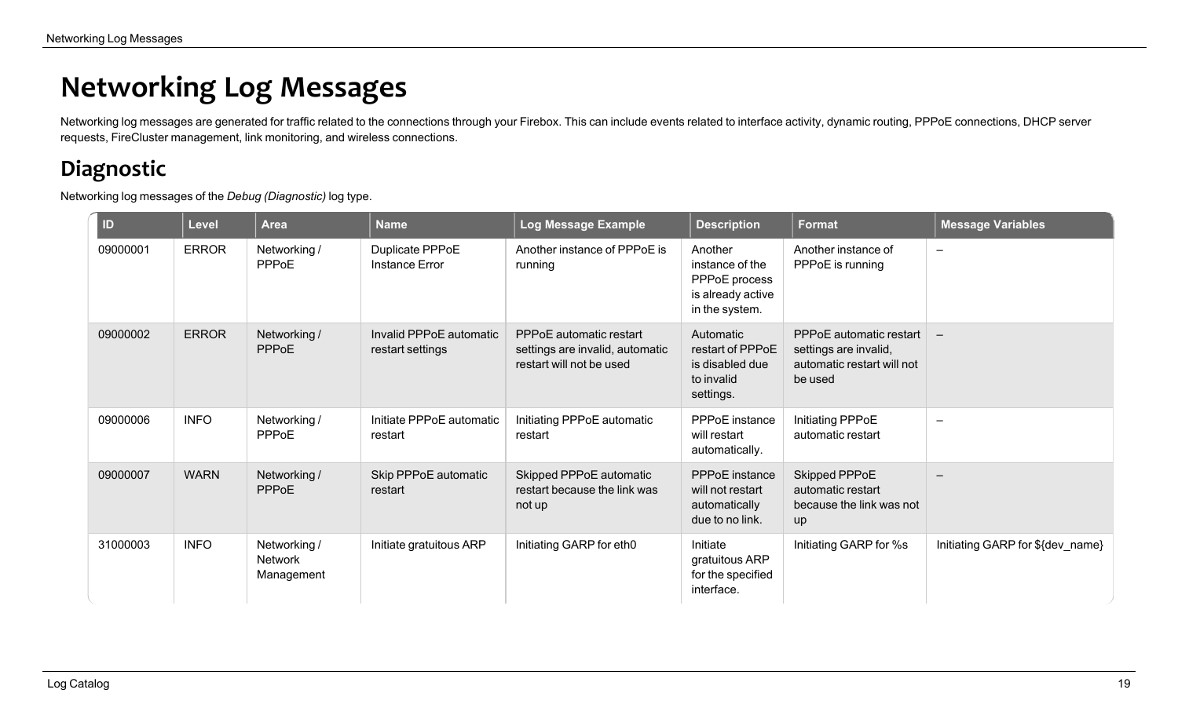# Networking Log Messages

Networking log messages are generated for traffic related to the connections through your Firebox. This can include events related to interface activity, dynamic routing, PPPoE connections, DHCP server requests, FireCluster management, link monitoring, and wireless connections.

## Diagnostic

Networking log messages of the *Debug (Diagnostic)* log type.

| ID | Level | Area | Name | Log Message Example | Description | Format | Message Variables |
|---|---|---|---|---|---|---|---|
| 09000001 | ERROR | Networking / PPPoE | Duplicate PPPoE Instance Error | Another instance of PPPoE is running | Another instance of the PPPoE process is already active in the system. | Another instance of PPPoE is running | – |
| 09000002 | ERROR | Networking / PPPoE | Invalid PPPoE automatic restart settings | PPPoE automatic restart settings are invalid, automatic restart will not be used | Automatic restart of PPPoE is disabled due to invalid settings. | PPPoE automatic restart settings are invalid, automatic restart will not be used | – |
| 09000006 | INFO | Networking / PPPoE | Initiate PPPoE automatic restart | Initiating PPPoE automatic restart | PPPoE instance will restart automatically. | Initiating PPPoE automatic restart | – |
| 09000007 | WARN | Networking / PPPoE | Skip PPPoE automatic restart | Skipped PPPoE automatic restart because the link was not up | PPPoE instance will not restart automatically due to no link. | Skipped PPPoE automatic restart because the link was not up | – |
| 31000003 | INFO | Networking / Network Management | Initiate gratuitous ARP | Initiating GARP for eth0 | Initiate gratuitous ARP for the specified interface. | Initiating GARP for %s | Initiating GARP for ${dev_name} |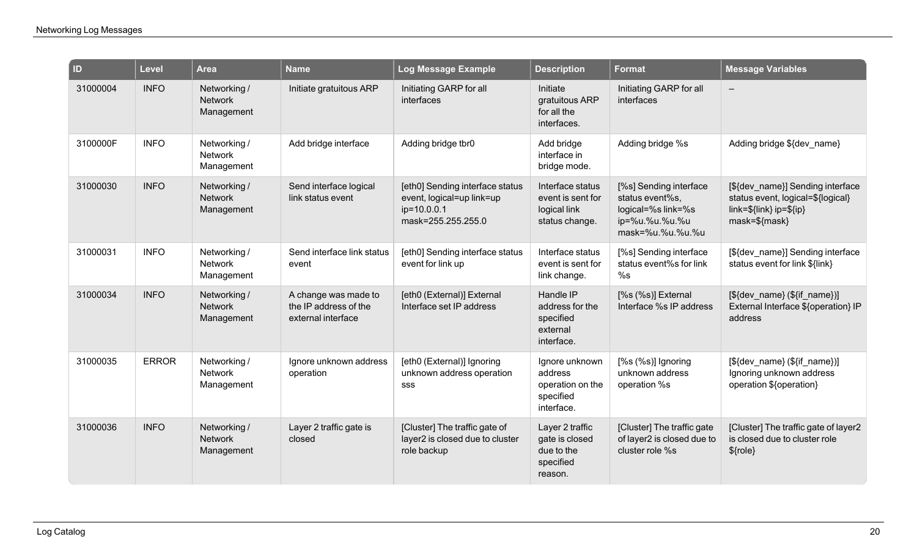| ID | Level | Area | Name | Log Message Example | Description | Format | Message Variables |
|---|---|---|---|---|---|---|---|
| 31000004 | INFO | Networking / Network Management | Initiate gratuitous ARP | Initiating GARP for all interfaces | Initiate gratuitous ARP for all the interfaces. | Initiating GARP for all interfaces | – |
| 3100000F | INFO | Networking / Network Management | Add bridge interface | Adding bridge tbr0 | Add bridge interface in bridge mode. | Adding bridge %s | Adding bridge ${dev_name} |
| 31000030 | INFO | Networking / Network Management | Send interface logical link status event | [eth0] Sending interface status event, logical=up link=up ip=10.0.0.1 mask=255.255.255.0 | Interface status event is sent for logical link status change. | [%s] Sending interface status event%s, logical=%s link=%s ip=%u.%u.%u.%u mask=%u.%u.%u.%u | [${dev_name}] Sending interface status event, logical=${logical} link=${link} ip=${ip} mask=${mask} |
| 31000031 | INFO | Networking / Network Management | Send interface link status event | [eth0] Sending interface status event for link up | Interface status event is sent for link change. | [%s] Sending interface status event%s for link %s | [${dev_name}] Sending interface status event for link ${link} |
| 31000034 | INFO | Networking / Network Management | A change was made to the IP address of the external interface | [eth0 (External)] External Interface set IP address | Handle IP address for the specified external interface. | [%s (%s)] External Interface %s IP address | [${dev_name} (${if_name})] External Interface ${operation} IP address |
| 31000035 | ERROR | Networking / Network Management | Ignore unknown address operation | [eth0 (External)] Ignoring unknown address operation sss | Ignore unknown address operation on the specified interface. | [%s (%s)] Ignoring unknown address operation %s | [${dev_name} (${if_name})] Ignoring unknown address operation ${operation} |
| 31000036 | INFO | Networking / Network Management | Layer 2 traffic gate is closed | [Cluster] The traffic gate of layer2 is closed due to cluster role backup | Layer 2 traffic gate is closed due to the specified reason. | [Cluster] The traffic gate of layer2 is closed due to cluster role %s | [Cluster] The traffic gate of layer2 is closed due to cluster role ${role} |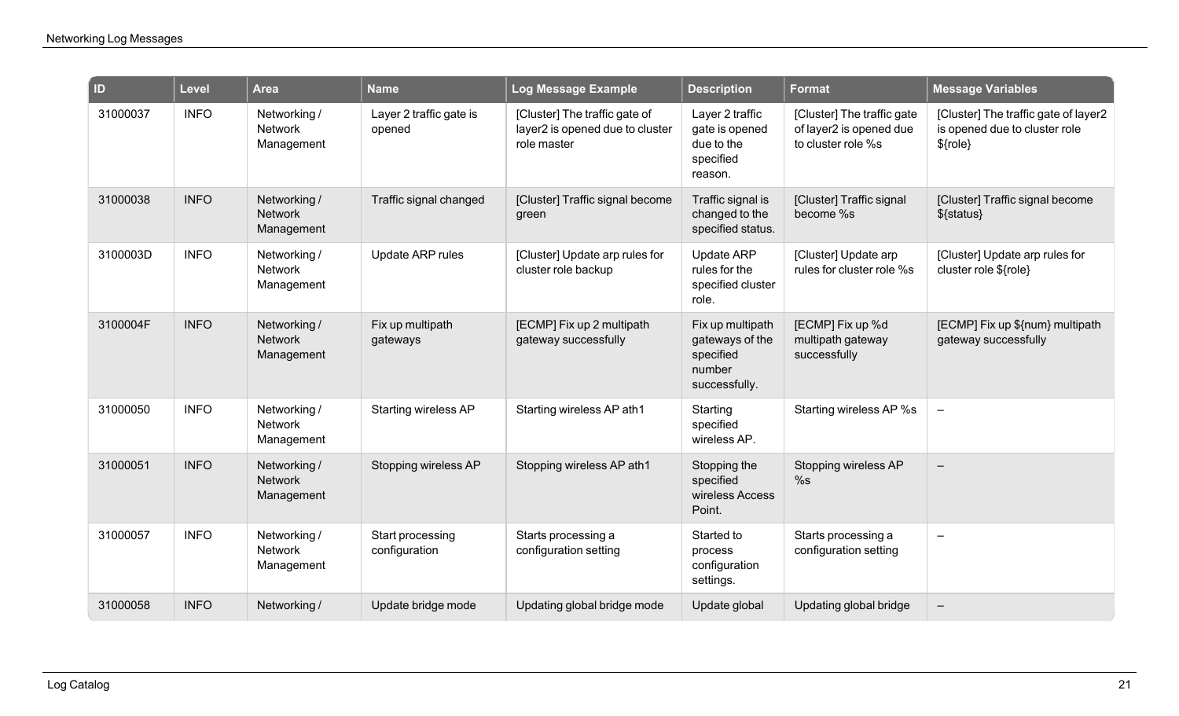| ID | Level | Area | Name | Log Message Example | Description | Format | Message Variables |
|---|---|---|---|---|---|---|---|
| 31000037 | INFO | Networking / Network Management | Layer 2 traffic gate is opened | [Cluster] The traffic gate of layer2 is opened due to cluster role master | Layer 2 traffic gate is opened due to the specified reason. | [Cluster] The traffic gate of layer2 is opened due to cluster role %s | [Cluster] The traffic gate of layer2 is opened due to cluster role ${role} |
| 31000038 | INFO | Networking / Network Management | Traffic signal changed | [Cluster] Traffic signal become green | Traffic signal is changed to the specified status. | [Cluster] Traffic signal become %s | [Cluster] Traffic signal become ${status} |
| 3100003D | INFO | Networking / Network Management | Update ARP rules | [Cluster] Update arp rules for cluster role backup | Update ARP rules for the specified cluster role. | [Cluster] Update arp rules for cluster role %s | [Cluster] Update arp rules for cluster role ${role} |
| 3100004F | INFO | Networking / Network Management | Fix up multipath gateways | [ECMP] Fix up 2 multipath gateway successfully | Fix up multipath gateways of the specified number successfully. | [ECMP] Fix up %d multipath gateway successfully | [ECMP] Fix up ${num} multipath gateway successfully |
| 31000050 | INFO | Networking / Network Management | Starting wireless AP | Starting wireless AP ath1 | Starting specified wireless AP. | Starting wireless AP %s | – |
| 31000051 | INFO | Networking / Network Management | Stopping wireless AP | Stopping wireless AP ath1 | Stopping the specified wireless Access Point. | Stopping wireless AP %s | – |
| 31000057 | INFO | Networking / Network Management | Start processing configuration | Starts processing a configuration setting | Started to process configuration settings. | Starts processing a configuration setting | – |
| 31000058 | INFO | Networking / | Update bridge mode | Updating global bridge mode | Update global | Updating global bridge | – |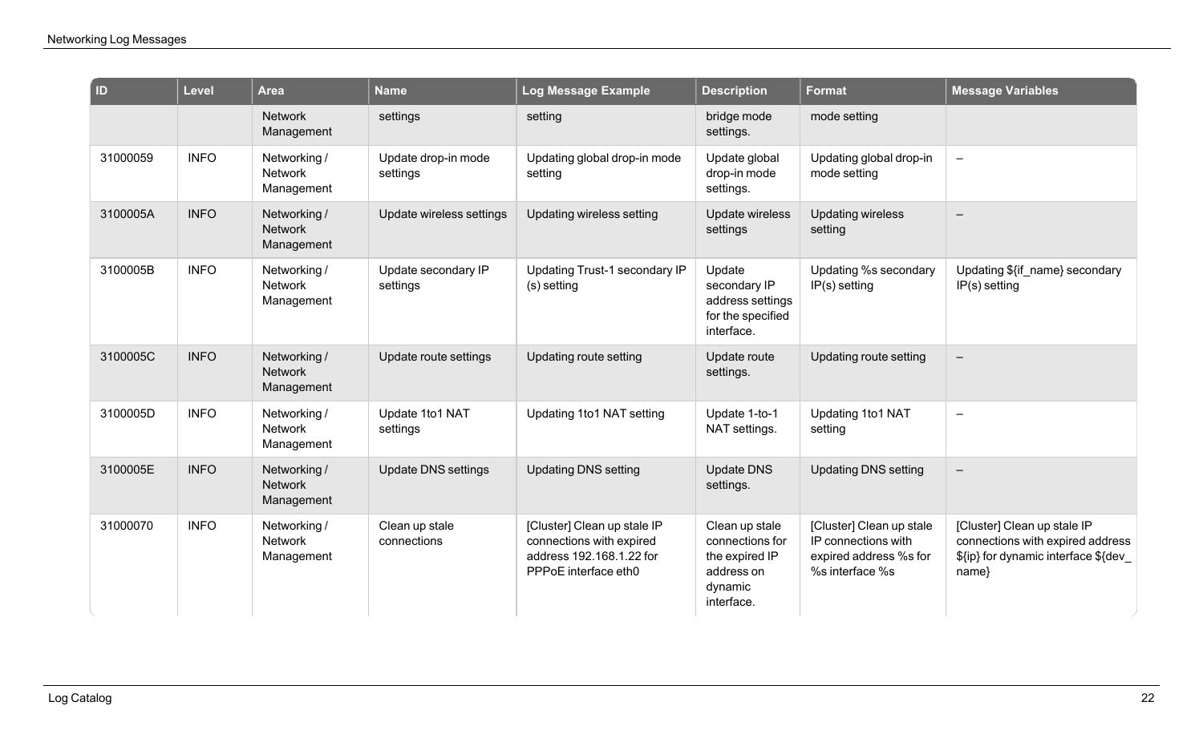| ID | Level | Area | Name | Log Message Example | Description | Format | Message Variables |
|---|---|---|---|---|---|---|---|
| | | Network Management | settings | setting | bridge mode settings. | mode setting | |
| 31000059 | INFO | Networking / Network Management | Update drop-in mode settings | Updating global drop-in mode setting | Update global drop-in mode settings. | Updating global drop-in mode setting | – |
| 3100005A | INFO | Networking / Network Management | Update wireless settings | Updating wireless setting | Update wireless settings | Updating wireless setting | – |
| 3100005B | INFO | Networking / Network Management | Update secondary IP settings | Updating Trust-1 secondary IP (s) setting | Update secondary IP address settings for the specified interface. | Updating %s secondary IP(s) setting | Updating ${if_name} secondary IP(s) setting |
| 3100005C | INFO | Networking / Network Management | Update route settings | Updating route setting | Update route settings. | Updating route setting | – |
| 3100005D | INFO | Networking / Network Management | Update 1to1 NAT settings | Updating 1to1 NAT setting | Update 1-to-1 NAT settings. | Updating 1to1 NAT setting | – |
| 3100005E | INFO | Networking / Network Management | Update DNS settings | Updating DNS setting | Update DNS settings. | Updating DNS setting | – |
| 31000070 | INFO | Networking / Network Management | Clean up stale connections | [Cluster] Clean up stale IP connections with expired address 192.168.1.22 for PPPoE interface eth0 | Clean up stale connections for the expired IP address on dynamic interface. | [Cluster] Clean up stale IP connections with expired address %s for %s interface %s | [Cluster] Clean up stale IP connections with expired address ${ip} for dynamic interface ${dev_name} |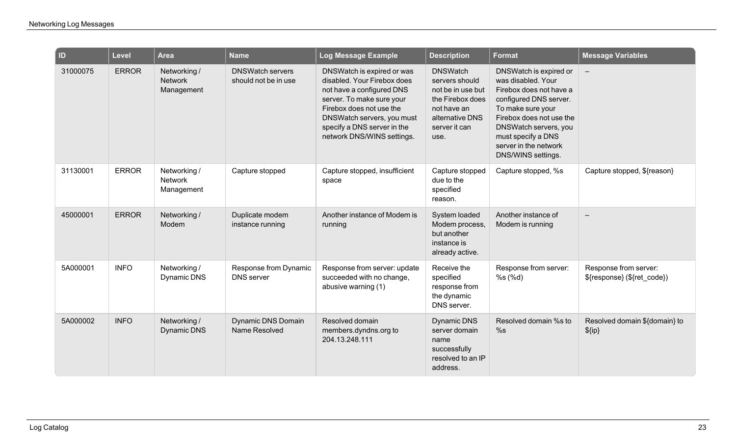| ID | Level | Area | Name | Log Message Example | Description | Format | Message Variables |
|---|---|---|---|---|---|---|---|
| 31000075 | ERROR | Networking / Network Management | DNSWatch servers should not be in use | DNSWatch is expired or was disabled. Your Firebox does not have a configured DNS server. To make sure your Firebox does not use the DNSWatch servers, you must specify a DNS server in the network DNS/WINS settings. | DNSWatch servers should not be in use but the Firebox does not have an alternative DNS server it can use. | DNSWatch is expired or was disabled. Your Firebox does not have a configured DNS server. To make sure your Firebox does not use the DNSWatch servers, you must specify a DNS server in the network DNS/WINS settings. | – |
| 31130001 | ERROR | Networking / Network Management | Capture stopped | Capture stopped, insufficient space | Capture stopped due to the specified reason. | Capture stopped, %s | Capture stopped, ${reason} |
| 45000001 | ERROR | Networking / Modem | Duplicate modem instance running | Another instance of Modem is running | System loaded Modem process, but another instance is already active. | Another instance of Modem is running | – |
| 5A000001 | INFO | Networking / Dynamic DNS | Response from Dynamic DNS server | Response from server: update succeeded with no change, abusive warning (1) | Receive the specified response from the dynamic DNS server. | Response from server: %s (%d) | Response from server: ${response} (${ret_code}) |
| 5A000002 | INFO | Networking / Dynamic DNS | Dynamic DNS Domain Name Resolved | Resolved domain members.dyndns.org to 204.13.248.111 | Dynamic DNS server domain name successfully resolved to an IP address. | Resolved domain %s to %s | Resolved domain ${domain} to ${ip} |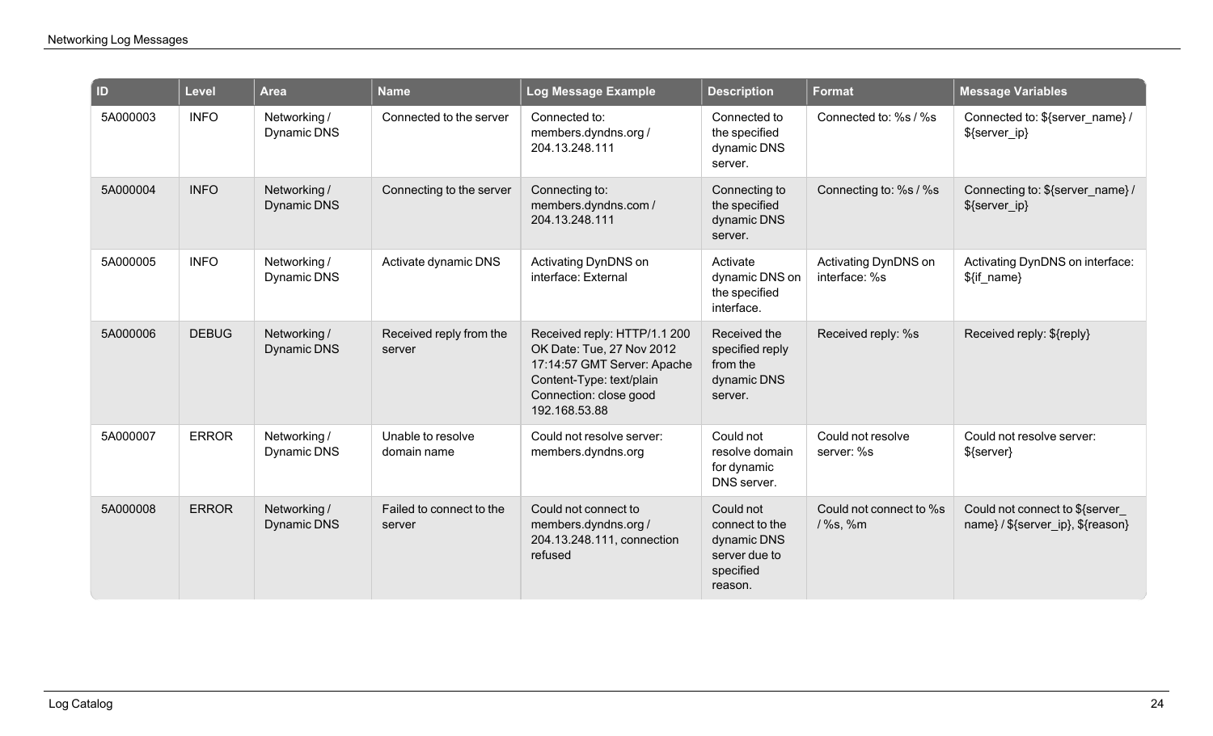| ID | Level | Area | Name | Log Message Example | Description | Format | Message Variables |
|---|---|---|---|---|---|---|---|
| 5A000003 | INFO | Networking / Dynamic DNS | Connected to the server | Connected to: members.dyndns.org / 204.13.248.111 | Connected to the specified dynamic DNS server. | Connected to: %s / %s | Connected to: ${server_name} / ${server_ip} |
| 5A000004 | INFO | Networking / Dynamic DNS | Connecting to the server | Connecting to: members.dyndns.com / 204.13.248.111 | Connecting to the specified dynamic DNS server. | Connecting to: %s / %s | Connecting to: ${server_name} / ${server_ip} |
| 5A000005 | INFO | Networking / Dynamic DNS | Activate dynamic DNS | Activating DynDNS on interface: External | Activate dynamic DNS on the specified interface. | Activating DynDNS on interface: %s | Activating DynDNS on interface: ${if_name} |
| 5A000006 | DEBUG | Networking / Dynamic DNS | Received reply from the server | Received reply: HTTP/1.1 200 OK Date: Tue, 27 Nov 2012 17:14:57 GMT Server: Apache Content-Type: text/plain Connection: close good 192.168.53.88 | Received the specified reply from the dynamic DNS server. | Received reply: %s | Received reply: ${reply} |
| 5A000007 | ERROR | Networking / Dynamic DNS | Unable to resolve domain name | Could not resolve server: members.dyndns.org | Could not resolve domain for dynamic DNS server. | Could not resolve server: %s | Could not resolve server: ${server} |
| 5A000008 | ERROR | Networking / Dynamic DNS | Failed to connect to the server | Could not connect to members.dyndns.org / 204.13.248.111, connection refused | Could not connect to the dynamic DNS server due to specified reason. | Could not connect to %s / %s, %m | Could not connect to ${server_name} / ${server_ip}, ${reason} |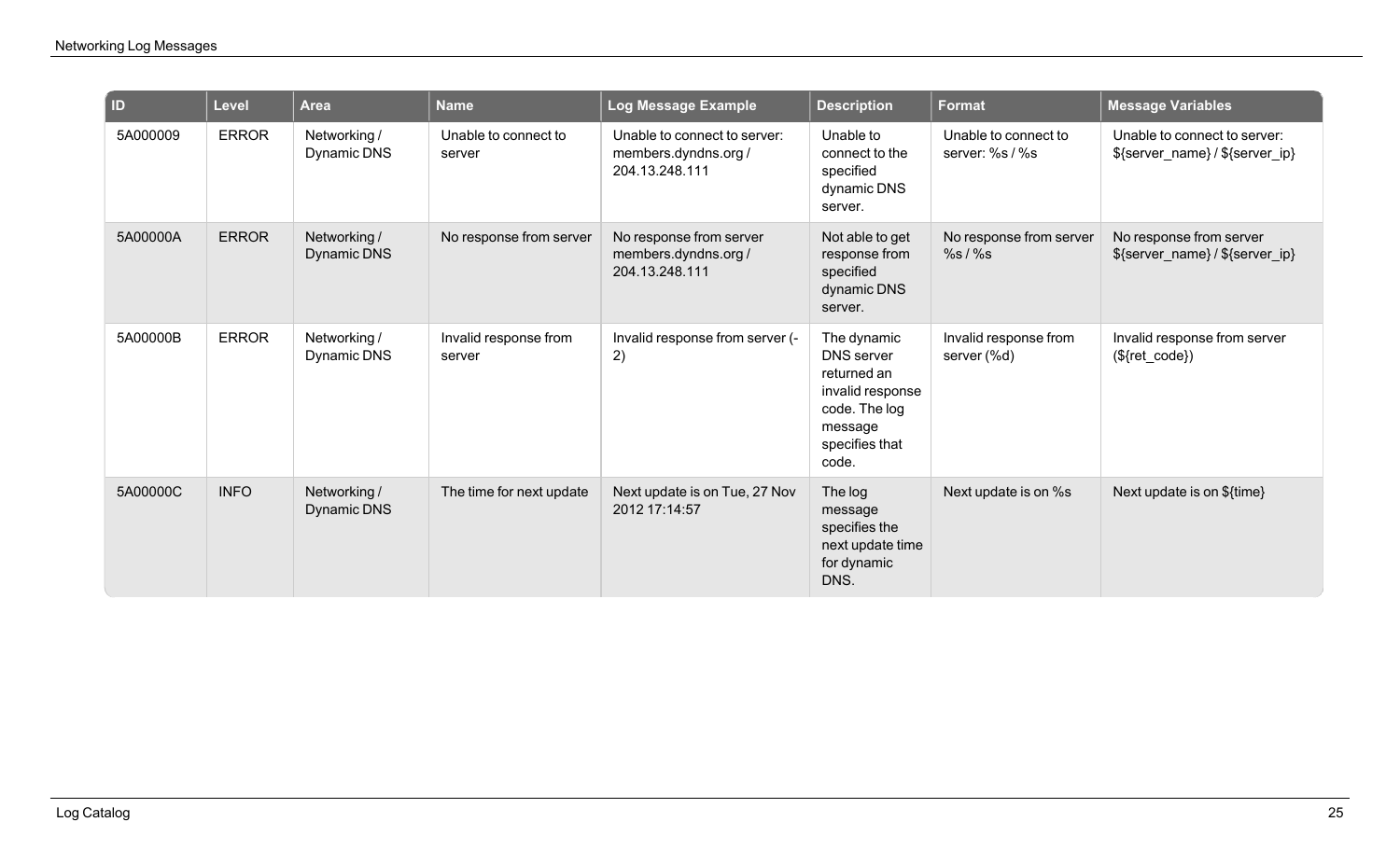| ID | Level | Area | Name | Log Message Example | Description | Format | Message Variables |
|---|---|---|---|---|---|---|---|
| 5A000009 | ERROR | Networking / Dynamic DNS | Unable to connect to server | Unable to connect to server: members.dyndns.org / 204.13.248.111 | Unable to connect to the specified dynamic DNS server. | Unable to connect to server: %s / %s | Unable to connect to server: ${server_name} / ${server_ip} |
| 5A00000A | ERROR | Networking / Dynamic DNS | No response from server | No response from server members.dyndns.org / 204.13.248.111 | Not able to get response from specified dynamic DNS server. | No response from server %s / %s | No response from server ${server_name} / ${server_ip} |
| 5A00000B | ERROR | Networking / Dynamic DNS | Invalid response from server | Invalid response from server (-2) | The dynamic DNS server returned an invalid response code. The log message specifies that code. | Invalid response from server (%d) | Invalid response from server (${ret_code}) |
| 5A00000C | INFO | Networking / Dynamic DNS | The time for next update | Next update is on Tue, 27 Nov 2012 17:14:57 | The log message specifies the next update time for dynamic DNS. | Next update is on %s | Next update is on ${time} |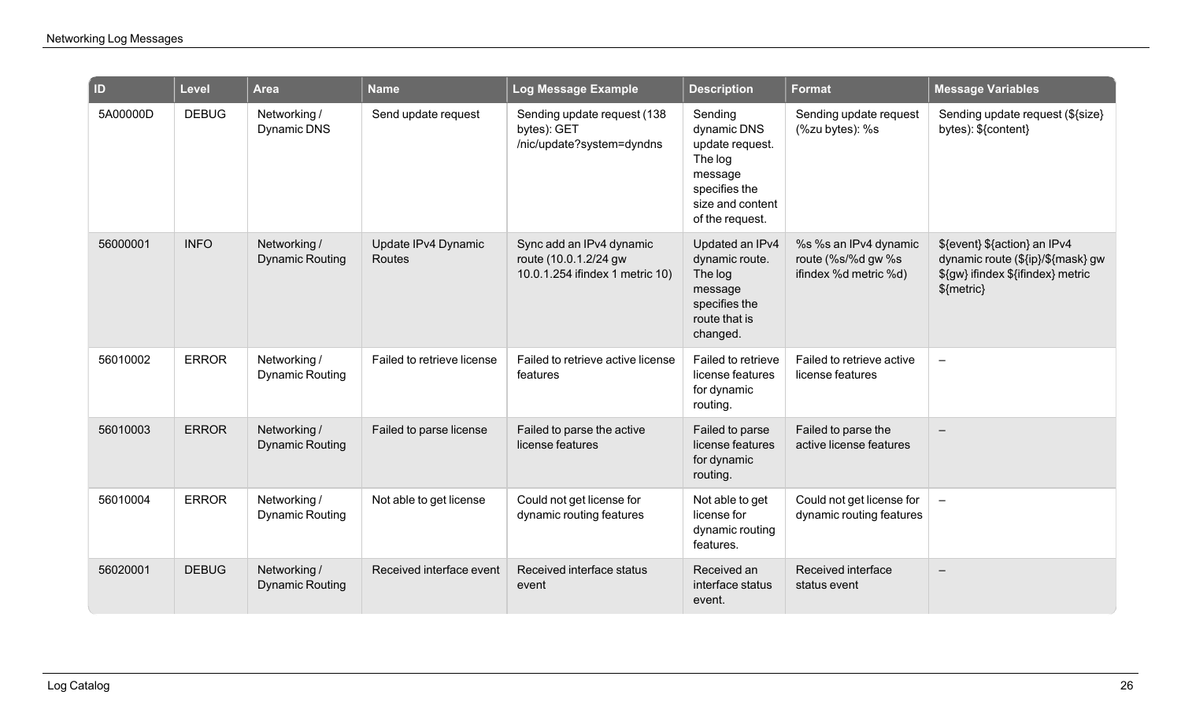| ID | Level | Area | Name | Log Message Example | Description | Format | Message Variables |
| --- | --- | --- | --- | --- | --- | --- | --- |
| 5A00000D | DEBUG | Networking / Dynamic DNS | Send update request | Sending update request (138 bytes): GET /nic/update?system=dyndns | Sending dynamic DNS update request. The log message specifies the size and content of the request. | Sending update request (%zu bytes): %s | Sending update request (${size} bytes): ${content} |
| 56000001 | INFO | Networking / Dynamic Routing | Update IPv4 Dynamic Routes | Sync add an IPv4 dynamic route (10.0.1.2/24 gw 10.0.1.254 ifindex 1 metric 10) | Updated an IPv4 dynamic route. The log message specifies the route that is changed. | %s %s an IPv4 dynamic route (%s/%d gw %s ifindex %d metric %d) | ${event} ${action} an IPv4 dynamic route (${ip}/${mask} gw ${gw} ifindex ${ifindex} metric ${metric} |
| 56010002 | ERROR | Networking / Dynamic Routing | Failed to retrieve license | Failed to retrieve active license features | Failed to retrieve license features for dynamic routing. | Failed to retrieve active license features | – |
| 56010003 | ERROR | Networking / Dynamic Routing | Failed to parse license | Failed to parse the active license features | Failed to parse license features for dynamic routing. | Failed to parse the active license features | – |
| 56010004 | ERROR | Networking / Dynamic Routing | Not able to get license | Could not get license for dynamic routing features | Not able to get license for dynamic routing features. | Could not get license for dynamic routing features | – |
| 56020001 | DEBUG | Networking / Dynamic Routing | Received interface event | Received interface status event | Received an interface status event. | Received interface status event | – |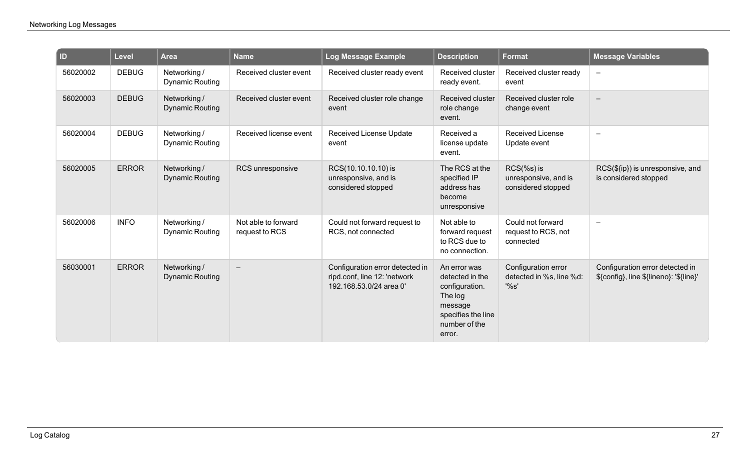| ID | Level | Area | Name | Log Message Example | Description | Format | Message Variables |
|---|---|---|---|---|---|---|---|
| 56020002 | DEBUG | Networking / Dynamic Routing | Received cluster event | Received cluster ready event | Received cluster ready event. | Received cluster ready event | – |
| 56020003 | DEBUG | Networking / Dynamic Routing | Received cluster event | Received cluster role change event | Received cluster role change event. | Received cluster role change event | – |
| 56020004 | DEBUG | Networking / Dynamic Routing | Received license event | Received License Update event | Received a license update event. | Received License Update event | – |
| 56020005 | ERROR | Networking / Dynamic Routing | RCS unresponsive | RCS(10.10.10.10) is unresponsive, and is considered stopped | The RCS at the specified IP address has become unresponsive | RCS(%s) is unresponsive, and is considered stopped | RCS(${ip}) is unresponsive, and is considered stopped |
| 56020006 | INFO | Networking / Dynamic Routing | Not able to forward request to RCS | Could not forward request to RCS, not connected | Not able to forward request to RCS due to no connection. | Could not forward request to RCS, not connected | – |
| 56030001 | ERROR | Networking / Dynamic Routing | – | Configuration error detected in ripd.conf, line 12: 'network 192.168.53.0/24 area 0' | An error was detected in the configuration. The log message specifies the line number of the error. | Configuration error detected in %s, line %d: '%s' | Configuration error detected in ${config}, line ${lineno}: '${line}' |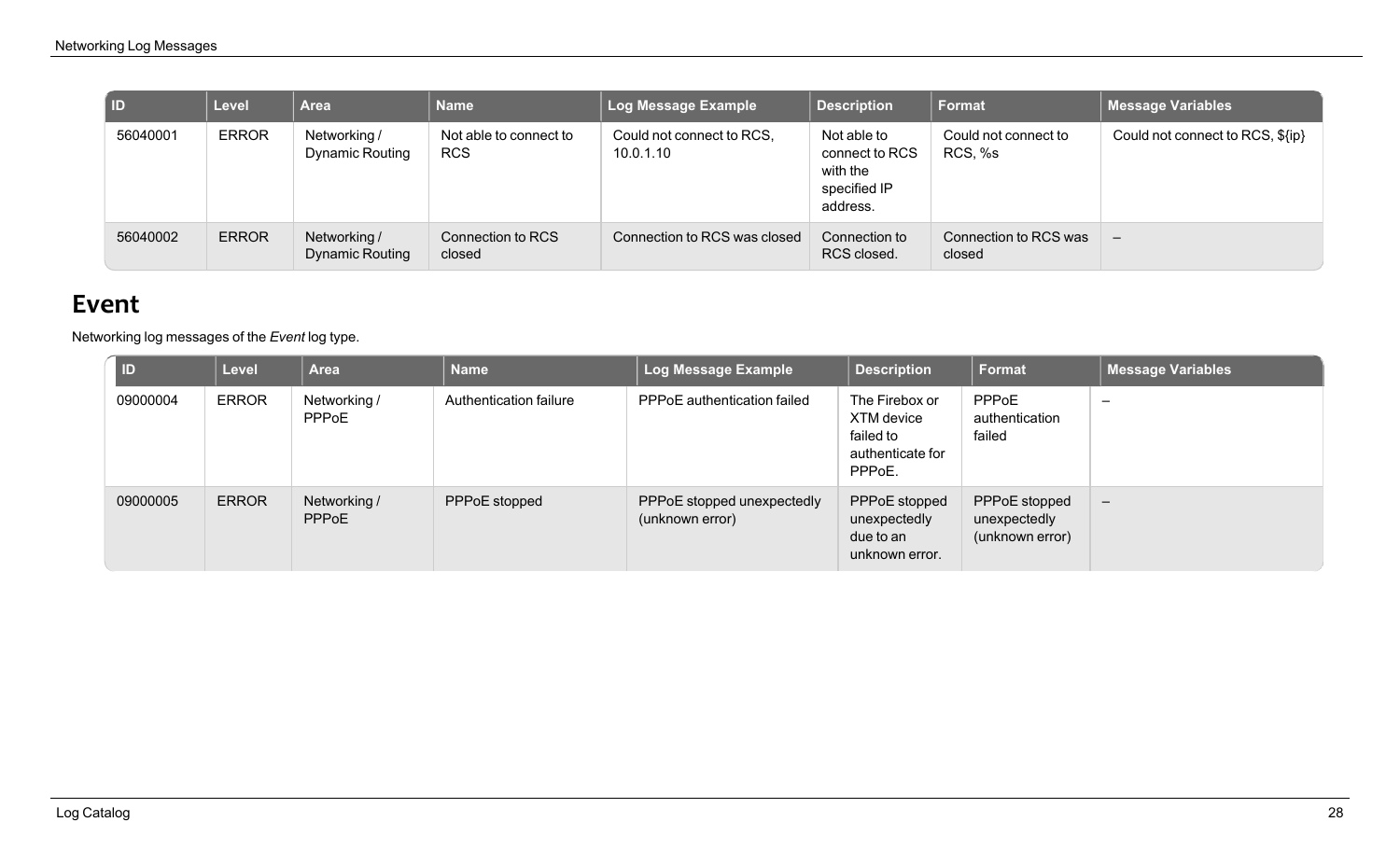| ID | Level | Area | Name | Log Message Example | Description | Format | Message Variables |
|---|---|---|---|---|---|---|---|
| 56040001 | ERROR | Networking / Dynamic Routing | Not able to connect to RCS | Could not connect to RCS, 10.0.1.10 | Not able to connect to RCS with the specified IP address. | Could not connect to RCS, %s | Could not connect to RCS, ${ip} |
| 56040002 | ERROR | Networking / Dynamic Routing | Connection to RCS closed | Connection to RCS was closed | Connection to RCS closed. | Connection to RCS was closed | – |

## Event

Networking log messages of the *Event* log type.

| ID | Level | Area | Name | Log Message Example | Description | Format | Message Variables |
|---|---|---|---|---|---|---|---|
| 09000004 | ERROR | Networking / PPPoE | Authentication failure | PPPoE authentication failed | The Firebox or XTM device failed to authenticate for PPPoE. | PPPoE authentication failed | – |
| 09000005 | ERROR | Networking / PPPoE | PPPoE stopped | PPPoE stopped unexpectedly (unknown error) | PPPoE stopped unexpectedly due to an unknown error. | PPPoE stopped unexpectedly (unknown error) | – |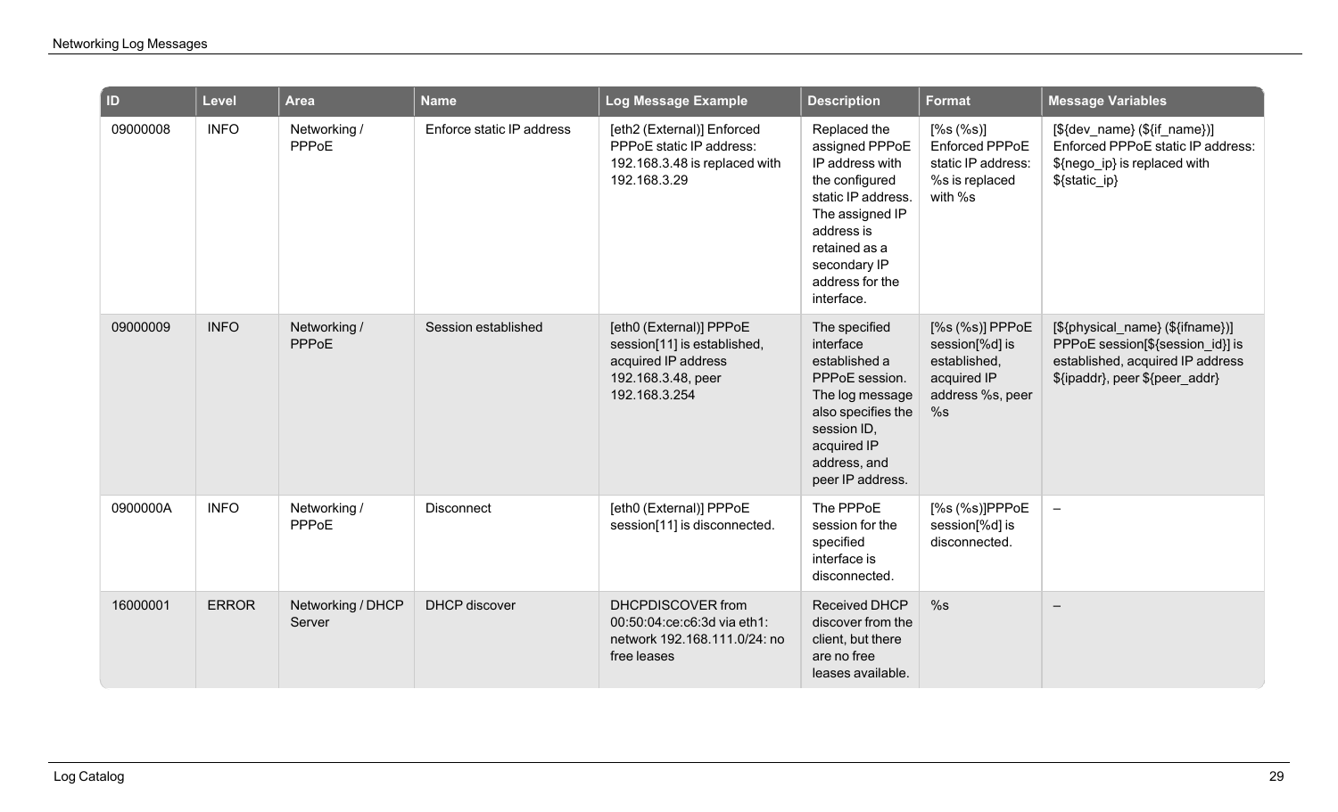| ID | Level | Area | Name | Log Message Example | Description | Format | Message Variables |
|---|---|---|---|---|---|---|---|
| 09000008 | INFO | Networking / PPPoE | Enforce static IP address | [eth2 (External)] Enforced PPPoE static IP address: 192.168.3.48 is replaced with 192.168.3.29 | Replaced the assigned PPPoE IP address with the configured static IP address. The assigned IP address is retained as a secondary IP address for the interface. | [%s (%s)] Enforced PPPoE static IP address: %s is replaced with %s | [${dev_name} (${if_name})] Enforced PPPoE static IP address: ${nego_ip} is replaced with ${static_ip} |
| 09000009 | INFO | Networking / PPPoE | Session established | [eth0 (External)] PPPoE session[11] is established, acquired IP address 192.168.3.48, peer 192.168.3.254 | The specified interface established a PPPoE session. The log message also specifies the session ID, acquired IP address, and peer IP address. | [%s (%s)] PPPoE session[%d] is established, acquired IP address %s, peer %s | [${physical_name} (${ifname})] PPPoE session[${session_id}] is established, acquired IP address ${ipaddr}, peer ${peer_addr} |
| 0900000A | INFO | Networking / PPPoE | Disconnect | [eth0 (External)] PPPoE session[11] is disconnected. | The PPPoE session for the specified interface is disconnected. | [%s (%s)]PPPoE session[%d] is disconnected. | – |
| 16000001 | ERROR | Networking / DHCP Server | DHCP discover | DHCPDISCOVER from 00:50:04:ce:c6:3d via eth1: network 192.168.111.0/24: no free leases | Received DHCP discover from the client, but there are no free leases available. | %s | – |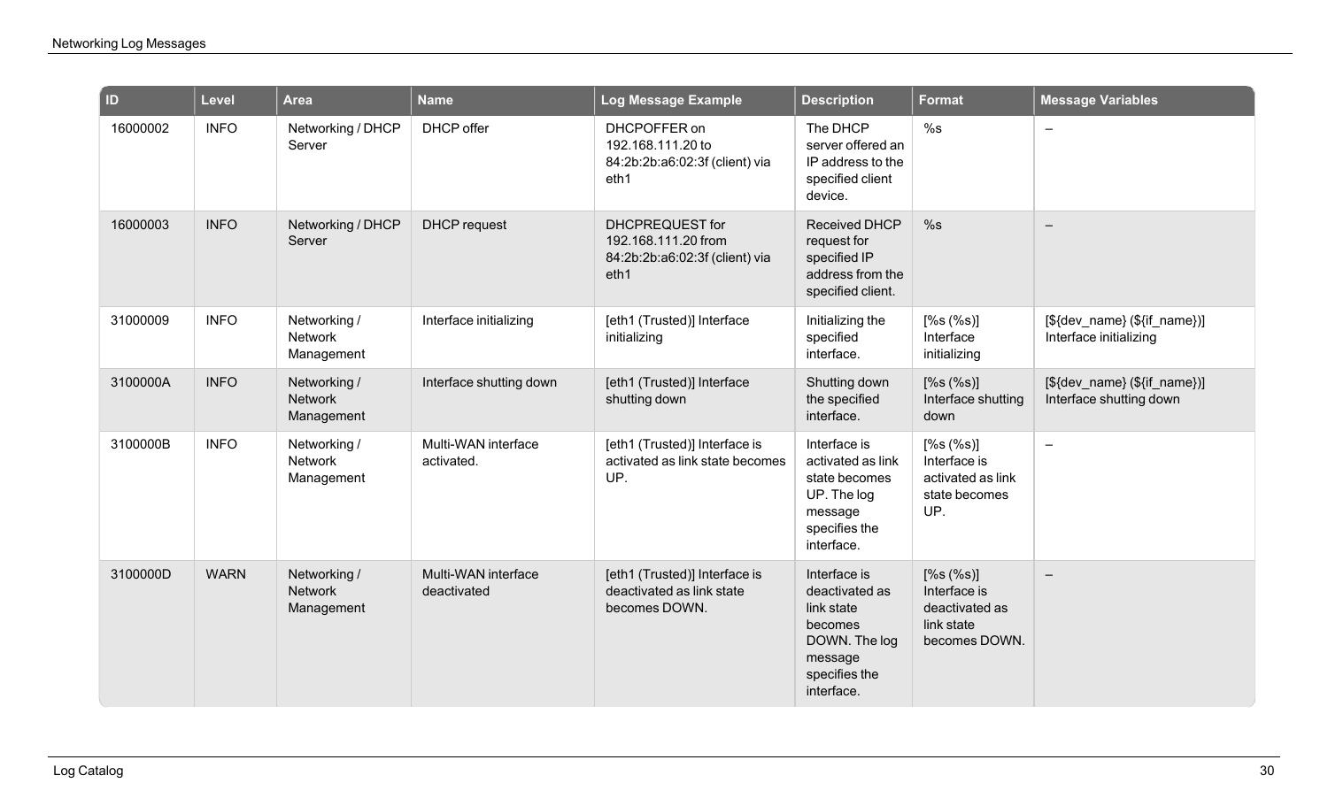| ID | Level | Area | Name | Log Message Example | Description | Format | Message Variables |
|---|---|---|---|---|---|---|---|
| 16000002 | INFO | Networking / DHCP Server | DHCP offer | DHCPOFFER on 192.168.111.20 to 84:2b:2b:a6:02:3f (client) via eth1 | The DHCP server offered an IP address to the specified client device. | %s | – |
| 16000003 | INFO | Networking / DHCP Server | DHCP request | DHCPREQUEST for 192.168.111.20 from 84:2b:2b:a6:02:3f (client) via eth1 | Received DHCP request for specified IP address from the specified client. | %s | – |
| 31000009 | INFO | Networking / Network Management | Interface initializing | [eth1 (Trusted)] Interface initializing | Initializing the specified interface. | [%s (%s)] Interface initializing | [${dev_name} (${if_name})] Interface initializing |
| 3100000A | INFO | Networking / Network Management | Interface shutting down | [eth1 (Trusted)] Interface shutting down | Shutting down the specified interface. | [%s (%s)] Interface shutting down | [${dev_name} (${if_name})] Interface shutting down |
| 3100000B | INFO | Networking / Network Management | Multi-WAN interface activated. | [eth1 (Trusted)] Interface is activated as link state becomes UP. | Interface is activated as link state becomes UP. The log message specifies the interface. | [%s (%s)] Interface is activated as link state becomes UP. | – |
| 3100000D | WARN | Networking / Network Management | Multi-WAN interface deactivated | [eth1 (Trusted)] Interface is deactivated as link state becomes DOWN. | Interface is deactivated as link state becomes DOWN. The log message specifies the interface. | [%s (%s)] Interface is deactivated as link state becomes DOWN. | – |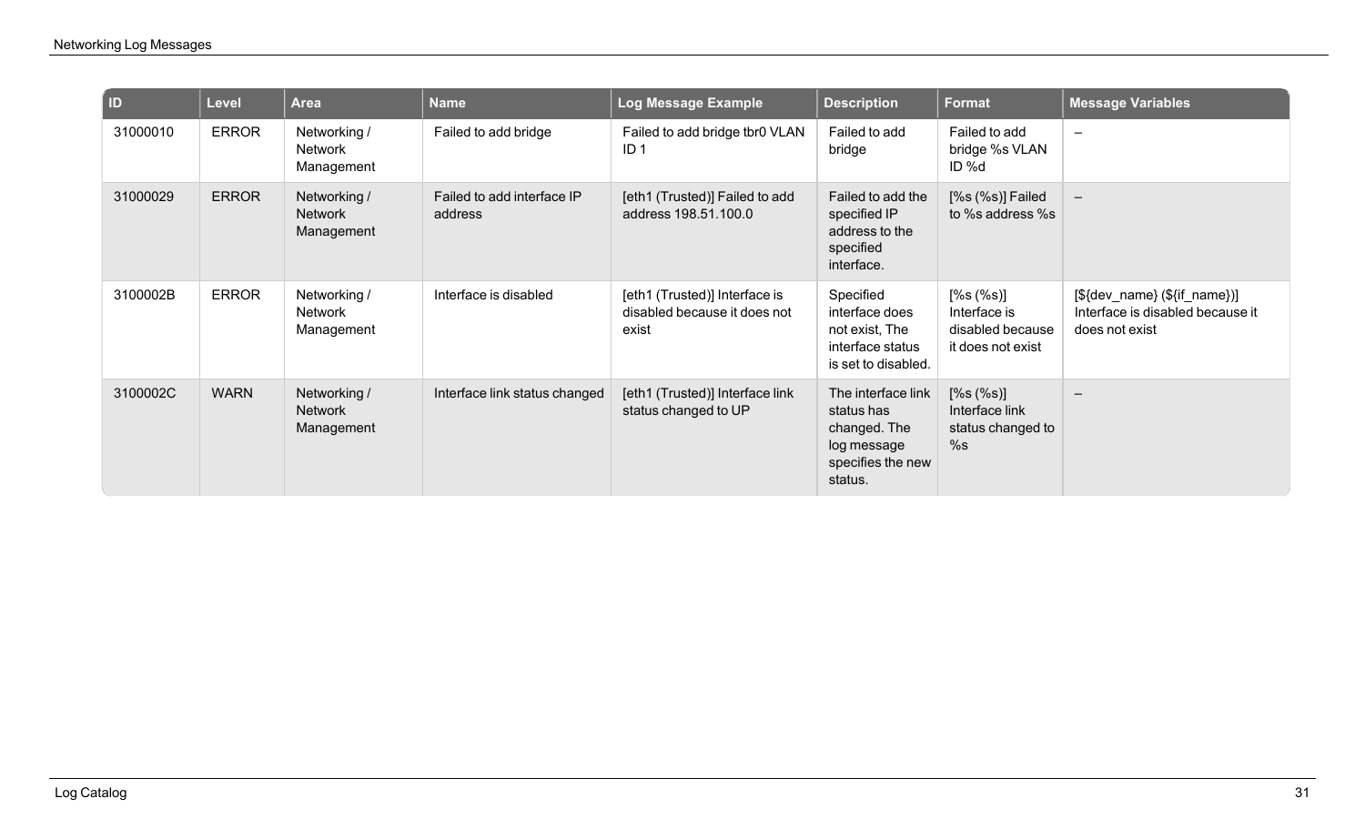| ID | Level | Area | Name | Log Message Example | Description | Format | Message Variables |
| --- | --- | --- | --- | --- | --- | --- | --- |
| 31000010 | ERROR | Networking / Network Management | Failed to add bridge | Failed to add bridge tbr0 VLAN ID 1 | Failed to add bridge | Failed to add bridge %s VLAN ID %d | – |
| 31000029 | ERROR | Networking / Network Management | Failed to add interface IP address | [eth1 (Trusted)] Failed to add address 198.51.100.0 | Failed to add the specified IP address to the specified interface. | [%s (%s)] Failed to %s address %s | – |
| 3100002B | ERROR | Networking / Network Management | Interface is disabled | [eth1 (Trusted)] Interface is disabled because it does not exist | Specified interface does not exist, The interface status is set to disabled. | [%s (%s)] Interface is disabled because it does not exist | [${dev_name} (${if_name})] Interface is disabled because it does not exist |
| 3100002C | WARN | Networking / Network Management | Interface link status changed | [eth1 (Trusted)] Interface link status changed to UP | The interface link status has changed. The log message specifies the new status. | [%s (%s)] Interface link status changed to %s | – |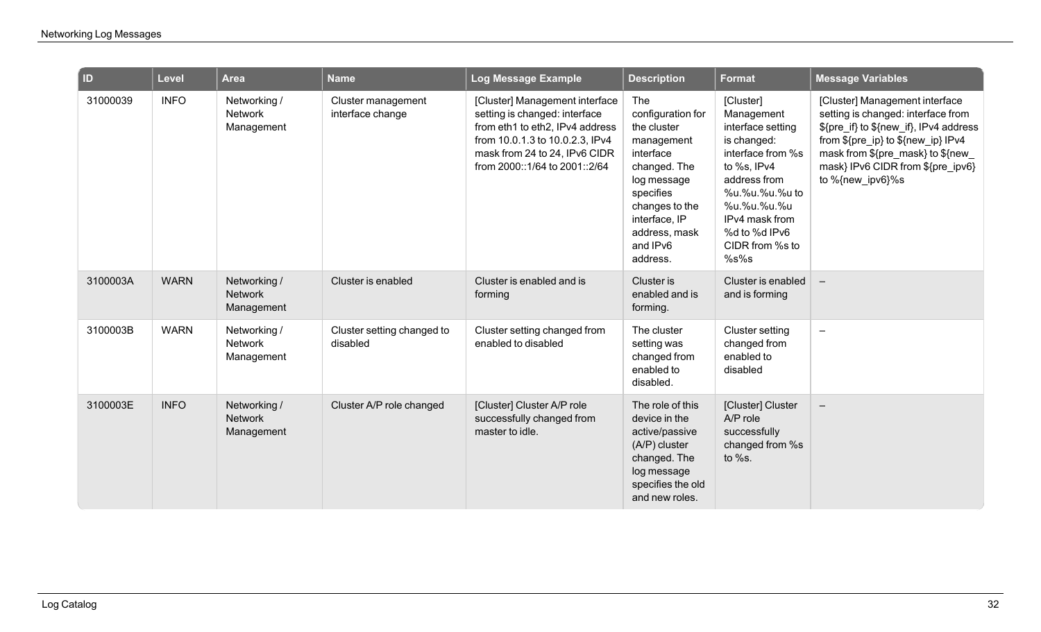| ID | Level | Area | Name | Log Message Example | Description | Format | Message Variables |
|---|---|---|---|---|---|---|---|
| 31000039 | INFO | Networking / Network Management | Cluster management interface change | [Cluster] Management interface setting is changed: interface from eth1 to eth2, IPv4 address from 10.0.1.3 to 10.0.2.3, IPv4 mask from 24 to 24, IPv6 CIDR from 2000::1/64 to 2001::2/64 | The configuration for the cluster management interface changed. The log message specifies changes to the interface, IP address, mask and IPv6 address. | [Cluster] Management interface setting is changed: interface from %s to %s, IPv4 address from %u.%u.%u.%u to %u.%u.%u.%u IPv4 mask from %d to %d IPv6 CIDR from %s to %s%s | [Cluster] Management interface setting is changed: interface from ${pre_if} to ${new_if}, IPv4 address from ${pre_ip} to ${new_ip} IPv4 mask from ${pre_mask} to ${new_mask} IPv6 CIDR from ${pre_ipv6} to %{new_ipv6}%s |
| 3100003A | WARN | Networking / Network Management | Cluster is enabled | Cluster is enabled and is forming | Cluster is enabled and is forming. | Cluster is enabled and is forming | – |
| 3100003B | WARN | Networking / Network Management | Cluster setting changed to disabled | Cluster setting changed from enabled to disabled | The cluster setting was changed from enabled to disabled. | Cluster setting changed from enabled to disabled | – |
| 3100003E | INFO | Networking / Network Management | Cluster A/P role changed | [Cluster] Cluster A/P role successfully changed from master to idle. | The role of this device in the active/passive (A/P) cluster changed. The log message specifies the old and new roles. | [Cluster] Cluster A/P role successfully changed from %s to %s. | – |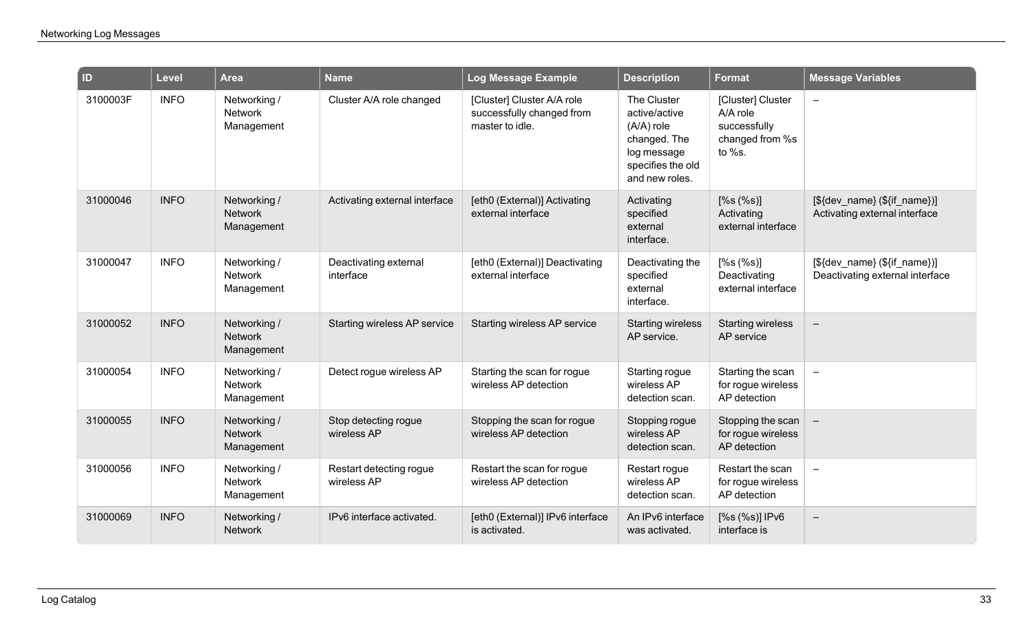| ID | Level | Area | Name | Log Message Example | Description | Format | Message Variables |
|---|---|---|---|---|---|---|---|
| 3100003F | INFO | Networking / Network Management | Cluster A/A role changed | [Cluster] Cluster A/A role successfully changed from master to idle. | The Cluster active/active (A/A) role changed. The log message specifies the old and new roles. | [Cluster] Cluster A/A role successfully changed from %s to %s. | – |
| 31000046 | INFO | Networking / Network Management | Activating external interface | [eth0 (External)] Activating external interface | Activating specified external interface. | [%s (%s)] Activating external interface | [${dev_name} (${if_name})] Activating external interface |
| 31000047 | INFO | Networking / Network Management | Deactivating external interface | [eth0 (External)] Deactivating external interface | Deactivating the specified external interface. | [%s (%s)] Deactivating external interface | [${dev_name} (${if_name})] Deactivating external interface |
| 31000052 | INFO | Networking / Network Management | Starting wireless AP service | Starting wireless AP service | Starting wireless AP service. | Starting wireless AP service | – |
| 31000054 | INFO | Networking / Network Management | Detect rogue wireless AP | Starting the scan for rogue wireless AP detection | Starting rogue wireless AP detection scan. | Starting the scan for rogue wireless AP detection | – |
| 31000055 | INFO | Networking / Network Management | Stop detecting rogue wireless AP | Stopping the scan for rogue wireless AP detection | Stopping rogue wireless AP detection scan. | Stopping the scan for rogue wireless AP detection | – |
| 31000056 | INFO | Networking / Network Management | Restart detecting rogue wireless AP | Restart the scan for rogue wireless AP detection | Restart rogue wireless AP detection scan. | Restart the scan for rogue wireless AP detection | – |
| 31000069 | INFO | Networking / Network | IPv6 interface activated. | [eth0 (External)] IPv6 interface is activated. | An IPv6 interface was activated. | [%s (%s)] IPv6 interface is | – |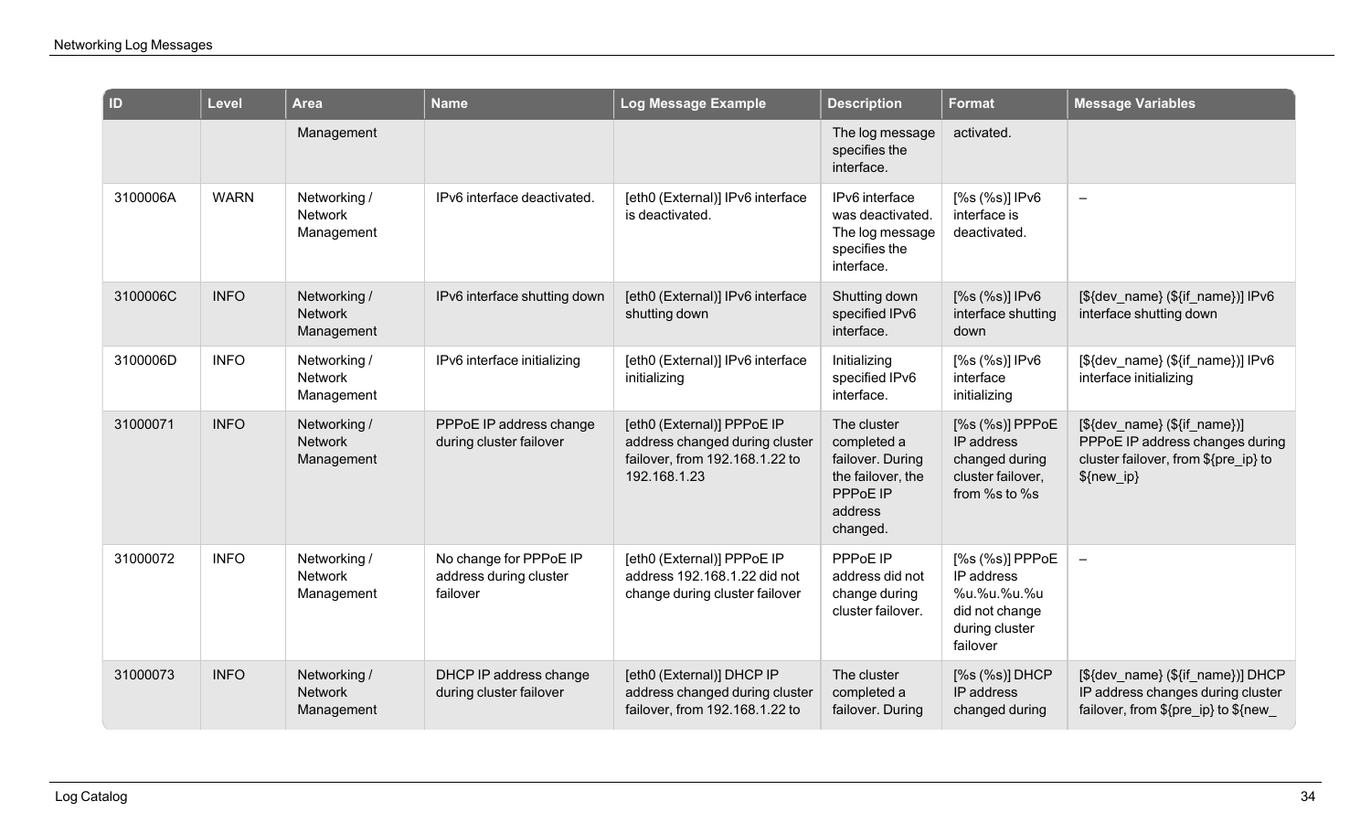| ID | Level | Area | Name | Log Message Example | Description | Format | Message Variables |
|---|---|---|---|---|---|---|---|
| | | Management | | | The log message specifies the interface. | activated. | |
| 3100006A | WARN | Networking / Network Management | IPv6 interface deactivated. | [eth0 (External)] IPv6 interface is deactivated. | IPv6 interface was deactivated. The log message specifies the interface. | [%s (%s)] IPv6 interface is deactivated. | – |
| 3100006C | INFO | Networking / Network Management | IPv6 interface shutting down | [eth0 (External)] IPv6 interface shutting down | Shutting down specified IPv6 interface. | [%s (%s)] IPv6 interface shutting down | [${dev_name} (${if_name})] IPv6 interface shutting down |
| 3100006D | INFO | Networking / Network Management | IPv6 interface initializing | [eth0 (External)] IPv6 interface initializing | Initializing specified IPv6 interface. | [%s (%s)] IPv6 interface initializing | [${dev_name} (${if_name})] IPv6 interface initializing |
| 31000071 | INFO | Networking / Network Management | PPPoE IP address change during cluster failover | [eth0 (External)] PPPoE IP address changed during cluster failover, from 192.168.1.22 to 192.168.1.23 | The cluster completed a failover. During the failover, the PPPoE IP address changed. | [%s (%s)] PPPoE IP address changed during cluster failover, from %s to %s | [${dev_name} (${if_name})] PPPoE IP address changes during cluster failover, from ${pre_ip} to ${new_ip} |
| 31000072 | INFO | Networking / Network Management | No change for PPPoE IP address during cluster failover | [eth0 (External)] PPPoE IP address 192.168.1.22 did not change during cluster failover | PPPoE IP address did not change during cluster failover. | [%s (%s)] PPPoE IP address %u.%u.%u.%u did not change during cluster failover | – |
| 31000073 | INFO | Networking / Network Management | DHCP IP address change during cluster failover | [eth0 (External)] DHCP IP address changed during cluster failover, from 192.168.1.22 to | The cluster completed a failover. During | [%s (%s)] DHCP IP address changed during | [${dev_name} (${if_name})] DHCP IP address changes during cluster failover, from ${pre_ip} to ${new_ |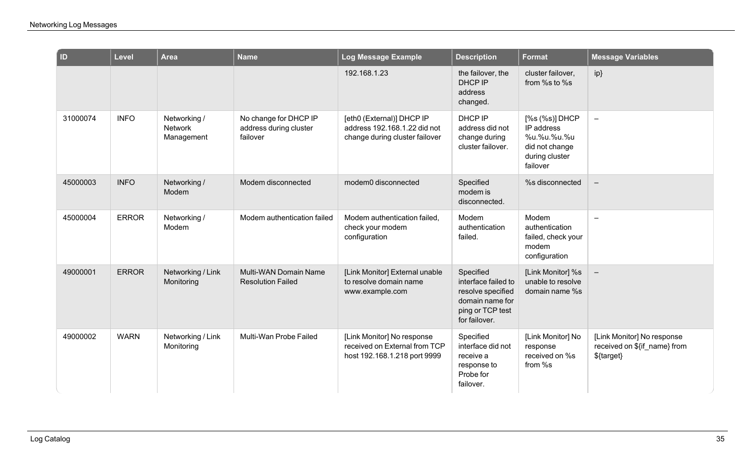| ID | Level | Area | Name | Log Message Example | Description | Format | Message Variables |
|---|---|---|---|---|---|---|---|
| | | | | 192.168.1.23 | the failover, the DHCP IP address changed. | cluster failover, from %s to %s | ip} |
| 31000074 | INFO | Networking / Network Management | No change for DHCP IP address during cluster failover | [eth0 (External)] DHCP IP address 192.168.1.22 did not change during cluster failover | DHCP IP address did not change during cluster failover. | [%s (%s)] DHCP IP address %u.%u.%u.%u did not change during cluster failover | – |
| 45000003 | INFO | Networking / Modem | Modem disconnected | modem0 disconnected | Specified modem is disconnected. | %s disconnected | – |
| 45000004 | ERROR | Networking / Modem | Modem authentication failed | Modem authentication failed, check your modem configuration | Modem authentication failed. | Modem authentication failed, check your modem configuration | – |
| 49000001 | ERROR | Networking / Link Monitoring | Multi-WAN Domain Name Resolution Failed | [Link Monitor] External unable to resolve domain name www.example.com | Specified interface failed to resolve specified domain name for ping or TCP test for failover. | [Link Monitor] %s unable to resolve domain name %s | – |
| 49000002 | WARN | Networking / Link Monitoring | Multi-Wan Probe Failed | [Link Monitor] No response received on External from TCP host 192.168.1.218 port 9999 | Specified interface did not receive a response to Probe for failover. | [Link Monitor] No response received on %s from %s | [Link Monitor] No response received on ${if_name} from ${target} |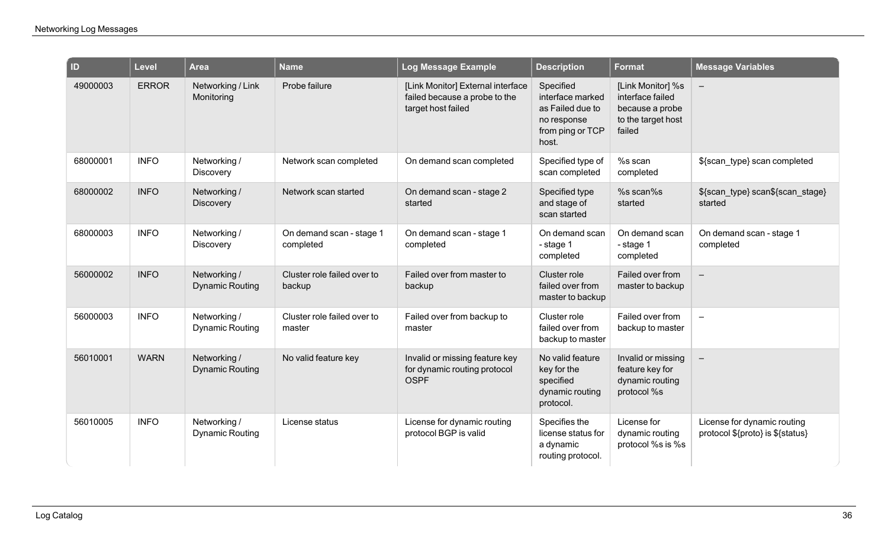| ID | Level | Area | Name | Log Message Example | Description | Format | Message Variables |
|---|---|---|---|---|---|---|---|
| 49000003 | ERROR | Networking / Link Monitoring | Probe failure | [Link Monitor] External interface failed because a probe to the target host failed | Specified interface marked as Failed due to no response from ping or TCP host. | [Link Monitor] %s interface failed because a probe to the target host failed | – |
| 68000001 | INFO | Networking / Discovery | Network scan completed | On demand scan completed | Specified type of scan completed | %s scan completed | ${scan_type} scan completed |
| 68000002 | INFO | Networking / Discovery | Network scan started | On demand scan - stage 2 started | Specified type and stage of scan started | %s scan%s started | ${scan_type} scan${scan_stage} started |
| 68000003 | INFO | Networking / Discovery | On demand scan - stage 1 completed | On demand scan - stage 1 completed | On demand scan - stage 1 completed | On demand scan - stage 1 completed | On demand scan - stage 1 completed |
| 56000002 | INFO | Networking / Dynamic Routing | Cluster role failed over to backup | Failed over from master to backup | Cluster role failed over from master to backup | Failed over from master to backup | – |
| 56000003 | INFO | Networking / Dynamic Routing | Cluster role failed over to master | Failed over from backup to master | Cluster role failed over from backup to master | Failed over from backup to master | – |
| 56010001 | WARN | Networking / Dynamic Routing | No valid feature key | Invalid or missing feature key for dynamic routing protocol OSPF | No valid feature key for the specified dynamic routing protocol. | Invalid or missing feature key for dynamic routing protocol %s | – |
| 56010005 | INFO | Networking / Dynamic Routing | License status | License for dynamic routing protocol BGP is valid | Specifies the license status for a dynamic routing protocol. | License for dynamic routing protocol %s is %s | License for dynamic routing protocol ${proto} is ${status} |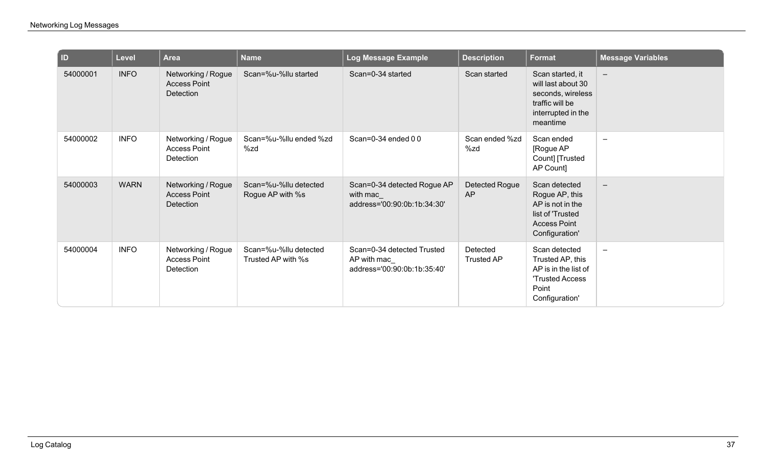| ID | Level | Area | Name | Log Message Example | Description | Format | Message Variables |
|---|---|---|---|---|---|---|---|
| 54000001 | INFO | Networking / Rogue Access Point Detection | Scan=%u-%llu started | Scan=0-34 started | Scan started | Scan started, it will last about 30 seconds, wireless traffic will be interrupted in the meantime | – |
| 54000002 | INFO | Networking / Rogue Access Point Detection | Scan=%u-%llu ended %zd %zd | Scan=0-34 ended 0 0 | Scan ended %zd %zd | Scan ended [Rogue AP Count] [Trusted AP Count] | – |
| 54000003 | WARN | Networking / Rogue Access Point Detection | Scan=%u-%llu detected Rogue AP with %s | Scan=0-34 detected Rogue AP with mac_ address='00:90:0b:1b:34:30' | Detected Rogue AP | Scan detected Rogue AP, this AP is not in the list of 'Trusted Access Point Configuration' | – |
| 54000004 | INFO | Networking / Rogue Access Point Detection | Scan=%u-%llu detected Trusted AP with %s | Scan=0-34 detected Trusted AP with mac_ address='00:90:0b:1b:35:40' | Detected Trusted AP | Scan detected Trusted AP, this AP is in the list of 'Trusted Access Point Configuration' | – |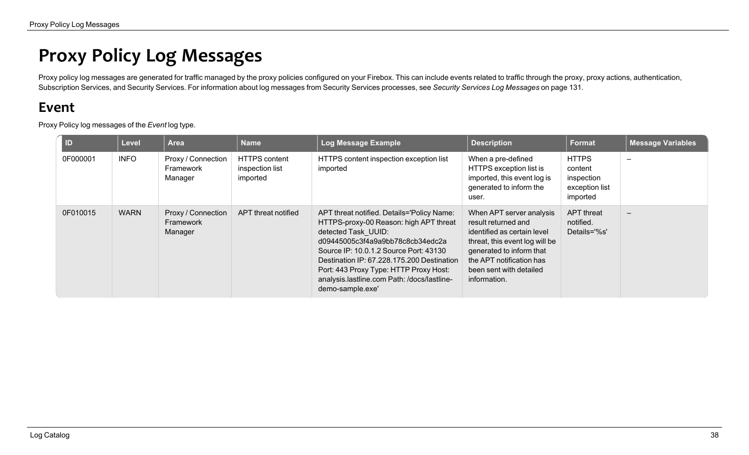# Proxy Policy Log Messages

Proxy policy log messages are generated for traffic managed by the proxy policies configured on your Firebox. This can include events related to traffic through the proxy, proxy actions, authentication, Subscription Services, and Security Services. For information about log messages from Security Services processes, see *Security Services Log Messages* on page 131.

## Event

Proxy Policy log messages of the *Event* log type.

| ID | Level | Area | Name | Log Message Example | Description | Format | Message Variables |
|---|---|---|---|---|---|---|---|
| 0F000001 | INFO | Proxy / Connection Framework Manager | HTTPS content inspection list imported | HTTPS content inspection exception list imported | When a pre-defined HTTPS exception list is imported, this event log is generated to inform the user. | HTTPS content inspection exception list imported | – |
| 0F010015 | WARN | Proxy / Connection Framework Manager | APT threat notified | APT threat notified. Details='Policy Name: HTTPS-proxy-00 Reason: high APT threat detected Task_UUID: d09445005c3f4a9a9bb78c8cb34edc2a Source IP: 10.0.1.2 Source Port: 43130 Destination IP: 67.228.175.200 Destination Port: 443 Proxy Type: HTTP Proxy Host: analysis.lastline.com Path: /docs/lastline-demo-sample.exe' | When APT server analysis result returned and identified as certain level threat, this event log will be generated to inform that the APT notification has been sent with detailed information. | APT threat notified. Details='%s' | – |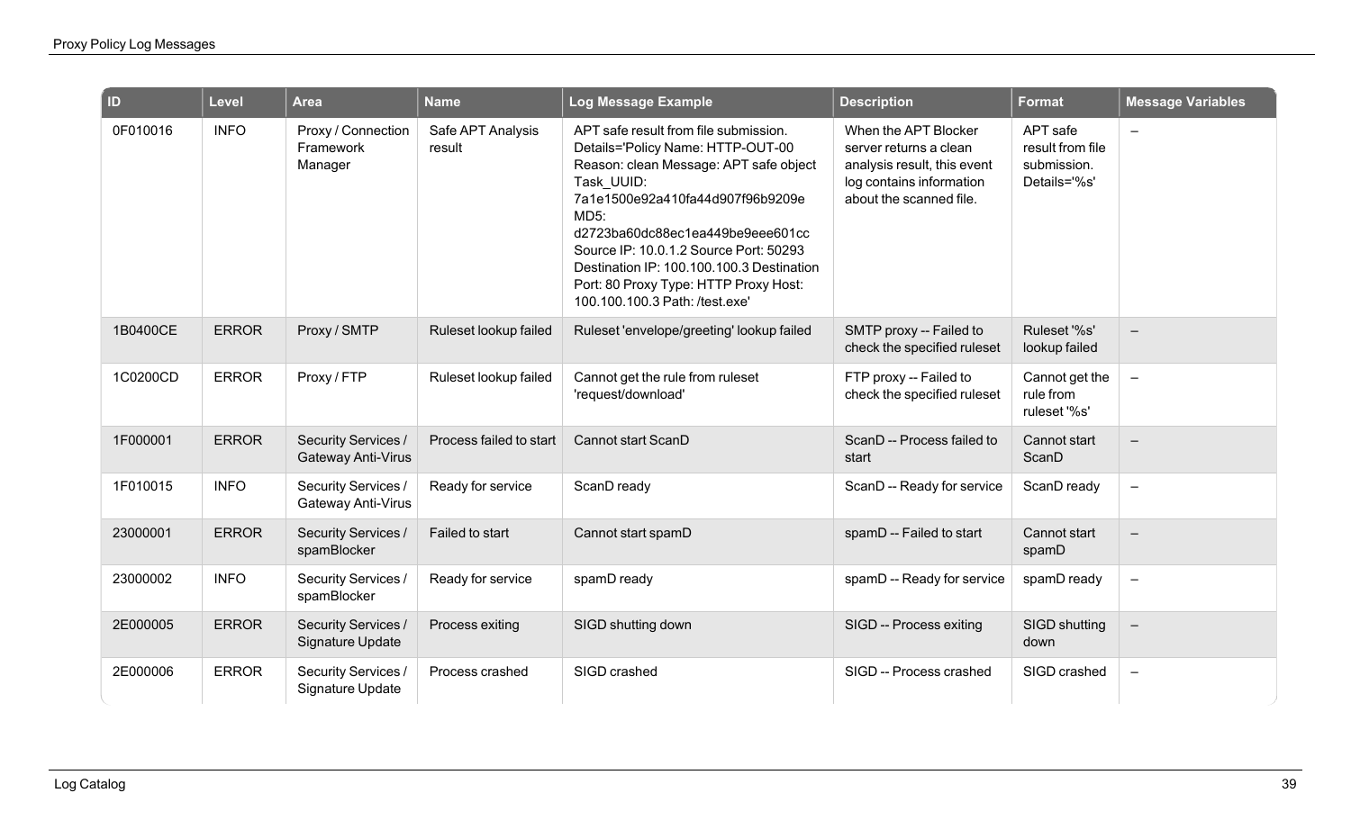| ID | Level | Area | Name | Log Message Example | Description | Format | Message Variables |
|---|---|---|---|---|---|---|---|
| 0F010016 | INFO | Proxy / Connection Framework Manager | Safe APT Analysis result | APT safe result from file submission. Details='Policy Name: HTTP-OUT-00 Reason: clean Message: APT safe object Task_UUID: 7a1e1500e92a410fa44d907f96b9209e MD5: d2723ba60dc88ec1ea449be9eee601cc Source IP: 10.0.1.2 Source Port: 50293 Destination IP: 100.100.100.3 Destination Port: 80 Proxy Type: HTTP Proxy Host: 100.100.100.3 Path: /test.exe' | When the APT Blocker server returns a clean analysis result, this event log contains information about the scanned file. | APT safe result from file submission. Details='%s' | – |
| 1B0400CE | ERROR | Proxy / SMTP | Ruleset lookup failed | Ruleset 'envelope/greeting' lookup failed | SMTP proxy -- Failed to check the specified ruleset | Ruleset '%s' lookup failed | – |
| 1C0200CD | ERROR | Proxy / FTP | Ruleset lookup failed | Cannot get the rule from ruleset 'request/download' | FTP proxy -- Failed to check the specified ruleset | Cannot get the rule from ruleset '%s' | – |
| 1F000001 | ERROR | Security Services / Gateway Anti-Virus | Process failed to start | Cannot start ScanD | ScanD -- Process failed to start | Cannot start ScanD | – |
| 1F010015 | INFO | Security Services / Gateway Anti-Virus | Ready for service | ScanD ready | ScanD -- Ready for service | ScanD ready | – |
| 23000001 | ERROR | Security Services / spamBlocker | Failed to start | Cannot start spamD | spamD -- Failed to start | Cannot start spamD | – |
| 23000002 | INFO | Security Services / spamBlocker | Ready for service | spamD ready | spamD -- Ready for service | spamD ready | – |
| 2E000005 | ERROR | Security Services / Signature Update | Process exiting | SIGD shutting down | SIGD -- Process exiting | SIGD shutting down | – |
| 2E000006 | ERROR | Security Services / Signature Update | Process crashed | SIGD crashed | SIGD -- Process crashed | SIGD crashed | – |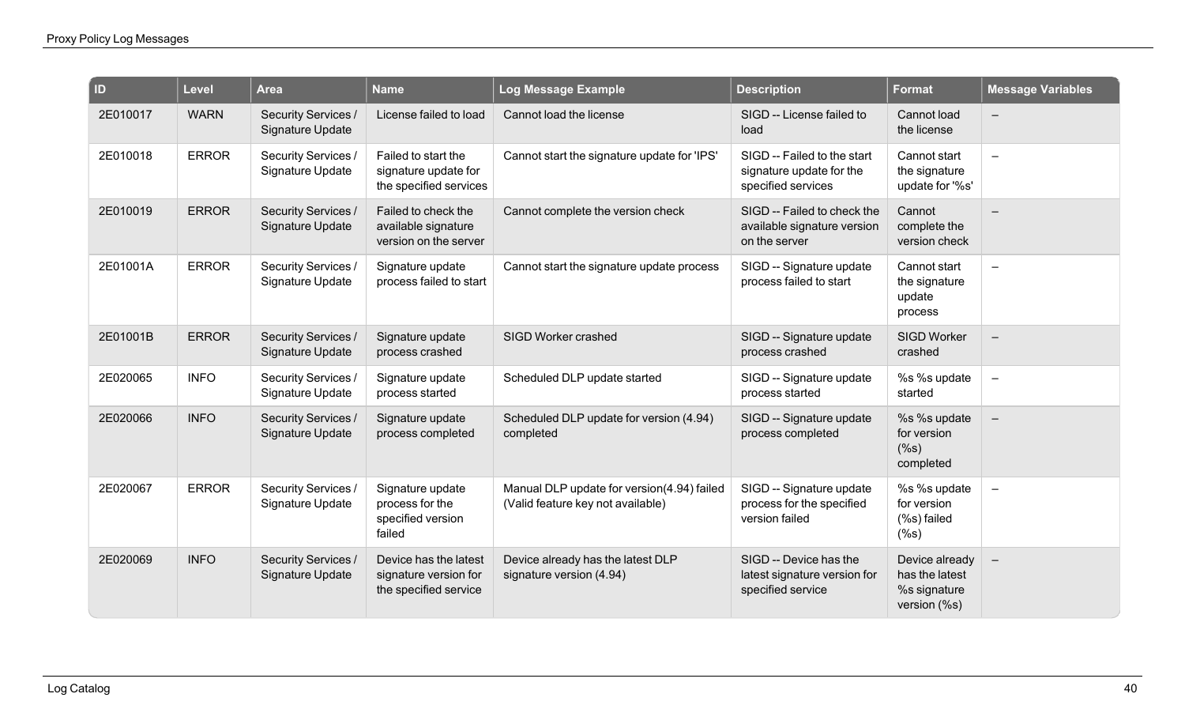| ID | Level | Area | Name | Log Message Example | Description | Format | Message Variables |
|---|---|---|---|---|---|---|---|
| 2E010017 | WARN | Security Services / Signature Update | License failed to load | Cannot load the license | SIGD -- License failed to load | Cannot load the license | – |
| 2E010018 | ERROR | Security Services / Signature Update | Failed to start the signature update for the specified services | Cannot start the signature update for 'IPS' | SIGD -- Failed to the start signature update for the specified services | Cannot start the signature update for '%s' | – |
| 2E010019 | ERROR | Security Services / Signature Update | Failed to check the available signature version on the server | Cannot complete the version check | SIGD -- Failed to check the available signature version on the server | Cannot complete the version check | – |
| 2E01001A | ERROR | Security Services / Signature Update | Signature update process failed to start | Cannot start the signature update process | SIGD -- Signature update process failed to start | Cannot start the signature update process | – |
| 2E01001B | ERROR | Security Services / Signature Update | Signature update process crashed | SIGD Worker crashed | SIGD -- Signature update process crashed | SIGD Worker crashed | – |
| 2E020065 | INFO | Security Services / Signature Update | Signature update process started | Scheduled DLP update started | SIGD -- Signature update process started | %s %s update started | – |
| 2E020066 | INFO | Security Services / Signature Update | Signature update process completed | Scheduled DLP update for version (4.94) completed | SIGD -- Signature update process completed | %s %s update for version (%s) completed | – |
| 2E020067 | ERROR | Security Services / Signature Update | Signature update process for the specified version failed | Manual DLP update for version(4.94) failed (Valid feature key not available) | SIGD -- Signature update process for the specified version failed | %s %s update for version (%s) failed (%s) | – |
| 2E020069 | INFO | Security Services / Signature Update | Device has the latest signature version for the specified service | Device already has the latest DLP signature version (4.94) | SIGD -- Device has the latest signature version for specified service | Device already has the latest %s signature version (%s) | – |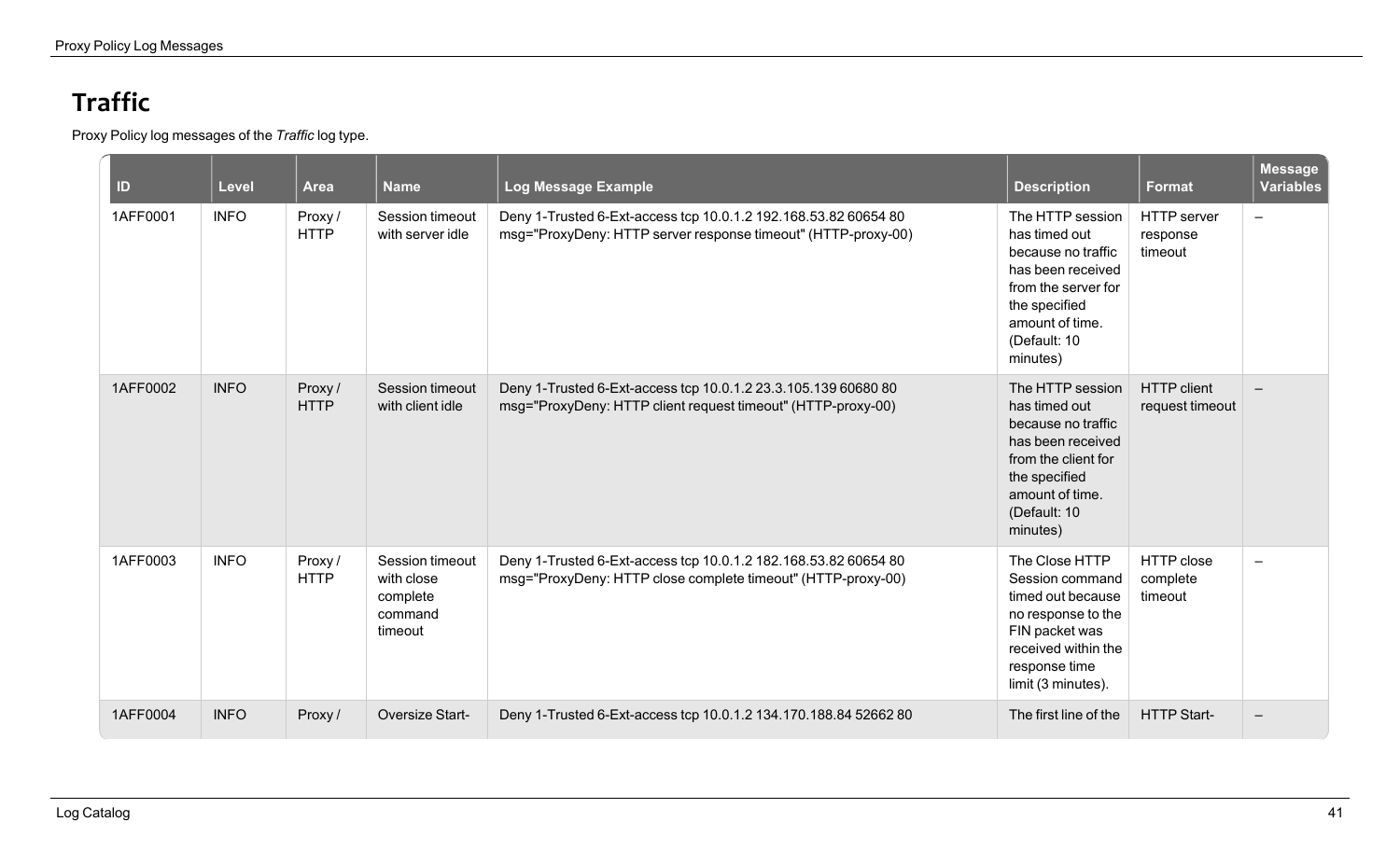# Traffic

Proxy Policy log messages of the *Traffic* log type.

| ID | Level | Area | Name | Log Message Example | Description | Format | Message Variables |
|---|---|---|---|---|---|---|---|
| 1AFF0001 | INFO | Proxy / HTTP | Session timeout with server idle | Deny 1-Trusted 6-Ext-access tcp 10.0.1.2 192.168.53.82 60654 80 msg="ProxyDeny: HTTP server response timeout" (HTTP-proxy-00) | The HTTP session has timed out because no traffic has been received from the server for the specified amount of time. (Default: 10 minutes) | HTTP server response timeout | – |
| 1AFF0002 | INFO | Proxy / HTTP | Session timeout with client idle | Deny 1-Trusted 6-Ext-access tcp 10.0.1.2 23.3.105.139 60680 80 msg="ProxyDeny: HTTP client request timeout" (HTTP-proxy-00) | The HTTP session has timed out because no traffic has been received from the client for the specified amount of time. (Default: 10 minutes) | HTTP client request timeout | – |
| 1AFF0003 | INFO | Proxy / HTTP | Session timeout with close complete command timeout | Deny 1-Trusted 6-Ext-access tcp 10.0.1.2 182.168.53.82 60654 80 msg="ProxyDeny: HTTP close complete timeout" (HTTP-proxy-00) | The Close HTTP Session command timed out because no response to the FIN packet was received within the response time limit (3 minutes). | HTTP close complete timeout | – |
| 1AFF0004 | INFO | Proxy / | Oversize Start- | Deny 1-Trusted 6-Ext-access tcp 10.0.1.2 134.170.188.84 52662 80 | The first line of the | HTTP Start- | – |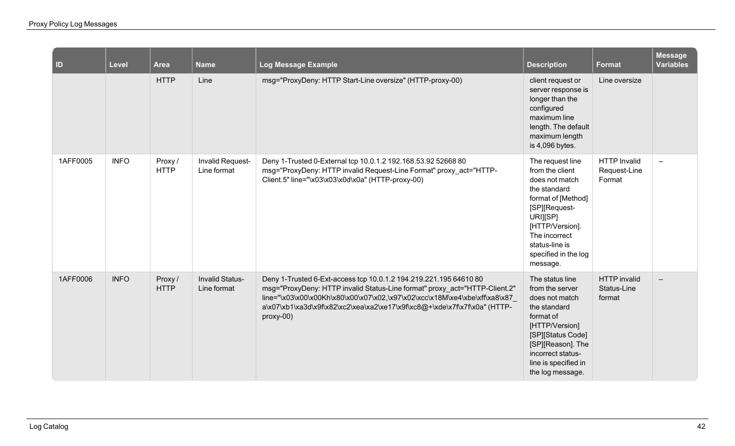| ID | Level | Area | Name | Log Message Example | Description | Format | Message Variables |
|---|---|---|---|---|---|---|---|
| | | HTTP | Line | msg="ProxyDeny: HTTP Start-Line oversize" (HTTP-proxy-00) | client request or server response is longer than the configured maximum line length. The default maximum length is 4,096 bytes. | Line oversize | |
| 1AFF0005 | INFO | Proxy / HTTP | Invalid Request-Line format | Deny 1-Trusted 0-External tcp 10.0.1.2 192.168.53.92 52668 80 msg="ProxyDeny: HTTP invalid Request-Line Format" proxy_act="HTTP-Client.5" line="\x03\x03\x0d\x0a" (HTTP-proxy-00) | The request line from the client does not match the standard format of [Method][SP][Request-URI][SP][HTTP/Version]. The incorrect status-line is specified in the log message. | HTTP Invalid Request-Line Format | – |
| 1AFF0006 | INFO | Proxy / HTTP | Invalid Status-Line format | Deny 1-Trusted 6-Ext-access tcp 10.0.1.2 194.219.221.195 64610 80 msg="ProxyDeny: HTTP invalid Status-Line format" proxy_act="HTTP-Client.2" line="\x03\x00\x00Kh\x80\x00\x07\x02,\x97\x02\xcc\x18M\xe4\xbe\xff\xa8\x87_a\x07\xb1\xa3d\x9f\x82\xc2\xea\xa2\xe17\x9f\xc8@+\xde\x7f\x7f\x0a" (HTTP-proxy-00) | The status line from the server does not match the standard format of [HTTP/Version][SP][Status Code][SP][Reason]. The incorrect status-line is specified in the log message. | HTTP invalid Status-Line format | – |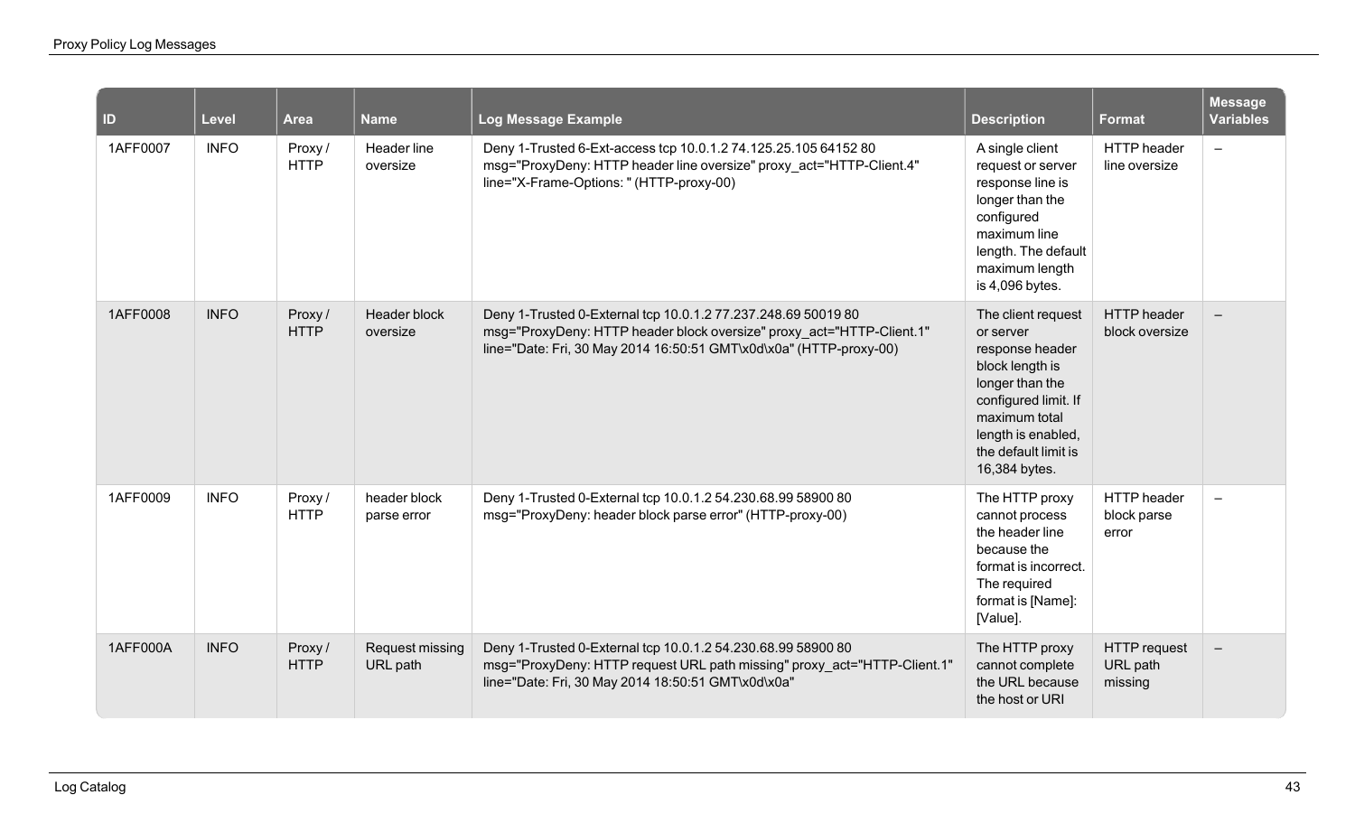| ID | Level | Area | Name | Log Message Example | Description | Format | Message Variables |
|---|---|---|---|---|---|---|---|
| 1AFF0007 | INFO | Proxy / HTTP | Header line oversize | Deny 1-Trusted 6-Ext-access tcp 10.0.1.2 74.125.25.105 64152 80 msg="ProxyDeny: HTTP header line oversize" proxy_act="HTTP-Client.4" line="X-Frame-Options: " (HTTP-proxy-00) | A single client request or server response line is longer than the configured maximum line length. The default maximum length is 4,096 bytes. | HTTP header line oversize | – |
| 1AFF0008 | INFO | Proxy / HTTP | Header block oversize | Deny 1-Trusted 0-External tcp 10.0.1.2 77.237.248.69 50019 80 msg="ProxyDeny: HTTP header block oversize" proxy_act="HTTP-Client.1" line="Date: Fri, 30 May 2014 16:50:51 GMT\x0d\x0a" (HTTP-proxy-00) | The client request or server response header block length is longer than the configured limit. If maximum total length is enabled, the default limit is 16,384 bytes. | HTTP header block oversize | – |
| 1AFF0009 | INFO | Proxy / HTTP | header block parse error | Deny 1-Trusted 0-External tcp 10.0.1.2 54.230.68.99 58900 80 msg="ProxyDeny: header block parse error" (HTTP-proxy-00) | The HTTP proxy cannot process the header line because the format is incorrect. The required format is [Name]: [Value]. | HTTP header block parse error | – |
| 1AFF000A | INFO | Proxy / HTTP | Request missing URL path | Deny 1-Trusted 0-External tcp 10.0.1.2 54.230.68.99 58900 80 msg="ProxyDeny: HTTP request URL path missing" proxy_act="HTTP-Client.1" line="Date: Fri, 30 May 2014 18:50:51 GMT\x0d\x0a" | The HTTP proxy cannot complete the URL because the host or URI | HTTP request URL path missing | – |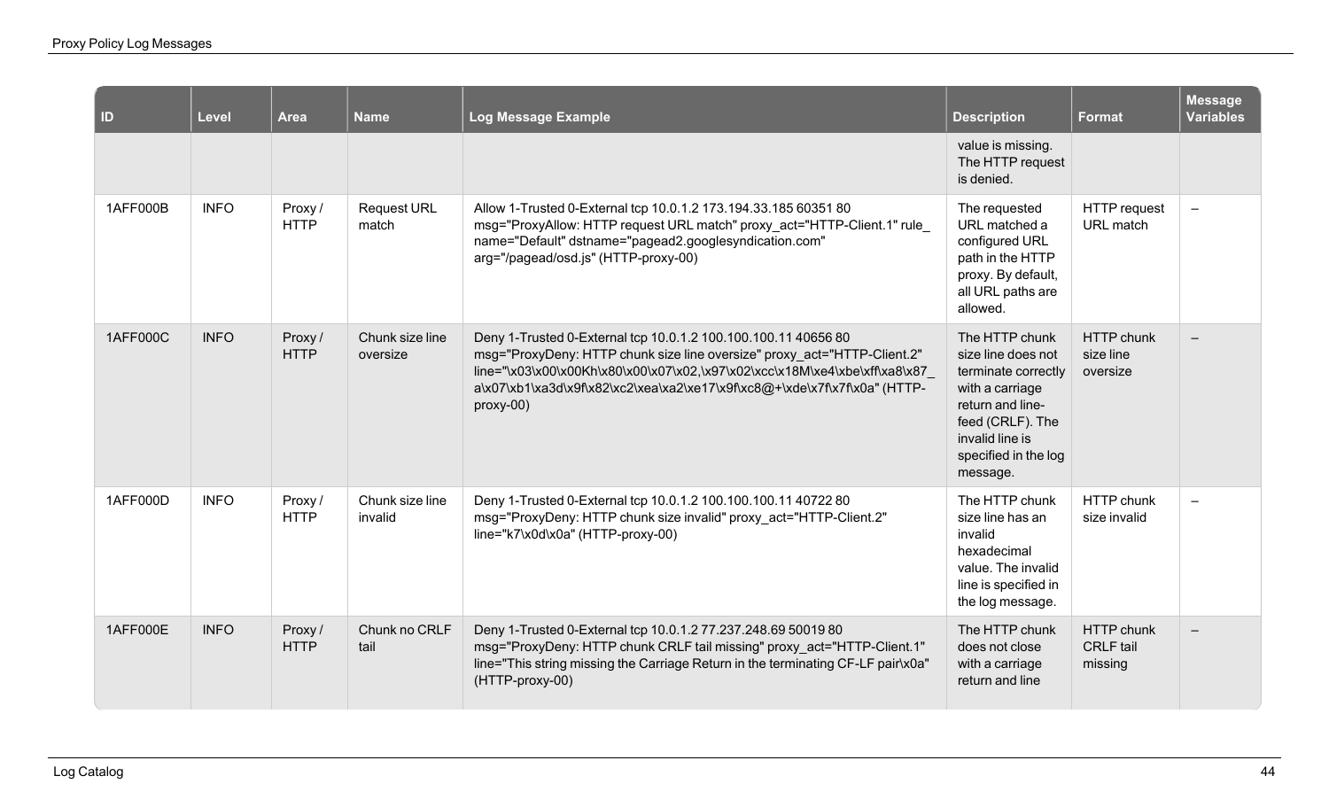| ID | Level | Area | Name | Log Message Example | Description | Format | Message Variables |
|---|---|---|---|---|---|---|---|
| | | | | | value is missing. The HTTP request is denied. | | |
| 1AFF000B | INFO | Proxy / HTTP | Request URL match | Allow 1-Trusted 0-External tcp 10.0.1.2 173.194.33.185 60351 80 msg="ProxyAllow: HTTP request URL match" proxy_act="HTTP-Client.1" rule_name="Default" dstname="pagead2.googlesyndication.com" arg="/pagead/osd.js" (HTTP-proxy-00) | The requested URL matched a configured URL path in the HTTP proxy. By default, all URL paths are allowed. | HTTP request URL match | – |
| 1AFF000C | INFO | Proxy / HTTP | Chunk size line oversize | Deny 1-Trusted 0-External tcp 10.0.1.2 100.100.100.11 40656 80 msg="ProxyDeny: HTTP chunk size line oversize" proxy_act="HTTP-Client.2" line="\x03\x00\x00Kh\x80\x00\x07\x02,\x97\x02\xcc\x18M\xe4\xbe\xff\xa8\x87_a\x07\xb1\xa3d\x9f\x82\xc2\xea\xa2\xe17\x9f\xc8@+\xde\x7f\x7f\x0a" (HTTP-proxy-00) | The HTTP chunk size line does not terminate correctly with a carriage return and line-feed (CRLF). The invalid line is specified in the log message. | HTTP chunk size line oversize | – |
| 1AFF000D | INFO | Proxy / HTTP | Chunk size line invalid | Deny 1-Trusted 0-External tcp 10.0.1.2 100.100.100.11 40722 80 msg="ProxyDeny: HTTP chunk size invalid" proxy_act="HTTP-Client.2" line="k7\x0d\x0a" (HTTP-proxy-00) | The HTTP chunk size line has an invalid hexadecimal value. The invalid line is specified in the log message. | HTTP chunk size invalid | – |
| 1AFF000E | INFO | Proxy / HTTP | Chunk no CRLF tail | Deny 1-Trusted 0-External tcp 10.0.1.2 77.237.248.69 50019 80 msg="ProxyDeny: HTTP chunk CRLF tail missing" proxy_act="HTTP-Client.1" line="This string missing the Carriage Return in the terminating CF-LF pair\x0a" (HTTP-proxy-00) | The HTTP chunk does not close with a carriage return and line | HTTP chunk CRLF tail missing | – |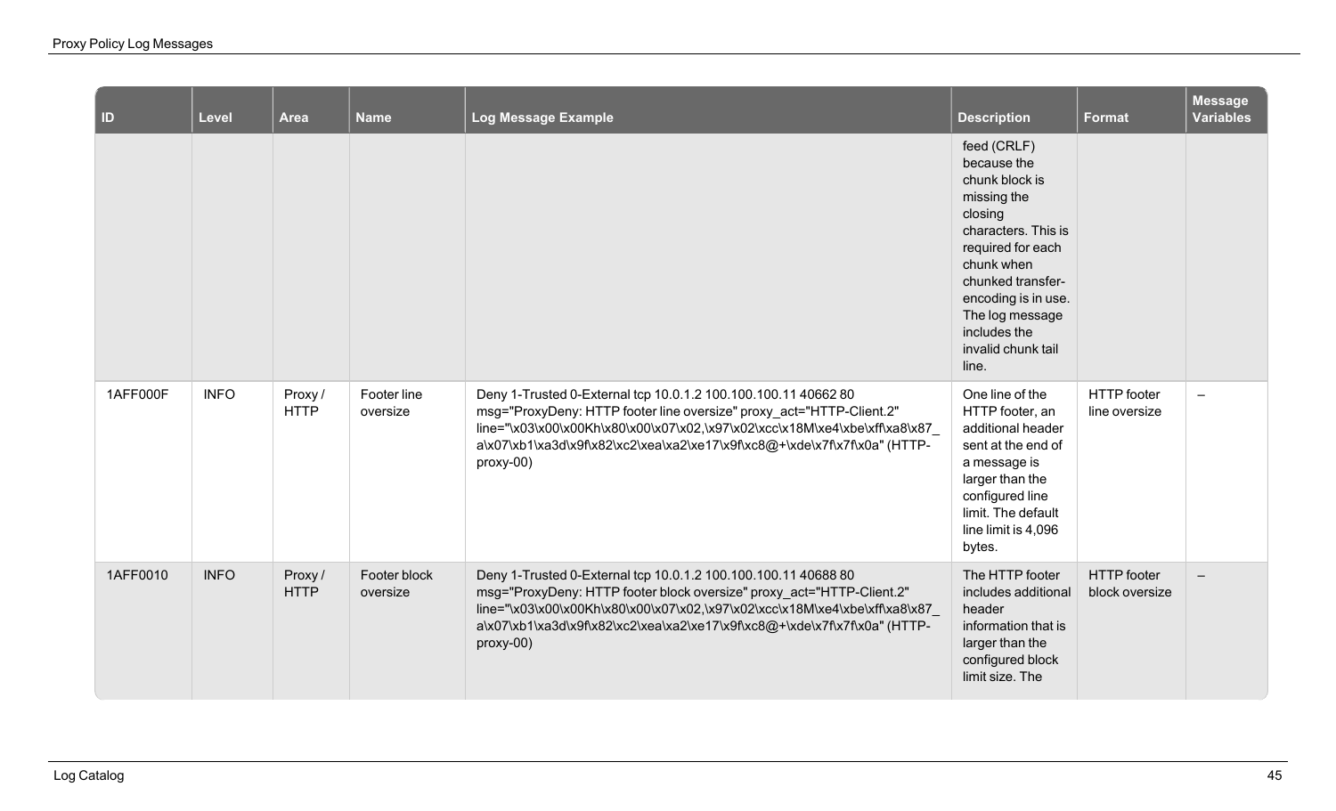| ID | Level | Area | Name | Log Message Example | Description | Format | Message Variables |
|---|---|---|---|---|---|---|---|
| | | | | | feed (CRLF) because the chunk block is missing the closing characters. This is required for each chunk when chunked transfer-encoding is in use. The log message includes the invalid chunk tail line. | | |
| 1AFF000F | INFO | Proxy / HTTP | Footer line oversize | Deny 1-Trusted 0-External tcp 10.0.1.2 100.100.100.11 40662 80 msg="ProxyDeny: HTTP footer line oversize" proxy_act="HTTP-Client.2" line="\x03\x00\x00Kh\x80\x00\x07\x02,\x97\x02\xcc\x18M\xe4\xbe\xff\xa8\x87_a\x07\xb1\xa3d\x9f\x82\xc2\xea\xa2\xe17\x9f\xc8@+\xde\x7f\x7f\x0a" (HTTP-proxy-00) | One line of the HTTP footer, an additional header sent at the end of a message is larger than the configured line limit. The default line limit is 4,096 bytes. | HTTP footer line oversize | – |
| 1AFF0010 | INFO | Proxy / HTTP | Footer block oversize | Deny 1-Trusted 0-External tcp 10.0.1.2 100.100.100.11 40688 80 msg="ProxyDeny: HTTP footer block oversize" proxy_act="HTTP-Client.2" line="\x03\x00\x00Kh\x80\x00\x07\x02,\x97\x02\xcc\x18M\xe4\xbe\xff\xa8\x87_a\x07\xb1\xa3d\x9f\x82\xc2\xea\xa2\xe17\x9f\xc8@+\xde\x7f\x7f\x0a" (HTTP-proxy-00) | The HTTP footer includes additional header information that is larger than the configured block limit size. The | HTTP footer block oversize | – |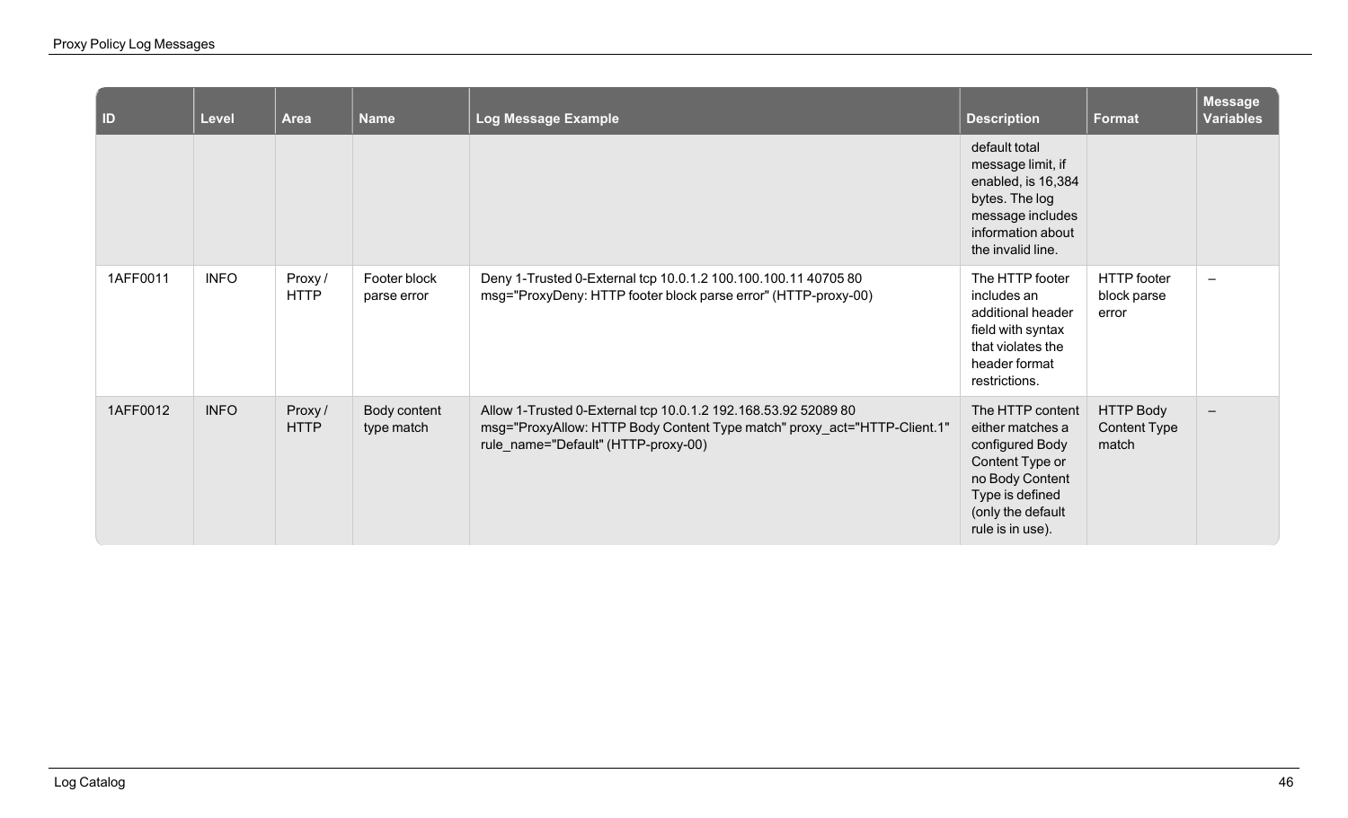| ID | Level | Area | Name | Log Message Example | Description | Format | Message Variables |
|---|---|---|---|---|---|---|---|
| | | | | | default total message limit, if enabled, is 16,384 bytes. The log message includes information about the invalid line. | | |
| 1AFF0011 | INFO | Proxy / HTTP | Footer block parse error | Deny 1-Trusted 0-External tcp 10.0.1.2 100.100.100.11 40705 80 msg="ProxyDeny: HTTP footer block parse error" (HTTP-proxy-00) | The HTTP footer includes an additional header field with syntax that violates the header format restrictions. | HTTP footer block parse error | – |
| 1AFF0012 | INFO | Proxy / HTTP | Body content type match | Allow 1-Trusted 0-External tcp 10.0.1.2 192.168.53.92 52089 80 msg="ProxyAllow: HTTP Body Content Type match" proxy_act="HTTP-Client.1" rule_name="Default" (HTTP-proxy-00) | The HTTP content either matches a configured Body Content Type or no Body Content Type is defined (only the default rule is in use). | HTTP Body Content Type match | – |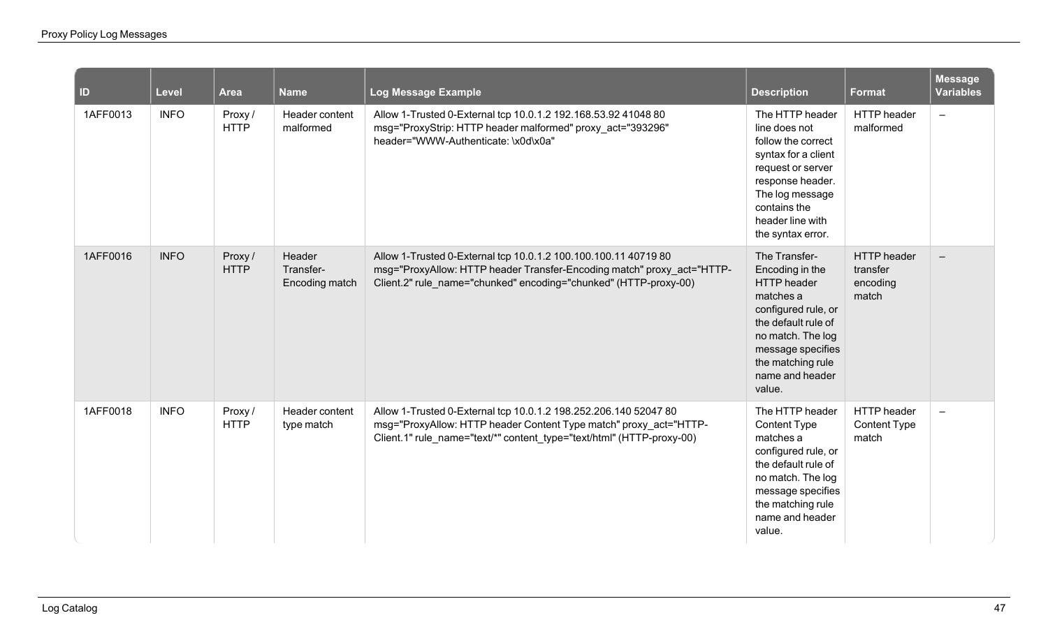| ID | Level | Area | Name | Log Message Example | Description | Format | Message Variables |
|---|---|---|---|---|---|---|---|
| 1AFF0013 | INFO | Proxy / HTTP | Header content malformed | Allow 1-Trusted 0-External tcp 10.0.1.2 192.168.53.92 41048 80 msg="ProxyStrip: HTTP header malformed" proxy_act="393296" header="WWW-Authenticate: \x0d\x0a" | The HTTP header line does not follow the correct syntax for a client request or server response header. The log message contains the header line with the syntax error. | HTTP header malformed | – |
| 1AFF0016 | INFO | Proxy / HTTP | Header Transfer-Encoding match | Allow 1-Trusted 0-External tcp 10.0.1.2 100.100.100.11 40719 80 msg="ProxyAllow: HTTP header Transfer-Encoding match" proxy_act="HTTP-Client.2" rule_name="chunked" encoding="chunked" (HTTP-proxy-00) | The Transfer-Encoding in the HTTP header matches a configured rule, or the default rule of no match. The log message specifies the matching rule name and header value. | HTTP header transfer encoding match | – |
| 1AFF0018 | INFO | Proxy / HTTP | Header content type match | Allow 1-Trusted 0-External tcp 10.0.1.2 198.252.206.140 52047 80 msg="ProxyAllow: HTTP header Content Type match" proxy_act="HTTP-Client.1" rule_name="text/*" content_type="text/html" (HTTP-proxy-00) | The HTTP header Content Type matches a configured rule, or the default rule of no match. The log message specifies the matching rule name and header value. | HTTP header Content Type match | – |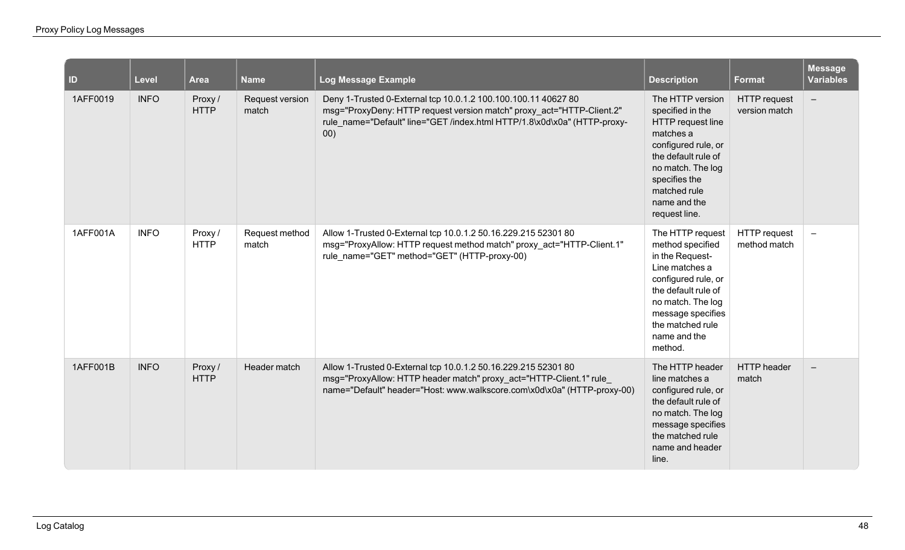| ID | Level | Area | Name | Log Message Example | Description | Format | Message Variables |
|---|---|---|---|---|---|---|---|
| 1AFF0019 | INFO | Proxy / HTTP | Request version match | Deny 1-Trusted 0-External tcp 10.0.1.2 100.100.100.11 40627 80 msg="ProxyDeny: HTTP request version match" proxy_act="HTTP-Client.2" rule_name="Default" line="GET /index.html HTTP/1.8\x0d\x0a" (HTTP-proxy-00) | The HTTP version specified in the HTTP request line matches a configured rule, or the default rule of no match. The log specifies the matched rule name and the request line. | HTTP request version match | – |
| 1AFF001A | INFO | Proxy / HTTP | Request method match | Allow 1-Trusted 0-External tcp 10.0.1.2 50.16.229.215 52301 80 msg="ProxyAllow: HTTP request method match" proxy_act="HTTP-Client.1" rule_name="GET" method="GET" (HTTP-proxy-00) | The HTTP request method specified in the Request-Line matches a configured rule, or the default rule of no match. The log message specifies the matched rule name and the method. | HTTP request method match | – |
| 1AFF001B | INFO | Proxy / HTTP | Header match | Allow 1-Trusted 0-External tcp 10.0.1.2 50.16.229.215 52301 80 msg="ProxyAllow: HTTP header match" proxy_act="HTTP-Client.1" rule_name="Default" header="Host: www.walkscore.com\x0d\x0a" (HTTP-proxy-00) | The HTTP header line matches a configured rule, or the default rule of no match. The log message specifies the matched rule name and header line. | HTTP header match | – |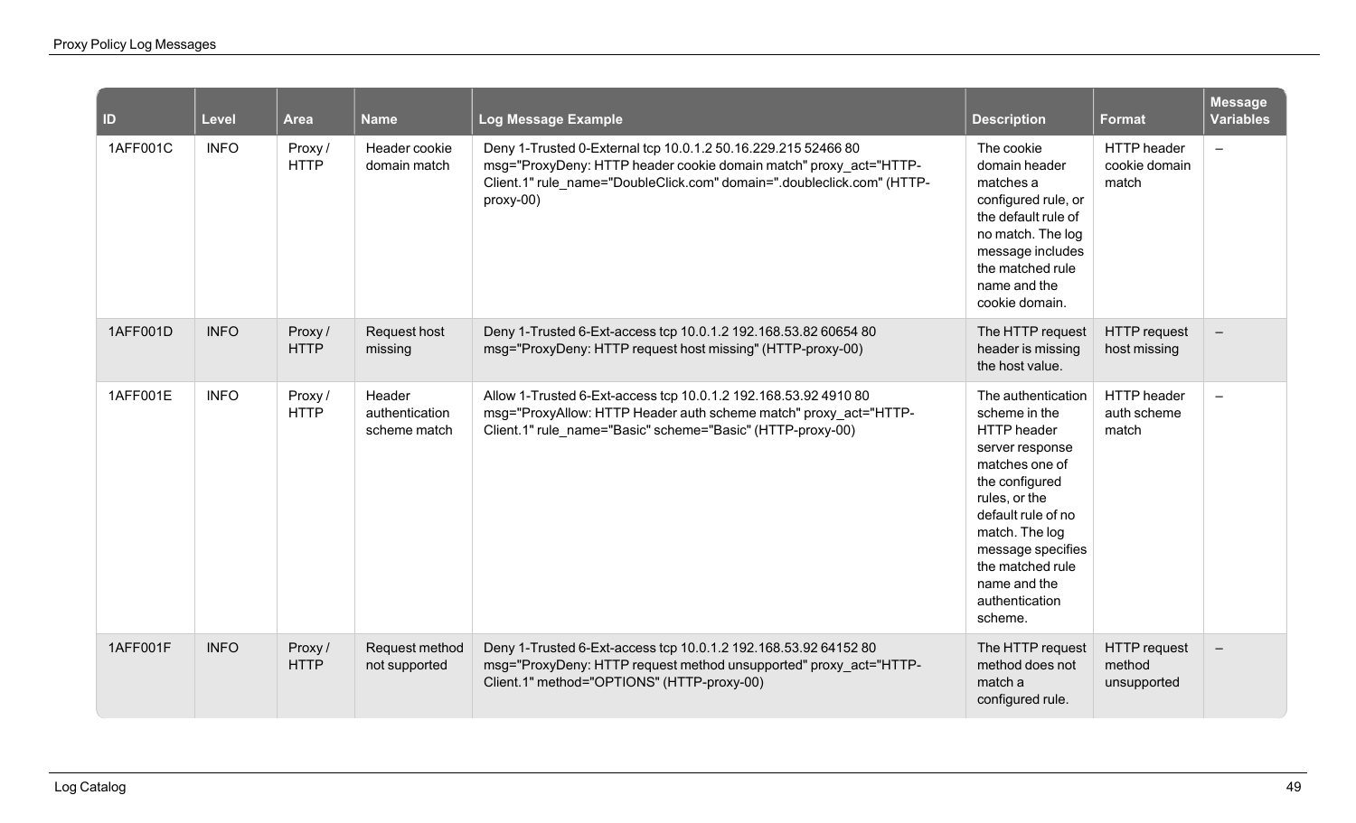| ID | Level | Area | Name | Log Message Example | Description | Format | Message Variables |
|---|---|---|---|---|---|---|---|
| 1AFF001C | INFO | Proxy / HTTP | Header cookie domain match | Deny 1-Trusted 0-External tcp 10.0.1.2 50.16.229.215 52466 80 msg="ProxyDeny: HTTP header cookie domain match" proxy_act="HTTP-Client.1" rule_name="DoubleClick.com" domain=".doubleclick.com" (HTTP-proxy-00) | The cookie domain header matches a configured rule, or the default rule of no match. The log message includes the matched rule name and the cookie domain. | HTTP header cookie domain match | – |
| 1AFF001D | INFO | Proxy / HTTP | Request host missing | Deny 1-Trusted 6-Ext-access tcp 10.0.1.2 192.168.53.82 60654 80 msg="ProxyDeny: HTTP request host missing" (HTTP-proxy-00) | The HTTP request header is missing the host value. | HTTP request host missing | – |
| 1AFF001E | INFO | Proxy / HTTP | Header authentication scheme match | Allow 1-Trusted 6-Ext-access tcp 10.0.1.2 192.168.53.92 4910 80 msg="ProxyAllow: HTTP Header auth scheme match" proxy_act="HTTP-Client.1" rule_name="Basic" scheme="Basic" (HTTP-proxy-00) | The authentication scheme in the HTTP header server response matches one of the configured rules, or the default rule of no match. The log message specifies the matched rule name and the authentication scheme. | HTTP header auth scheme match | – |
| 1AFF001F | INFO | Proxy / HTTP | Request method not supported | Deny 1-Trusted 6-Ext-access tcp 10.0.1.2 192.168.53.92 64152 80 msg="ProxyDeny: HTTP request method unsupported" proxy_act="HTTP-Client.1" method="OPTIONS" (HTTP-proxy-00) | The HTTP request method does not match a configured rule. | HTTP request method unsupported | – |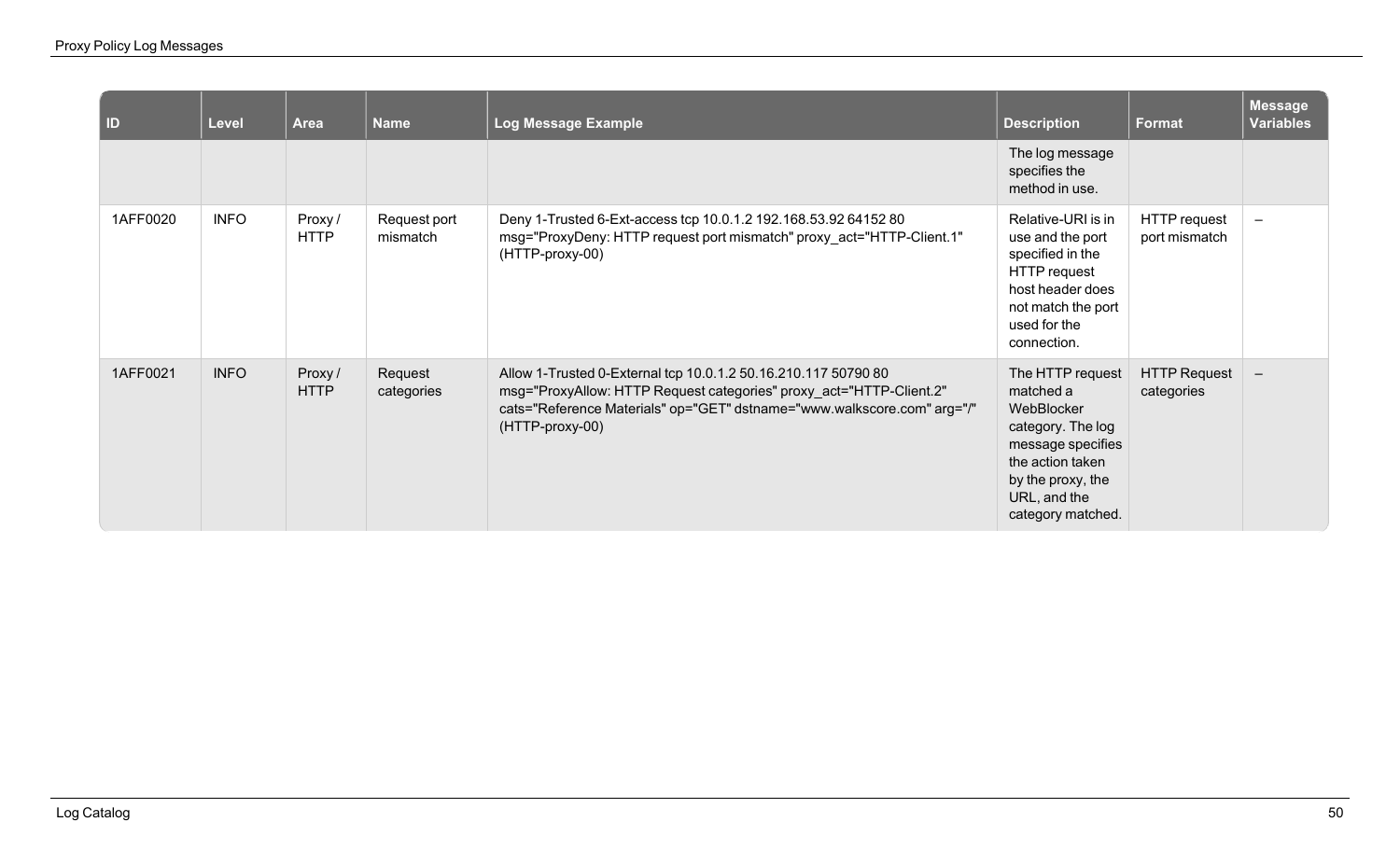| ID | Level | Area | Name | Log Message Example | Description | Format | Message Variables |
|---|---|---|---|---|---|---|---|
| | | | | | The log message specifies the method in use. | | |
| 1AFF0020 | INFO | Proxy / HTTP | Request port mismatch | Deny 1-Trusted 6-Ext-access tcp 10.0.1.2 192.168.53.92 64152 80 msg="ProxyDeny: HTTP request port mismatch" proxy_act="HTTP-Client.1" (HTTP-proxy-00) | Relative-URI is in use and the port specified in the HTTP request host header does not match the port used for the connection. | HTTP request port mismatch | – |
| 1AFF0021 | INFO | Proxy / HTTP | Request categories | Allow 1-Trusted 0-External tcp 10.0.1.2 50.16.210.117 50790 80 msg="ProxyAllow: HTTP Request categories" proxy_act="HTTP-Client.2" cats="Reference Materials" op="GET" dstname="www.walkscore.com" arg="/" (HTTP-proxy-00) | The HTTP request matched a WebBlocker category. The log message specifies the action taken by the proxy, the URL, and the category matched. | HTTP Request categories | – |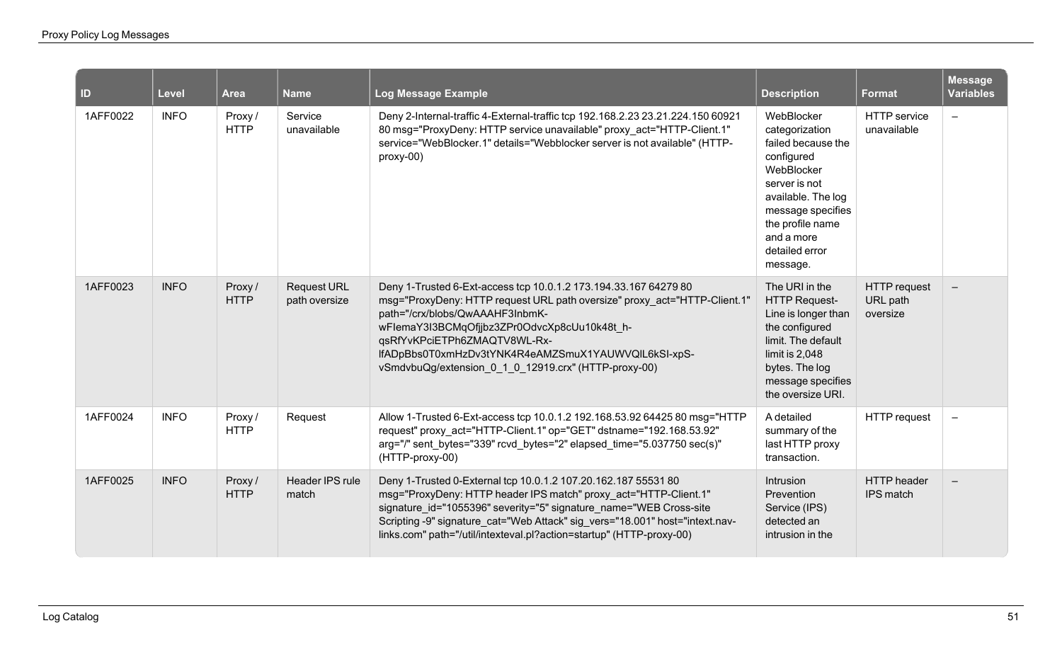| ID | Level | Area | Name | Log Message Example | Description | Format | Message Variables |
|---|---|---|---|---|---|---|---|
| 1AFF0022 | INFO | Proxy / HTTP | Service unavailable | Deny 2-Internal-traffic 4-External-traffic tcp 192.168.2.23 23.21.224.150 60921 80 msg="ProxyDeny: HTTP service unavailable" proxy_act="HTTP-Client.1" service="WebBlocker.1" details="Webblocker server is not available" (HTTP-proxy-00) | WebBlocker categorization failed because the configured WebBlocker server is not available. The log message specifies the profile name and a more detailed error message. | HTTP service unavailable | – |
| 1AFF0023 | INFO | Proxy / HTTP | Request URL path oversize | Deny 1-Trusted 6-Ext-access tcp 10.0.1.2 173.194.33.167 64279 80 msg="ProxyDeny: HTTP request URL path oversize" proxy_act="HTTP-Client.1" path="/crx/blobs/QwAAAHF3InbmK-wFIemaY3I3BCMqOfjjbz3ZPr0OdvcXp8cUu10k48t_h-qsRfYvKPciETPh6ZMAQTV8WL-Rx-lfADpBbs0T0xmHzDv3tYNK4R4eAMZSmuX1YAUWVQlL6kSI-xpS-vSmdvbuQg/extension_0_1_0_12919.crx" (HTTP-proxy-00) | The URI in the HTTP Request-Line is longer than the configured limit. The default limit is 2,048 bytes. The log message specifies the oversize URI. | HTTP request URL path oversize | – |
| 1AFF0024 | INFO | Proxy / HTTP | Request | Allow 1-Trusted 6-Ext-access tcp 10.0.1.2 192.168.53.92 64425 80 msg="HTTP request" proxy_act="HTTP-Client.1" op="GET" dstname="192.168.53.92" arg="/" sent_bytes="339" rcvd_bytes="2" elapsed_time="5.037750 sec(s)" (HTTP-proxy-00) | A detailed summary of the last HTTP proxy transaction. | HTTP request | – |
| 1AFF0025 | INFO | Proxy / HTTP | Header IPS rule match | Deny 1-Trusted 0-External tcp 10.0.1.2 107.20.162.187 55531 80 msg="ProxyDeny: HTTP header IPS match" proxy_act="HTTP-Client.1" signature_id="1055396" severity="5" signature_name="WEB Cross-site Scripting -9" signature_cat="Web Attack" sig_vers="18.001" host="intext.nav-links.com" path="/util/intexteval.pl?action=startup" (HTTP-proxy-00) | Intrusion Prevention Service (IPS) detected an intrusion in the | HTTP header IPS match | – |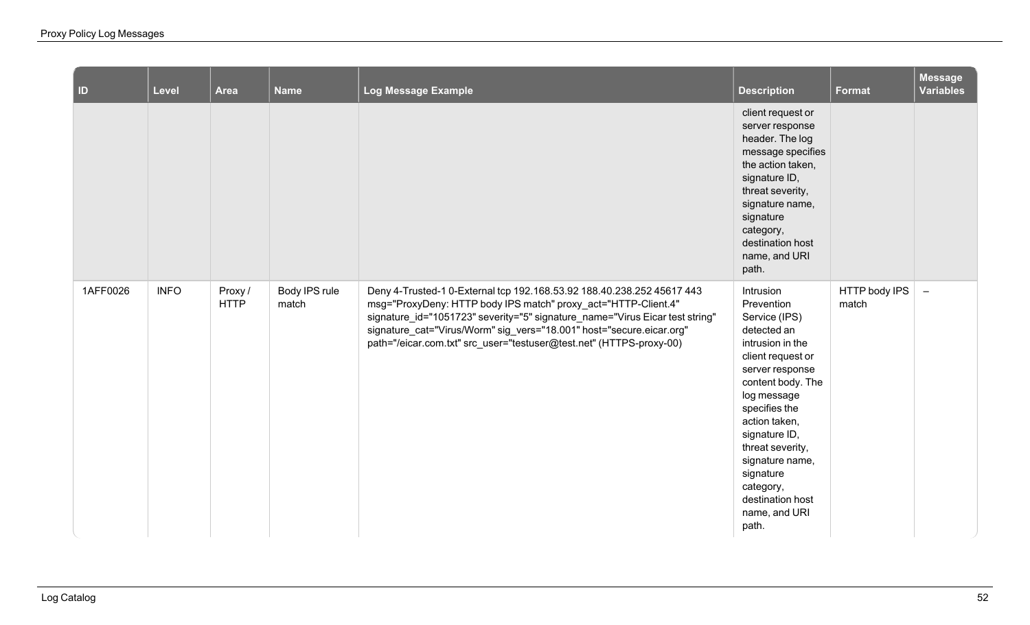| ID | Level | Area | Name | Log Message Example | Description | Format | Message Variables |
|---|---|---|---|---|---|---|---|
| | | | | | client request or server response header. The log message specifies the action taken, signature ID, threat severity, signature name, signature category, destination host name, and URI path. | | |
| 1AFF0026 | INFO | Proxy / HTTP | Body IPS rule match | Deny 4-Trusted-1 0-External tcp 192.168.53.92 188.40.238.252 45617 443 msg="ProxyDeny: HTTP body IPS match" proxy_act="HTTP-Client.4" signature_id="1051723" severity="5" signature_name="Virus Eicar test string" signature_cat="Virus/Worm" sig_vers="18.001" host="secure.eicar.org" path="/eicar.com.txt" src_user="testuser@test.net" (HTTPS-proxy-00) | Intrusion Prevention Service (IPS) detected an intrusion in the client request or server response content body. The log message specifies the action taken, signature ID, threat severity, signature name, signature category, destination host name, and URI path. | HTTP body IPS match | – |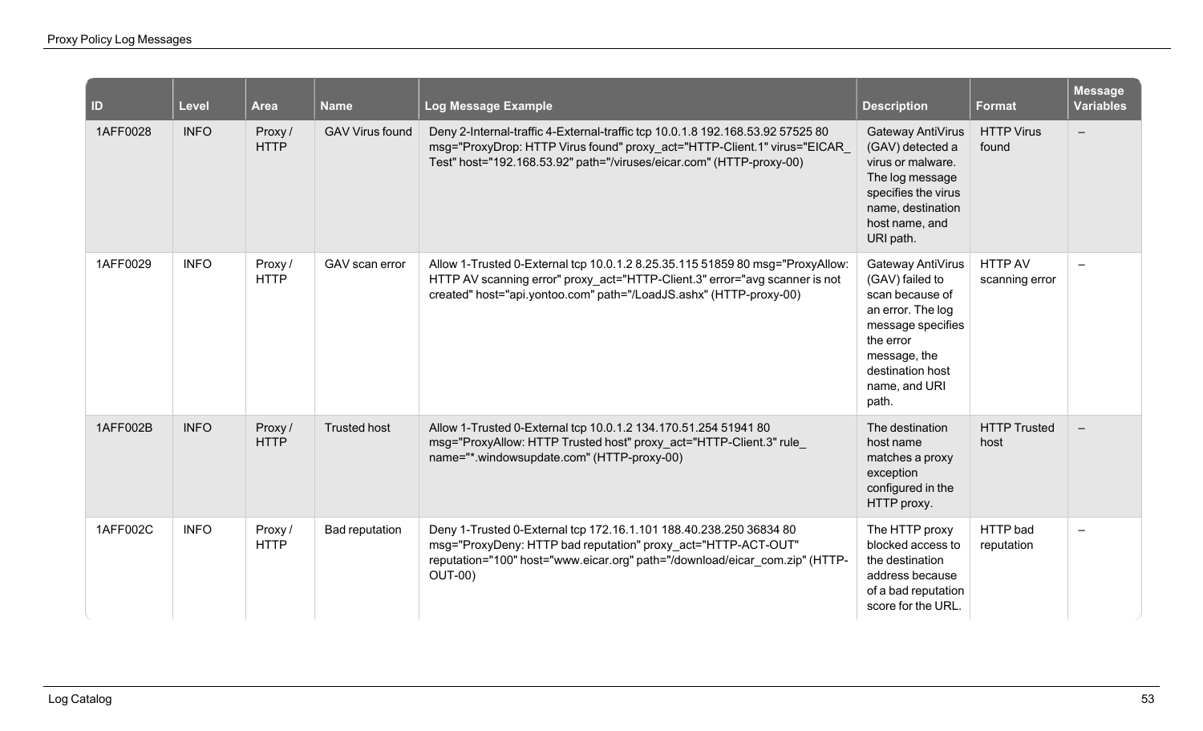| ID | Level | Area | Name | Log Message Example | Description | Format | Message Variables |
|---|---|---|---|---|---|---|---|
| 1AFF0028 | INFO | Proxy / HTTP | GAV Virus found | Deny 2-Internal-traffic 4-External-traffic tcp 10.0.1.8 192.168.53.92 57525 80 msg="ProxyDrop: HTTP Virus found" proxy_act="HTTP-Client.1" virus="EICAR_Test" host="192.168.53.92" path="/viruses/eicar.com" (HTTP-proxy-00) | Gateway AntiVirus (GAV) detected a virus or malware. The log message specifies the virus name, destination host name, and URI path. | HTTP Virus found | – |
| 1AFF0029 | INFO | Proxy / HTTP | GAV scan error | Allow 1-Trusted 0-External tcp 10.0.1.2 8.25.35.115 51859 80 msg="ProxyAllow: HTTP AV scanning error" proxy_act="HTTP-Client.3" error="avg scanner is not created" host="api.yontoo.com" path="/LoadJS.ashx" (HTTP-proxy-00) | Gateway AntiVirus (GAV) failed to scan because of an error. The log message specifies the error message, the destination host name, and URI path. | HTTP AV scanning error | – |
| 1AFF002B | INFO | Proxy / HTTP | Trusted host | Allow 1-Trusted 0-External tcp 10.0.1.2 134.170.51.254 51941 80 msg="ProxyAllow: HTTP Trusted host" proxy_act="HTTP-Client.3" rule_name="*.windowsupdate.com" (HTTP-proxy-00) | The destination host name matches a proxy exception configured in the HTTP proxy. | HTTP Trusted host | – |
| 1AFF002C | INFO | Proxy / HTTP | Bad reputation | Deny 1-Trusted 0-External tcp 172.16.1.101 188.40.238.250 36834 80 msg="ProxyDeny: HTTP bad reputation" proxy_act="HTTP-ACT-OUT" reputation="100" host="www.eicar.org" path="/download/eicar_com.zip" (HTTP-OUT-00) | The HTTP proxy blocked access to the destination address because of a bad reputation score for the URL. | HTTP bad reputation | – |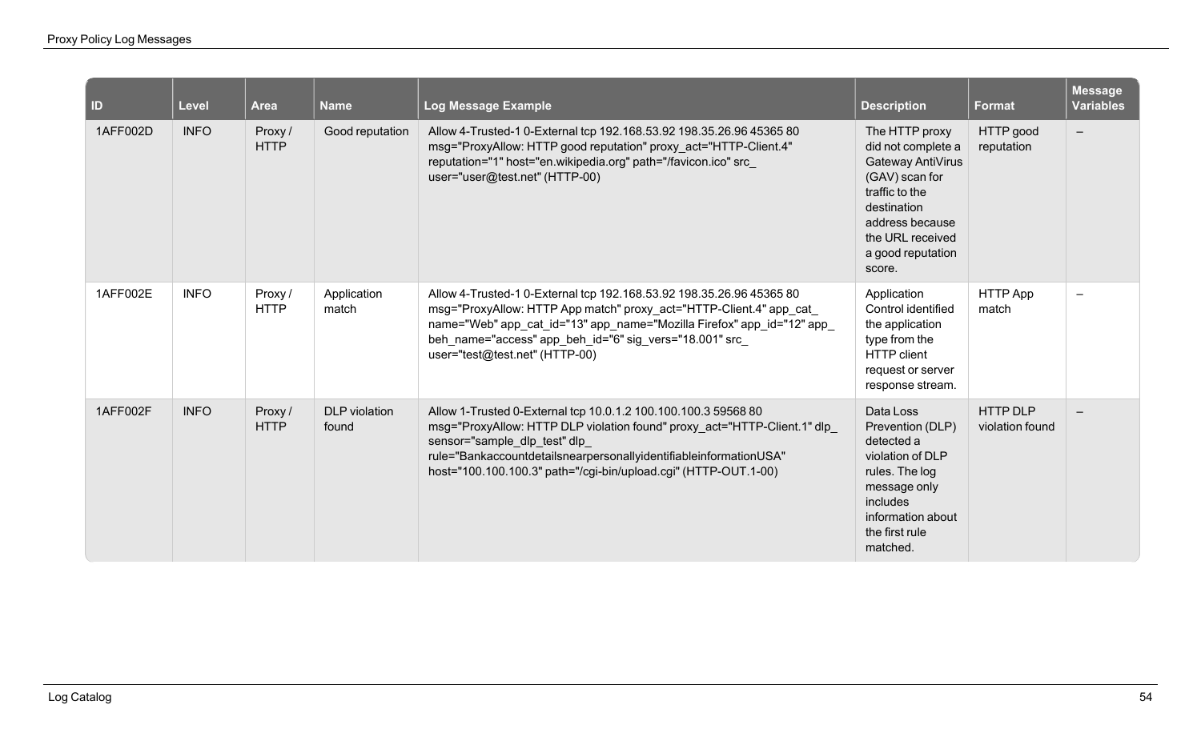| ID | Level | Area | Name | Log Message Example | Description | Format | Message Variables |
|---|---|---|---|---|---|---|---|
| 1AFF002D | INFO | Proxy / HTTP | Good reputation | Allow 4-Trusted-1 0-External tcp 192.168.53.92 198.35.26.96 45365 80 msg="ProxyAllow: HTTP good reputation" proxy_act="HTTP-Client.4" reputation="1" host="en.wikipedia.org" path="/favicon.ico" src_user="user@test.net" (HTTP-00) | The HTTP proxy did not complete a Gateway AntiVirus (GAV) scan for traffic to the destination address because the URL received a good reputation score. | HTTP good reputation | – |
| 1AFF002E | INFO | Proxy / HTTP | Application match | Allow 4-Trusted-1 0-External tcp 192.168.53.92 198.35.26.96 45365 80 msg="ProxyAllow: HTTP App match" proxy_act="HTTP-Client.4" app_cat_name="Web" app_cat_id="13" app_name="Mozilla Firefox" app_id="12" app_beh_name="access" app_beh_id="6" sig_vers="18.001" src_user="test@test.net" (HTTP-00) | Application Control identified the application type from the HTTP client request or server response stream. | HTTP App match | – |
| 1AFF002F | INFO | Proxy / HTTP | DLP violation found | Allow 1-Trusted 0-External tcp 10.0.1.2 100.100.100.3 59568 80 msg="ProxyAllow: HTTP DLP violation found" proxy_act="HTTP-Client.1" dlp_sensor="sample_dlp_test" dlp_rule="BankaccountdetailsnearpersonallyidentifiableinformationUSA" host="100.100.100.3" path="/cgi-bin/upload.cgi" (HTTP-OUT.1-00) | Data Loss Prevention (DLP) detected a violation of DLP rules. The log message only includes information about the first rule matched. | HTTP DLP violation found | – |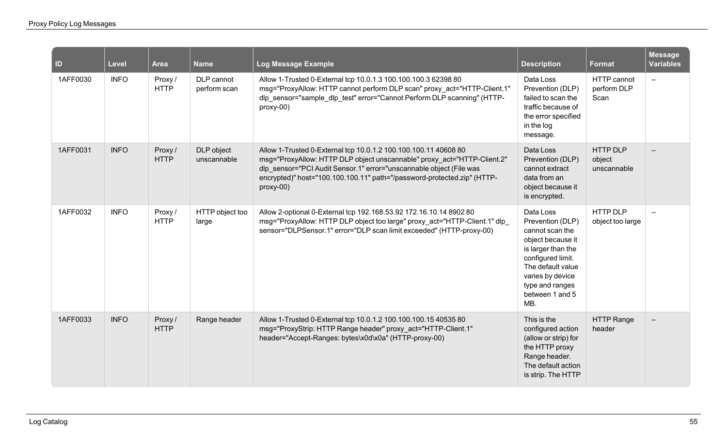| ID | Level | Area | Name | Log Message Example | Description | Format | Message Variables |
|---|---|---|---|---|---|---|---|
| 1AFF0030 | INFO | Proxy / HTTP | DLP cannot perform scan | Allow 1-Trusted 0-External tcp 10.0.1.3 100.100.100.3 62398 80 msg="ProxyAllow: HTTP cannot perform DLP scan" proxy_act="HTTP-Client.1" dlp_sensor="sample_dlp_test" error="Cannot Perform DLP scanning" (HTTP-proxy-00) | Data Loss Prevention (DLP) failed to scan the traffic because of the error specified in the log message. | HTTP cannot perform DLP Scan | – |
| 1AFF0031 | INFO | Proxy / HTTP | DLP object unscannable | Allow 1-Trusted 0-External tcp 10.0.1.2 100.100.100.11 40608 80 msg="ProxyAllow: HTTP DLP object unscannable" proxy_act="HTTP-Client.2" dlp_sensor="PCI Audit Sensor.1" error="unscannable object (File was encrypted)" host="100.100.100.11" path="/password-protected.zip" (HTTP-proxy-00) | Data Loss Prevention (DLP) cannot extract data from an object because it is encrypted. | HTTP DLP object unscannable | – |
| 1AFF0032 | INFO | Proxy / HTTP | HTTP object too large | Allow 2-optional 0-External tcp 192.168.53.92 172.16.10.14 8902 80 msg="ProxyAllow: HTTP DLP object too large" proxy_act="HTTP-Client.1" dlp_sensor="DLPSensor.1" error="DLP scan limit exceeded" (HTTP-proxy-00) | Data Loss Prevention (DLP) cannot scan the object because it is larger than the configured limit. The default value varies by device type and ranges between 1 and 5 MB. | HTTP DLP object too large | – |
| 1AFF0033 | INFO | Proxy / HTTP | Range header | Allow 1-Trusted 0-External tcp 10.0.1.2 100.100.100.15 40535 80 msg="ProxyStrip: HTTP Range header" proxy_act="HTTP-Client.1" header="Accept-Ranges: bytes\x0d\x0a" (HTTP-proxy-00) | This is the configured action (allow or strip) for the HTTP proxy Range header. The default action is strip. The HTTP | HTTP Range header | – |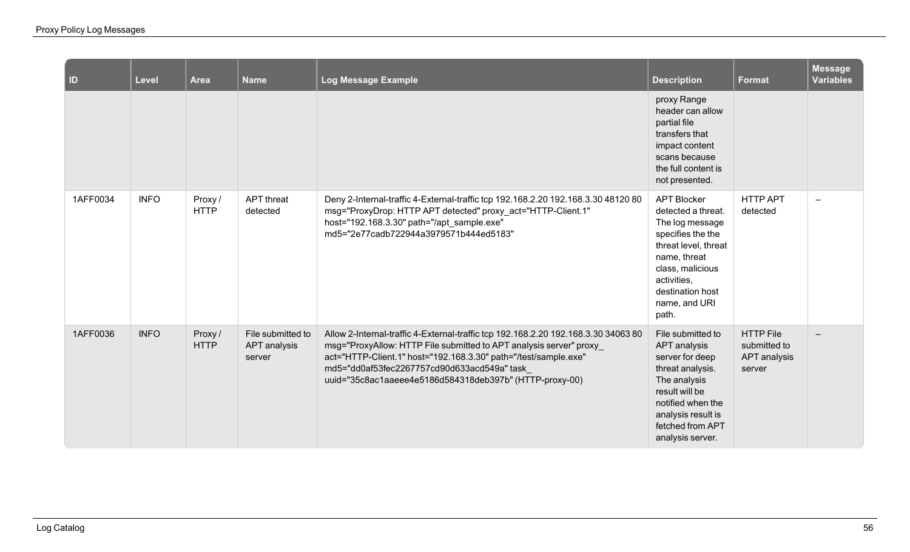| ID | Level | Area | Name | Log Message Example | Description | Format | Message Variables |
|---|---|---|---|---|---|---|---|
| | | | | | proxy Range header can allow partial file transfers that impact content scans because the full content is not presented. | | |
| 1AFF0034 | INFO | Proxy / HTTP | APT threat detected | Deny 2-Internal-traffic 4-External-traffic tcp 192.168.2.20 192.168.3.30 48120 80 msg="ProxyDrop: HTTP APT detected" proxy_act="HTTP-Client.1" host="192.168.3.30" path="/apt_sample.exe" md5="2e77cadb722944a3979571b444ed5183" | APT Blocker detected a threat. The log message specifies the the threat level, threat name, threat class, malicious activities, destination host name, and URI path. | HTTP APT detected | – |
| 1AFF0036 | INFO | Proxy / HTTP | File submitted to APT analysis server | Allow 2-Internal-traffic 4-External-traffic tcp 192.168.2.20 192.168.3.30 34063 80 msg="ProxyAllow: HTTP File submitted to APT analysis server" proxy_act="HTTP-Client.1" host="192.168.3.30" path="/test/sample.exe" md5="dd0af53fec2267757cd90d633acd549a" task_uuid="35c8ac1aaeee4e5186d584318deb397b" (HTTP-proxy-00) | File submitted to APT analysis server for deep threat analysis. The analysis result will be notified when the analysis result is fetched from APT analysis server. | HTTP File submitted to APT analysis server | – |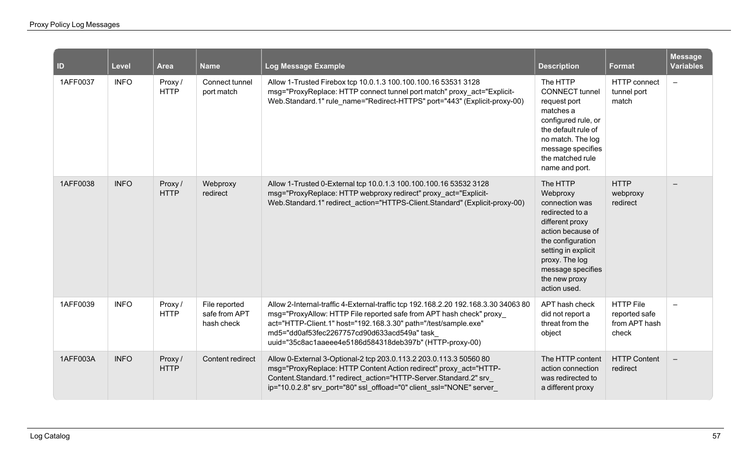| ID | Level | Area | Name | Log Message Example | Description | Format | Message Variables |
|---|---|---|---|---|---|---|---|
| 1AFF0037 | INFO | Proxy / HTTP | Connect tunnel port match | Allow 1-Trusted Firebox tcp 10.0.1.3 100.100.100.16 53531 3128 msg="ProxyReplace: HTTP connect tunnel port match" proxy_act="Explicit-Web.Standard.1" rule_name="Redirect-HTTPS" port="443" (Explicit-proxy-00) | The HTTP CONNECT tunnel request port matches a configured rule, or the default rule of no match. The log message specifies the matched rule name and port. | HTTP connect tunnel port match | – |
| 1AFF0038 | INFO | Proxy / HTTP | Webproxy redirect | Allow 1-Trusted 0-External tcp 10.0.1.3 100.100.100.16 53532 3128 msg="ProxyReplace: HTTP webproxy redirect" proxy_act="Explicit-Web.Standard.1" redirect_action="HTTPS-Client.Standard" (Explicit-proxy-00) | The HTTP Webproxy connection was redirected to a different proxy action because of the configuration setting in explicit proxy. The log message specifies the new proxy action used. | HTTP webproxy redirect | – |
| 1AFF0039 | INFO | Proxy / HTTP | File reported safe from APT hash check | Allow 2-Internal-traffic 4-External-traffic tcp 192.168.2.20 192.168.3.30 34063 80 msg="ProxyAllow: HTTP File reported safe from APT hash check" proxy_act="HTTP-Client.1" host="192.168.3.30" path="/test/sample.exe" md5="dd0af53fec2267757cd90d633acd549a" task_uuid="35c8ac1aaeee4e5186d584318deb397b" (HTTP-proxy-00) | APT hash check did not report a threat from the object | HTTP File reported safe from APT hash check | – |
| 1AFF003A | INFO | Proxy / HTTP | Content redirect | Allow 0-External 3-Optional-2 tcp 203.0.113.2 203.0.113.3 50560 80 msg="ProxyReplace: HTTP Content Action redirect" proxy_act="HTTP-Content.Standard.1" redirect_action="HTTP-Server.Standard.2" srv_ip="10.0.2.8" srv_port="80" ssl_offload="0" client_ssl="NONE" server_ | The HTTP content action connection was redirected to a different proxy | HTTP Content redirect | – |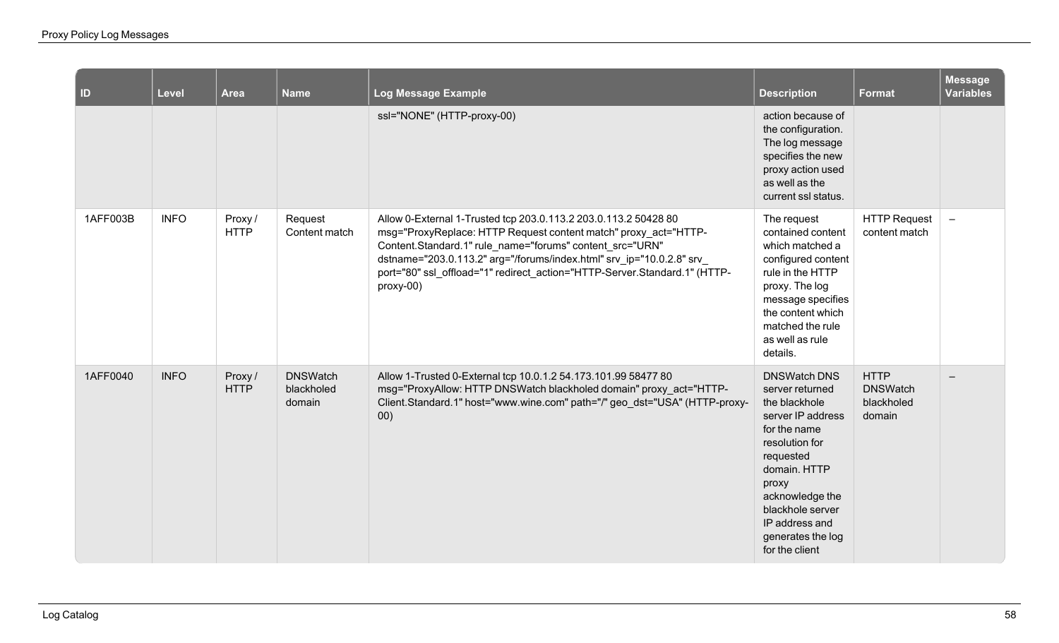| ID | Level | Area | Name | Log Message Example | Description | Format | Message Variables |
|---|---|---|---|---|---|---|---|
| | | | | ssl="NONE" (HTTP-proxy-00) | action because of the configuration. The log message specifies the new proxy action used as well as the current ssl status. | | |
| 1AFF003B | INFO | Proxy / HTTP | Request Content match | Allow 0-External 1-Trusted tcp 203.0.113.2 203.0.113.2 50428 80 msg="ProxyReplace: HTTP Request content match" proxy_act="HTTP-Content.Standard.1" rule_name="forums" content_src="URN" dstname="203.0.113.2" arg="/forums/index.html" srv_ip="10.0.2.8" srv_port="80" ssl_offload="1" redirect_action="HTTP-Server.Standard.1" (HTTP-proxy-00) | The request contained content which matched a configured content rule in the HTTP proxy. The log message specifies the content which matched the rule as well as rule details. | HTTP Request content match | – |
| 1AFF0040 | INFO | Proxy / HTTP | DNSWatch blackholed domain | Allow 1-Trusted 0-External tcp 10.0.1.2 54.173.101.99 58477 80 msg="ProxyAllow: HTTP DNSWatch blackholed domain" proxy_act="HTTP-Client.Standard.1" host="www.wine.com" path="/" geo_dst="USA" (HTTP-proxy-00) | DNSWatch DNS server returned the blackhole server IP address for the name resolution for requested domain. HTTP proxy acknowledge the blackhole server IP address and generates the log for the client | HTTP DNSWatch blackholed domain | – |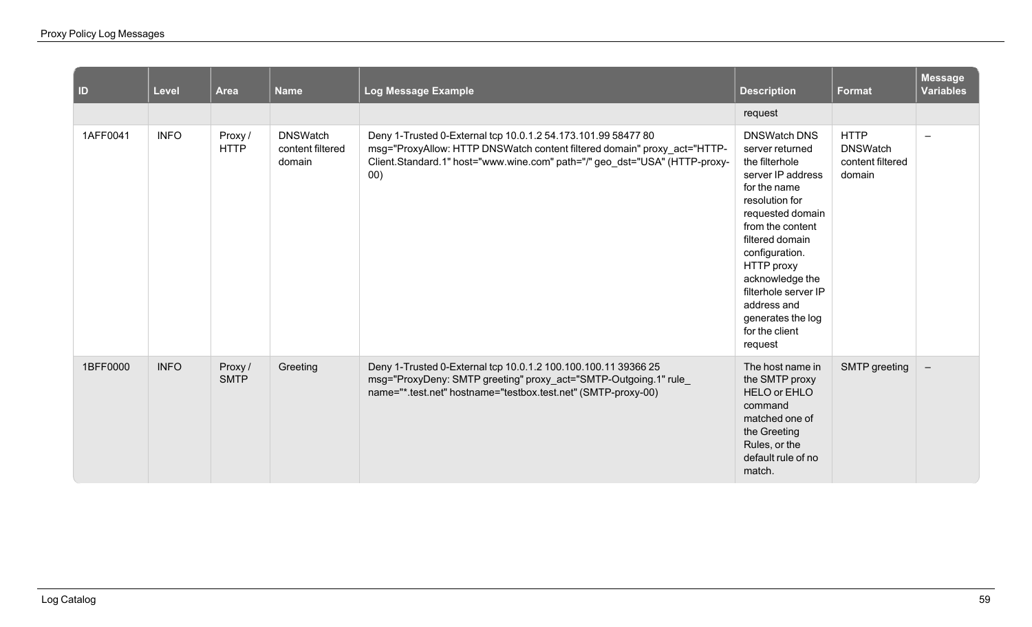| ID | Level | Area | Name | Log Message Example | Description | Format | Message Variables |
|---|---|---|---|---|---|---|---|
| | | | | | request | | |
| 1AFF0041 | INFO | Proxy / HTTP | DNSWatch content filtered domain | Deny 1-Trusted 0-External tcp 10.0.1.2 54.173.101.99 58477 80 msg="ProxyAllow: HTTP DNSWatch content filtered domain" proxy_act="HTTP-Client.Standard.1" host="www.wine.com" path="/" geo_dst="USA" (HTTP-proxy-00) | DNSWatch DNS server returned the filterhole server IP address for the name resolution for requested domain from the content filtered domain configuration. HTTP proxy acknowledge the filterhole server IP address and generates the log for the client request | HTTP DNSWatch content filtered domain | – |
| 1BFF0000 | INFO | Proxy / SMTP | Greeting | Deny 1-Trusted 0-External tcp 10.0.1.2 100.100.100.11 39366 25 msg="ProxyDeny: SMTP greeting" proxy_act="SMTP-Outgoing.1" rule_name="*.test.net" hostname="testbox.test.net" (SMTP-proxy-00) | The host name in the SMTP proxy HELO or EHLO command matched one of the Greeting Rules, or the default rule of no match. | SMTP greeting | – |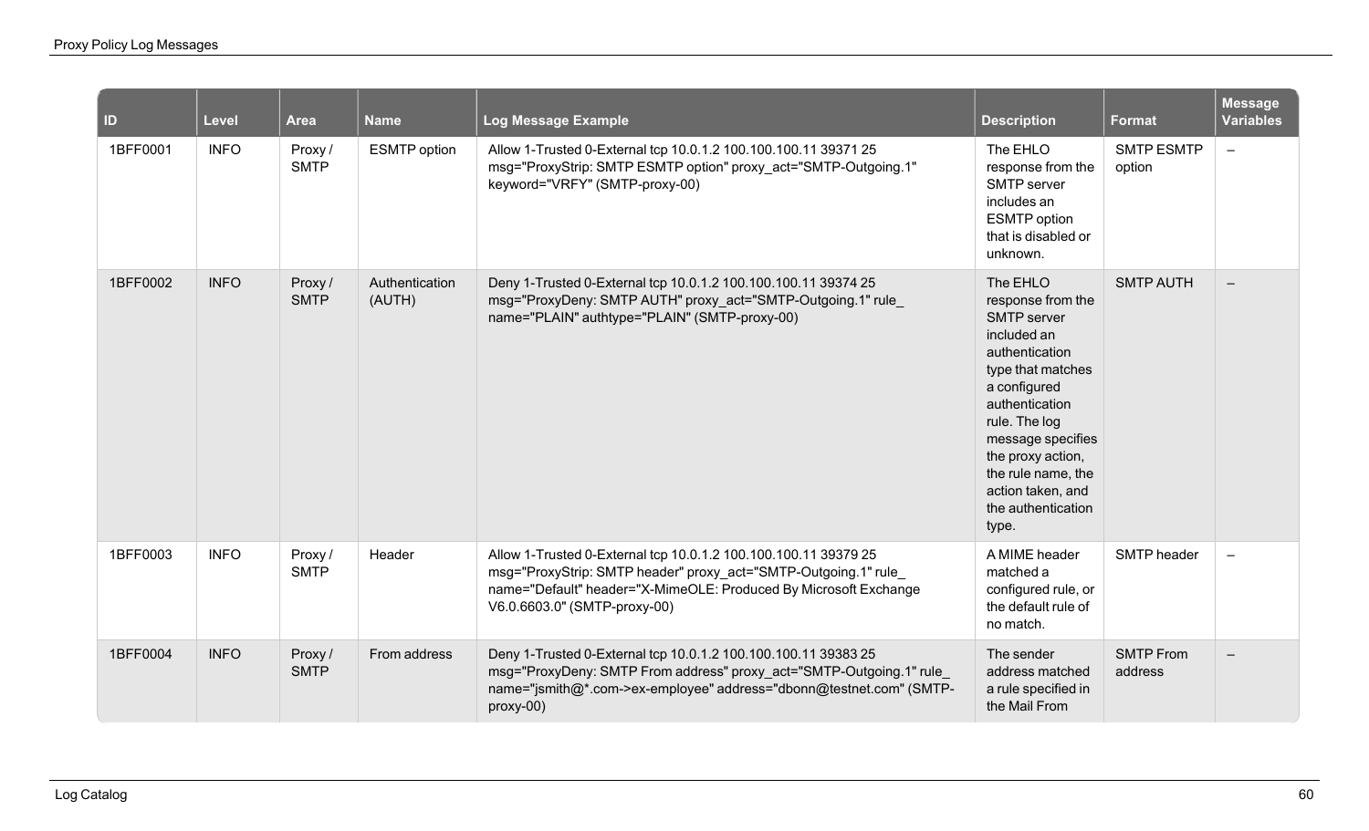| ID | Level | Area | Name | Log Message Example | Description | Format | Message Variables |
|---|---|---|---|---|---|---|---|
| 1BFF0001 | INFO | Proxy / SMTP | ESMTP option | Allow 1-Trusted 0-External tcp 10.0.1.2 100.100.100.11 39371 25 msg="ProxyStrip: SMTP ESMTP option" proxy_act="SMTP-Outgoing.1" keyword="VRFY" (SMTP-proxy-00) | The EHLO response from the SMTP server includes an ESMTP option that is disabled or unknown. | SMTP ESMTP option | – |
| 1BFF0002 | INFO | Proxy / SMTP | Authentication (AUTH) | Deny 1-Trusted 0-External tcp 10.0.1.2 100.100.100.11 39374 25 msg="ProxyDeny: SMTP AUTH" proxy_act="SMTP-Outgoing.1" rule_name="PLAIN" authtype="PLAIN" (SMTP-proxy-00) | The EHLO response from the SMTP server included an authentication type that matches a configured authentication rule. The log message specifies the proxy action, the rule name, the action taken, and the authentication type. | SMTP AUTH | – |
| 1BFF0003 | INFO | Proxy / SMTP | Header | Allow 1-Trusted 0-External tcp 10.0.1.2 100.100.100.11 39379 25 msg="ProxyStrip: SMTP header" proxy_act="SMTP-Outgoing.1" rule_name="Default" header="X-MimeOLE: Produced By Microsoft Exchange V6.0.6603.0" (SMTP-proxy-00) | A MIME header matched a configured rule, or the default rule of no match. | SMTP header | – |
| 1BFF0004 | INFO | Proxy / SMTP | From address | Deny 1-Trusted 0-External tcp 10.0.1.2 100.100.100.11 39383 25 msg="ProxyDeny: SMTP From address" proxy_act="SMTP-Outgoing.1" rule_name="jsmith@*.com->ex-employee" address="dbonn@testnet.com" (SMTP-proxy-00) | The sender address matched a rule specified in the Mail From | SMTP From address | – |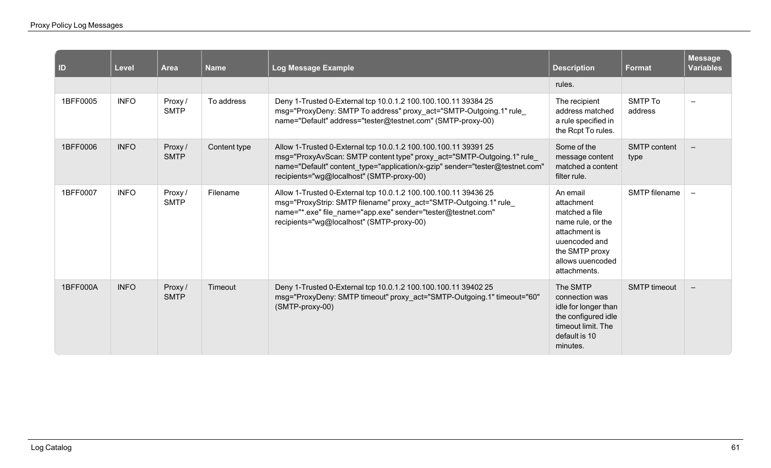| ID | Level | Area | Name | Log Message Example | Description | Format | Message Variables |
|---|---|---|---|---|---|---|---|
| | | | | | rules. | | |
| 1BFF0005 | INFO | Proxy / SMTP | To address | Deny 1-Trusted 0-External tcp 10.0.1.2 100.100.100.11 39384 25 msg="ProxyDeny: SMTP To address" proxy_act="SMTP-Outgoing.1" rule_name="Default" address="tester@testnet.com" (SMTP-proxy-00) | The recipient address matched a rule specified in the Rcpt To rules. | SMTP To address | – |
| 1BFF0006 | INFO | Proxy / SMTP | Content type | Allow 1-Trusted 0-External tcp 10.0.1.2 100.100.100.11 39391 25 msg="ProxyAvScan: SMTP content type" proxy_act="SMTP-Outgoing.1" rule_name="Default" content_type="application/x-gzip" sender="tester@testnet.com" recipients="wg@localhost" (SMTP-proxy-00) | Some of the message content matched a content filter rule. | SMTP content type | – |
| 1BFF0007 | INFO | Proxy / SMTP | Filename | Allow 1-Trusted 0-External tcp 10.0.1.2 100.100.100.11 39436 25 msg="ProxyStrip: SMTP filename" proxy_act="SMTP-Outgoing.1" rule_name="*.exe" file_name="app.exe" sender="tester@testnet.com" recipients="wg@localhost" (SMTP-proxy-00) | An email attachment matched a file name rule, or the attachment is uuencoded and the SMTP proxy allows uuencoded attachments. | SMTP filename | – |
| 1BFF000A | INFO | Proxy / SMTP | Timeout | Deny 1-Trusted 0-External tcp 10.0.1.2 100.100.100.11 39402 25 msg="ProxyDeny: SMTP timeout" proxy_act="SMTP-Outgoing.1" timeout="60" (SMTP-proxy-00) | The SMTP connection was idle for longer than the configured idle timeout limit. The default is 10 minutes. | SMTP timeout | – |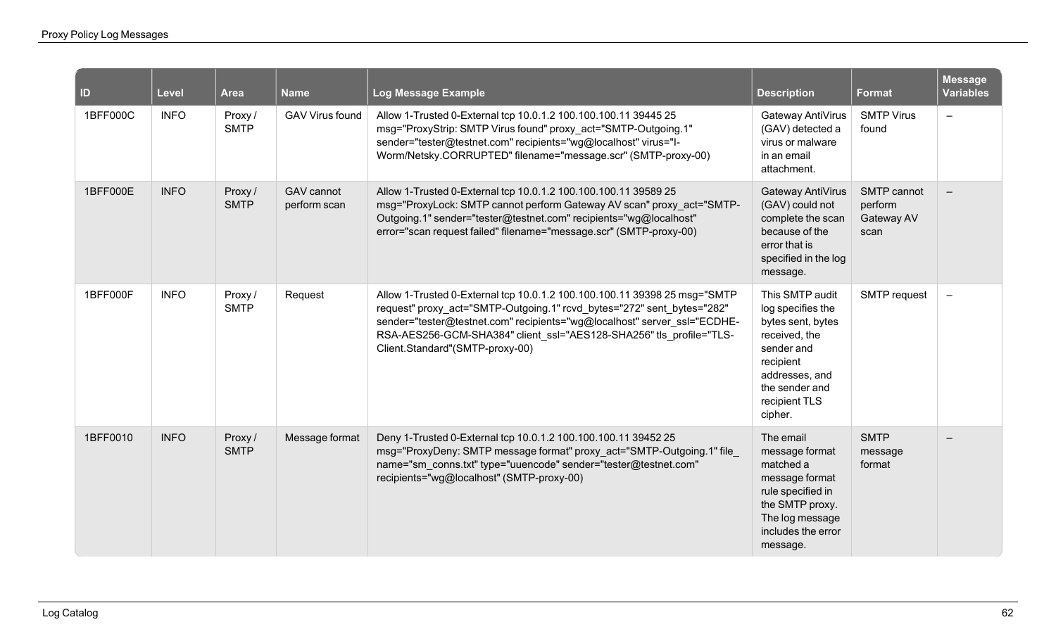| ID | Level | Area | Name | Log Message Example | Description | Format | Message Variables |
|---|---|---|---|---|---|---|---|
| 1BFF000C | INFO | Proxy / SMTP | GAV Virus found | Allow 1-Trusted 0-External tcp 10.0.1.2 100.100.100.11 39445 25 msg="ProxyStrip: SMTP Virus found" proxy_act="SMTP-Outgoing.1" sender="tester@testnet.com" recipients="wg@localhost" virus="I-Worm/Netsky.CORRUPTED" filename="message.scr" (SMTP-proxy-00) | Gateway AntiVirus (GAV) detected a virus or malware in an email attachment. | SMTP Virus found | – |
| 1BFF000E | INFO | Proxy / SMTP | GAV cannot perform scan | Allow 1-Trusted 0-External tcp 10.0.1.2 100.100.100.11 39589 25 msg="ProxyLock: SMTP cannot perform Gateway AV scan" proxy_act="SMTP-Outgoing.1" sender="tester@testnet.com" recipients="wg@localhost" error="scan request failed" filename="message.scr" (SMTP-proxy-00) | Gateway AntiVirus (GAV) could not complete the scan because of the error that is specified in the log message. | SMTP cannot perform Gateway AV scan | – |
| 1BFF000F | INFO | Proxy / SMTP | Request | Allow 1-Trusted 0-External tcp 10.0.1.2 100.100.100.11 39398 25 msg="SMTP request" proxy_act="SMTP-Outgoing.1" rcvd_bytes="272" sent_bytes="282" sender="tester@testnet.com" recipients="wg@localhost" server_ssl="ECDHE-RSA-AES256-GCM-SHA384" client_ssl="AES128-SHA256" tls_profile="TLS-Client.Standard"(SMTP-proxy-00) | This SMTP audit log specifies the bytes sent, bytes received, the sender and recipient addresses, and the sender and recipient TLS cipher. | SMTP request | – |
| 1BFF0010 | INFO | Proxy / SMTP | Message format | Deny 1-Trusted 0-External tcp 10.0.1.2 100.100.100.11 39452 25 msg="ProxyDeny: SMTP message format" proxy_act="SMTP-Outgoing.1" file_name="sm_conns.txt" type="uuencode" sender="tester@testnet.com" recipients="wg@localhost" (SMTP-proxy-00) | The email message format matched a message format rule specified in the SMTP proxy. The log message includes the error message. | SMTP message format | – |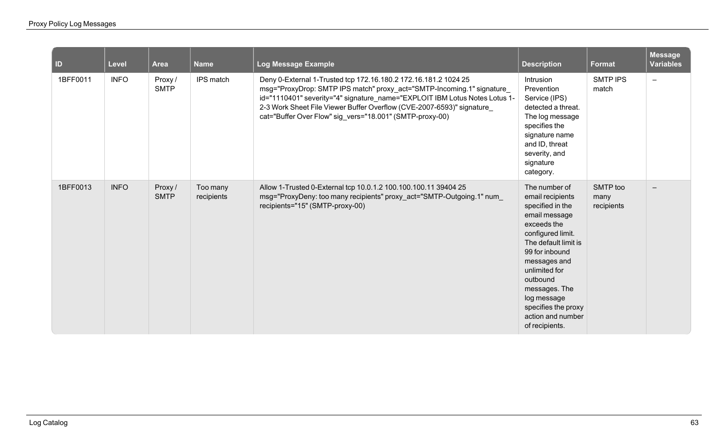| ID | Level | Area | Name | Log Message Example | Description | Format | Message Variables |
|---|---|---|---|---|---|---|---|
| 1BFF0011 | INFO | Proxy / SMTP | IPS match | Deny 0-External 1-Trusted tcp 172.16.180.2 172.16.181.2 1024 25 msg="ProxyDrop: SMTP IPS match" proxy_act="SMTP-Incoming.1" signature_id="1110401" severity="4" signature_name="EXPLOIT IBM Lotus Notes Lotus 1-2-3 Work Sheet File Viewer Buffer Overflow (CVE-2007-6593)" signature_cat="Buffer Over Flow" sig_vers="18.001" (SMTP-proxy-00) | Intrusion Prevention Service (IPS) detected a threat. The log message specifies the signature name and ID, threat severity, and signature category. | SMTP IPS match | – |
| 1BFF0013 | INFO | Proxy / SMTP | Too many recipients | Allow 1-Trusted 0-External tcp 10.0.1.2 100.100.100.11 39404 25 msg="ProxyDeny: too many recipients" proxy_act="SMTP-Outgoing.1" num_recipients="15" (SMTP-proxy-00) | The number of email recipients specified in the email message exceeds the configured limit. The default limit is 99 for inbound messages and unlimited for outbound messages. The log message specifies the proxy action and number of recipients. | SMTP too many recipients | – |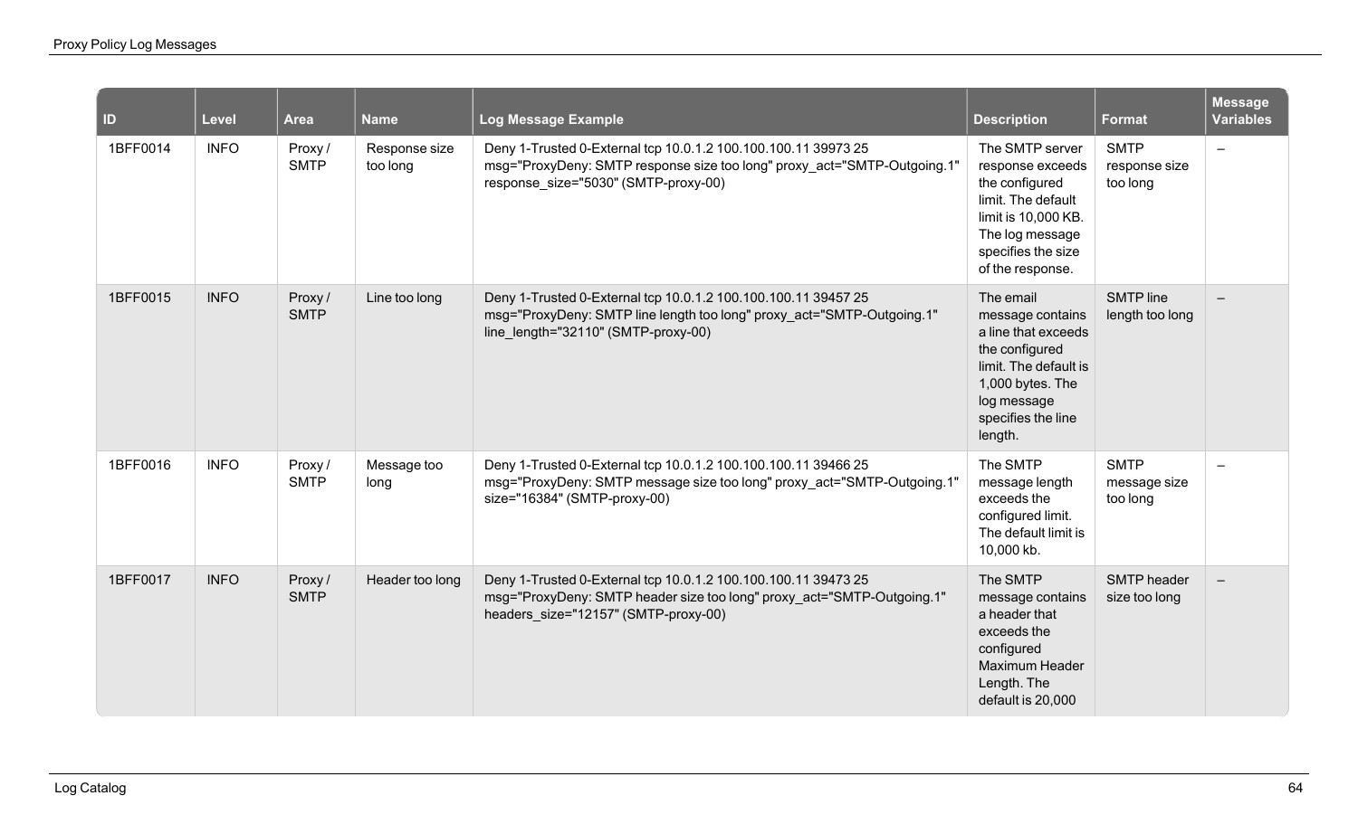| ID | Level | Area | Name | Log Message Example | Description | Format | Message Variables |
|---|---|---|---|---|---|---|---|
| 1BFF0014 | INFO | Proxy / SMTP | Response size too long | Deny 1-Trusted 0-External tcp 10.0.1.2 100.100.100.11 39973 25 msg="ProxyDeny: SMTP response size too long" proxy_act="SMTP-Outgoing.1" response_size="5030" (SMTP-proxy-00) | The SMTP server response exceeds the configured limit. The default limit is 10,000 KB. The log message specifies the size of the response. | SMTP response size too long | – |
| 1BFF0015 | INFO | Proxy / SMTP | Line too long | Deny 1-Trusted 0-External tcp 10.0.1.2 100.100.100.11 39457 25 msg="ProxyDeny: SMTP line length too long" proxy_act="SMTP-Outgoing.1" line_length="32110" (SMTP-proxy-00) | The email message contains a line that exceeds the configured limit. The default is 1,000 bytes. The log message specifies the line length. | SMTP line length too long | – |
| 1BFF0016 | INFO | Proxy / SMTP | Message too long | Deny 1-Trusted 0-External tcp 10.0.1.2 100.100.100.11 39466 25 msg="ProxyDeny: SMTP message size too long" proxy_act="SMTP-Outgoing.1" size="16384" (SMTP-proxy-00) | The SMTP message length exceeds the configured limit. The default limit is 10,000 kb. | SMTP message size too long | – |
| 1BFF0017 | INFO | Proxy / SMTP | Header too long | Deny 1-Trusted 0-External tcp 10.0.1.2 100.100.100.11 39473 25 msg="ProxyDeny: SMTP header size too long" proxy_act="SMTP-Outgoing.1" headers_size="12157" (SMTP-proxy-00) | The SMTP message contains a header that exceeds the configured Maximum Header Length. The default is 20,000 | SMTP header size too long | – |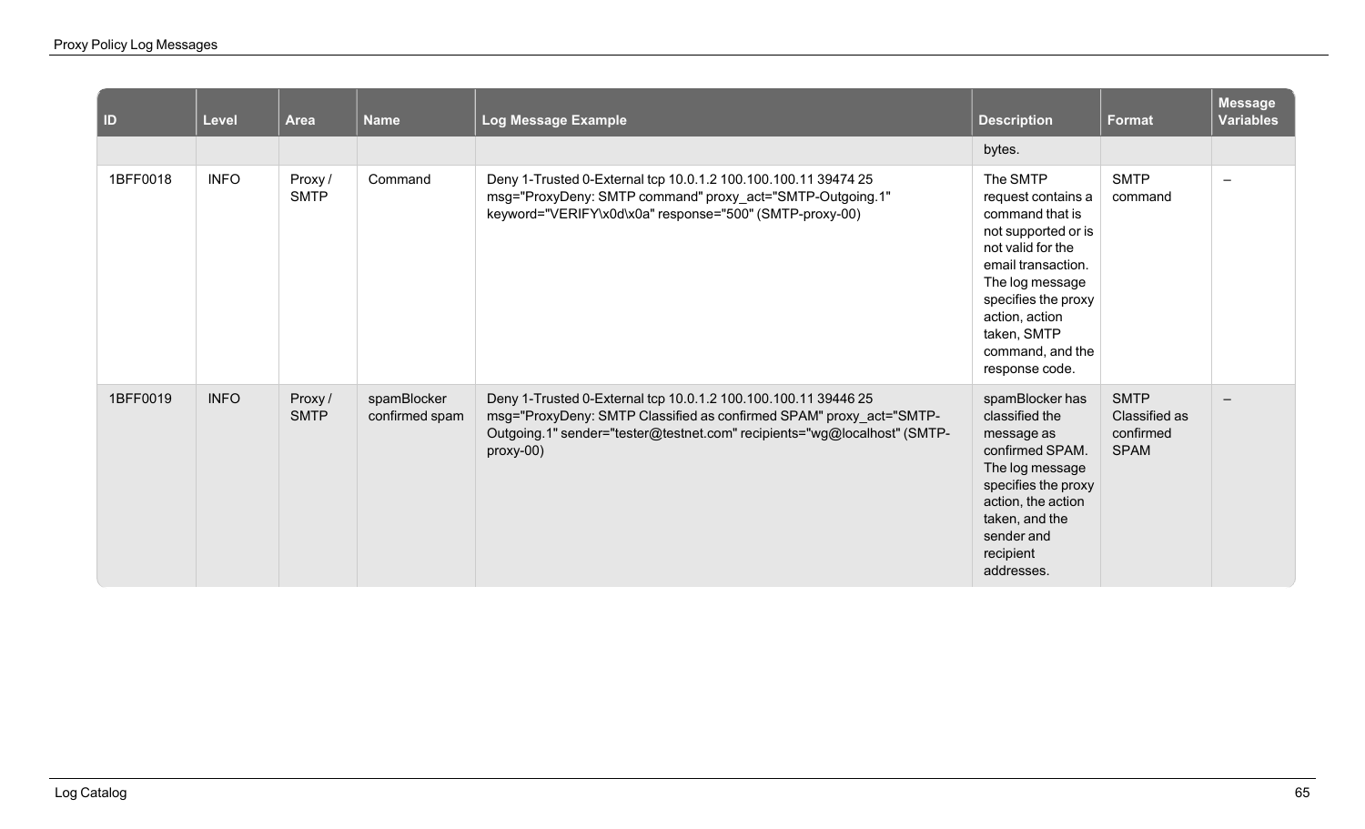| ID | Level | Area | Name | Log Message Example | Description | Format | Message Variables |
|---|---|---|---|---|---|---|---|
| | | | | | bytes. | | |
| 1BFF0018 | INFO | Proxy / SMTP | Command | Deny 1-Trusted 0-External tcp 10.0.1.2 100.100.100.11 39474 25 msg="ProxyDeny: SMTP command" proxy_act="SMTP-Outgoing.1" keyword="VERIFY\x0d\x0a" response="500" (SMTP-proxy-00) | The SMTP request contains a command that is not supported or is not valid for the email transaction. The log message specifies the proxy action, action taken, SMTP command, and the response code. | SMTP command | – |
| 1BFF0019 | INFO | Proxy / SMTP | spamBlocker confirmed spam | Deny 1-Trusted 0-External tcp 10.0.1.2 100.100.100.11 39446 25 msg="ProxyDeny: SMTP Classified as confirmed SPAM" proxy_act="SMTP-Outgoing.1" sender="tester@testnet.com" recipients="wg@localhost" (SMTP-proxy-00) | spamBlocker has classified the message as confirmed SPAM. The log message specifies the proxy action, the action taken, and the sender and recipient addresses. | SMTP Classified as confirmed SPAM | – |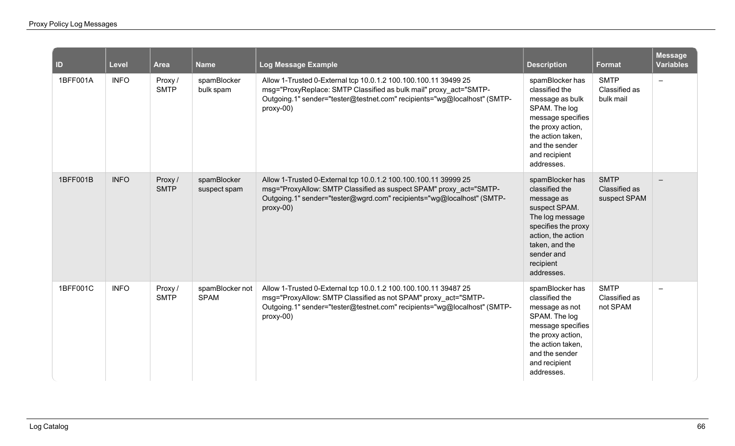| ID | Level | Area | Name | Log Message Example | Description | Format | Message Variables |
|---|---|---|---|---|---|---|---|
| 1BFF001A | INFO | Proxy / SMTP | spamBlocker bulk spam | Allow 1-Trusted 0-External tcp 10.0.1.2 100.100.100.11 39499 25 msg="ProxyReplace: SMTP Classified as bulk mail" proxy_act="SMTP-Outgoing.1" sender="tester@testnet.com" recipients="wg@localhost" (SMTP-proxy-00) | spamBlocker has classified the message as bulk SPAM. The log message specifies the proxy action, the action taken, and the sender and recipient addresses. | SMTP Classified as bulk mail | – |
| 1BFF001B | INFO | Proxy / SMTP | spamBlocker suspect spam | Allow 1-Trusted 0-External tcp 10.0.1.2 100.100.100.11 39999 25 msg="ProxyAllow: SMTP Classified as suspect SPAM" proxy_act="SMTP-Outgoing.1" sender="tester@wgrd.com" recipients="wg@localhost" (SMTP-proxy-00) | spamBlocker has classified the message as suspect SPAM. The log message specifies the proxy action, the action taken, and the sender and recipient addresses. | SMTP Classified as suspect SPAM | – |
| 1BFF001C | INFO | Proxy / SMTP | spamBlocker not SPAM | Allow 1-Trusted 0-External tcp 10.0.1.2 100.100.100.11 39487 25 msg="ProxyAllow: SMTP Classified as not SPAM" proxy_act="SMTP-Outgoing.1" sender="tester@testnet.com" recipients="wg@localhost" (SMTP-proxy-00) | spamBlocker has classified the message as not SPAM. The log message specifies the proxy action, the action taken, and the sender and recipient addresses. | SMTP Classified as not SPAM | – |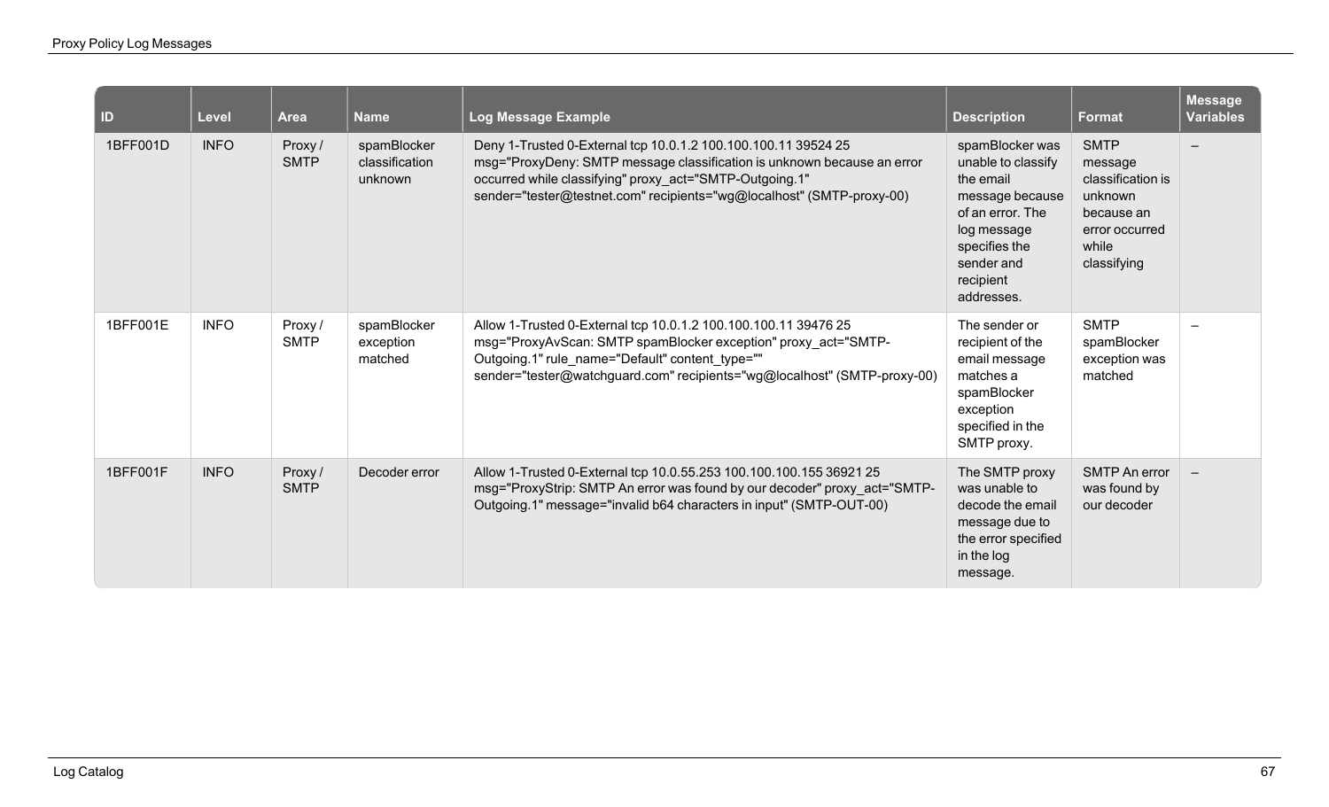| ID | Level | Area | Name | Log Message Example | Description | Format | Message Variables |
|---|---|---|---|---|---|---|---|
| 1BFF001D | INFO | Proxy / SMTP | spamBlocker classification unknown | Deny 1-Trusted 0-External tcp 10.0.1.2 100.100.100.11 39524 25 msg="ProxyDeny: SMTP message classification is unknown because an error occurred while classifying" proxy_act="SMTP-Outgoing.1" sender="tester@testnet.com" recipients="wg@localhost" (SMTP-proxy-00) | spamBlocker was unable to classify the email message because of an error. The log message specifies the sender and recipient addresses. | SMTP message classification is unknown because an error occurred while classifying | – |
| 1BFF001E | INFO | Proxy / SMTP | spamBlocker exception matched | Allow 1-Trusted 0-External tcp 10.0.1.2 100.100.100.11 39476 25 msg="ProxyAvScan: SMTP spamBlocker exception" proxy_act="SMTP-Outgoing.1" rule_name="Default" content_type="" sender="tester@watchguard.com" recipients="wg@localhost" (SMTP-proxy-00) | The sender or recipient of the email message matches a spamBlocker exception specified in the SMTP proxy. | SMTP spamBlocker exception was matched | – |
| 1BFF001F | INFO | Proxy / SMTP | Decoder error | Allow 1-Trusted 0-External tcp 10.0.55.253 100.100.100.155 36921 25 msg="ProxyStrip: SMTP An error was found by our decoder" proxy_act="SMTP-Outgoing.1" message="invalid b64 characters in input" (SMTP-OUT-00) | The SMTP proxy was unable to decode the email message due to the error specified in the log message. | SMTP An error was found by our decoder | – |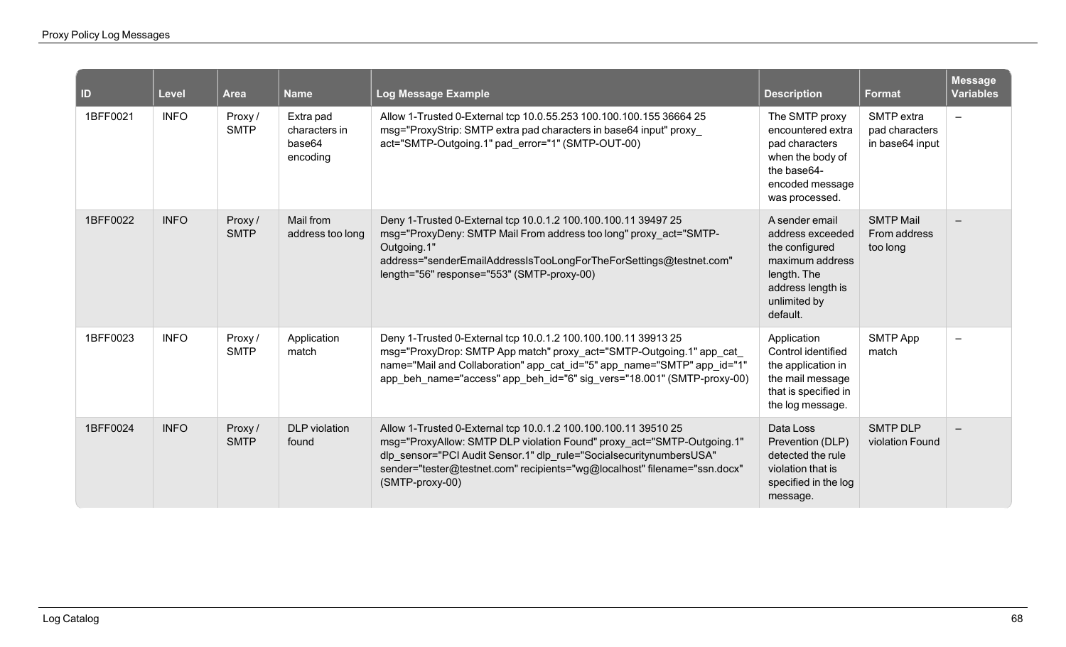| ID | Level | Area | Name | Log Message Example | Description | Format | Message Variables |
|---|---|---|---|---|---|---|---|
| 1BFF0021 | INFO | Proxy / SMTP | Extra pad characters in base64 encoding | Allow 1-Trusted 0-External tcp 10.0.55.253 100.100.100.155 36664 25 msg="ProxyStrip: SMTP extra pad characters in base64 input" proxy_act="SMTP-Outgoing.1" pad_error="1" (SMTP-OUT-00) | The SMTP proxy encountered extra pad characters when the body of the base64-encoded message was processed. | SMTP extra pad characters in base64 input | – |
| 1BFF0022 | INFO | Proxy / SMTP | Mail from address too long | Deny 1-Trusted 0-External tcp 10.0.1.2 100.100.100.11 39497 25 msg="ProxyDeny: SMTP Mail From address too long" proxy_act="SMTP-Outgoing.1" address="senderEmailAddressIsTooLongForTheForSettings@testnet.com" length="56" response="553" (SMTP-proxy-00) | A sender email address exceeded the configured maximum address length. The address length is unlimited by default. | SMTP Mail From address too long | – |
| 1BFF0023 | INFO | Proxy / SMTP | Application match | Deny 1-Trusted 0-External tcp 10.0.1.2 100.100.100.11 39913 25 msg="ProxyDrop: SMTP App match" proxy_act="SMTP-Outgoing.1" app_cat_name="Mail and Collaboration" app_cat_id="5" app_name="SMTP" app_id="1" app_beh_name="access" app_beh_id="6" sig_vers="18.001" (SMTP-proxy-00) | Application Control identified the application in the mail message that is specified in the log message. | SMTP App match | – |
| 1BFF0024 | INFO | Proxy / SMTP | DLP violation found | Allow 1-Trusted 0-External tcp 10.0.1.2 100.100.100.11 39510 25 msg="ProxyAllow: SMTP DLP violation Found" proxy_act="SMTP-Outgoing.1" dlp_sensor="PCI Audit Sensor.1" dlp_rule="SocialsecuritynumbersUSA" sender="tester@testnet.com" recipients="wg@localhost" filename="ssn.docx" (SMTP-proxy-00) | Data Loss Prevention (DLP) detected the rule violation that is specified in the log message. | SMTP DLP violation Found | – |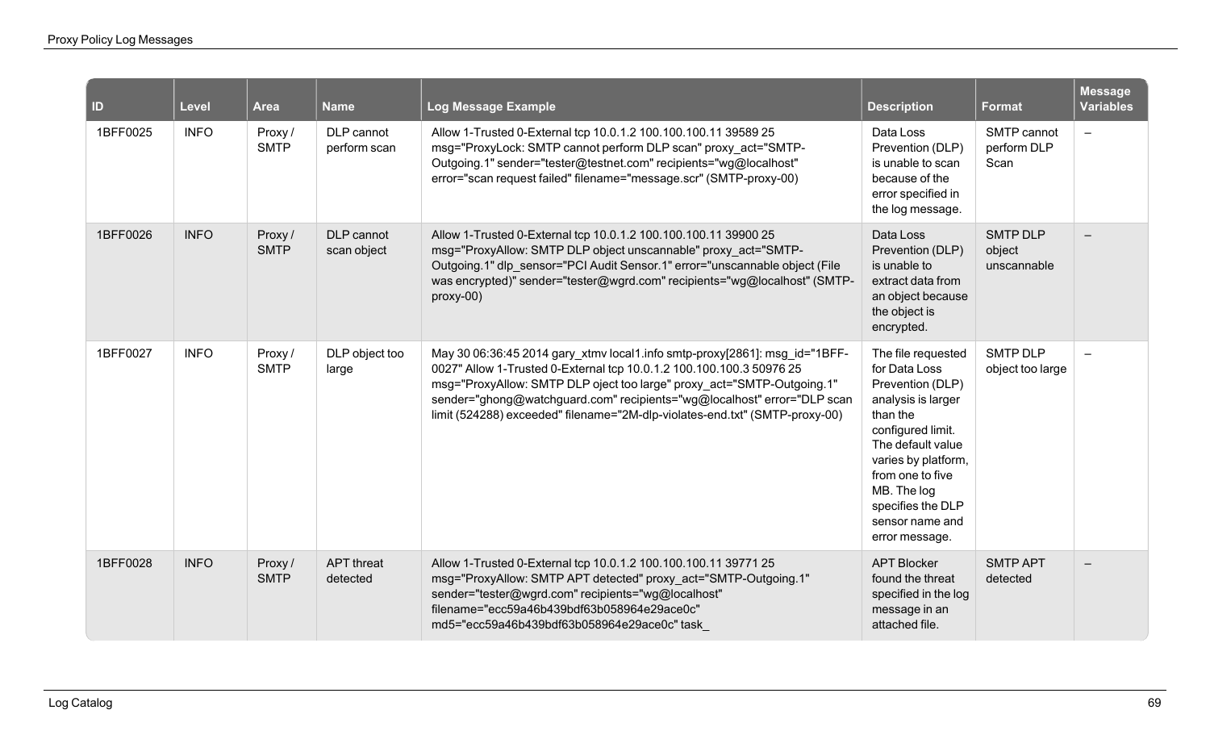| ID | Level | Area | Name | Log Message Example | Description | Format | Message Variables |
|---|---|---|---|---|---|---|---|
| 1BFF0025 | INFO | Proxy / SMTP | DLP cannot perform scan | Allow 1-Trusted 0-External tcp 10.0.1.2 100.100.100.11 39589 25 msg="ProxyLock: SMTP cannot perform DLP scan" proxy_act="SMTP-Outgoing.1" sender="tester@testnet.com" recipients="wg@localhost" error="scan request failed" filename="message.scr" (SMTP-proxy-00) | Data Loss Prevention (DLP) is unable to scan because of the error specified in the log message. | SMTP cannot perform DLP Scan | – |
| 1BFF0026 | INFO | Proxy / SMTP | DLP cannot scan object | Allow 1-Trusted 0-External tcp 10.0.1.2 100.100.100.11 39900 25 msg="ProxyAllow: SMTP DLP object unscannable" proxy_act="SMTP-Outgoing.1" dlp_sensor="PCI Audit Sensor.1" error="unscannable object (File was encrypted)" sender="tester@wgrd.com" recipients="wg@localhost" (SMTP-proxy-00) | Data Loss Prevention (DLP) is unable to extract data from an object because the object is encrypted. | SMTP DLP object unscannable | – |
| 1BFF0027 | INFO | Proxy / SMTP | DLP object too large | May 30 06:36:45 2014 gary_xtmv local1.info smtp-proxy[2861]: msg_id="1BFF-0027" Allow 1-Trusted 0-External tcp 10.0.1.2 100.100.100.3 50976 25 msg="ProxyAllow: SMTP DLP oject too large" proxy_act="SMTP-Outgoing.1" sender="ghong@watchguard.com" recipients="wg@localhost" error="DLP scan limit (524288) exceeded" filename="2M-dlp-violates-end.txt" (SMTP-proxy-00) | The file requested for Data Loss Prevention (DLP) analysis is larger than the configured limit. The default value varies by platform, from one to five MB. The log specifies the DLP sensor name and error message. | SMTP DLP object too large | – |
| 1BFF0028 | INFO | Proxy / SMTP | APT threat detected | Allow 1-Trusted 0-External tcp 10.0.1.2 100.100.100.11 39771 25 msg="ProxyAllow: SMTP APT detected" proxy_act="SMTP-Outgoing.1" sender="tester@wgrd.com" recipients="wg@localhost" filename="ecc59a46b439bdf63b058964e29ace0c" md5="ecc59a46b439bdf63b058964e29ace0c" task_ | APT Blocker found the threat specified in the log message in an attached file. | SMTP APT detected | – |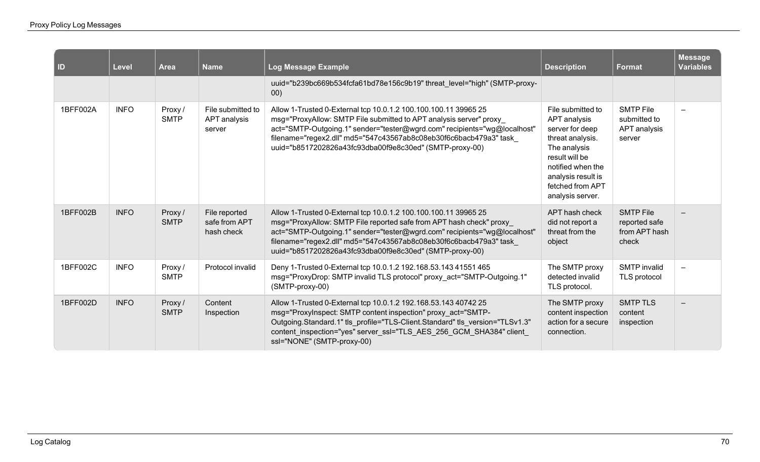| ID | Level | Area | Name | Log Message Example | Description | Format | Message Variables |
|---|---|---|---|---|---|---|---|
| | | | | uuid="b239bc669b534fcfa61bd78e156c9b19" threat_level="high" (SMTP-proxy-00) | | | |
| 1BFF002A | INFO | Proxy / SMTP | File submitted to APT analysis server | Allow 1-Trusted 0-External tcp 10.0.1.2 100.100.100.11 39965 25 msg="ProxyAllow: SMTP File submitted to APT analysis server" proxy_act="SMTP-Outgoing.1" sender="tester@wgrd.com" recipients="wg@localhost" filename="regex2.dll" md5="547c43567ab8c08eb30f6c6bacb479a3" task_uuid="b8517202826a43fc93dba00f9e8c30ed" (SMTP-proxy-00) | File submitted to APT analysis server for deep threat analysis. The analysis result will be notified when the analysis result is fetched from APT analysis server. | SMTP File submitted to APT analysis server | – |
| 1BFF002B | INFO | Proxy / SMTP | File reported safe from APT hash check | Allow 1-Trusted 0-External tcp 10.0.1.2 100.100.100.11 39965 25 msg="ProxyAllow: SMTP File reported safe from APT hash check" proxy_act="SMTP-Outgoing.1" sender="tester@wgrd.com" recipients="wg@localhost" filename="regex2.dll" md5="547c43567ab8c08eb30f6c6bacb479a3" task_uuid="b8517202826a43fc93dba00f9e8c30ed" (SMTP-proxy-00) | APT hash check did not report a threat from the object | SMTP File reported safe from APT hash check | – |
| 1BFF002C | INFO | Proxy / SMTP | Protocol invalid | Deny 1-Trusted 0-External tcp 10.0.1.2 192.168.53.143 41551 465 msg="ProxyDrop: SMTP invalid TLS protocol" proxy_act="SMTP-Outgoing.1" (SMTP-proxy-00) | The SMTP proxy detected invalid TLS protocol. | SMTP invalid TLS protocol | – |
| 1BFF002D | INFO | Proxy / SMTP | Content Inspection | Allow 1-Trusted 0-External tcp 10.0.1.2 192.168.53.143 40742 25 msg="ProxyInspect: SMTP content inspection" proxy_act="SMTP-Outgoing.Standard.1" tls_profile="TLS-Client.Standard" tls_version="TLSv1.3" content_inspection="yes" server_ssl="TLS_AES_256_GCM_SHA384" client_ssl="NONE" (SMTP-proxy-00) | The SMTP proxy content inspection action for a secure connection. | SMTP TLS content inspection | – |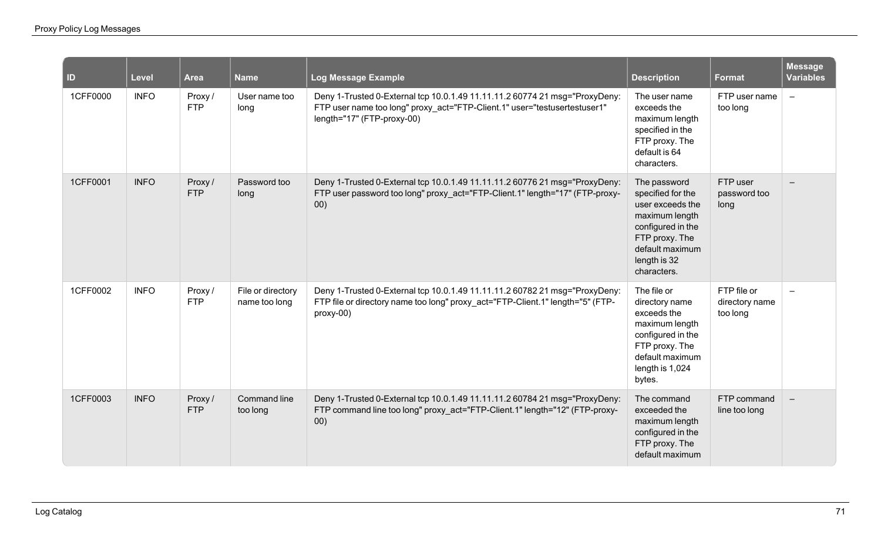| ID | Level | Area | Name | Log Message Example | Description | Format | Message Variables |
|---|---|---|---|---|---|---|---|
| 1CFF0000 | INFO | Proxy / FTP | User name too long | Deny 1-Trusted 0-External tcp 10.0.1.49 11.11.11.2 60774 21 msg="ProxyDeny: FTP user name too long" proxy_act="FTP-Client.1" user="testusertestuser1" length="17" (FTP-proxy-00) | The user name exceeds the maximum length specified in the FTP proxy. The default is 64 characters. | FTP user name too long | – |
| 1CFF0001 | INFO | Proxy / FTP | Password too long | Deny 1-Trusted 0-External tcp 10.0.1.49 11.11.11.2 60776 21 msg="ProxyDeny: FTP user password too long" proxy_act="FTP-Client.1" length="17" (FTP-proxy-00) | The password specified for the user exceeds the maximum length configured in the FTP proxy. The default maximum length is 32 characters. | FTP user password too long | – |
| 1CFF0002 | INFO | Proxy / FTP | File or directory name too long | Deny 1-Trusted 0-External tcp 10.0.1.49 11.11.11.2 60782 21 msg="ProxyDeny: FTP file or directory name too long" proxy_act="FTP-Client.1" length="5" (FTP-proxy-00) | The file or directory name exceeds the maximum length configured in the FTP proxy. The default maximum length is 1,024 bytes. | FTP file or directory name too long | – |
| 1CFF0003 | INFO | Proxy / FTP | Command line too long | Deny 1-Trusted 0-External tcp 10.0.1.49 11.11.11.2 60784 21 msg="ProxyDeny: FTP command line too long" proxy_act="FTP-Client.1" length="12" (FTP-proxy-00) | The command exceeded the maximum length configured in the FTP proxy. The default maximum | FTP command line too long | – |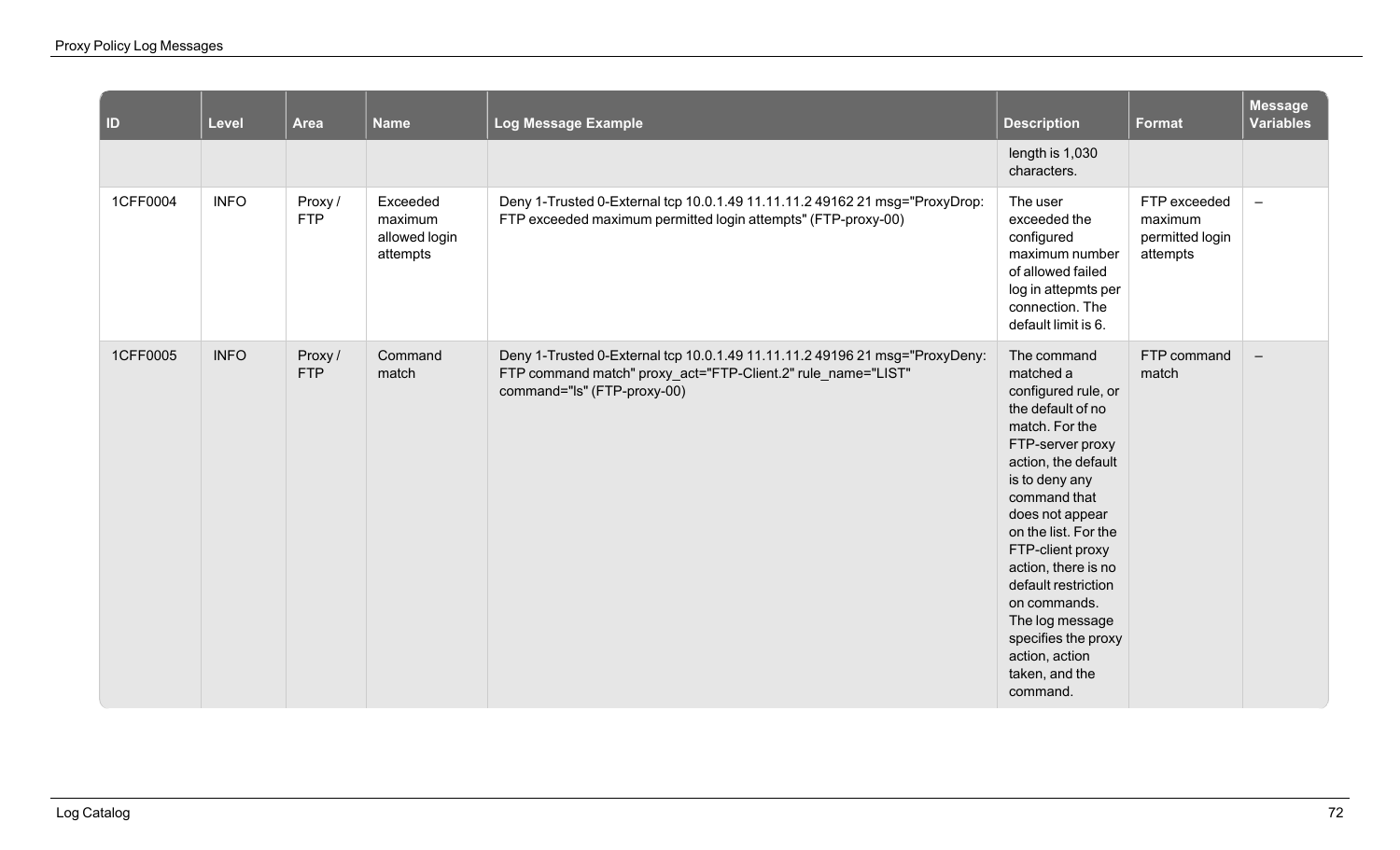| ID | Level | Area | Name | Log Message Example | Description | Format | Message Variables |
|---|---|---|---|---|---|---|---|
| | | | | | length is 1,030 characters. | | |
| 1CFF0004 | INFO | Proxy / FTP | Exceeded maximum allowed login attempts | Deny 1-Trusted 0-External tcp 10.0.1.49 11.11.11.2 49162 21 msg="ProxyDrop: FTP exceeded maximum permitted login attempts" (FTP-proxy-00) | The user exceeded the configured maximum number of allowed failed log in attepmts per connection. The default limit is 6. | FTP exceeded maximum permitted login attempts | – |
| 1CFF0005 | INFO | Proxy / FTP | Command match | Deny 1-Trusted 0-External tcp 10.0.1.49 11.11.11.2 49196 21 msg="ProxyDeny: FTP command match" proxy_act="FTP-Client.2" rule_name="LIST" command="ls" (FTP-proxy-00) | The command matched a configured rule, or the default of no match. For the FTP-server proxy action, the default is to deny any command that does not appear on the list. For the FTP-client proxy action, there is no default restriction on commands. The log message specifies the proxy action, action taken, and the command. | FTP command match | – |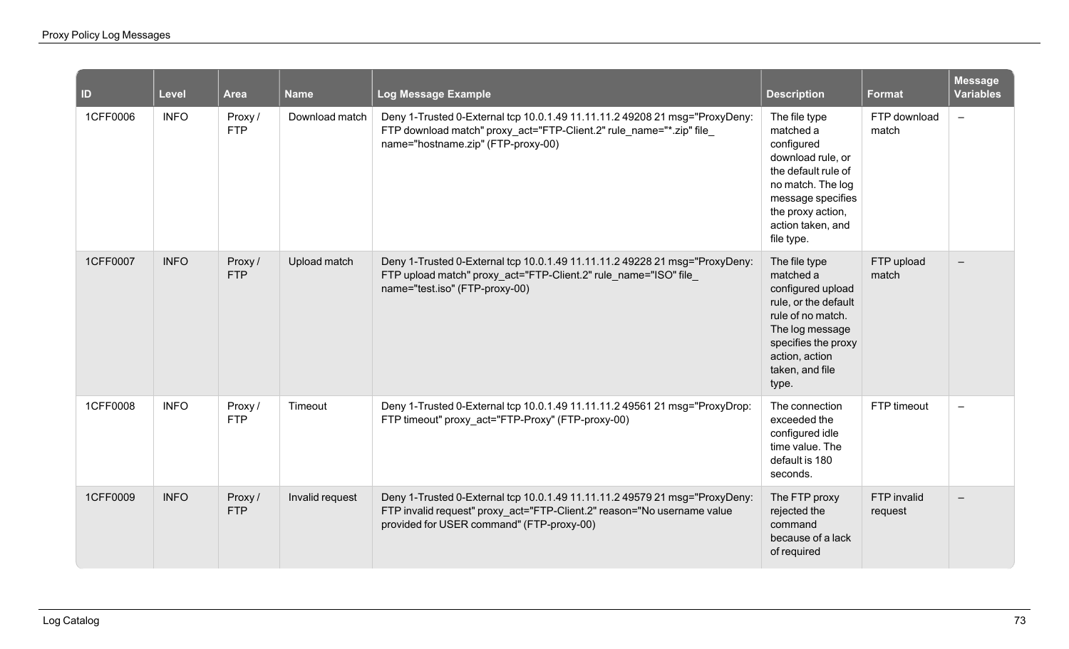| ID | Level | Area | Name | Log Message Example | Description | Format | Message Variables |
|---|---|---|---|---|---|---|---|
| 1CFF0006 | INFO | Proxy / FTP | Download match | Deny 1-Trusted 0-External tcp 10.0.1.49 11.11.11.2 49208 21 msg="ProxyDeny: FTP download match" proxy_act="FTP-Client.2" rule_name="*.zip" file_name="hostname.zip" (FTP-proxy-00) | The file type matched a configured download rule, or the default rule of no match. The log message specifies the proxy action, action taken, and file type. | FTP download match | – |
| 1CFF0007 | INFO | Proxy / FTP | Upload match | Deny 1-Trusted 0-External tcp 10.0.1.49 11.11.11.2 49228 21 msg="ProxyDeny: FTP upload match" proxy_act="FTP-Client.2" rule_name="ISO" file_name="test.iso" (FTP-proxy-00) | The file type matched a configured upload rule, or the default rule of no match. The log message specifies the proxy action, action taken, and file type. | FTP upload match | – |
| 1CFF0008 | INFO | Proxy / FTP | Timeout | Deny 1-Trusted 0-External tcp 10.0.1.49 11.11.11.2 49561 21 msg="ProxyDrop: FTP timeout" proxy_act="FTP-Proxy" (FTP-proxy-00) | The connection exceeded the configured idle time value. The default is 180 seconds. | FTP timeout | – |
| 1CFF0009 | INFO | Proxy / FTP | Invalid request | Deny 1-Trusted 0-External tcp 10.0.1.49 11.11.11.2 49579 21 msg="ProxyDeny: FTP invalid request" proxy_act="FTP-Client.2" reason="No username value provided for USER command" (FTP-proxy-00) | The FTP proxy rejected the command because of a lack of required | FTP invalid request | – |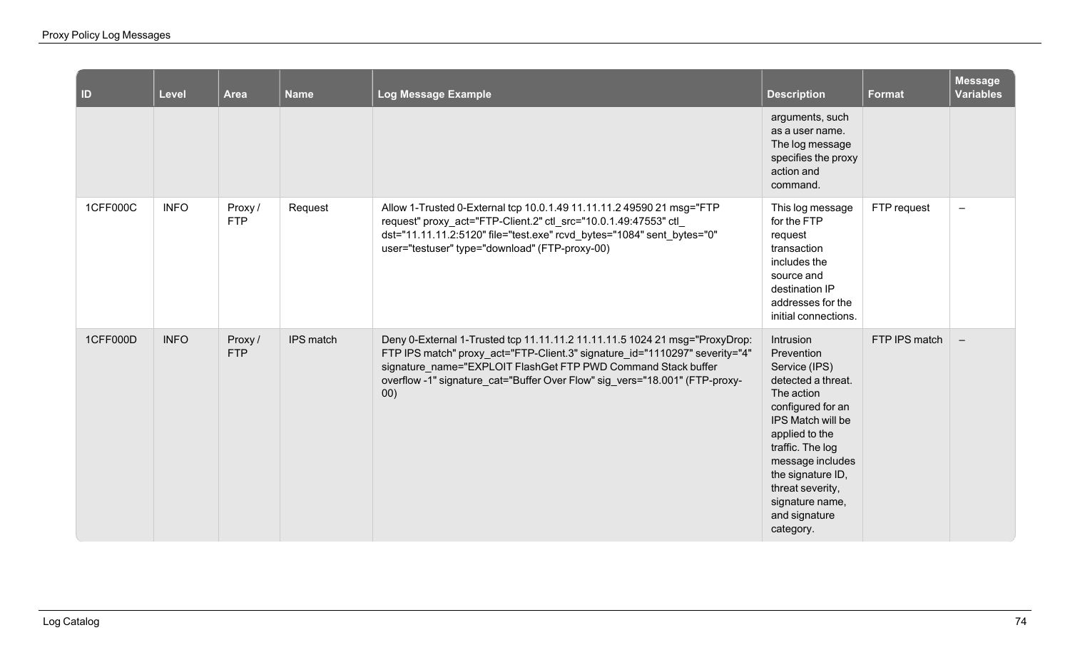| ID | Level | Area | Name | Log Message Example | Description | Format | Message Variables |
|---|---|---|---|---|---|---|---|
| | | | | | arguments, such as a user name. The log message specifies the proxy action and command. | | |
| 1CFF000C | INFO | Proxy / FTP | Request | Allow 1-Trusted 0-External tcp 10.0.1.49 11.11.11.2 49590 21 msg="FTP request" proxy_act="FTP-Client.2" ctl_src="10.0.1.49:47553" ctl_dst="11.11.11.2:5120" file="test.exe" rcvd_bytes="1084" sent_bytes="0" user="testuser" type="download" (FTP-proxy-00) | This log message for the FTP request transaction includes the source and destination IP addresses for the initial connections. | FTP request | – |
| 1CFF000D | INFO | Proxy / FTP | IPS match | Deny 0-External 1-Trusted tcp 11.11.11.2 11.11.11.5 1024 21 msg="ProxyDrop: FTP IPS match" proxy_act="FTP-Client.3" signature_id="1110297" severity="4" signature_name="EXPLOIT FlashGet FTP PWD Command Stack buffer overflow -1" signature_cat="Buffer Over Flow" sig_vers="18.001" (FTP-proxy-00) | Intrusion Prevention Service (IPS) detected a threat. The action configured for an IPS Match will be applied to the traffic. The log message includes the signature ID, threat severity, signature name, and signature category. | FTP IPS match | – |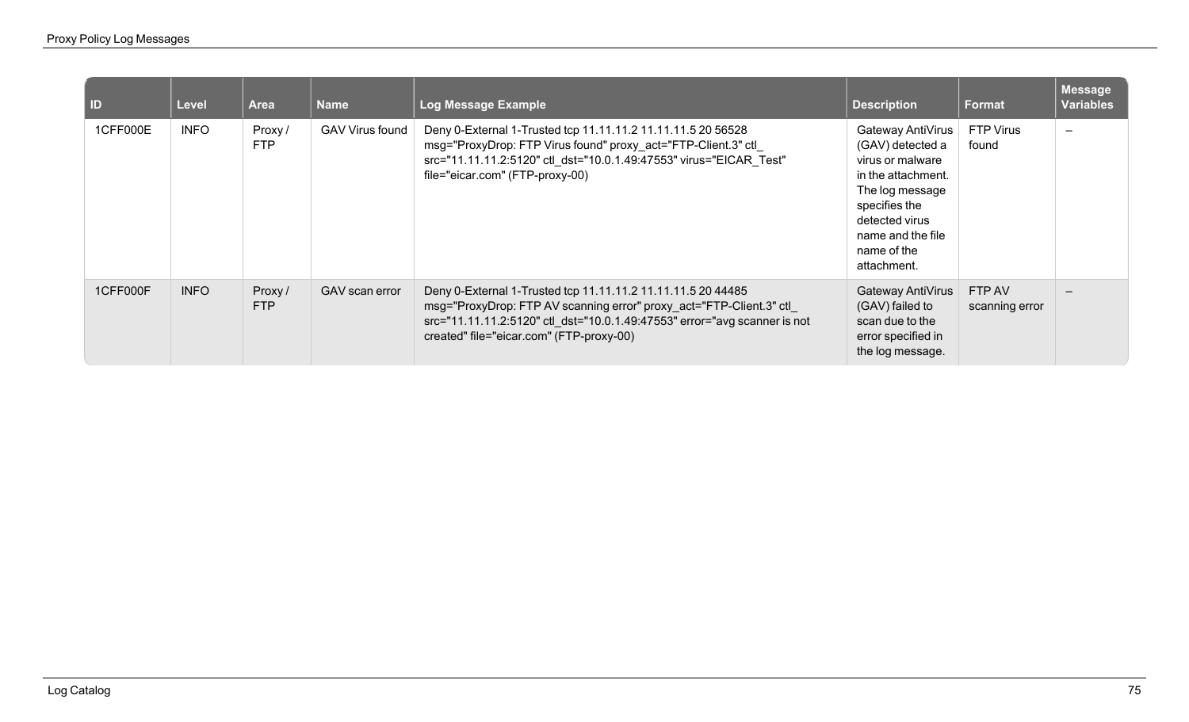| ID | Level | Area | Name | Log Message Example | Description | Format | Message Variables |
|---|---|---|---|---|---|---|---|
| 1CFF000E | INFO | Proxy / FTP | GAV Virus found | Deny 0-External 1-Trusted tcp 11.11.11.2 11.11.11.5 20 56528 msg="ProxyDrop: FTP Virus found" proxy_act="FTP-Client.3" ctl_src="11.11.11.2:5120" ctl_dst="10.0.1.49:47553" virus="EICAR_Test" file="eicar.com" (FTP-proxy-00) | Gateway AntiVirus (GAV) detected a virus or malware in the attachment. The log message specifies the detected virus name and the file name of the attachment. | FTP Virus found | – |
| 1CFF000F | INFO | Proxy / FTP | GAV scan error | Deny 0-External 1-Trusted tcp 11.11.11.2 11.11.11.5 20 44485 msg="ProxyDrop: FTP AV scanning error" proxy_act="FTP-Client.3" ctl_src="11.11.11.2:5120" ctl_dst="10.0.1.49:47553" error="avg scanner is not created" file="eicar.com" (FTP-proxy-00) | Gateway AntiVirus (GAV) failed to scan due to the error specified in the log message. | FTP AV scanning error | – |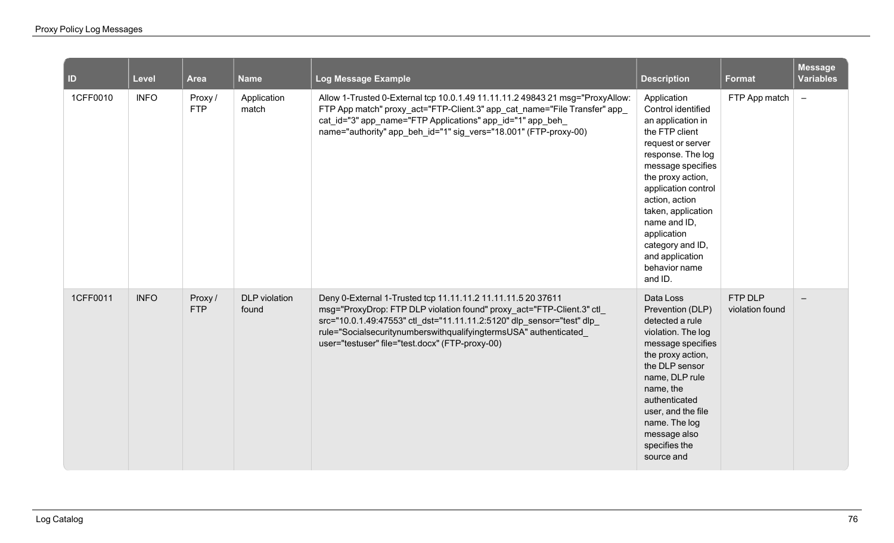| ID | Level | Area | Name | Log Message Example | Description | Format | Message Variables |
|---|---|---|---|---|---|---|---|
| 1CFF0010 | INFO | Proxy / FTP | Application match | Allow 1-Trusted 0-External tcp 10.0.1.49 11.11.11.2 49843 21 msg="ProxyAllow: FTP App match" proxy_act="FTP-Client.3" app_cat_name="File Transfer" app_cat_id="3" app_name="FTP Applications" app_id="1" app_beh_name="authority" app_beh_id="1" sig_vers="18.001" (FTP-proxy-00) | Application Control identified an application in the FTP client request or server response. The log message specifies the proxy action, application control action, action taken, application name and ID, application category and ID, and application behavior name and ID. | FTP App match | – |
| 1CFF0011 | INFO | Proxy / FTP | DLP violation found | Deny 0-External 1-Trusted tcp 11.11.11.2 11.11.11.5 20 37611 msg="ProxyDrop: FTP DLP violation found" proxy_act="FTP-Client.3" ctl_src="10.0.1.49:47553" ctl_dst="11.11.11.2:5120" dlp_sensor="test" dlp_rule="SocialsecuritynumberswithqualifyingtermsUSA" authenticated_user="testuser" file="test.docx" (FTP-proxy-00) | Data Loss Prevention (DLP) detected a rule violation. The log message specifies the proxy action, the DLP sensor name, DLP rule name, the authenticated user, and the file name. The log message also specifies the source and | FTP DLP violation found | – |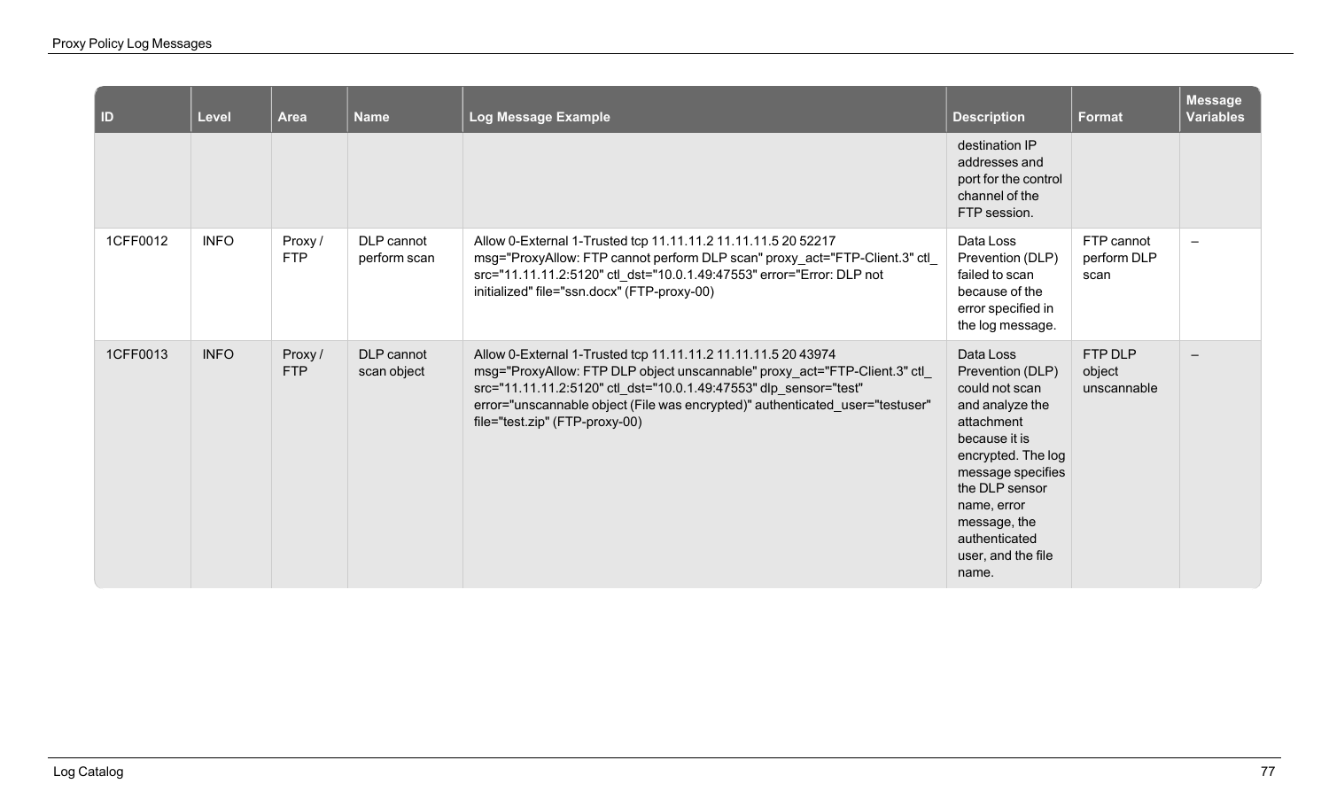| ID | Level | Area | Name | Log Message Example | Description | Format | Message Variables |
|---|---|---|---|---|---|---|---|
| | | | | | destination IP addresses and port for the control channel of the FTP session. | | |
| 1CFF0012 | INFO | Proxy / FTP | DLP cannot perform scan | Allow 0-External 1-Trusted tcp 11.11.11.2 11.11.11.5 20 52217 msg="ProxyAllow: FTP cannot perform DLP scan" proxy_act="FTP-Client.3" ctl_src="11.11.11.2:5120" ctl_dst="10.0.1.49:47553" error="Error: DLP not initialized" file="ssn.docx" (FTP-proxy-00) | Data Loss Prevention (DLP) failed to scan because of the error specified in the log message. | FTP cannot perform DLP scan | – |
| 1CFF0013 | INFO | Proxy / FTP | DLP cannot scan object | Allow 0-External 1-Trusted tcp 11.11.11.2 11.11.11.5 20 43974 msg="ProxyAllow: FTP DLP object unscannable" proxy_act="FTP-Client.3" ctl_src="11.11.11.2:5120" ctl_dst="10.0.1.49:47553" dlp_sensor="test" error="unscannable object (File was encrypted)" authenticated_user="testuser" file="test.zip" (FTP-proxy-00) | Data Loss Prevention (DLP) could not scan and analyze the attachment because it is encrypted. The log message specifies the DLP sensor name, error message, the authenticated user, and the file name. | FTP DLP object unscannable | – |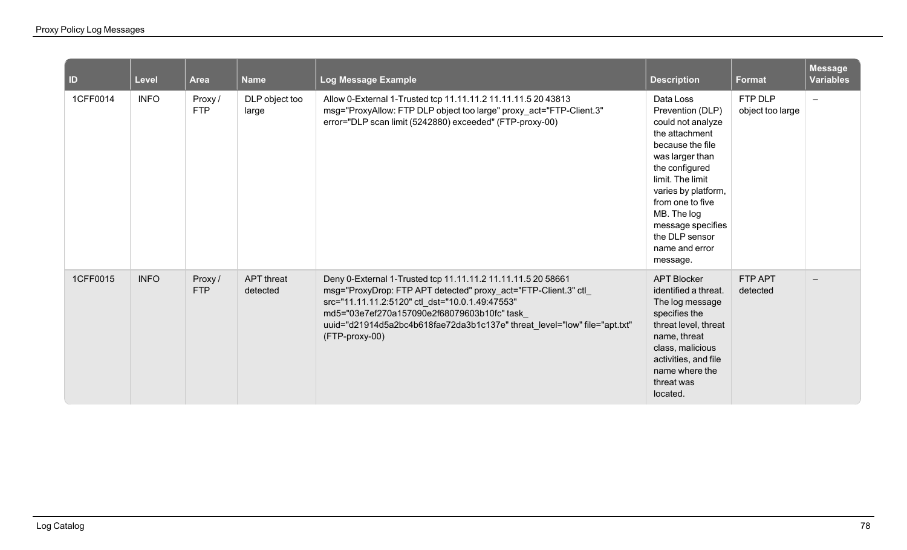| ID | Level | Area | Name | Log Message Example | Description | Format | Message Variables |
|---|---|---|---|---|---|---|---|
| 1CFF0014 | INFO | Proxy / FTP | DLP object too large | Allow 0-External 1-Trusted tcp 11.11.11.2 11.11.11.5 20 43813 msg="ProxyAllow: FTP DLP object too large" proxy_act="FTP-Client.3" error="DLP scan limit (5242880) exceeded" (FTP-proxy-00) | Data Loss Prevention (DLP) could not analyze the attachment because the file was larger than the configured limit. The limit varies by platform, from one to five MB. The log message specifies the DLP sensor name and error message. | FTP DLP object too large | – |
| 1CFF0015 | INFO | Proxy / FTP | APT threat detected | Deny 0-External 1-Trusted tcp 11.11.11.2 11.11.11.5 20 58661 msg="ProxyDrop: FTP APT detected" proxy_act="FTP-Client.3" ctl_src="11.11.11.2:5120" ctl_dst="10.0.1.49:47553" md5="03e7ef270a157090e2f68079603b10fc" task_uuid="d21914d5a2bc4b618fae72da3b1c137e" threat_level="low" file="apt.txt" (FTP-proxy-00) | APT Blocker identified a threat. The log message specifies the threat level, threat name, threat class, malicious activities, and file name where the threat was located. | FTP APT detected | – |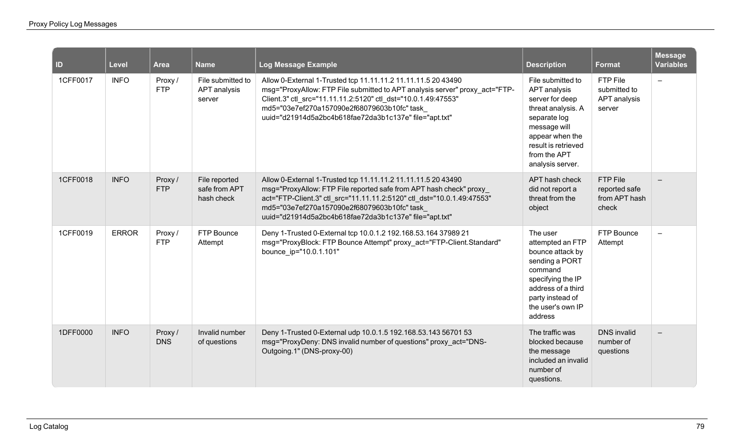| ID | Level | Area | Name | Log Message Example | Description | Format | Message Variables |
|---|---|---|---|---|---|---|---|
| 1CFF0017 | INFO | Proxy / FTP | File submitted to APT analysis server | Allow 0-External 1-Trusted tcp 11.11.11.2 11.11.11.5 20 43490 msg="ProxyAllow: FTP File submitted to APT analysis server" proxy_act="FTP-Client.3" ctl_src="11.11.11.2:5120" ctl_dst="10.0.1.49:47553" md5="03e7ef270a157090e2f68079603b10fc" task_uuid="d21914d5a2bc4b618fae72da3b1c137e" file="apt.txt" | File submitted to APT analysis server for deep threat analysis. A separate log message will appear when the result is retrieved from the APT analysis server. | FTP File submitted to APT analysis server | – |
| 1CFF0018 | INFO | Proxy / FTP | File reported safe from APT hash check | Allow 0-External 1-Trusted tcp 11.11.11.2 11.11.11.5 20 43490 msg="ProxyAllow: FTP File reported safe from APT hash check" proxy_act="FTP-Client.3" ctl_src="11.11.11.2:5120" ctl_dst="10.0.1.49:47553" md5="03e7ef270a157090e2f68079603b10fc" task_uuid="d21914d5a2bc4b618fae72da3b1c137e" file="apt.txt" | APT hash check did not report a threat from the object | FTP File reported safe from APT hash check | – |
| 1CFF0019 | ERROR | Proxy / FTP | FTP Bounce Attempt | Deny 1-Trusted 0-External tcp 10.0.1.2 192.168.53.164 37989 21 msg="ProxyBlock: FTP Bounce Attempt" proxy_act="FTP-Client.Standard" bounce_ip="10.0.1.101" | The user attempted an FTP bounce attack by sending a PORT command specifying the IP address of a third party instead of the user's own IP address | FTP Bounce Attempt | – |
| 1DFF0000 | INFO | Proxy / DNS | Invalid number of questions | Deny 1-Trusted 0-External udp 10.0.1.5 192.168.53.143 56701 53 msg="ProxyDeny: DNS invalid number of questions" proxy_act="DNS-Outgoing.1" (DNS-proxy-00) | The traffic was blocked because the message included an invalid number of questions. | DNS invalid number of questions | – |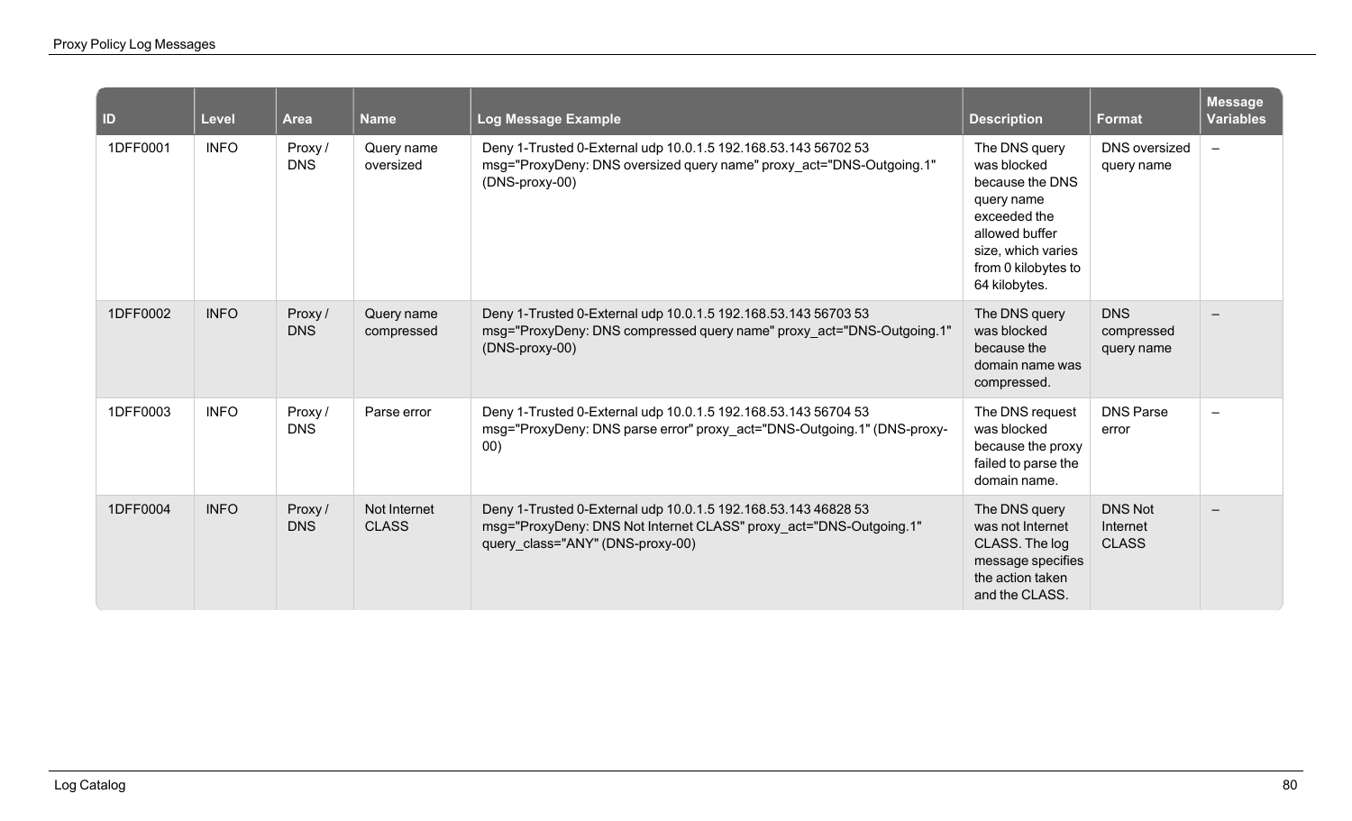| ID | Level | Area | Name | Log Message Example | Description | Format | Message Variables |
|---|---|---|---|---|---|---|---|
| 1DFF0001 | INFO | Proxy / DNS | Query name oversized | Deny 1-Trusted 0-External udp 10.0.1.5 192.168.53.143 56702 53 msg="ProxyDeny: DNS oversized query name" proxy_act="DNS-Outgoing.1" (DNS-proxy-00) | The DNS query was blocked because the DNS query name exceeded the allowed buffer size, which varies from 0 kilobytes to 64 kilobytes. | DNS oversized query name | – |
| 1DFF0002 | INFO | Proxy / DNS | Query name compressed | Deny 1-Trusted 0-External udp 10.0.1.5 192.168.53.143 56703 53 msg="ProxyDeny: DNS compressed query name" proxy_act="DNS-Outgoing.1" (DNS-proxy-00) | The DNS query was blocked because the domain name was compressed. | DNS compressed query name | – |
| 1DFF0003 | INFO | Proxy / DNS | Parse error | Deny 1-Trusted 0-External udp 10.0.1.5 192.168.53.143 56704 53 msg="ProxyDeny: DNS parse error" proxy_act="DNS-Outgoing.1" (DNS-proxy-00) | The DNS request was blocked because the proxy failed to parse the domain name. | DNS Parse error | – |
| 1DFF0004 | INFO | Proxy / DNS | Not Internet CLASS | Deny 1-Trusted 0-External udp 10.0.1.5 192.168.53.143 46828 53 msg="ProxyDeny: DNS Not Internet CLASS" proxy_act="DNS-Outgoing.1" query_class="ANY" (DNS-proxy-00) | The DNS query was not Internet CLASS. The log message specifies the action taken and the CLASS. | DNS Not Internet CLASS | – |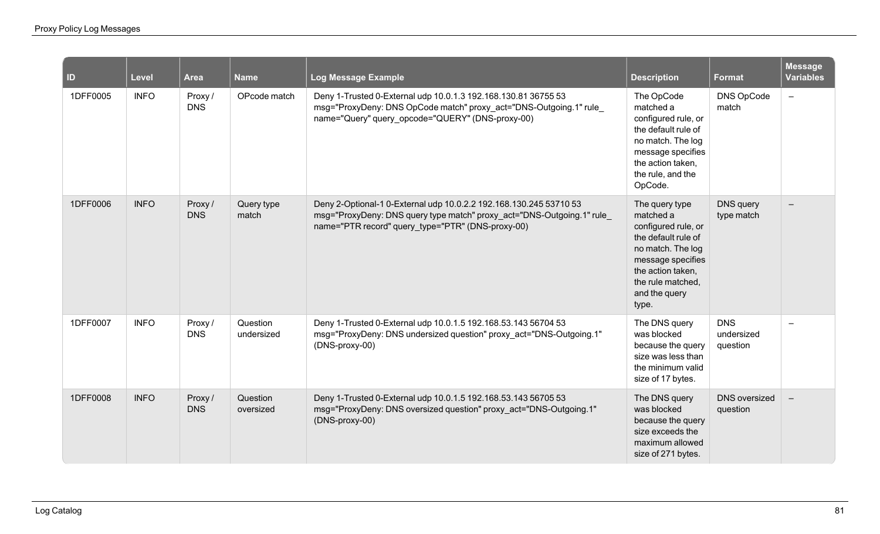| ID | Level | Area | Name | Log Message Example | Description | Format | Message Variables |
|---|---|---|---|---|---|---|---|
| 1DFF0005 | INFO | Proxy / DNS | OPcode match | Deny 1-Trusted 0-External udp 10.0.1.3 192.168.130.81 36755 53 msg="ProxyDeny: DNS OpCode match" proxy_act="DNS-Outgoing.1" rule_name="Query" query_opcode="QUERY" (DNS-proxy-00) | The OpCode matched a configured rule, or the default rule of no match. The log message specifies the action taken, the rule, and the OpCode. | DNS OpCode match | – |
| 1DFF0006 | INFO | Proxy / DNS | Query type match | Deny 2-Optional-1 0-External udp 10.0.2.2 192.168.130.245 53710 53 msg="ProxyDeny: DNS query type match" proxy_act="DNS-Outgoing.1" rule_name="PTR record" query_type="PTR" (DNS-proxy-00) | The query type matched a configured rule, or the default rule of no match. The log message specifies the action taken, the rule matched, and the query type. | DNS query type match | – |
| 1DFF0007 | INFO | Proxy / DNS | Question undersized | Deny 1-Trusted 0-External udp 10.0.1.5 192.168.53.143 56704 53 msg="ProxyDeny: DNS undersized question" proxy_act="DNS-Outgoing.1" (DNS-proxy-00) | The DNS query was blocked because the query size was less than the minimum valid size of 17 bytes. | DNS undersized question | – |
| 1DFF0008 | INFO | Proxy / DNS | Question oversized | Deny 1-Trusted 0-External udp 10.0.1.5 192.168.53.143 56705 53 msg="ProxyDeny: DNS oversized question" proxy_act="DNS-Outgoing.1" (DNS-proxy-00) | The DNS query was blocked because the query size exceeds the maximum allowed size of 271 bytes. | DNS oversized question | – |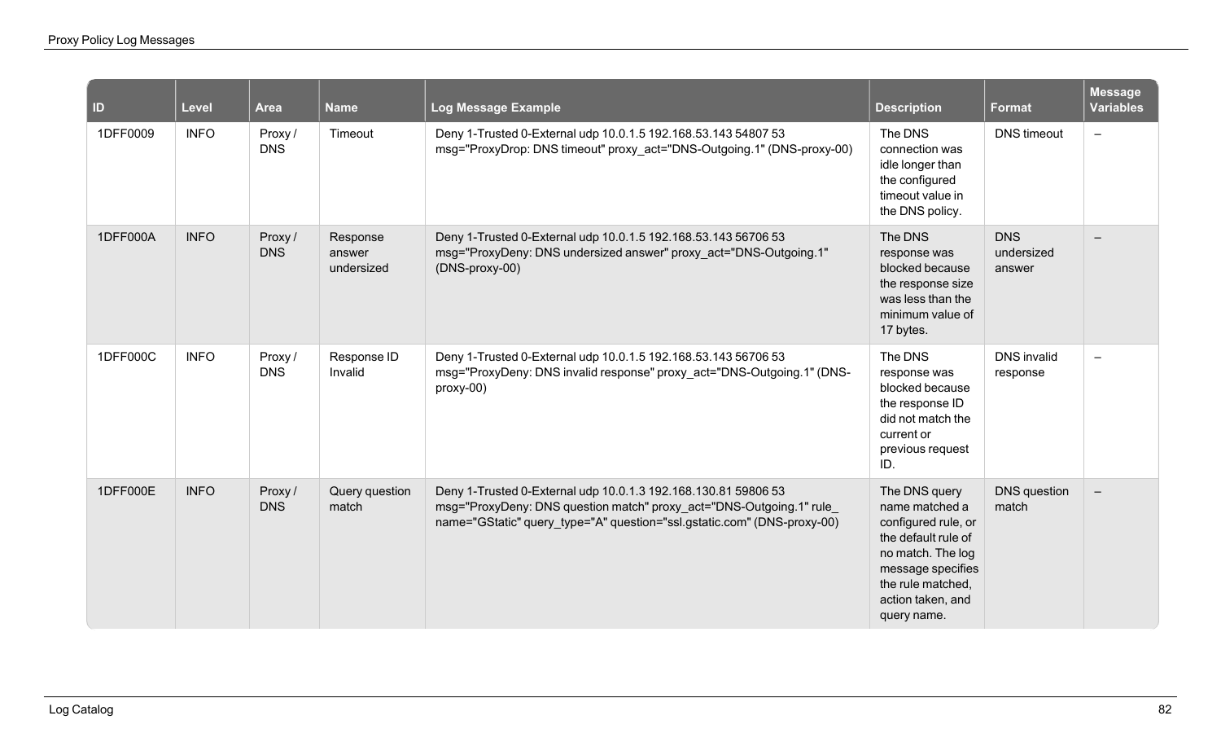| ID | Level | Area | Name | Log Message Example | Description | Format | Message Variables |
|---|---|---|---|---|---|---|---|
| 1DFF0009 | INFO | Proxy / DNS | Timeout | Deny 1-Trusted 0-External udp 10.0.1.5 192.168.53.143 54807 53 msg="ProxyDrop: DNS timeout" proxy_act="DNS-Outgoing.1" (DNS-proxy-00) | The DNS connection was idle longer than the configured timeout value in the DNS policy. | DNS timeout | – |
| 1DFF000A | INFO | Proxy / DNS | Response answer undersized | Deny 1-Trusted 0-External udp 10.0.1.5 192.168.53.143 56706 53 msg="ProxyDeny: DNS undersized answer" proxy_act="DNS-Outgoing.1" (DNS-proxy-00) | The DNS response was blocked because the response size was less than the minimum value of 17 bytes. | DNS undersized answer | – |
| 1DFF000C | INFO | Proxy / DNS | Response ID Invalid | Deny 1-Trusted 0-External udp 10.0.1.5 192.168.53.143 56706 53 msg="ProxyDeny: DNS invalid response" proxy_act="DNS-Outgoing.1" (DNS-proxy-00) | The DNS response was blocked because the response ID did not match the current or previous request ID. | DNS invalid response | – |
| 1DFF000E | INFO | Proxy / DNS | Query question match | Deny 1-Trusted 0-External udp 10.0.1.3 192.168.130.81 59806 53 msg="ProxyDeny: DNS question match" proxy_act="DNS-Outgoing.1" rule_name="GStatic" query_type="A" question="ssl.gstatic.com" (DNS-proxy-00) | The DNS query name matched a configured rule, or the default rule of no match. The log message specifies the rule matched, action taken, and query name. | DNS question match | – |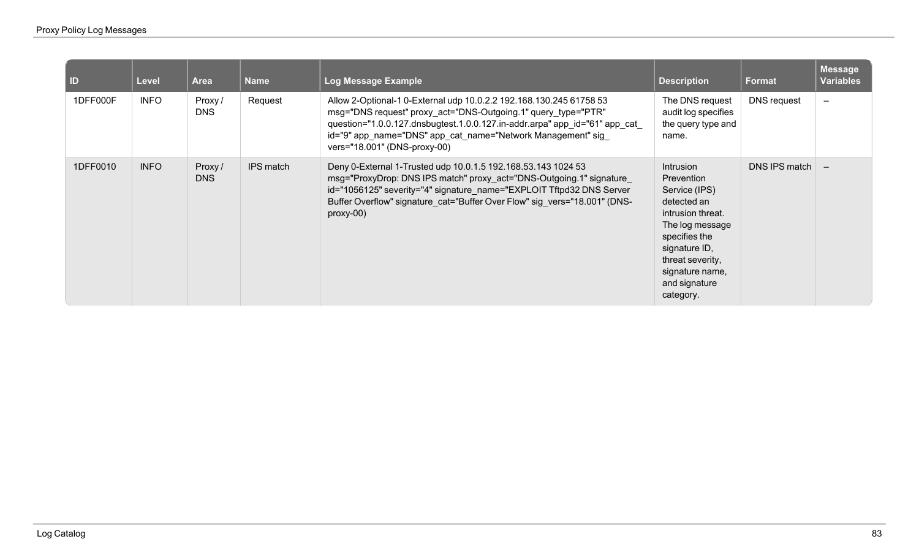| ID | Level | Area | Name | Log Message Example | Description | Format | Message Variables |
|---|---|---|---|---|---|---|---|
| 1DFF000F | INFO | Proxy / DNS | Request | Allow 2-Optional-1 0-External udp 10.0.2.2 192.168.130.245 61758 53 msg="DNS request" proxy_act="DNS-Outgoing.1" query_type="PTR" question="1.0.0.127.dnsbugtest.1.0.0.127.in-addr.arpa" app_id="61" app_cat_id="9" app_name="DNS" app_cat_name="Network Management" sig_vers="18.001" (DNS-proxy-00) | The DNS request audit log specifies the query type and name. | DNS request | – |
| 1DFF0010 | INFO | Proxy / DNS | IPS match | Deny 0-External 1-Trusted udp 10.0.1.5 192.168.53.143 1024 53 msg="ProxyDrop: DNS IPS match" proxy_act="DNS-Outgoing.1" signature_id="1056125" severity="4" signature_name="EXPLOIT Tftpd32 DNS Server Buffer Overflow" signature_cat="Buffer Over Flow" sig_vers="18.001" (DNS-proxy-00) | Intrusion Prevention Service (IPS) detected an intrusion threat. The log message specifies the signature ID, threat severity, signature name, and signature category. | DNS IPS match | – |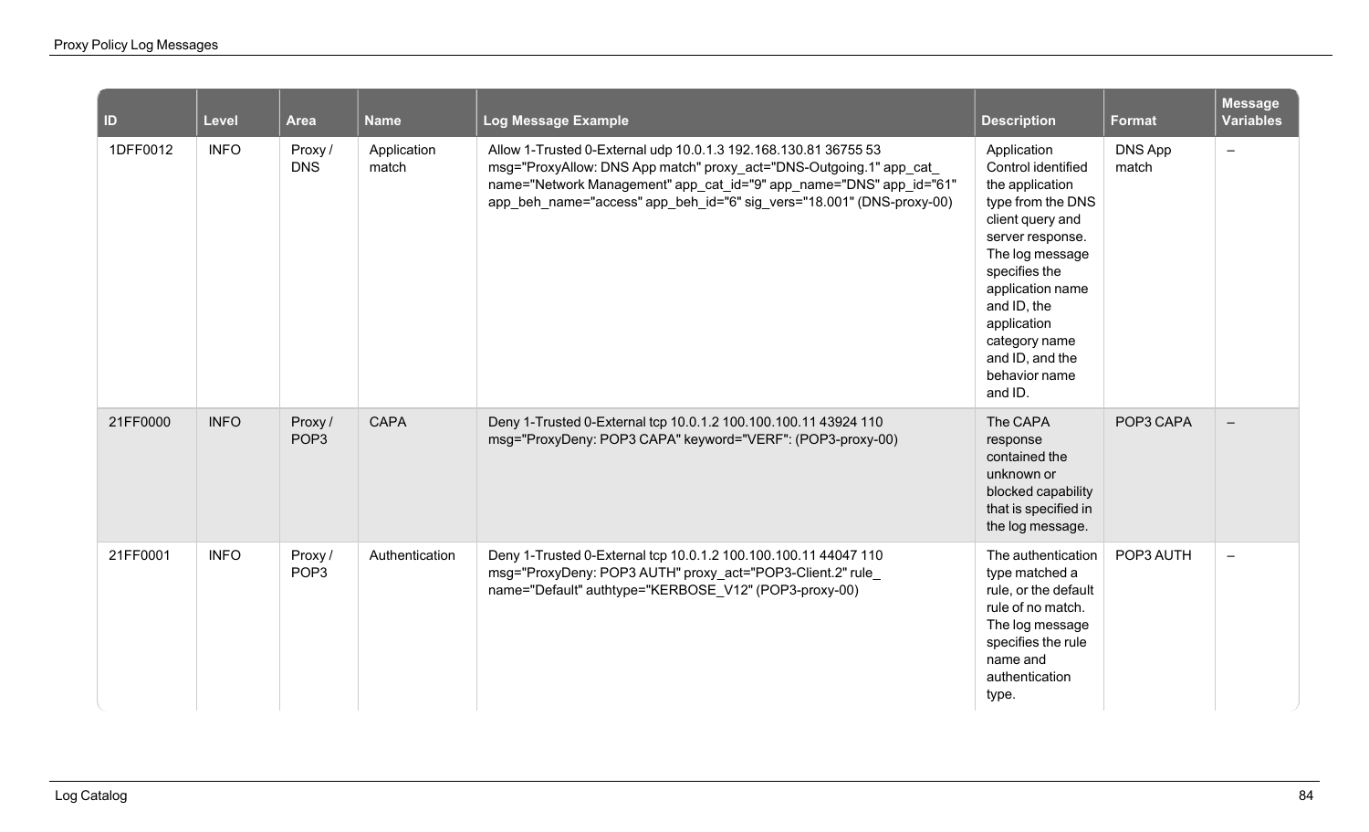| ID | Level | Area | Name | Log Message Example | Description | Format | Message Variables |
|---|---|---|---|---|---|---|---|
| 1DFF0012 | INFO | Proxy / DNS | Application match | Allow 1-Trusted 0-External udp 10.0.1.3 192.168.130.81 36755 53 msg="ProxyAllow: DNS App match" proxy_act="DNS-Outgoing.1" app_cat_name="Network Management" app_cat_id="9" app_name="DNS" app_id="61" app_beh_name="access" app_beh_id="6" sig_vers="18.001" (DNS-proxy-00) | Application Control identified the application type from the DNS client query and server response. The log message specifies the application name and ID, the application category name and ID, and the behavior name and ID. | DNS App match | – |
| 21FF0000 | INFO | Proxy / POP3 | CAPA | Deny 1-Trusted 0-External tcp 10.0.1.2 100.100.100.11 43924 110 msg="ProxyDeny: POP3 CAPA" keyword="VERF": (POP3-proxy-00) | The CAPA response contained the unknown or blocked capability that is specified in the log message. | POP3 CAPA | – |
| 21FF0001 | INFO | Proxy / POP3 | Authentication | Deny 1-Trusted 0-External tcp 10.0.1.2 100.100.100.11 44047 110 msg="ProxyDeny: POP3 AUTH" proxy_act="POP3-Client.2" rule_name="Default" authtype="KERBOSE_V12" (POP3-proxy-00) | The authentication type matched a rule, or the default rule of no match. The log message specifies the rule name and authentication type. | POP3 AUTH | – |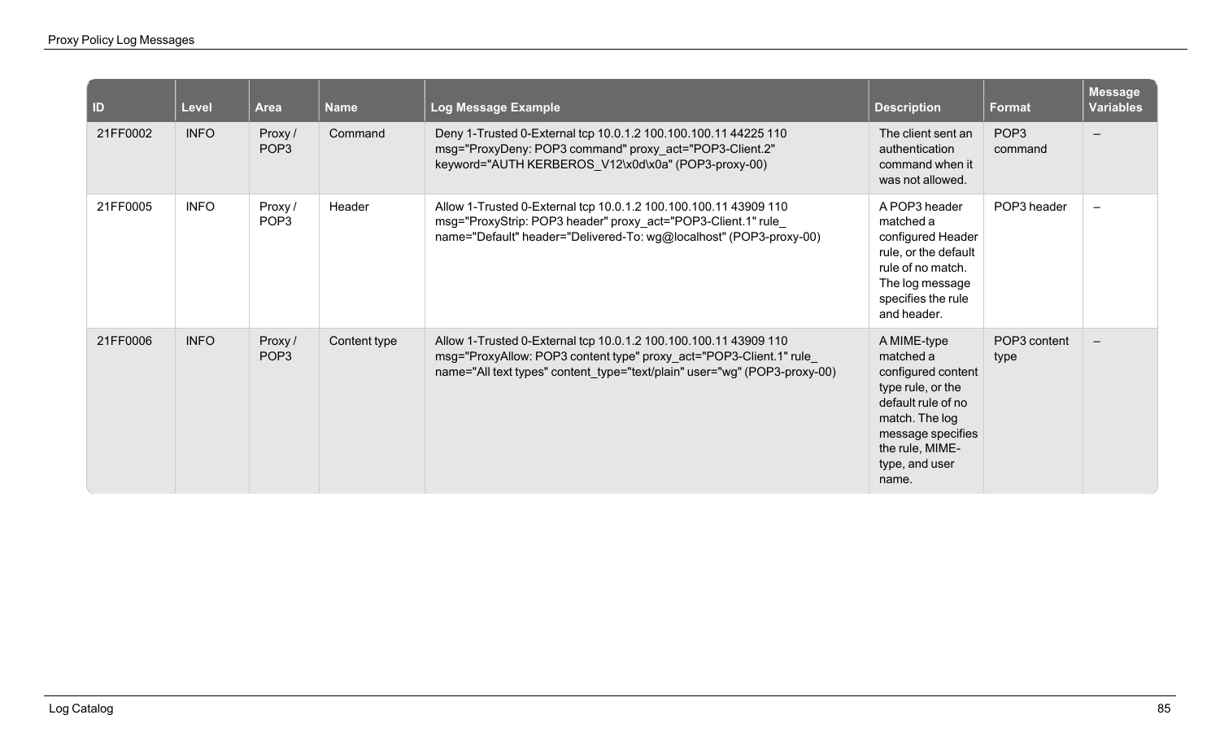| ID | Level | Area | Name | Log Message Example | Description | Format | Message Variables |
|---|---|---|---|---|---|---|---|
| 21FF0002 | INFO | Proxy / POP3 | Command | Deny 1-Trusted 0-External tcp 10.0.1.2 100.100.100.11 44225 110 msg="ProxyDeny: POP3 command" proxy_act="POP3-Client.2" keyword="AUTH KERBEROS_V12\x0d\x0a" (POP3-proxy-00) | The client sent an authentication command when it was not allowed. | POP3 command | – |
| 21FF0005 | INFO | Proxy / POP3 | Header | Allow 1-Trusted 0-External tcp 10.0.1.2 100.100.100.11 43909 110 msg="ProxyStrip: POP3 header" proxy_act="POP3-Client.1" rule_name="Default" header="Delivered-To: wg@localhost" (POP3-proxy-00) | A POP3 header matched a configured Header rule, or the default rule of no match. The log message specifies the rule and header. | POP3 header | – |
| 21FF0006 | INFO | Proxy / POP3 | Content type | Allow 1-Trusted 0-External tcp 10.0.1.2 100.100.100.11 43909 110 msg="ProxyAllow: POP3 content type" proxy_act="POP3-Client.1" rule_name="All text types" content_type="text/plain" user="wg" (POP3-proxy-00) | A MIME-type matched a configured content type rule, or the default rule of no match. The log message specifies the rule, MIME-type, and user name. | POP3 content type | – |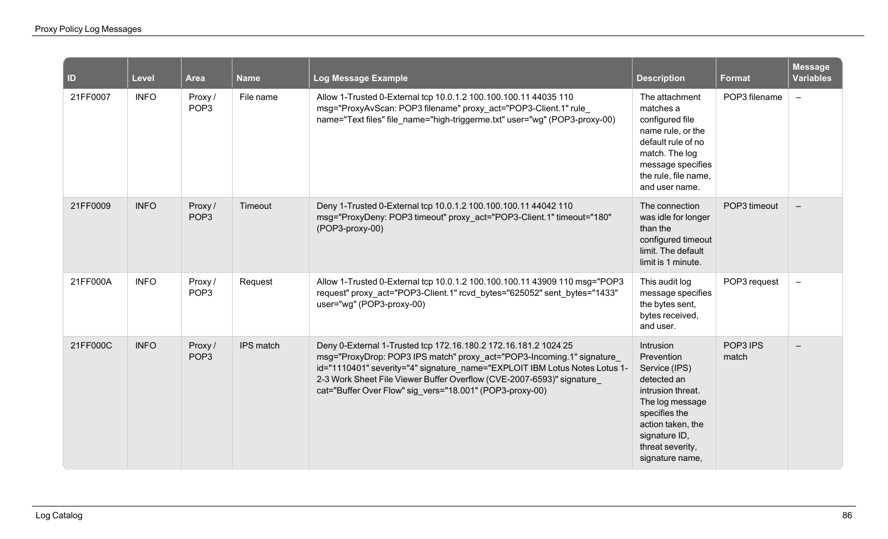| ID | Level | Area | Name | Log Message Example | Description | Format | Message Variables |
|---|---|---|---|---|---|---|---|
| 21FF0007 | INFO | Proxy / POP3 | File name | Allow 1-Trusted 0-External tcp 10.0.1.2 100.100.100.11 44035 110 msg="ProxyAvScan: POP3 filename" proxy_act="POP3-Client.1" rule_name="Text files" file_name="high-triggerme.txt" user="wg" (POP3-proxy-00) | The attachment matches a configured file name rule, or the default rule of no match. The log message specifies the rule, file name, and user name. | POP3 filename | – |
| 21FF0009 | INFO | Proxy / POP3 | Timeout | Deny 1-Trusted 0-External tcp 10.0.1.2 100.100.100.11 44042 110 msg="ProxyDeny: POP3 timeout" proxy_act="POP3-Client.1" timeout="180" (POP3-proxy-00) | The connection was idle for longer than the configured timeout limit. The default limit is 1 minute. | POP3 timeout | – |
| 21FF000A | INFO | Proxy / POP3 | Request | Allow 1-Trusted 0-External tcp 10.0.1.2 100.100.100.11 43909 110 msg="POP3 request" proxy_act="POP3-Client.1" rcvd_bytes="625052" sent_bytes="1433" user="wg" (POP3-proxy-00) | This audit log message specifies the bytes sent, bytes received, and user. | POP3 request | – |
| 21FF000C | INFO | Proxy / POP3 | IPS match | Deny 0-External 1-Trusted tcp 172.16.180.2 172.16.181.2 1024 25 msg="ProxyDrop: POP3 IPS match" proxy_act="POP3-Incoming.1" signature_id="1110401" severity="4" signature_name="EXPLOIT IBM Lotus Notes Lotus 1-2-3 Work Sheet File Viewer Buffer Overflow (CVE-2007-6593)" signature_cat="Buffer Over Flow" sig_vers="18.001" (POP3-proxy-00) | Intrusion Prevention Service (IPS) detected an intrusion threat. The log message specifies the action taken, the signature ID, threat severity, signature name, | POP3 IPS match | – |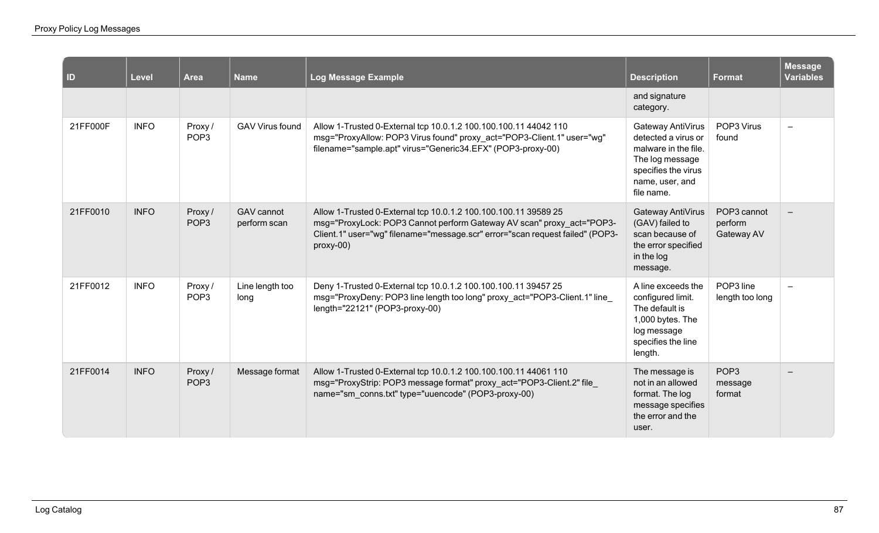| ID | Level | Area | Name | Log Message Example | Description | Format | Message Variables |
|---|---|---|---|---|---|---|---|
| | | | | | and signature category. | | |
| 21FF000F | INFO | Proxy / POP3 | GAV Virus found | Allow 1-Trusted 0-External tcp 10.0.1.2 100.100.100.11 44042 110 msg="ProxyAllow: POP3 Virus found" proxy_act="POP3-Client.1" user="wg" filename="sample.apt" virus="Generic34.EFX" (POP3-proxy-00) | Gateway AntiVirus detected a virus or malware in the file. The log message specifies the virus name, user, and file name. | POP3 Virus found | – |
| 21FF0010 | INFO | Proxy / POP3 | GAV cannot perform scan | Allow 1-Trusted 0-External tcp 10.0.1.2 100.100.100.11 39589 25 msg="ProxyLock: POP3 Cannot perform Gateway AV scan" proxy_act="POP3-Client.1" user="wg" filename="message.scr" error="scan request failed" (POP3-proxy-00) | Gateway AntiVirus (GAV) failed to scan because of the error specified in the log message. | POP3 cannot perform Gateway AV | – |
| 21FF0012 | INFO | Proxy / POP3 | Line length too long | Deny 1-Trusted 0-External tcp 10.0.1.2 100.100.100.11 39457 25 msg="ProxyDeny: POP3 line length too long" proxy_act="POP3-Client.1" line_length="22121" (POP3-proxy-00) | A line exceeds the configured limit. The default is 1,000 bytes. The log message specifies the line length. | POP3 line length too long | – |
| 21FF0014 | INFO | Proxy / POP3 | Message format | Allow 1-Trusted 0-External tcp 10.0.1.2 100.100.100.11 44061 110 msg="ProxyStrip: POP3 message format" proxy_act="POP3-Client.2" file_name="sm_conns.txt" type="uuencode" (POP3-proxy-00) | The message is not in an allowed format. The log message specifies the error and the user. | POP3 message format | – |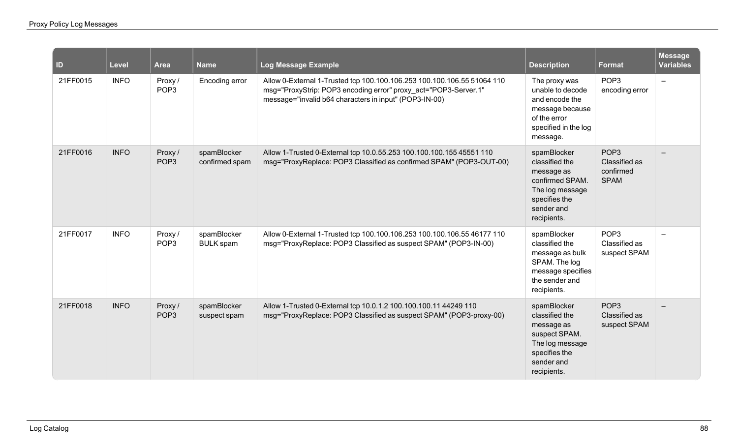| ID | Level | Area | Name | Log Message Example | Description | Format | Message Variables |
|---|---|---|---|---|---|---|---|
| 21FF0015 | INFO | Proxy / POP3 | Encoding error | Allow 0-External 1-Trusted tcp 100.100.106.253 100.100.106.55 51064 110 msg="ProxyStrip: POP3 encoding error" proxy_act="POP3-Server.1" message="invalid b64 characters in input" (POP3-IN-00) | The proxy was unable to decode and encode the message because of the error specified in the log message. | POP3 encoding error | – |
| 21FF0016 | INFO | Proxy / POP3 | spamBlocker confirmed spam | Allow 1-Trusted 0-External tcp 10.0.55.253 100.100.100.155 45551 110 msg="ProxyReplace: POP3 Classified as confirmed SPAM" (POP3-OUT-00) | spamBlocker classified the message as confirmed SPAM. The log message specifies the sender and recipients. | POP3 Classified as confirmed SPAM | – |
| 21FF0017 | INFO | Proxy / POP3 | spamBlocker BULK spam | Allow 0-External 1-Trusted tcp 100.100.106.253 100.100.106.55 46177 110 msg="ProxyReplace: POP3 Classified as suspect SPAM" (POP3-IN-00) | spamBlocker classified the message as bulk SPAM. The log message specifies the sender and recipients. | POP3 Classified as suspect SPAM | – |
| 21FF0018 | INFO | Proxy / POP3 | spamBlocker suspect spam | Allow 1-Trusted 0-External tcp 10.0.1.2 100.100.100.11 44249 110 msg="ProxyReplace: POP3 Classified as suspect SPAM" (POP3-proxy-00) | spamBlocker classified the message as suspect SPAM. The log message specifies the sender and recipients. | POP3 Classified as suspect SPAM | – |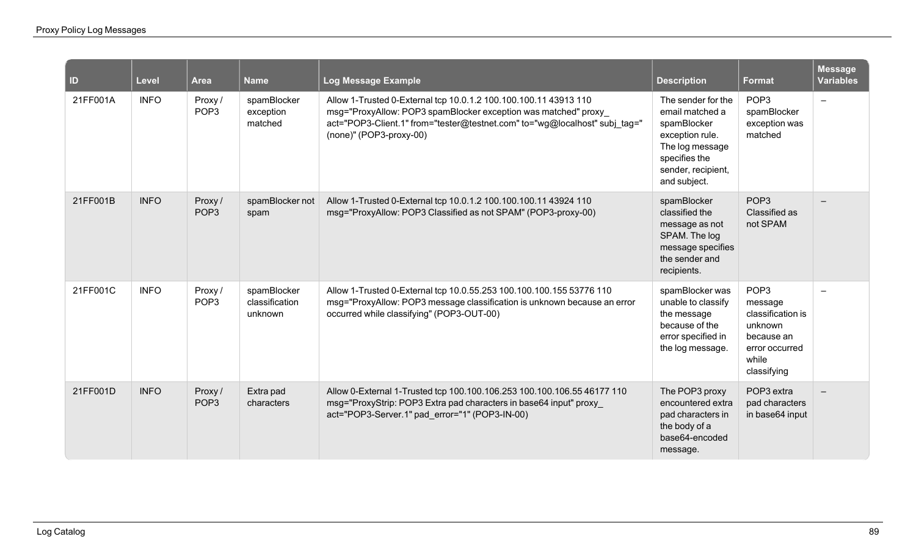| ID | Level | Area | Name | Log Message Example | Description | Format | Message Variables |
|---|---|---|---|---|---|---|---|
| 21FF001A | INFO | Proxy / POP3 | spamBlocker exception matched | Allow 1-Trusted 0-External tcp 10.0.1.2 100.100.100.11 43913 110 msg="ProxyAllow: POP3 spamBlocker exception was matched" proxy_act="POP3-Client.1" from="tester@testnet.com" to="wg@localhost" subj_tag="(none)" (POP3-proxy-00) | The sender for the email matched a spamBlocker exception rule. The log message specifies the sender, recipient, and subject. | POP3 spamBlocker exception was matched | – |
| 21FF001B | INFO | Proxy / POP3 | spamBlocker not spam | Allow 1-Trusted 0-External tcp 10.0.1.2 100.100.100.11 43924 110 msg="ProxyAllow: POP3 Classified as not SPAM" (POP3-proxy-00) | spamBlocker classified the message as not SPAM. The log message specifies the sender and recipients. | POP3 Classified as not SPAM | – |
| 21FF001C | INFO | Proxy / POP3 | spamBlocker classification unknown | Allow 1-Trusted 0-External tcp 10.0.55.253 100.100.100.155 53776 110 msg="ProxyAllow: POP3 message classification is unknown because an error occurred while classifying" (POP3-OUT-00) | spamBlocker was unable to classify the message because of the error specified in the log message. | POP3 message classification is unknown because an error occurred while classifying | – |
| 21FF001D | INFO | Proxy / POP3 | Extra pad characters | Allow 0-External 1-Trusted tcp 100.100.106.253 100.100.106.55 46177 110 msg="ProxyStrip: POP3 Extra pad characters in base64 input" proxy_act="POP3-Server.1" pad_error="1" (POP3-IN-00) | The POP3 proxy encountered extra pad characters in the body of a base64-encoded message. | POP3 extra pad characters in base64 input | – |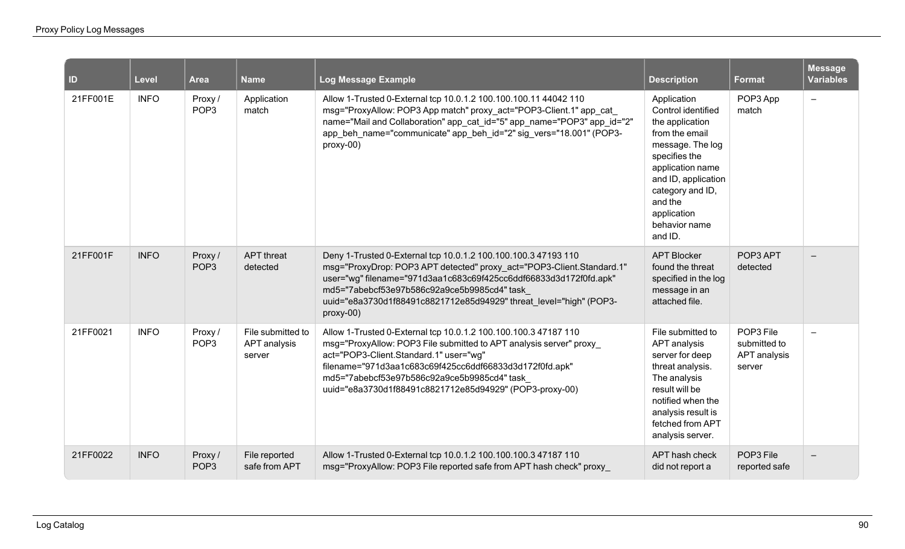| ID | Level | Area | Name | Log Message Example | Description | Format | Message Variables |
|---|---|---|---|---|---|---|---|
| 21FF001E | INFO | Proxy / POP3 | Application match | Allow 1-Trusted 0-External tcp 10.0.1.2 100.100.100.11 44042 110 msg="ProxyAllow: POP3 App match" proxy_act="POP3-Client.1" app_cat_name="Mail and Collaboration" app_cat_id="5" app_name="POP3" app_id="2" app_beh_name="communicate" app_beh_id="2" sig_vers="18.001" (POP3-proxy-00) | Application Control identified the application from the email message. The log specifies the application name and ID, application category and ID, and the application behavior name and ID. | POP3 App match | – |
| 21FF001F | INFO | Proxy / POP3 | APT threat detected | Deny 1-Trusted 0-External tcp 10.0.1.2 100.100.100.3 47193 110 msg="ProxyDrop: POP3 APT detected" proxy_act="POP3-Client.Standard.1" user="wg" filename="971d3aa1c683c69f425cc6ddf66833d3d172f0fd.apk" md5="7abebcf53e97b586c92a9ce5b9985cd4" task_uuid="e8a3730d1f88491c8821712e85d94929" threat_level="high" (POP3-proxy-00) | APT Blocker found the threat specified in the log message in an attached file. | POP3 APT detected | – |
| 21FF0021 | INFO | Proxy / POP3 | File submitted to APT analysis server | Allow 1-Trusted 0-External tcp 10.0.1.2 100.100.100.3 47187 110 msg="ProxyAllow: POP3 File submitted to APT analysis server" proxy_act="POP3-Client.Standard.1" user="wg" filename="971d3aa1c683c69f425cc6ddf66833d3d172f0fd.apk" md5="7abebcf53e97b586c92a9ce5b9985cd4" task_uuid="e8a3730d1f88491c8821712e85d94929" (POP3-proxy-00) | File submitted to APT analysis server for deep threat analysis. The analysis result will be notified when the analysis result is fetched from APT analysis server. | POP3 File submitted to APT analysis server | – |
| 21FF0022 | INFO | Proxy / POP3 | File reported safe from APT | Allow 1-Trusted 0-External tcp 10.0.1.2 100.100.100.3 47187 110 msg="ProxyAllow: POP3 File reported safe from APT hash check" proxy_ | APT hash check did not report a | POP3 File reported safe | – |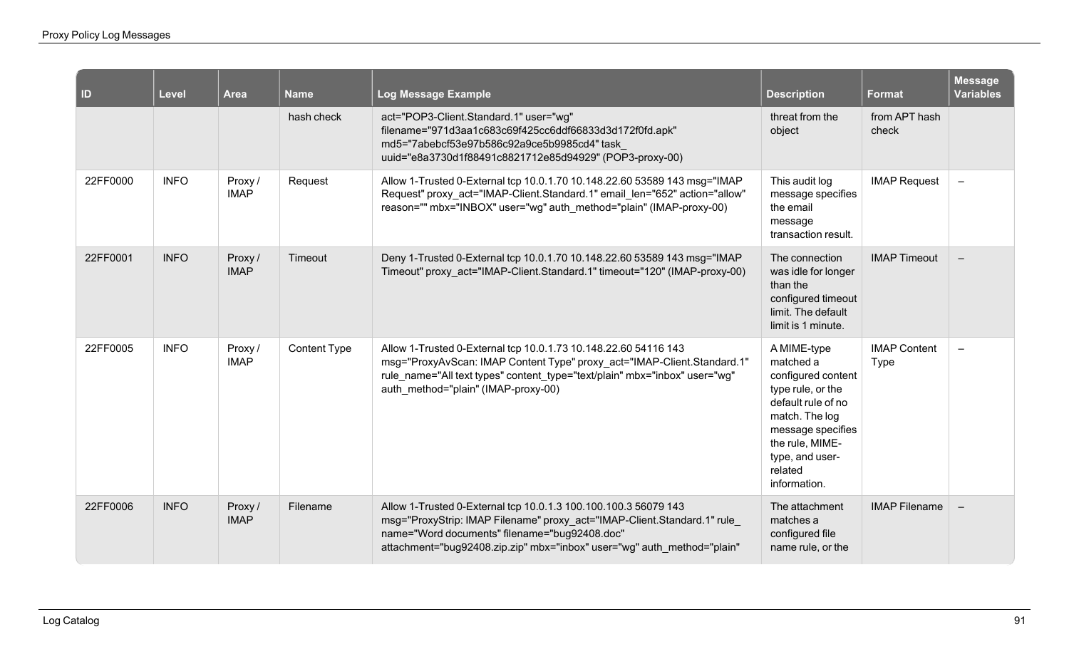| ID | Level | Area | Name | Log Message Example | Description | Format | Message Variables |
|---|---|---|---|---|---|---|---|
| | | | hash check | act="POP3-Client.Standard.1" user="wg" filename="971d3aa1c683c69f425cc6ddf66833d3d172f0fd.apk" md5="7abebcf53e97b586c92a9ce5b9985cd4" task_uuid="e8a3730d1f88491c8821712e85d94929" (POP3-proxy-00) | threat from the object | from APT hash check | |
| 22FF0000 | INFO | Proxy / IMAP | Request | Allow 1-Trusted 0-External tcp 10.0.1.70 10.148.22.60 53589 143 msg="IMAP Request" proxy_act="IMAP-Client.Standard.1" email_len="652" action="allow" reason="" mbx="INBOX" user="wg" auth_method="plain" (IMAP-proxy-00) | This audit log message specifies the email message transaction result. | IMAP Request | – |
| 22FF0001 | INFO | Proxy / IMAP | Timeout | Deny 1-Trusted 0-External tcp 10.0.1.70 10.148.22.60 53589 143 msg="IMAP Timeout" proxy_act="IMAP-Client.Standard.1" timeout="120" (IMAP-proxy-00) | The connection was idle for longer than the configured timeout limit. The default limit is 1 minute. | IMAP Timeout | – |
| 22FF0005 | INFO | Proxy / IMAP | Content Type | Allow 1-Trusted 0-External tcp 10.0.1.73 10.148.22.60 54116 143 msg="ProxyAvScan: IMAP Content Type" proxy_act="IMAP-Client.Standard.1" rule_name="All text types" content_type="text/plain" mbx="inbox" user="wg" auth_method="plain" (IMAP-proxy-00) | A MIME-type matched a configured content type rule, or the default rule of no match. The log message specifies the rule, MIME-type, and user-related information. | IMAP Content Type | – |
| 22FF0006 | INFO | Proxy / IMAP | Filename | Allow 1-Trusted 0-External tcp 10.0.1.3 100.100.100.3 56079 143 msg="ProxyStrip: IMAP Filename" proxy_act="IMAP-Client.Standard.1" rule_name="Word documents" filename="bug92408.doc" attachment="bug92408.zip.zip" mbx="inbox" user="wg" auth_method="plain" | The attachment matches a configured file name rule, or the | IMAP Filename | – |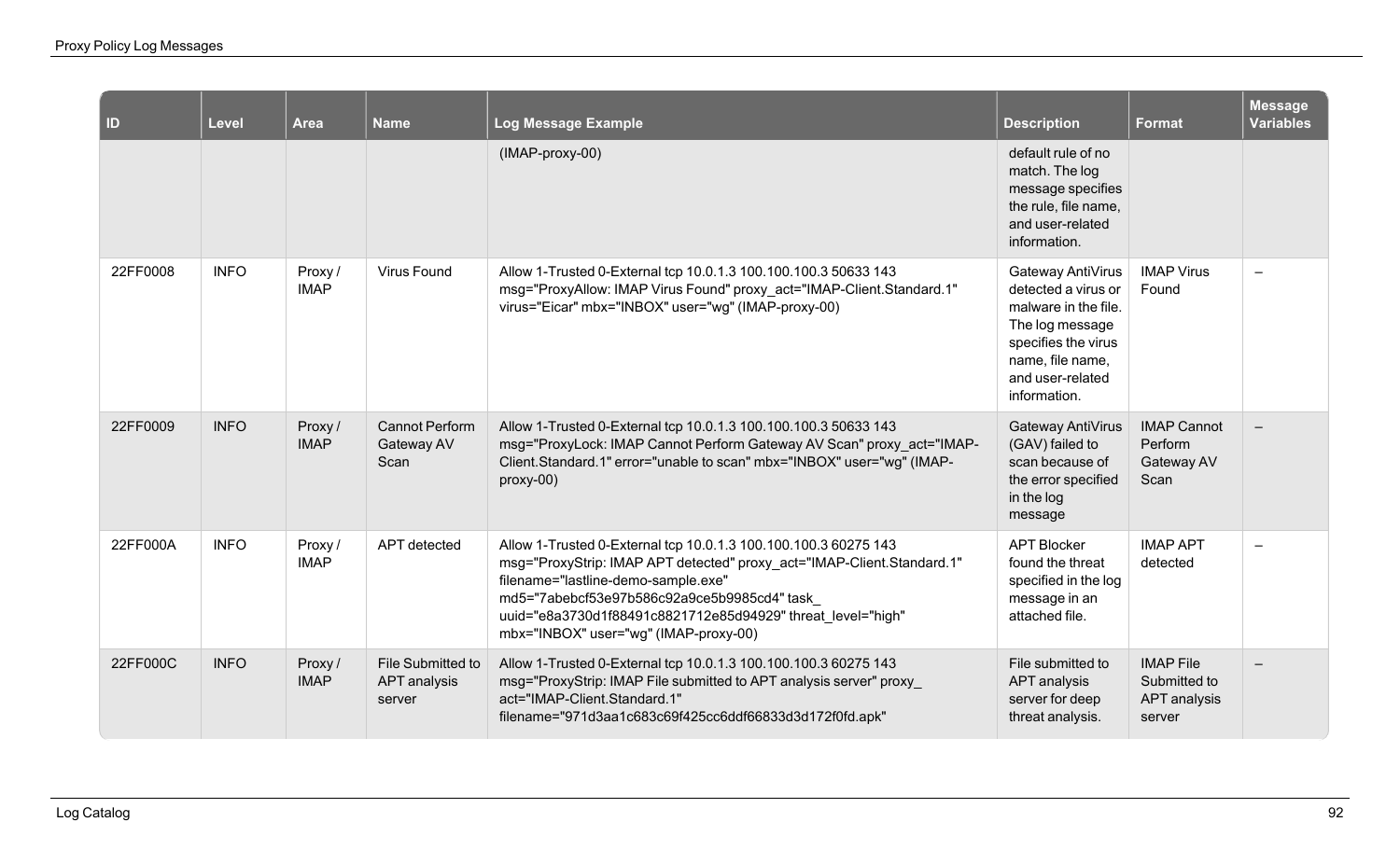| ID | Level | Area | Name | Log Message Example | Description | Format | Message Variables |
|---|---|---|---|---|---|---|---|
| | | | | (IMAP-proxy-00) | default rule of no match. The log message specifies the rule, file name, and user-related information. | | |
| 22FF0008 | INFO | Proxy / IMAP | Virus Found | Allow 1-Trusted 0-External tcp 10.0.1.3 100.100.100.3 50633 143 msg="ProxyAllow: IMAP Virus Found" proxy_act="IMAP-Client.Standard.1" virus="Eicar" mbx="INBOX" user="wg" (IMAP-proxy-00) | Gateway AntiVirus detected a virus or malware in the file. The log message specifies the virus name, file name, and user-related information. | IMAP Virus Found | – |
| 22FF0009 | INFO | Proxy / IMAP | Cannot Perform Gateway AV Scan | Allow 1-Trusted 0-External tcp 10.0.1.3 100.100.100.3 50633 143 msg="ProxyLock: IMAP Cannot Perform Gateway AV Scan" proxy_act="IMAP-Client.Standard.1" error="unable to scan" mbx="INBOX" user="wg" (IMAP-proxy-00) | Gateway AntiVirus (GAV) failed to scan because of the error specified in the log message | IMAP Cannot Perform Gateway AV Scan | – |
| 22FF000A | INFO | Proxy / IMAP | APT detected | Allow 1-Trusted 0-External tcp 10.0.1.3 100.100.100.3 60275 143 msg="ProxyStrip: IMAP APT detected" proxy_act="IMAP-Client.Standard.1" filename="lastline-demo-sample.exe" md5="7abebcf53e97b586c92a9ce5b9985cd4" task_uuid="e8a3730d1f88491c8821712e85d94929" threat_level="high" mbx="INBOX" user="wg" (IMAP-proxy-00) | APT Blocker found the threat specified in the log message in an attached file. | IMAP APT detected | – |
| 22FF000C | INFO | Proxy / IMAP | File Submitted to APT analysis server | Allow 1-Trusted 0-External tcp 10.0.1.3 100.100.100.3 60275 143 msg="ProxyStrip: IMAP File submitted to APT analysis server" proxy_act="IMAP-Client.Standard.1" filename="971d3aa1c683c69f425cc6ddf66833d3d172f0fd.apk" | File submitted to APT analysis server for deep threat analysis. | IMAP File Submitted to APT analysis server | – |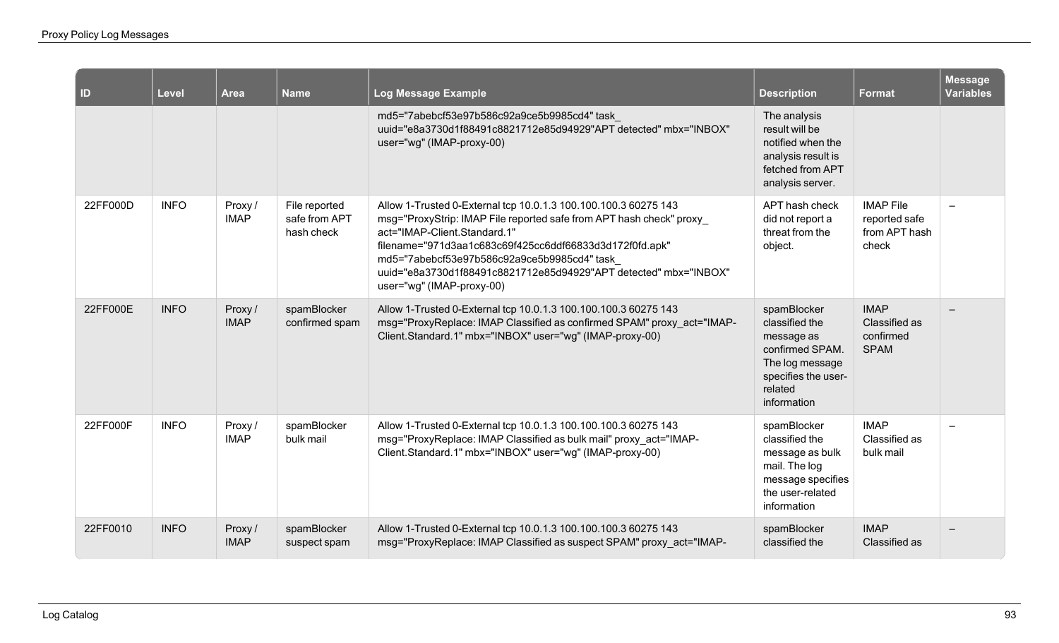| ID | Level | Area | Name | Log Message Example | Description | Format | Message Variables |
|---|---|---|---|---|---|---|---|
| | | | | md5="7abebcf53e97b586c92a9ce5b9985cd4" task_ uuid="e8a3730d1f88491c8821712e85d94929"APT detected" mbx="INBOX" user="wg" (IMAP-proxy-00) | The analysis result will be notified when the analysis result is fetched from APT analysis server. | | |
| 22FF000D | INFO | Proxy / IMAP | File reported safe from APT hash check | Allow 1-Trusted 0-External tcp 10.0.1.3 100.100.100.3 60275 143 msg="ProxyStrip: IMAP File reported safe from APT hash check" proxy_ act="IMAP-Client.Standard.1" filename="971d3aa1c683c69f425cc6ddf66833d3d172f0fd.apk" md5="7abebcf53e97b586c92a9ce5b9985cd4" task_ uuid="e8a3730d1f88491c8821712e85d94929"APT detected" mbx="INBOX" user="wg" (IMAP-proxy-00) | APT hash check did not report a threat from the object. | IMAP File reported safe from APT hash check | – |
| 22FF000E | INFO | Proxy / IMAP | spamBlocker confirmed spam | Allow 1-Trusted 0-External tcp 10.0.1.3 100.100.100.3 60275 143 msg="ProxyReplace: IMAP Classified as confirmed SPAM" proxy_act="IMAP-Client.Standard.1" mbx="INBOX" user="wg" (IMAP-proxy-00) | spamBlocker classified the message as confirmed SPAM. The log message specifies the user-related information | IMAP Classified as confirmed SPAM | – |
| 22FF000F | INFO | Proxy / IMAP | spamBlocker bulk mail | Allow 1-Trusted 0-External tcp 10.0.1.3 100.100.100.3 60275 143 msg="ProxyReplace: IMAP Classified as bulk mail" proxy_act="IMAP-Client.Standard.1" mbx="INBOX" user="wg" (IMAP-proxy-00) | spamBlocker classified the message as bulk mail. The log message specifies the user-related information | IMAP Classified as bulk mail | – |
| 22FF0010 | INFO | Proxy / IMAP | spamBlocker suspect spam | Allow 1-Trusted 0-External tcp 10.0.1.3 100.100.100.3 60275 143 msg="ProxyReplace: IMAP Classified as suspect SPAM" proxy_act="IMAP- | spamBlocker classified the | IMAP Classified as | – |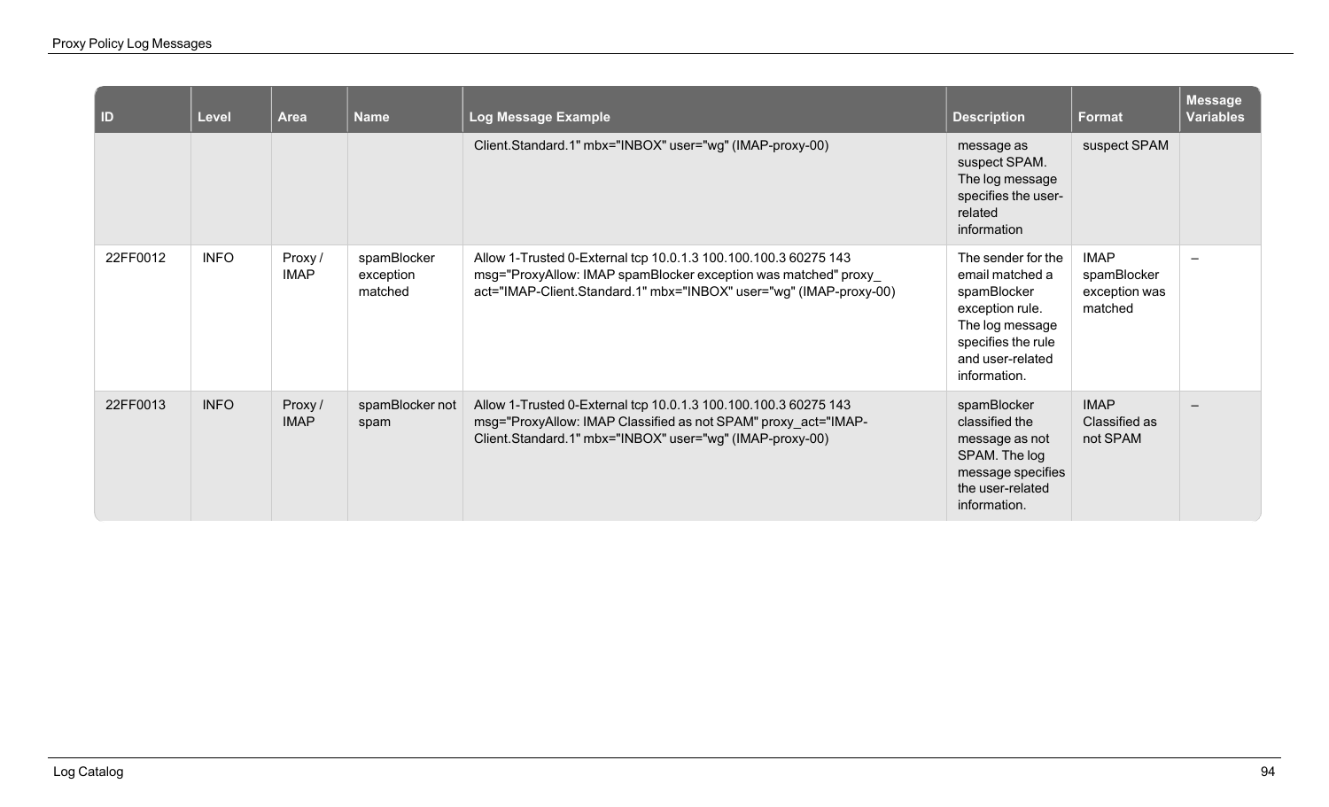| ID | Level | Area | Name | Log Message Example | Description | Format | Message Variables |
|---|---|---|---|---|---|---|---|
| | | | | Client.Standard.1" mbx="INBOX" user="wg" (IMAP-proxy-00) | message as suspect SPAM. The log message specifies the user-related information | suspect SPAM | |
| 22FF0012 | INFO | Proxy / IMAP | spamBlocker exception matched | Allow 1-Trusted 0-External tcp 10.0.1.3 100.100.100.3 60275 143 msg="ProxyAllow: IMAP spamBlocker exception was matched" proxy_act="IMAP-Client.Standard.1" mbx="INBOX" user="wg" (IMAP-proxy-00) | The sender for the email matched a spamBlocker exception rule. The log message specifies the rule and user-related information. | IMAP spamBlocker exception was matched | – |
| 22FF0013 | INFO | Proxy / IMAP | spamBlocker not spam | Allow 1-Trusted 0-External tcp 10.0.1.3 100.100.100.3 60275 143 msg="ProxyAllow: IMAP Classified as not SPAM" proxy_act="IMAP-Client.Standard.1" mbx="INBOX" user="wg" (IMAP-proxy-00) | spamBlocker classified the message as not SPAM. The log message specifies the user-related information. | IMAP Classified as not SPAM | – |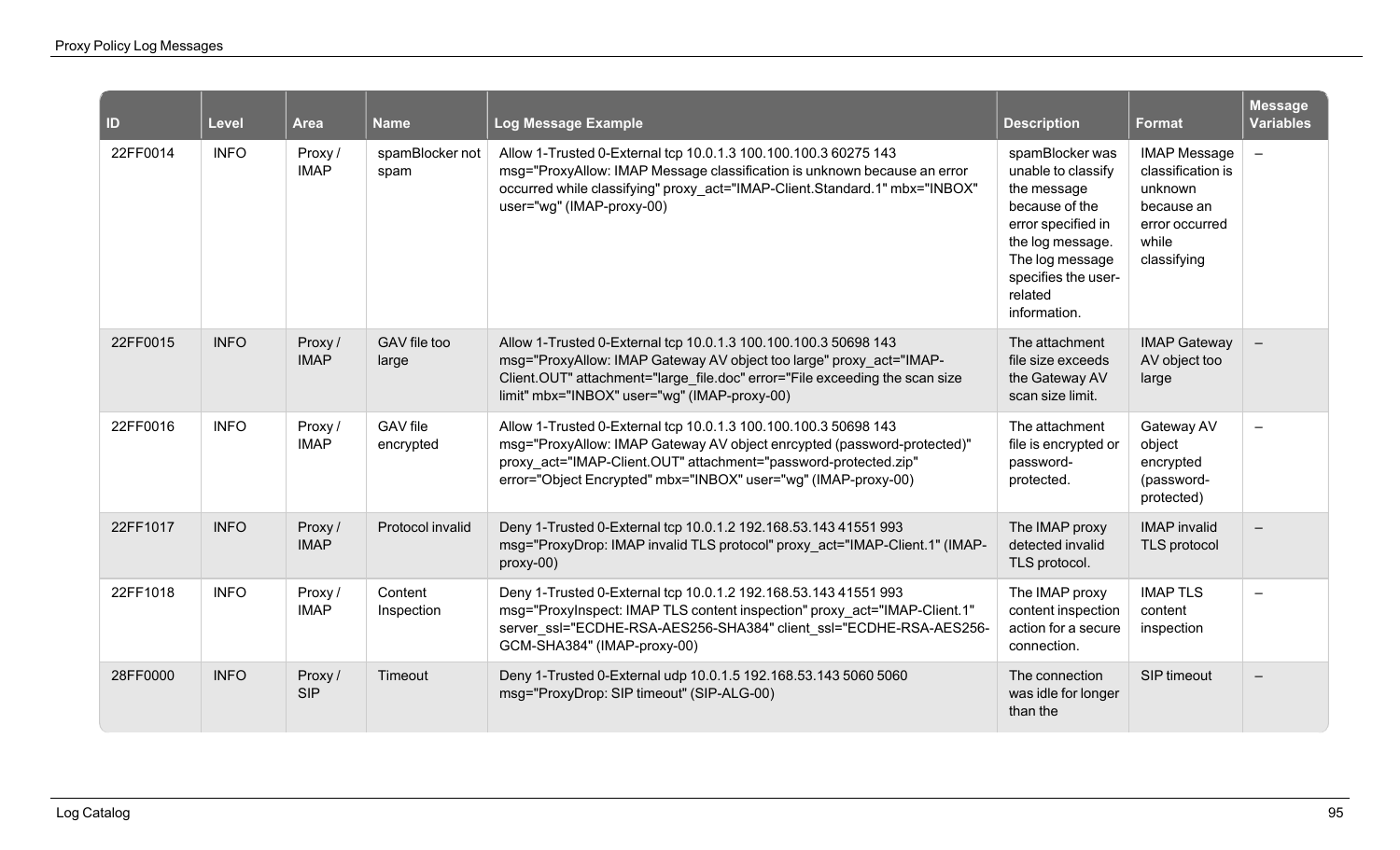| ID | Level | Area | Name | Log Message Example | Description | Format | Message Variables |
|---|---|---|---|---|---|---|---|
| 22FF0014 | INFO | Proxy / IMAP | spamBlocker not spam | Allow 1-Trusted 0-External tcp 10.0.1.3 100.100.100.3 60275 143 msg="ProxyAllow: IMAP Message classification is unknown because an error occurred while classifying" proxy_act="IMAP-Client.Standard.1" mbx="INBOX" user="wg" (IMAP-proxy-00) | spamBlocker was unable to classify the message because of the error specified in the log message. The log message specifies the user-related information. | IMAP Message classification is unknown because an error occurred while classifying | – |
| 22FF0015 | INFO | Proxy / IMAP | GAV file too large | Allow 1-Trusted 0-External tcp 10.0.1.3 100.100.100.3 50698 143 msg="ProxyAllow: IMAP Gateway AV object too large" proxy_act="IMAP-Client.OUT" attachment="large_file.doc" error="File exceeding the scan size limit" mbx="INBOX" user="wg" (IMAP-proxy-00) | The attachment file size exceeds the Gateway AV scan size limit. | IMAP Gateway AV object too large | – |
| 22FF0016 | INFO | Proxy / IMAP | GAV file encrypted | Allow 1-Trusted 0-External tcp 10.0.1.3 100.100.100.3 50698 143 msg="ProxyAllow: IMAP Gateway AV object enrcypted (password-protected)" proxy_act="IMAP-Client.OUT" attachment="password-protected.zip" error="Object Encrypted" mbx="INBOX" user="wg" (IMAP-proxy-00) | The attachment file is encrypted or password-protected. | Gateway AV object encrypted (password-protected) | – |
| 22FF1017 | INFO | Proxy / IMAP | Protocol invalid | Deny 1-Trusted 0-External tcp 10.0.1.2 192.168.53.143 41551 993 msg="ProxyDrop: IMAP invalid TLS protocol" proxy_act="IMAP-Client.1" (IMAP-proxy-00) | The IMAP proxy detected invalid TLS protocol. | IMAP invalid TLS protocol | – |
| 22FF1018 | INFO | Proxy / IMAP | Content Inspection | Deny 1-Trusted 0-External tcp 10.0.1.2 192.168.53.143 41551 993 msg="ProxyInspect: IMAP TLS content inspection" proxy_act="IMAP-Client.1" server_ssl="ECDHE-RSA-AES256-SHA384" client_ssl="ECDHE-RSA-AES256-GCM-SHA384" (IMAP-proxy-00) | The IMAP proxy content inspection action for a secure connection. | IMAP TLS content inspection | – |
| 28FF0000 | INFO | Proxy / SIP | Timeout | Deny 1-Trusted 0-External udp 10.0.1.5 192.168.53.143 5060 5060 msg="ProxyDrop: SIP timeout" (SIP-ALG-00) | The connection was idle for longer than the | SIP timeout | – |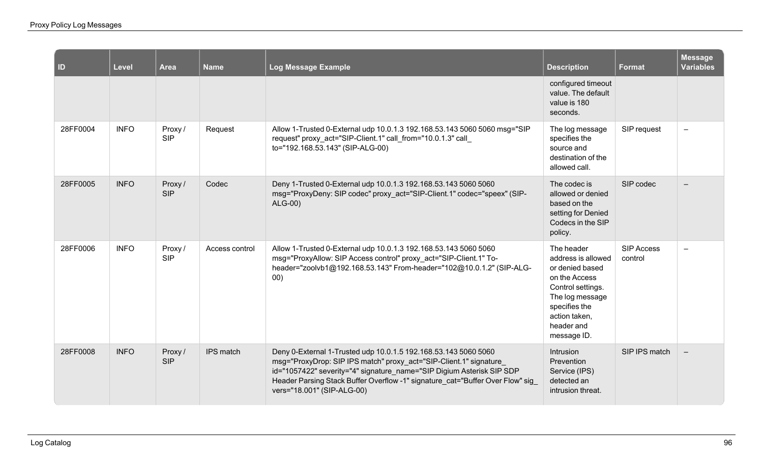| ID | Level | Area | Name | Log Message Example | Description | Format | Message Variables |
|---|---|---|---|---|---|---|---|
| | | | | | configured timeout value. The default value is 180 seconds. | | |
| 28FF0004 | INFO | Proxy / SIP | Request | Allow 1-Trusted 0-External udp 10.0.1.3 192.168.53.143 5060 5060 msg="SIP request" proxy_act="SIP-Client.1" call_from="10.0.1.3" call_to="192.168.53.143" (SIP-ALG-00) | The log message specifies the source and destination of the allowed call. | SIP request | – |
| 28FF0005 | INFO | Proxy / SIP | Codec | Deny 1-Trusted 0-External udp 10.0.1.3 192.168.53.143 5060 5060 msg="ProxyDeny: SIP codec" proxy_act="SIP-Client.1" codec="speex" (SIP-ALG-00) | The codec is allowed or denied based on the setting for Denied Codecs in the SIP policy. | SIP codec | – |
| 28FF0006 | INFO | Proxy / SIP | Access control | Allow 1-Trusted 0-External udp 10.0.1.3 192.168.53.143 5060 5060 msg="ProxyAllow: SIP Access control" proxy_act="SIP-Client.1" To-header="zoolvb1@192.168.53.143" From-header="102@10.0.1.2" (SIP-ALG-00) | The header address is allowed or denied based on the Access Control settings. The log message specifies the action taken, header and message ID. | SIP Access control | – |
| 28FF0008 | INFO | Proxy / SIP | IPS match | Deny 0-External 1-Trusted udp 10.0.1.5 192.168.53.143 5060 5060 msg="ProxyDrop: SIP IPS match" proxy_act="SIP-Client.1" signature_id="1057422" severity="4" signature_name="SIP Digium Asterisk SIP SDP Header Parsing Stack Buffer Overflow -1" signature_cat="Buffer Over Flow" sig_vers="18.001" (SIP-ALG-00) | Intrusion Prevention Service (IPS) detected an intrusion threat. | SIP IPS match | – |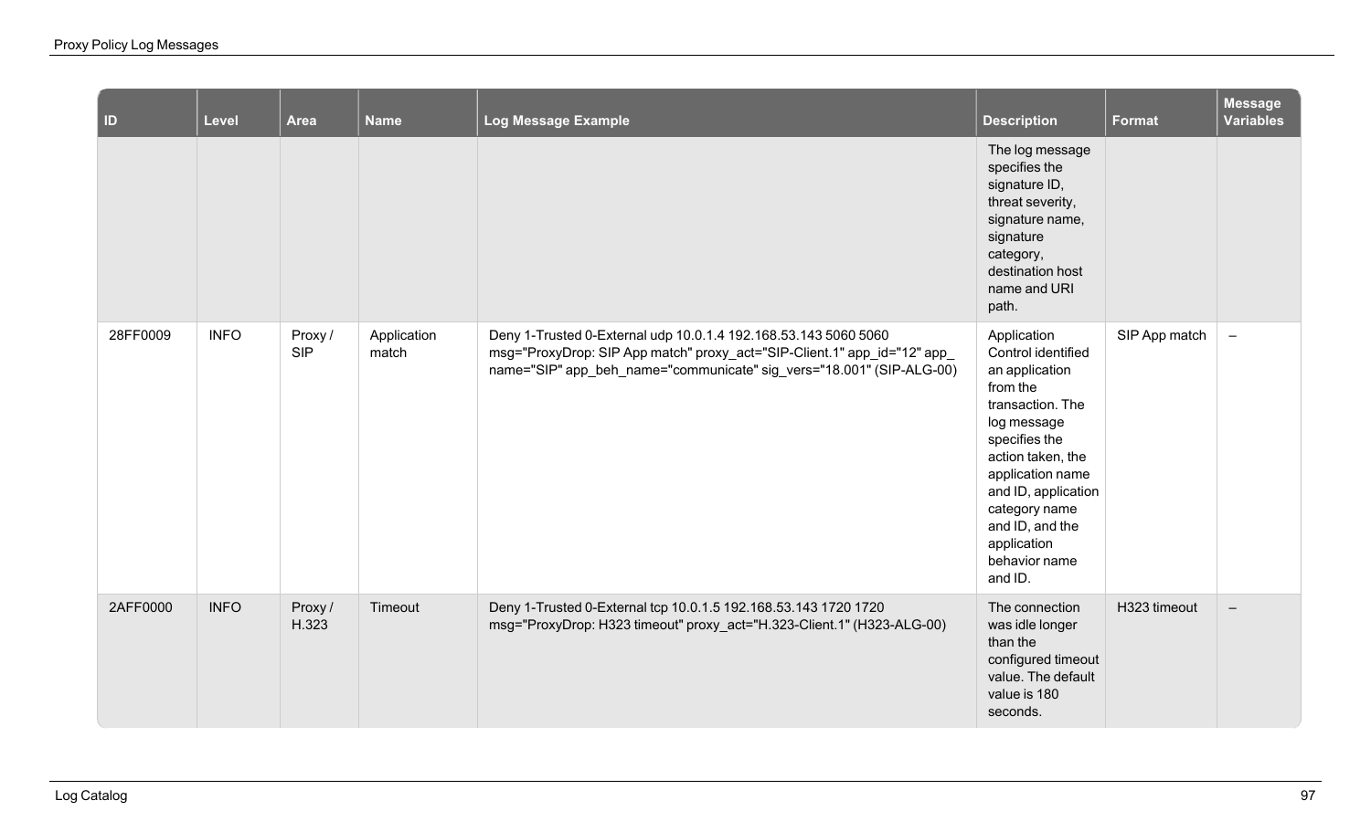| ID | Level | Area | Name | Log Message Example | Description | Format | Message Variables |
|---|---|---|---|---|---|---|---|
| | | | | | The log message specifies the signature ID, threat severity, signature name, signature category, destination host name and URI path. | | |
| 28FF0009 | INFO | Proxy / SIP | Application match | Deny 1-Trusted 0-External udp 10.0.1.4 192.168.53.143 5060 5060 msg="ProxyDrop: SIP App match" proxy_act="SIP-Client.1" app_id="12" app_name="SIP" app_beh_name="communicate" sig_vers="18.001" (SIP-ALG-00) | Application Control identified an application from the transaction. The log message specifies the action taken, the application name and ID, application category name and ID, and the application behavior name and ID. | SIP App match | – |
| 2AFF0000 | INFO | Proxy / H.323 | Timeout | Deny 1-Trusted 0-External tcp 10.0.1.5 192.168.53.143 1720 1720 msg="ProxyDrop: H323 timeout" proxy_act="H.323-Client.1" (H323-ALG-00) | The connection was idle longer than the configured timeout value. The default value is 180 seconds. | H323 timeout | – |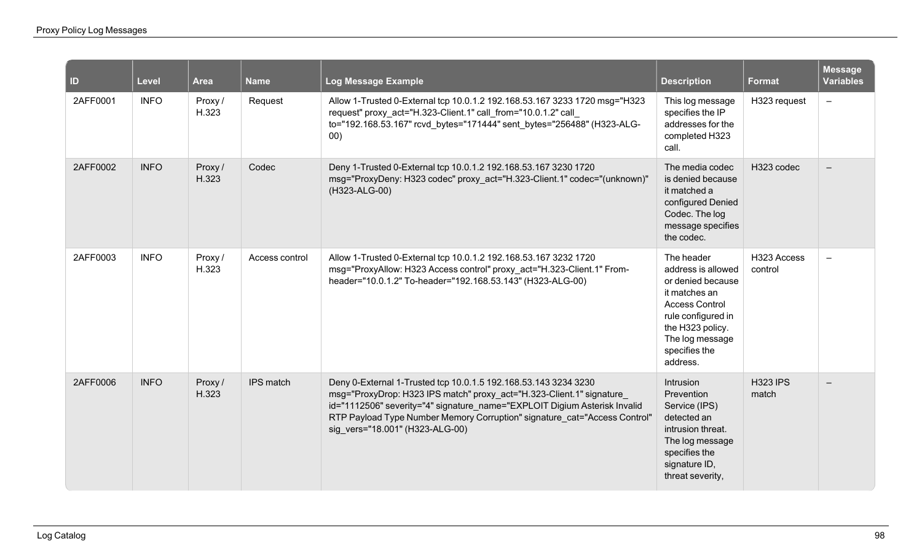| ID | Level | Area | Name | Log Message Example | Description | Format | Message Variables |
|---|---|---|---|---|---|---|---|
| 2AFF0001 | INFO | Proxy / H.323 | Request | Allow 1-Trusted 0-External tcp 10.0.1.2 192.168.53.167 3233 1720 msg="H323 request" proxy_act="H.323-Client.1" call_from="10.0.1.2" call_to="192.168.53.167" rcvd_bytes="171444" sent_bytes="256488" (H323-ALG-00) | This log message specifies the IP addresses for the completed H323 call. | H323 request | – |
| 2AFF0002 | INFO | Proxy / H.323 | Codec | Deny 1-Trusted 0-External tcp 10.0.1.2 192.168.53.167 3230 1720 msg="ProxyDeny: H323 codec" proxy_act="H.323-Client.1" codec="(unknown)" (H323-ALG-00) | The media codec is denied because it matched a configured Denied Codec. The log message specifies the codec. | H323 codec | – |
| 2AFF0003 | INFO | Proxy / H.323 | Access control | Allow 1-Trusted 0-External tcp 10.0.1.2 192.168.53.167 3232 1720 msg="ProxyAllow: H323 Access control" proxy_act="H.323-Client.1" From-header="10.0.1.2" To-header="192.168.53.143" (H323-ALG-00) | The header address is allowed or denied because it matches an Access Control rule configured in the H323 policy. The log message specifies the address. | H323 Access control | – |
| 2AFF0006 | INFO | Proxy / H.323 | IPS match | Deny 0-External 1-Trusted tcp 10.0.1.5 192.168.53.143 3234 3230 msg="ProxyDrop: H323 IPS match" proxy_act="H.323-Client.1" signature_id="1112506" severity="4" signature_name="EXPLOIT Digium Asterisk Invalid RTP Payload Type Number Memory Corruption" signature_cat="Access Control" sig_vers="18.001" (H323-ALG-00) | Intrusion Prevention Service (IPS) detected an intrusion threat. The log message specifies the signature ID, threat severity, | H323 IPS match | – |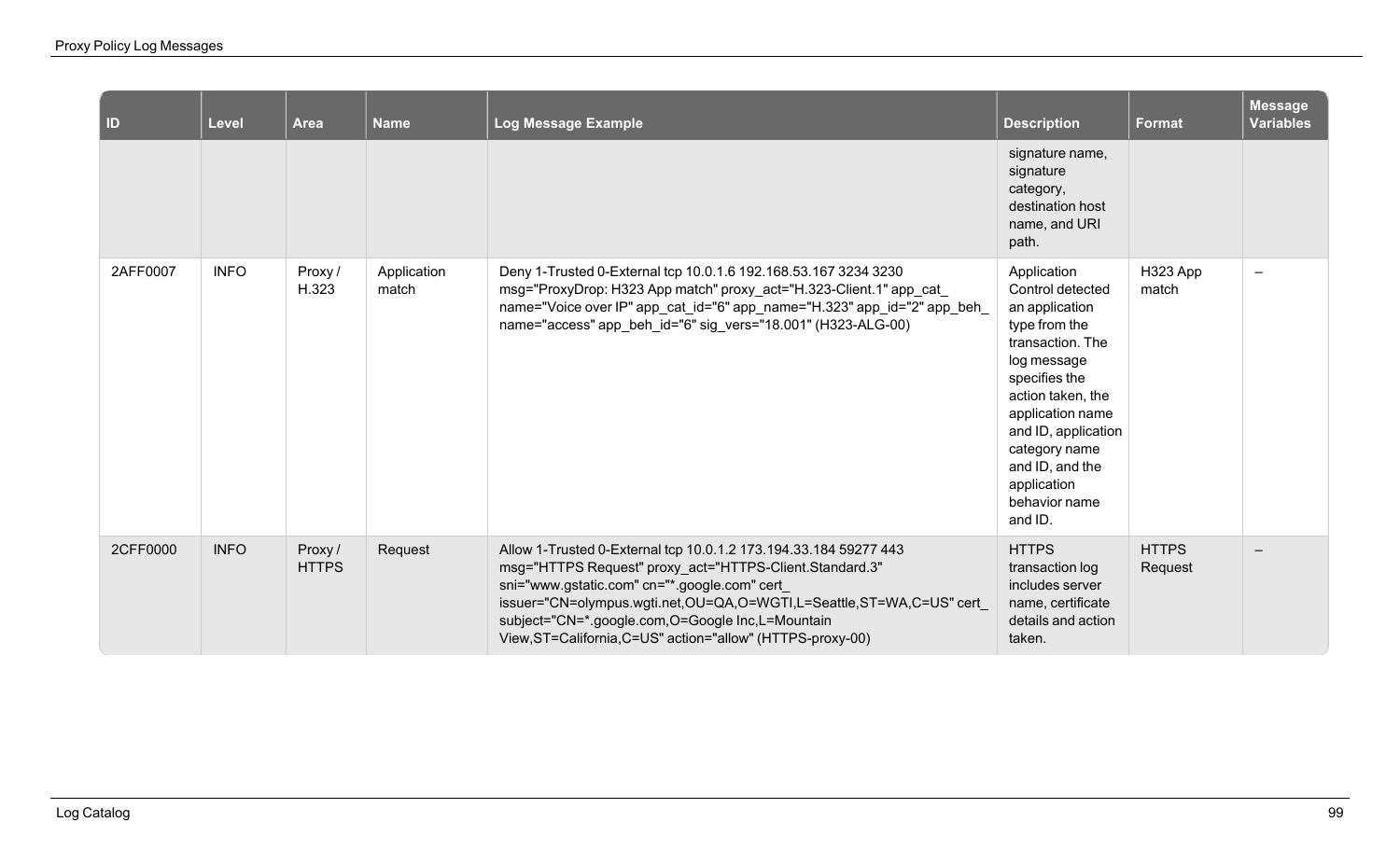| ID | Level | Area | Name | Log Message Example | Description | Format | Message Variables |
|---|---|---|---|---|---|---|---|
| | | | | | signature name, signature category, destination host name, and URI path. | | |
| 2AFF0007 | INFO | Proxy / H.323 | Application match | Deny 1-Trusted 0-External tcp 10.0.1.6 192.168.53.167 3234 3230 msg="ProxyDrop: H323 App match" proxy_act="H.323-Client.1" app_cat_name="Voice over IP" app_cat_id="6" app_name="H.323" app_id="2" app_beh_name="access" app_beh_id="6" sig_vers="18.001" (H323-ALG-00) | Application Control detected an application type from the transaction. The log message specifies the action taken, the application name and ID, application category name and ID, and the application behavior name and ID. | H323 App match | – |
| 2CFF0000 | INFO | Proxy / HTTPS | Request | Allow 1-Trusted 0-External tcp 10.0.1.2 173.194.33.184 59277 443 msg="HTTPS Request" proxy_act="HTTPS-Client.Standard.3" sni="www.gstatic.com" cn="*.google.com" cert_issuer="CN=olympus.wgti.net,OU=QA,O=WGTI,L=Seattle,ST=WA,C=US" cert_subject="CN=*.google.com,O=Google Inc,L=Mountain View,ST=California,C=US" action="allow" (HTTPS-proxy-00) | HTTPS transaction log includes server name, certificate details and action taken. | HTTPS Request | – |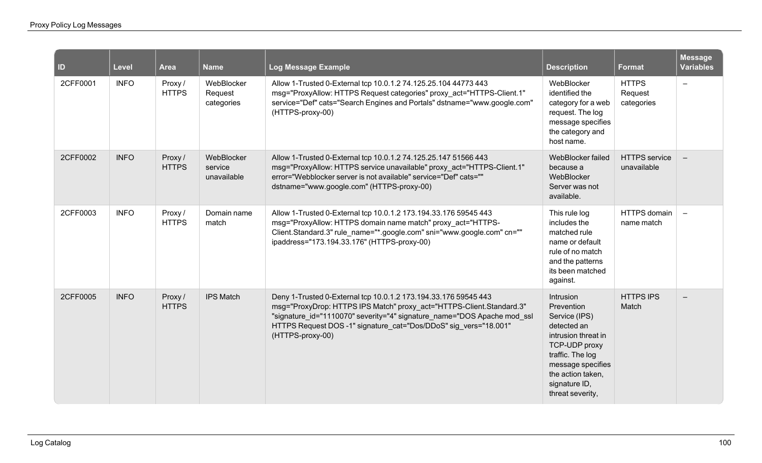| ID | Level | Area | Name | Log Message Example | Description | Format | Message Variables |
|---|---|---|---|---|---|---|---|
| 2CFF0001 | INFO | Proxy / HTTPS | WebBlocker Request categories | Allow 1-Trusted 0-External tcp 10.0.1.2 74.125.25.104 44773 443 msg="ProxyAllow: HTTPS Request categories" proxy_act="HTTPS-Client.1" service="Def" cats="Search Engines and Portals" dstname="www.google.com" (HTTPS-proxy-00) | WebBlocker identified the category for a web request. The log message specifies the category and host name. | HTTPS Request categories | – |
| 2CFF0002 | INFO | Proxy / HTTPS | WebBlocker service unavailable | Allow 1-Trusted 0-External tcp 10.0.1.2 74.125.25.147 51566 443 msg="ProxyAllow: HTTPS service unavailable" proxy_act="HTTPS-Client.1" error="Webblocker server is not available" service="Def" cats="" dstname="www.google.com" (HTTPS-proxy-00) | WebBlocker failed because a WebBlocker Server was not available. | HTTPS service unavailable | – |
| 2CFF0003 | INFO | Proxy / HTTPS | Domain name match | Allow 1-Trusted 0-External tcp 10.0.1.2 173.194.33.176 59545 443 msg="ProxyAllow: HTTPS domain name match" proxy_act="HTTPS-Client.Standard.3" rule_name="*.google.com" sni="www.google.com" cn="" ipaddress="173.194.33.176" (HTTPS-proxy-00) | This rule log includes the matched rule name or default rule of no match and the patterns its been matched against. | HTTPS domain name match | – |
| 2CFF0005 | INFO | Proxy / HTTPS | IPS Match | Deny 1-Trusted 0-External tcp 10.0.1.2 173.194.33.176 59545 443 msg="ProxyDrop: HTTPS IPS Match" proxy_act="HTTPS-Client.Standard.3" "signature_id="1110070" severity="4" signature_name="DOS Apache mod_ssl HTTPS Request DOS -1" signature_cat="Dos/DDoS" sig_vers="18.001" (HTTPS-proxy-00) | Intrusion Prevention Service (IPS) detected an intrusion threat in TCP-UDP proxy traffic. The log message specifies the action taken, signature ID, threat severity, | HTTPS IPS Match | – |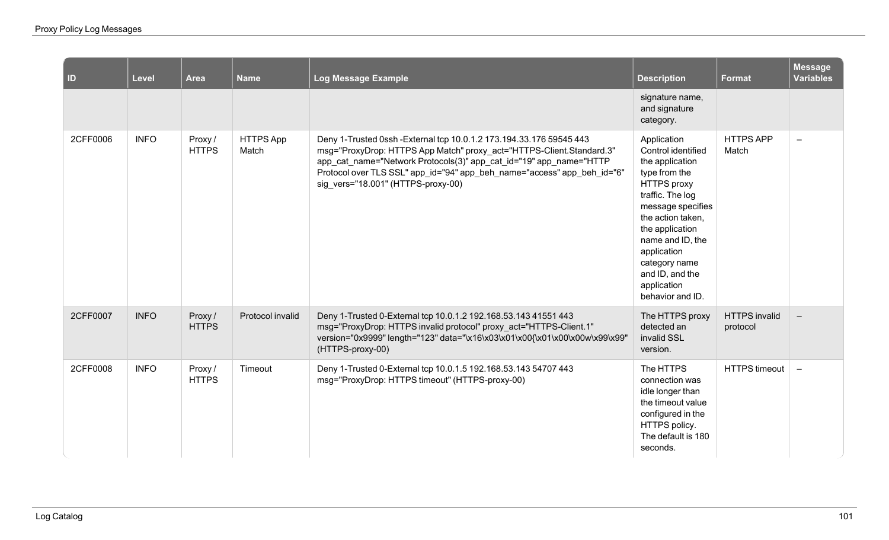| ID | Level | Area | Name | Log Message Example | Description | Format | Message Variables |
|---|---|---|---|---|---|---|---|
| | | | | | signature name, and signature category. | | |
| 2CFF0006 | INFO | Proxy / HTTPS | HTTPS App Match | Deny 1-Trusted 0ssh -External tcp 10.0.1.2 173.194.33.176 59545 443 msg="ProxyDrop: HTTPS App Match" proxy_act="HTTPS-Client.Standard.3" app_cat_name="Network Protocols(3)" app_cat_id="19" app_name="HTTP Protocol over TLS SSL" app_id="94" app_beh_name="access" app_beh_id="6" sig_vers="18.001" (HTTPS-proxy-00) | Application Control identified the application type from the HTTPS proxy traffic. The log message specifies the action taken, the application name and ID, the application category name and ID, and the application behavior and ID. | HTTPS APP Match | – |
| 2CFF0007 | INFO | Proxy / HTTPS | Protocol invalid | Deny 1-Trusted 0-External tcp 10.0.1.2 192.168.53.143 41551 443 msg="ProxyDrop: HTTPS invalid protocol" proxy_act="HTTPS-Client.1" version="0x9999" length="123" data="\x16\x03\x01\x00{\x01\x00\x00w\x99\x99" (HTTPS-proxy-00) | The HTTPS proxy detected an invalid SSL version. | HTTPS invalid protocol | – |
| 2CFF0008 | INFO | Proxy / HTTPS | Timeout | Deny 1-Trusted 0-External tcp 10.0.1.5 192.168.53.143 54707 443 msg="ProxyDrop: HTTPS timeout" (HTTPS-proxy-00) | The HTTPS connection was idle longer than the timeout value configured in the HTTPS policy. The default is 180 seconds. | HTTPS timeout | – |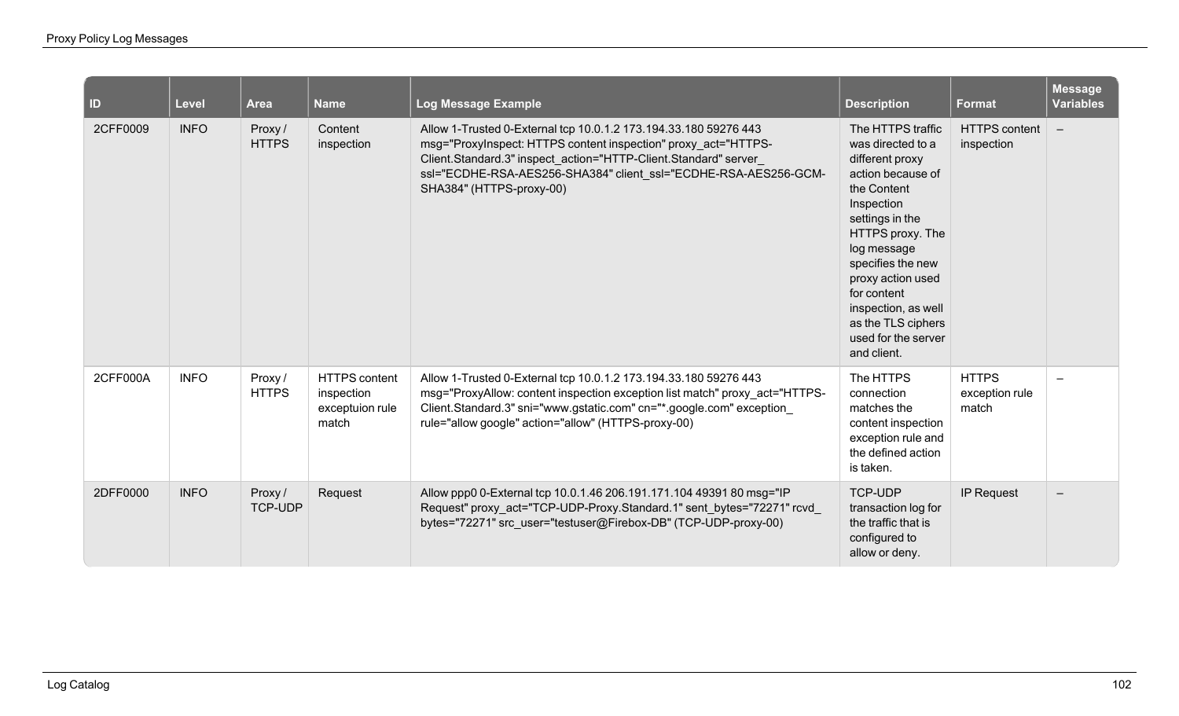| ID | Level | Area | Name | Log Message Example | Description | Format | Message Variables |
|---|---|---|---|---|---|---|---|
| 2CFF0009 | INFO | Proxy / HTTPS | Content inspection | Allow 1-Trusted 0-External tcp 10.0.1.2 173.194.33.180 59276 443 msg="ProxyInspect: HTTPS content inspection" proxy_act="HTTPS-Client.Standard.3" inspect_action="HTTP-Client.Standard" server_ssl="ECDHE-RSA-AES256-SHA384" client_ssl="ECDHE-RSA-AES256-GCM-SHA384" (HTTPS-proxy-00) | The HTTPS traffic was directed to a different proxy action because of the Content Inspection settings in the HTTPS proxy. The log message specifies the new proxy action used for content inspection, as well as the TLS ciphers used for the server and client. | HTTPS content inspection | – |
| 2CFF000A | INFO | Proxy / HTTPS | HTTPS content inspection exceptuion rule match | Allow 1-Trusted 0-External tcp 10.0.1.2 173.194.33.180 59276 443 msg="ProxyAllow: content inspection exception list match" proxy_act="HTTPS-Client.Standard.3" sni="www.gstatic.com" cn="*.google.com" exception_rule="allow google" action="allow" (HTTPS-proxy-00) | The HTTPS connection matches the content inspection exception rule and the defined action is taken. | HTTPS exception rule match | – |
| 2DFF0000 | INFO | Proxy / TCP-UDP | Request | Allow ppp0 0-External tcp 10.0.1.46 206.191.171.104 49391 80 msg="IP Request" proxy_act="TCP-UDP-Proxy.Standard.1" sent_bytes="72271" rcvd_bytes="72271" src_user="testuser@Firebox-DB" (TCP-UDP-proxy-00) | TCP-UDP transaction log for the traffic that is configured to allow or deny. | IP Request | – |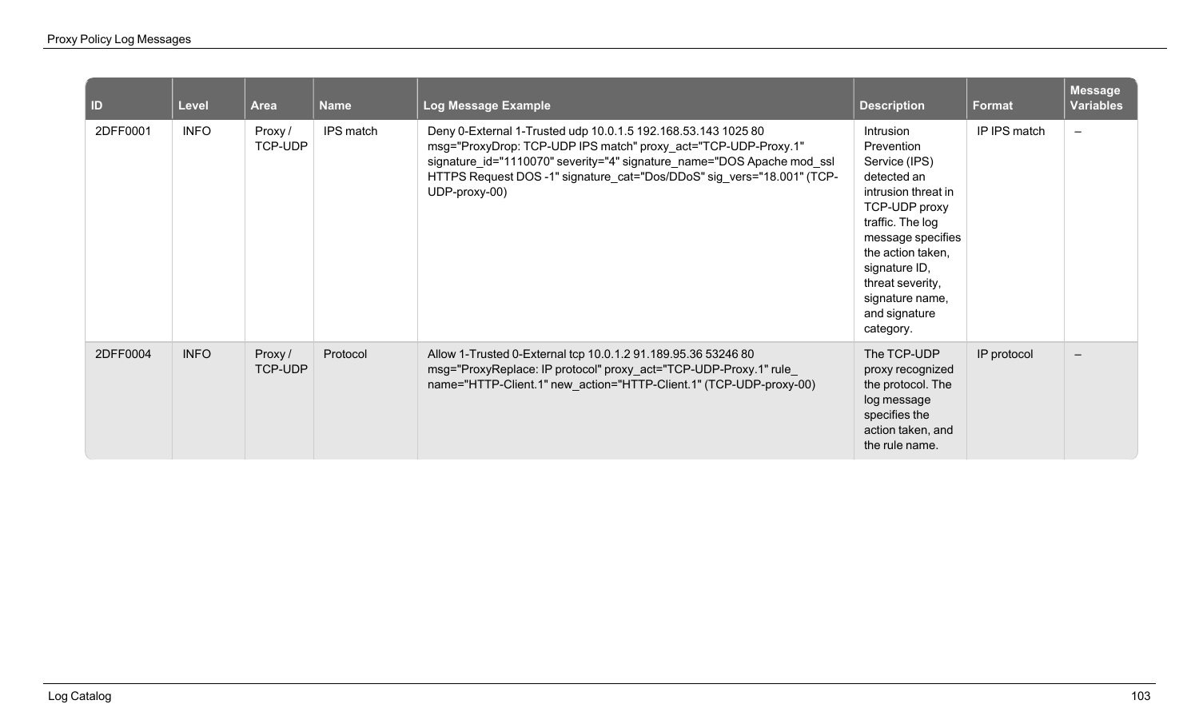| ID | Level | Area | Name | Log Message Example | Description | Format | Message Variables |
|---|---|---|---|---|---|---|---|
| 2DFF0001 | INFO | Proxy / TCP-UDP | IPS match | Deny 0-External 1-Trusted udp 10.0.1.5 192.168.53.143 1025 80 msg="ProxyDrop: TCP-UDP IPS match" proxy_act="TCP-UDP-Proxy.1" signature_id="1110070" severity="4" signature_name="DOS Apache mod_ssl HTTPS Request DOS -1" signature_cat="Dos/DDoS" sig_vers="18.001" (TCP-UDP-proxy-00) | Intrusion Prevention Service (IPS) detected an intrusion threat in TCP-UDP proxy traffic. The log message specifies the action taken, signature ID, threat severity, signature name, and signature category. | IP IPS match | – |
| 2DFF0004 | INFO | Proxy / TCP-UDP | Protocol | Allow 1-Trusted 0-External tcp 10.0.1.2 91.189.95.36 53246 80 msg="ProxyReplace: IP protocol" proxy_act="TCP-UDP-Proxy.1" rule_name="HTTP-Client.1" new_action="HTTP-Client.1" (TCP-UDP-proxy-00) | The TCP-UDP proxy recognized the protocol. The log message specifies the action taken, and the rule name. | IP protocol | – |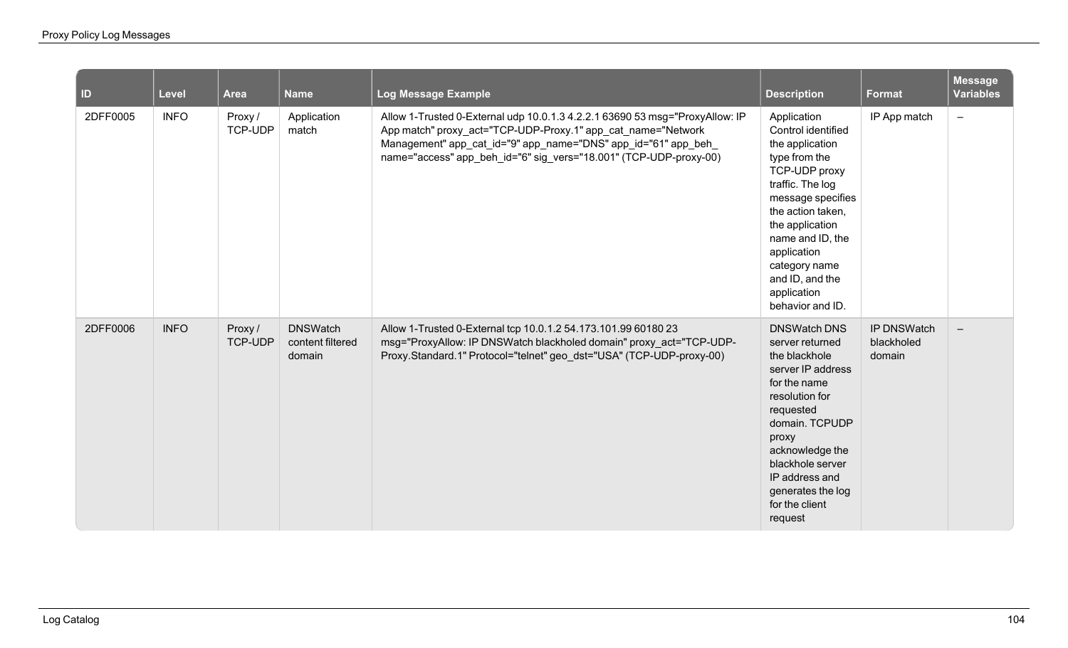| ID | Level | Area | Name | Log Message Example | Description | Format | Message Variables |
|---|---|---|---|---|---|---|---|
| 2DFF0005 | INFO | Proxy / TCP-UDP | Application match | Allow 1-Trusted 0-External udp 10.0.1.3 4.2.2.1 63690 53 msg="ProxyAllow: IP App match" proxy_act="TCP-UDP-Proxy.1" app_cat_name="Network Management" app_cat_id="9" app_name="DNS" app_id="61" app_beh_name="access" app_beh_id="6" sig_vers="18.001" (TCP-UDP-proxy-00) | Application Control identified the application type from the TCP-UDP proxy traffic. The log message specifies the action taken, the application name and ID, the application category name and ID, and the application behavior and ID. | IP App match | – |
| 2DFF0006 | INFO | Proxy / TCP-UDP | DNSWatch content filtered domain | Allow 1-Trusted 0-External tcp 10.0.1.2 54.173.101.99 60180 23 msg="ProxyAllow: IP DNSWatch blackholed domain" proxy_act="TCP-UDP-Proxy.Standard.1" Protocol="telnet" geo_dst="USA" (TCP-UDP-proxy-00) | DNSWatch DNS server returned the blackhole server IP address for the name resolution for requested domain. TCPUDP proxy acknowledge the blackhole server IP address and generates the log for the client request | IP DNSWatch blackholed domain | – |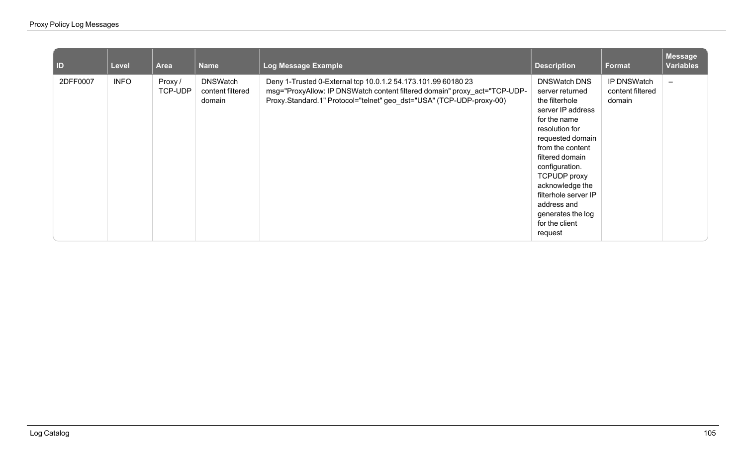| ID | Level | Area | Name | Log Message Example | Description | Format | Message Variables |
| --- | --- | --- | --- | --- | --- | --- | --- |
| 2DFF0007 | INFO | Proxy / TCP-UDP | DNSWatch content filtered domain | Deny 1-Trusted 0-External tcp 10.0.1.2 54.173.101.99 60180 23 msg="ProxyAllow: IP DNSWatch content filtered domain" proxy_act="TCP-UDP-Proxy.Standard.1" Protocol="telnet" geo_dst="USA" (TCP-UDP-proxy-00) | DNSWatch DNS server returned the filterhole server IP address for the name resolution for requested domain from the content filtered domain configuration. TCPUDP proxy acknowledge the filterhole server IP address and generates the log for the client request | IP DNSWatch content filtered domain | – |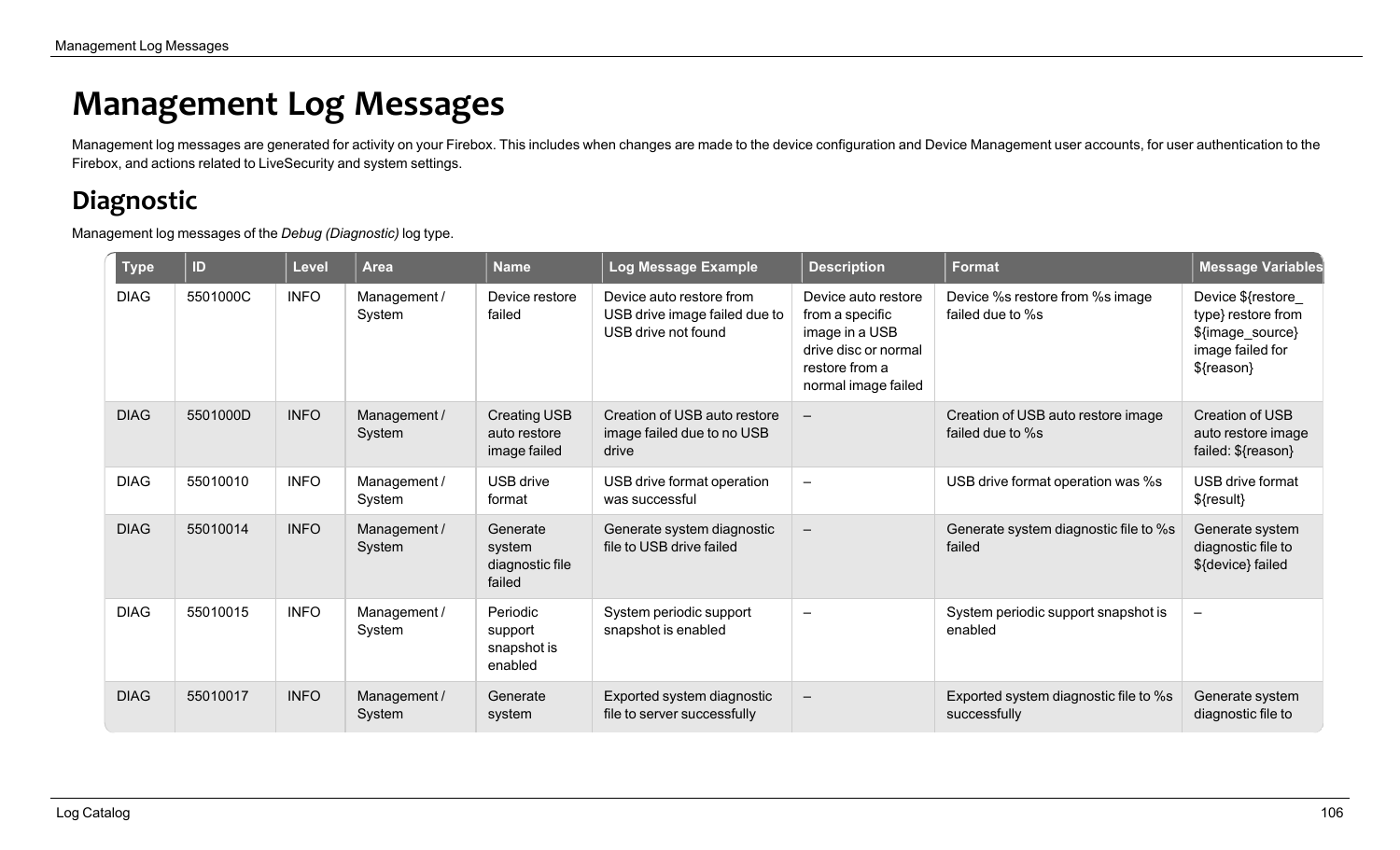# Management Log Messages

Management log messages are generated for activity on your Firebox. This includes when changes are made to the device configuration and Device Management user accounts, for user authentication to the Firebox, and actions related to LiveSecurity and system settings.

## Diagnostic

Management log messages of the *Debug (Diagnostic)* log type.

| Type | ID | Level | Area | Name | Log Message Example | Description | Format | Message Variables |
|---|---|---|---|---|---|---|---|---|
| DIAG | 5501000C | INFO | Management / System | Device restore failed | Device auto restore from USB drive image failed due to USB drive not found | Device auto restore from a specific image in a USB drive disc or normal restore from a normal image failed | Device %s restore from %s image failed due to %s | Device ${restore_type} restore from ${image_source} image failed for ${reason} |
| DIAG | 5501000D | INFO | Management / System | Creating USB auto restore image failed | Creation of USB auto restore image failed due to no USB drive | – | Creation of USB auto restore image failed due to %s | Creation of USB auto restore image failed: ${reason} |
| DIAG | 55010010 | INFO | Management / System | USB drive format | USB drive format operation was successful | – | USB drive format operation was %s | USB drive format ${result} |
| DIAG | 55010014 | INFO | Management / System | Generate system diagnostic file failed | Generate system diagnostic file to USB drive failed | – | Generate system diagnostic file to %s failed | Generate system diagnostic file to ${device} failed |
| DIAG | 55010015 | INFO | Management / System | Periodic support snapshot is enabled | System periodic support snapshot is enabled | – | System periodic support snapshot is enabled | – |
| DIAG | 55010017 | INFO | Management / System | Generate system | Exported system diagnostic file to server successfully | – | Exported system diagnostic file to %s successfully | Generate system diagnostic file to |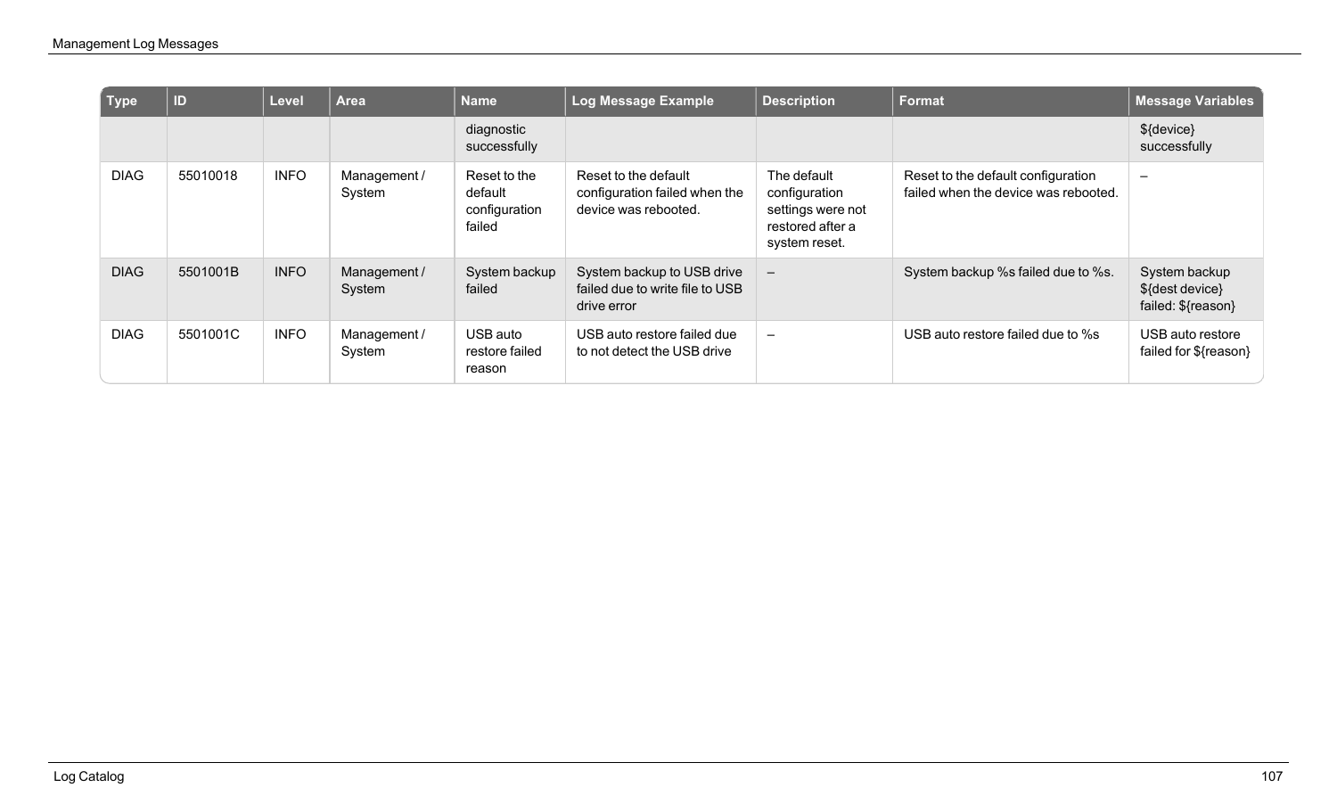| Type | ID | Level | Area | Name | Log Message Example | Description | Format | Message Variables |
|---|---|---|---|---|---|---|---|---|
| | | | | diagnostic successfully | | | | ${device} successfully |
| DIAG | 55010018 | INFO | Management / System | Reset to the default configuration failed | Reset to the default configuration failed when the device was rebooted. | The default configuration settings were not restored after a system reset. | Reset to the default configuration failed when the device was rebooted. | – |
| DIAG | 5501001B | INFO | Management / System | System backup failed | System backup to USB drive failed due to write file to USB drive error | – | System backup %s failed due to %s. | System backup ${dest device} failed: ${reason} |
| DIAG | 5501001C | INFO | Management / System | USB auto restore failed reason | USB auto restore failed due to not detect the USB drive | – | USB auto restore failed due to %s | USB auto restore failed for ${reason} |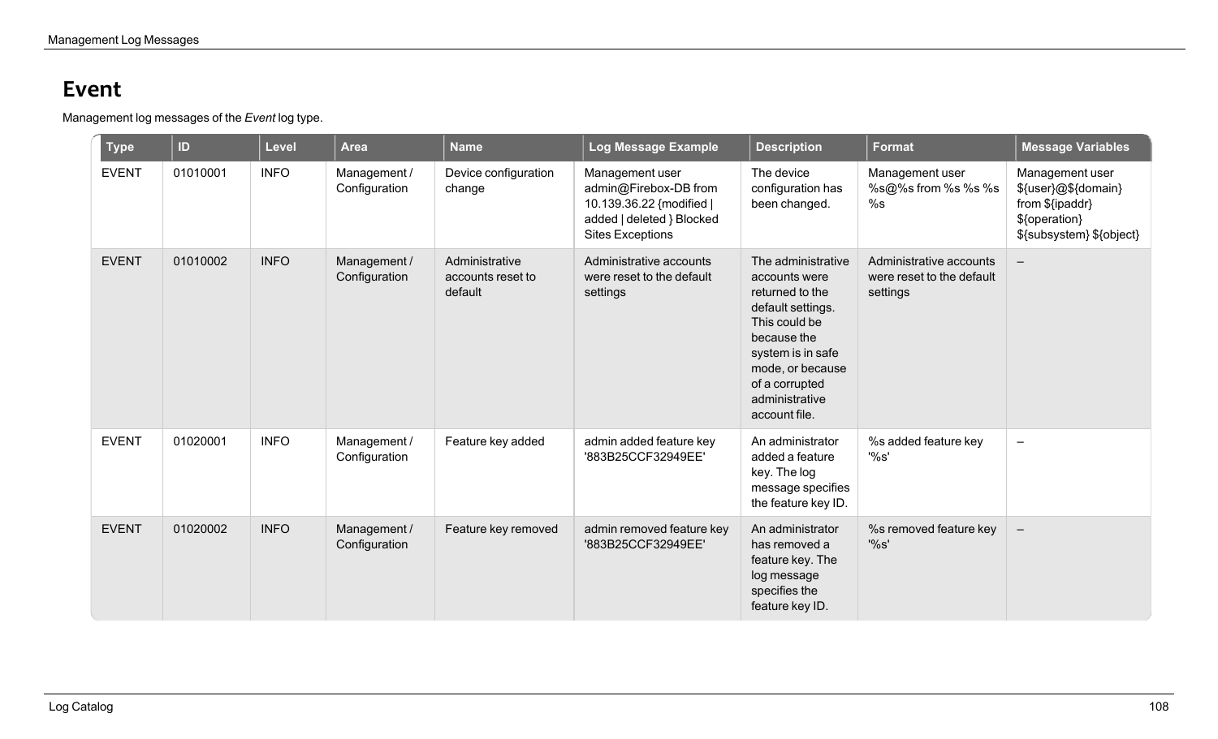# Event

Management log messages of the *Event* log type.

| Type | ID | Level | Area | Name | Log Message Example | Description | Format | Message Variables |
|---|---|---|---|---|---|---|---|---|
| EVENT | 01010001 | INFO | Management / Configuration | Device configuration change | Management user admin@Firebox-DB from 10.139.36.22 {modified \| added \| deleted } Blocked Sites Exceptions | The device configuration has been changed. | Management user %s@%s from %s %s %s | Management user ${user}@${domain} from ${ipaddr} ${operation} ${subsystem} ${object} |
| EVENT | 01010002 | INFO | Management / Configuration | Administrative accounts reset to default | Administrative accounts were reset to the default settings | The administrative accounts were returned to the default settings. This could be because the system is in safe mode, or because of a corrupted administrative account file. | Administrative accounts were reset to the default settings | – |
| EVENT | 01020001 | INFO | Management / Configuration | Feature key added | admin added feature key '883B25CCF32949EE' | An administrator added a feature key. The log message specifies the feature key ID. | %s added feature key '%s' | – |
| EVENT | 01020002 | INFO | Management / Configuration | Feature key removed | admin removed feature key '883B25CCF32949EE' | An administrator has removed a feature key. The log message specifies the feature key ID. | %s removed feature key '%s' | – |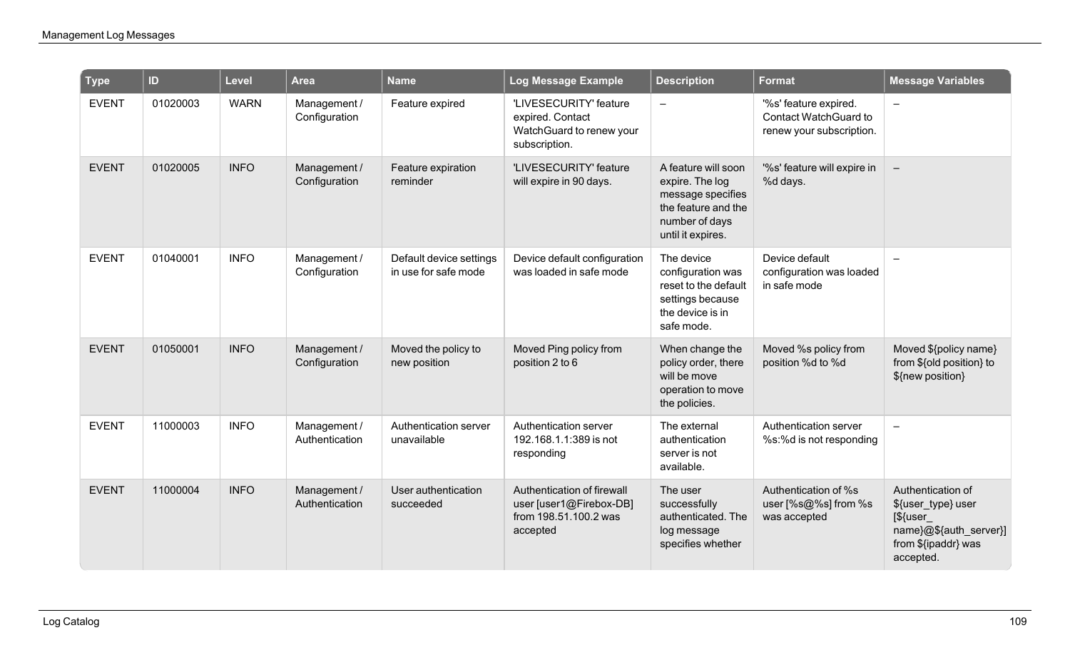| Type | ID | Level | Area | Name | Log Message Example | Description | Format | Message Variables |
|---|---|---|---|---|---|---|---|---|
| EVENT | 01020003 | WARN | Management / Configuration | Feature expired | 'LIVESECURITY' feature expired. Contact WatchGuard to renew your subscription. | – | '%s' feature expired. Contact WatchGuard to renew your subscription. | – |
| EVENT | 01020005 | INFO | Management / Configuration | Feature expiration reminder | 'LIVESECURITY' feature will expire in 90 days. | A feature will soon expire. The log message specifies the feature and the number of days until it expires. | '%s' feature will expire in %d days. | – |
| EVENT | 01040001 | INFO | Management / Configuration | Default device settings in use for safe mode | Device default configuration was loaded in safe mode | The device configuration was reset to the default settings because the device is in safe mode. | Device default configuration was loaded in safe mode | – |
| EVENT | 01050001 | INFO | Management / Configuration | Moved the policy to new position | Moved Ping policy from position 2 to 6 | When change the policy order, there will be move operation to move the policies. | Moved %s policy from position %d to %d | Moved ${policy name} from ${old position} to ${new position} |
| EVENT | 11000003 | INFO | Management / Authentication | Authentication server unavailable | Authentication server 192.168.1.1:389 is not responding | The external authentication server is not available. | Authentication server %s:%d is not responding | – |
| EVENT | 11000004 | INFO | Management / Authentication | User authentication succeeded | Authentication of firewall user [user1@Firebox-DB] from 198.51.100.2 was accepted | The user successfully authenticated. The log message specifies whether | Authentication of %s user [%s@%s] from %s was accepted | Authentication of ${user_type} user [${user_ name}@${auth_server}] from ${ipaddr} was accepted. |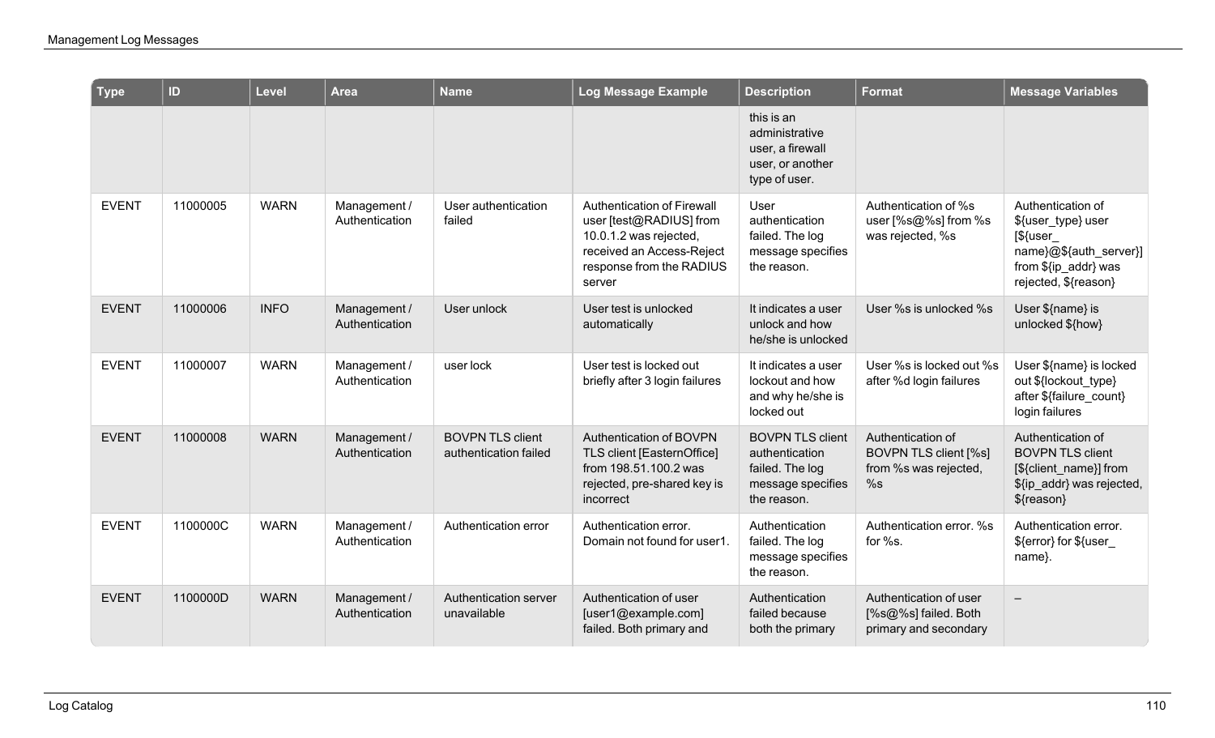| Type | ID | Level | Area | Name | Log Message Example | Description | Format | Message Variables |
|---|---|---|---|---|---|---|---|---|
| | | | | | | this is an administrative user, a firewall user, or another type of user. | | |
| EVENT | 11000005 | WARN | Management / Authentication | User authentication failed | Authentication of Firewall user [test@RADIUS] from 10.0.1.2 was rejected, received an Access-Reject response from the RADIUS server | User authentication failed. The log message specifies the reason. | Authentication of %s user [%s@%s] from %s was rejected, %s | Authentication of ${user_type} user [${user_name}@${auth_server}] from ${ip_addr} was rejected, ${reason} |
| EVENT | 11000006 | INFO | Management / Authentication | User unlock | User test is unlocked automatically | It indicates a user unlock and how he/she is unlocked | User %s is unlocked %s | User ${name} is unlocked ${how} |
| EVENT | 11000007 | WARN | Management / Authentication | user lock | User test is locked out briefly after 3 login failures | It indicates a user lockout and how and why he/she is locked out | User %s is locked out %s after %d login failures | User ${name} is locked out ${lockout_type} after ${failure_count} login failures |
| EVENT | 11000008 | WARN | Management / Authentication | BOVPN TLS client authentication failed | Authentication of BOVPN TLS client [EasternOffice] from 198.51.100.2 was rejected, pre-shared key is incorrect | BOVPN TLS client authentication failed. The log message specifies the reason. | Authentication of BOVPN TLS client [%s] from %s was rejected, %s | Authentication of BOVPN TLS client [${client_name}] from ${ip_addr} was rejected, ${reason} |
| EVENT | 1100000C | WARN | Management / Authentication | Authentication error | Authentication error. Domain not found for user1. | Authentication failed. The log message specifies the reason. | Authentication error. %s for %s. | Authentication error. ${error} for ${user_name}. |
| EVENT | 1100000D | WARN | Management / Authentication | Authentication server unavailable | Authentication of user [user1@example.com] failed. Both primary and | Authentication failed because both the primary | Authentication of user [%s@%s] failed. Both primary and secondary | – |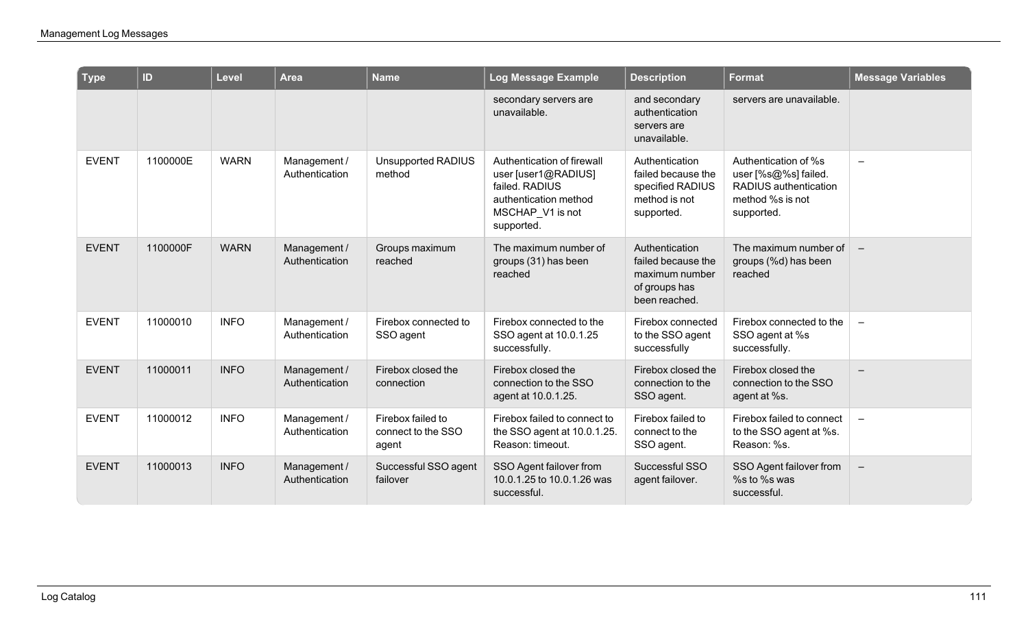| Type | ID | Level | Area | Name | Log Message Example | Description | Format | Message Variables |
|---|---|---|---|---|---|---|---|---|
| | | | | | secondary servers are unavailable. | and secondary authentication servers are unavailable. | servers are unavailable. | |
| EVENT | 1100000E | WARN | Management / Authentication | Unsupported RADIUS method | Authentication of firewall user [user1@RADIUS] failed. RADIUS authentication method MSCHAP_V1 is not supported. | Authentication failed because the specified RADIUS method is not supported. | Authentication of %s user [%s@%s] failed. RADIUS authentication method %s is not supported. | – |
| EVENT | 1100000F | WARN | Management / Authentication | Groups maximum reached | The maximum number of groups (31) has been reached | Authentication failed because the maximum number of groups has been reached. | The maximum number of groups (%d) has been reached | – |
| EVENT | 11000010 | INFO | Management / Authentication | Firebox connected to SSO agent | Firebox connected to the SSO agent at 10.0.1.25 successfully. | Firebox connected to the SSO agent successfully | Firebox connected to the SSO agent at %s successfully. | – |
| EVENT | 11000011 | INFO | Management / Authentication | Firebox closed the connection | Firebox closed the connection to the SSO agent at 10.0.1.25. | Firebox closed the connection to the SSO agent. | Firebox closed the connection to the SSO agent at %s. | – |
| EVENT | 11000012 | INFO | Management / Authentication | Firebox failed to connect to the SSO agent | Firebox failed to connect to the SSO agent at 10.0.1.25. Reason: timeout. | Firebox failed to connect to the SSO agent. | Firebox failed to connect to the SSO agent at %s. Reason: %s. | – |
| EVENT | 11000013 | INFO | Management / Authentication | Successful SSO agent failover | SSO Agent failover from 10.0.1.25 to 10.0.1.26 was successful. | Successful SSO agent failover. | SSO Agent failover from %s to %s was successful. | – |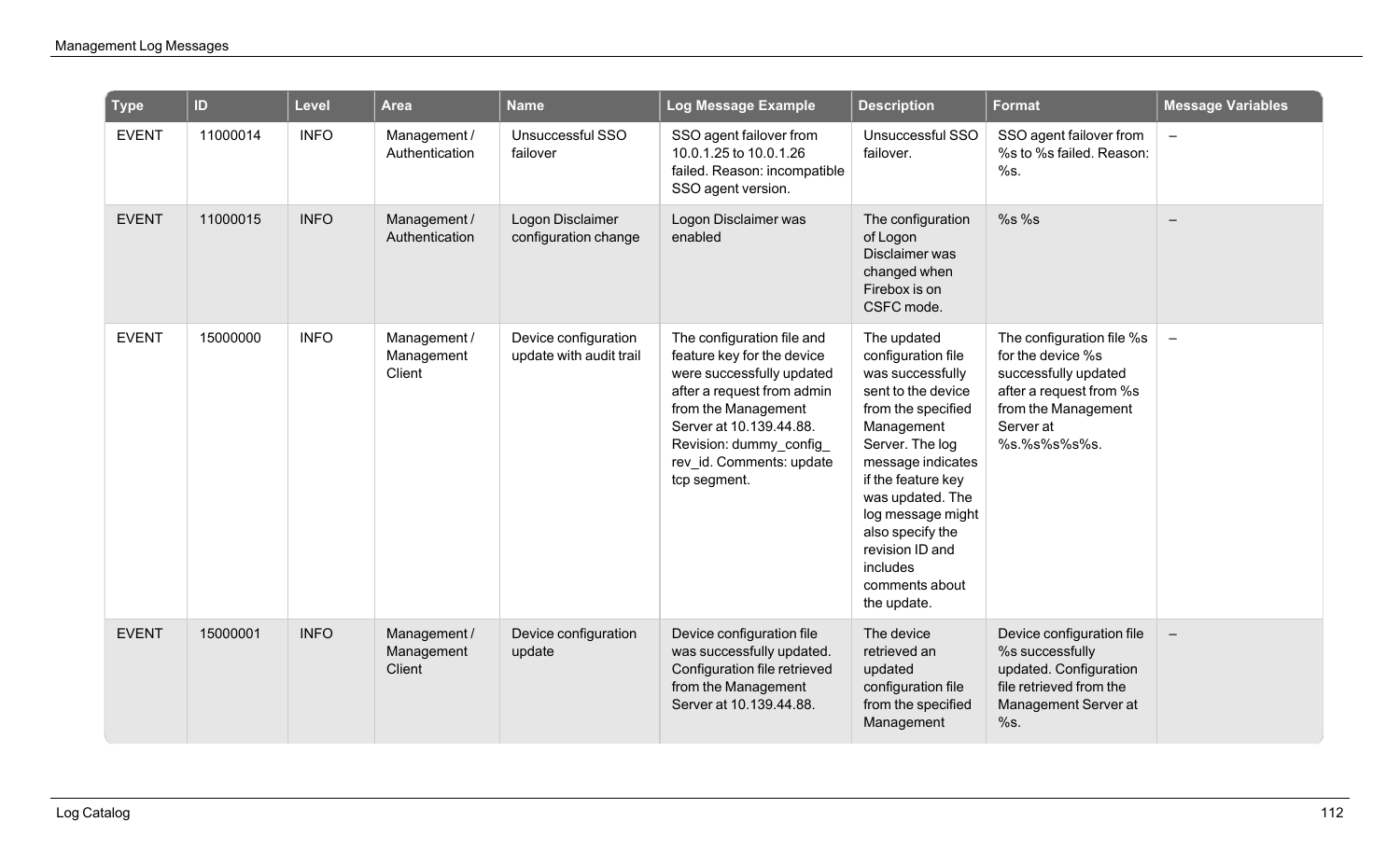| Type | ID | Level | Area | Name | Log Message Example | Description | Format | Message Variables |
|---|---|---|---|---|---|---|---|---|
| EVENT | 11000014 | INFO | Management / Authentication | Unsuccessful SSO failover | SSO agent failover from 10.0.1.25 to 10.0.1.26 failed. Reason: incompatible SSO agent version. | Unsuccessful SSO failover. | SSO agent failover from %s to %s failed. Reason: %s. | – |
| EVENT | 11000015 | INFO | Management / Authentication | Logon Disclaimer configuration change | Logon Disclaimer was enabled | The configuration of Logon Disclaimer was changed when Firebox is on CSFC mode. | %s %s | – |
| EVENT | 15000000 | INFO | Management / Management Client | Device configuration update with audit trail | The configuration file and feature key for the device were successfully updated after a request from admin from the Management Server at 10.139.44.88. Revision: dummy_config_rev_id. Comments: update tcp segment. | The updated configuration file was successfully sent to the device from the specified Management Server. The log message indicates if the feature key was updated. The log message might also specify the revision ID and includes comments about the update. | The configuration file %s for the device %s successfully updated after a request from %s from the Management Server at %s.%s%s%s%s. | – |
| EVENT | 15000001 | INFO | Management / Management Client | Device configuration update | Device configuration file was successfully updated. Configuration file retrieved from the Management Server at 10.139.44.88. | The device retrieved an updated configuration file from the specified Management | Device configuration file %s successfully updated. Configuration file retrieved from the Management Server at %s. | – |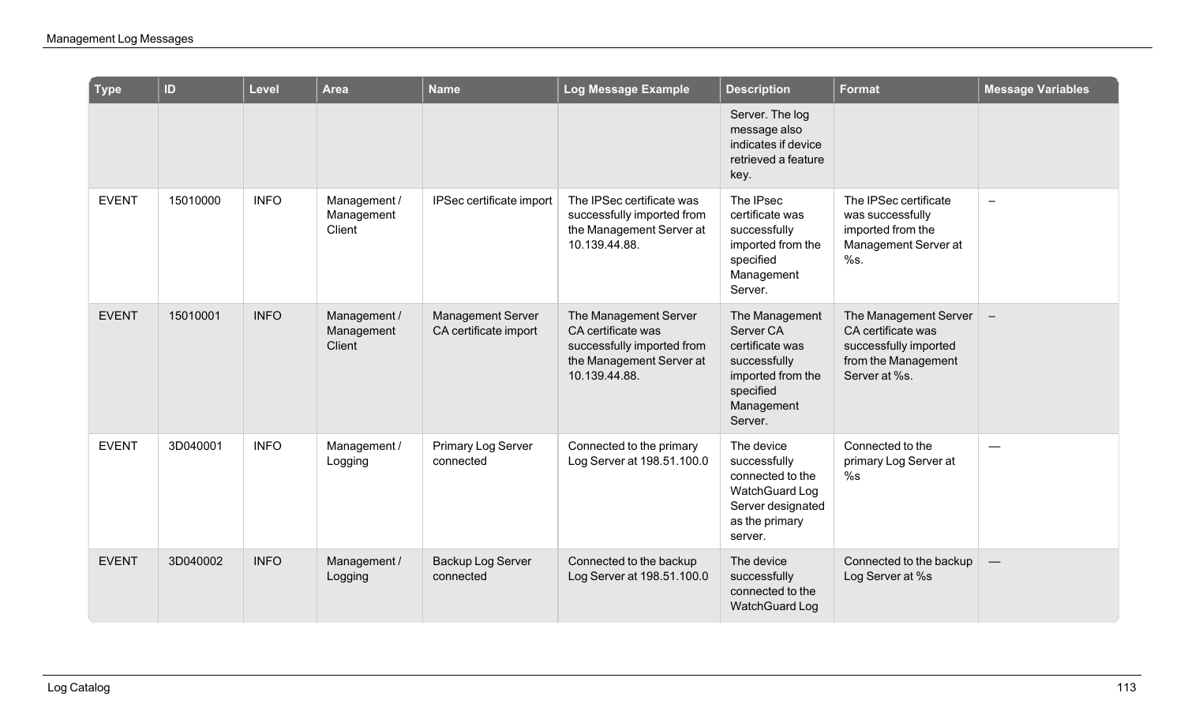| Type | ID | Level | Area | Name | Log Message Example | Description | Format | Message Variables |
|---|---|---|---|---|---|---|---|---|
| | | | | | | Server. The log message also indicates if device retrieved a feature key. | | |
| EVENT | 15010000 | INFO | Management / Management Client | IPSec certificate import | The IPSec certificate was successfully imported from the Management Server at 10.139.44.88. | The IPsec certificate was successfully imported from the specified Management Server. | The IPSec certificate was successfully imported from the Management Server at %s. | – |
| EVENT | 15010001 | INFO | Management / Management Client | Management Server CA certificate import | The Management Server CA certificate was successfully imported from the Management Server at 10.139.44.88. | The Management Server CA certificate was successfully imported from the specified Management Server. | The Management Server CA certificate was successfully imported from the Management Server at %s. | – |
| EVENT | 3D040001 | INFO | Management / Logging | Primary Log Server connected | Connected to the primary Log Server at 198.51.100.0 | The device successfully connected to the WatchGuard Log Server designated as the primary server. | Connected to the primary Log Server at %s | — |
| EVENT | 3D040002 | INFO | Management / Logging | Backup Log Server connected | Connected to the backup Log Server at 198.51.100.0 | The device successfully connected to the WatchGuard Log | Connected to the backup Log Server at %s | — |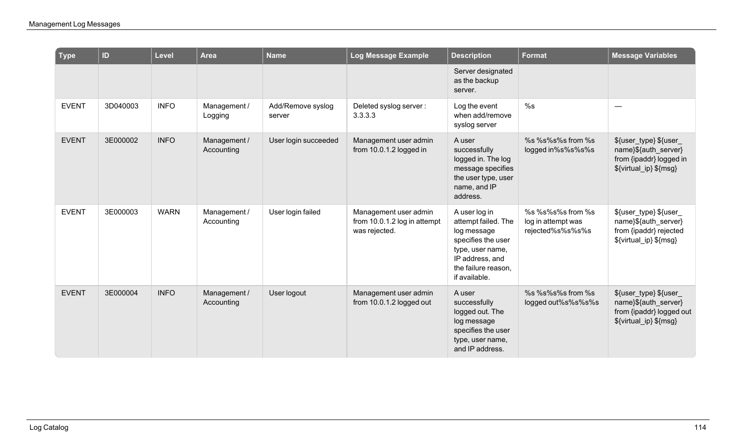| Type | ID | Level | Area | Name | Log Message Example | Description | Format | Message Variables |
|---|---|---|---|---|---|---|---|---|
| | | | | | | Server designated as the backup server. | | |
| EVENT | 3D040003 | INFO | Management / Logging | Add/Remove syslog server | Deleted syslog server : 3.3.3.3 | Log the event when add/remove syslog server | %s | — |
| EVENT | 3E000002 | INFO | Management / Accounting | User login succeeded | Management user admin from 10.0.1.2 logged in | A user successfully logged in. The log message specifies the user type, user name, and IP address. | %s %s%s%s from %s logged in%s%s%s%s | ${user_type} ${user_ name}${auth_server} from {ipaddr} logged in ${virtual_ip} ${msg} |
| EVENT | 3E000003 | WARN | Management / Accounting | User login failed | Management user admin from 10.0.1.2 log in attempt was rejected. | A user log in attempt failed. The log message specifies the user type, user name, IP address, and the failure reason, if available. | %s %s%s%s from %s log in attempt was rejected%s%s%s%s | ${user_type} ${user_ name}${auth_server} from {ipaddr} rejected ${virtual_ip} ${msg} |
| EVENT | 3E000004 | INFO | Management / Accounting | User logout | Management user admin from 10.0.1.2 logged out | A user successfully logged out. The log message specifies the user type, user name, and IP address. | %s %s%s%s from %s logged out%s%s%s%s | ${user_type} ${user_ name}${auth_server} from {ipaddr} logged out ${virtual_ip} ${msg} |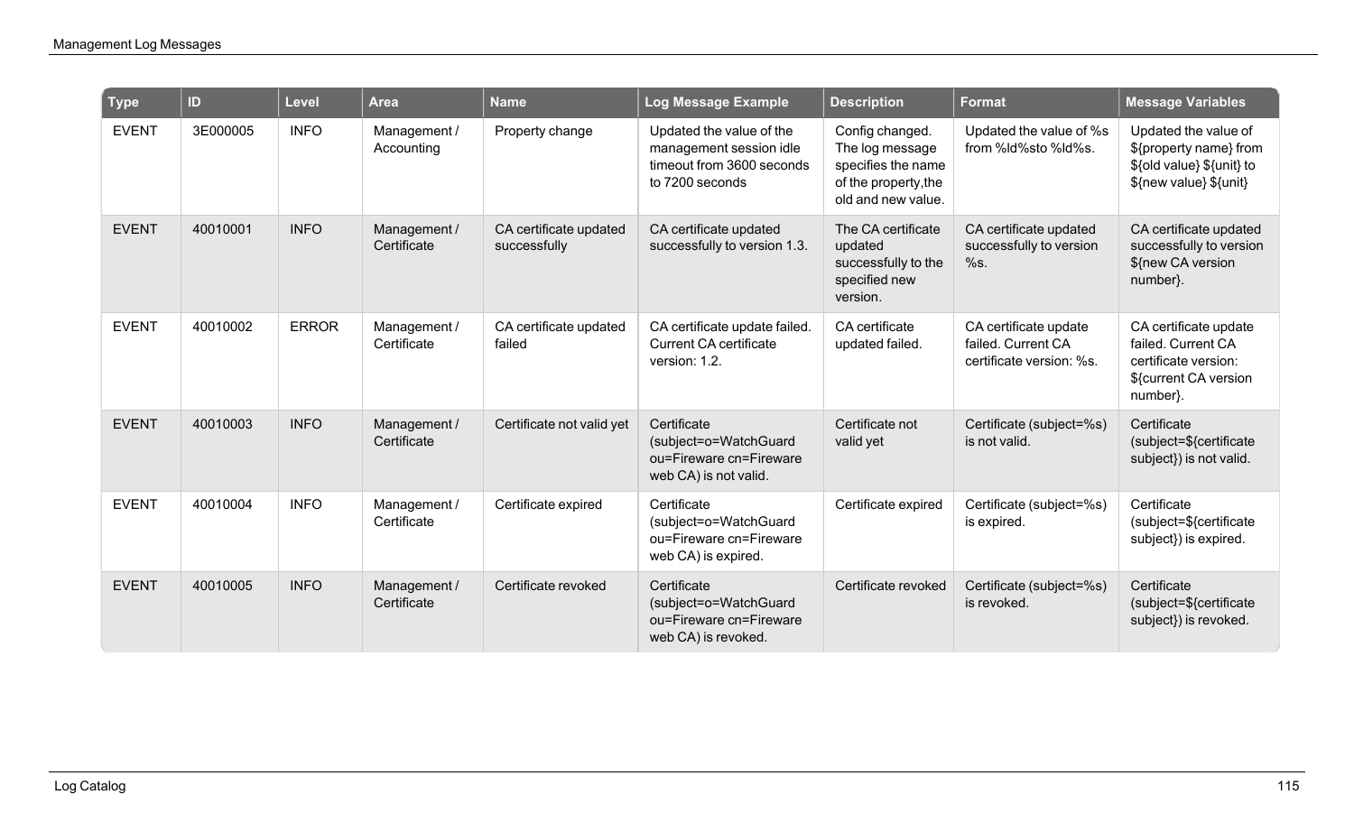| Type | ID | Level | Area | Name | Log Message Example | Description | Format | Message Variables |
|---|---|---|---|---|---|---|---|---|
| EVENT | 3E000005 | INFO | Management / Accounting | Property change | Updated the value of the management session idle timeout from 3600 seconds to 7200 seconds | Config changed. The log message specifies the name of the property,the old and new value. | Updated the value of %s from %ld%sto %ld%s. | Updated the value of ${property name} from ${old value} ${unit} to ${new value} ${unit} |
| EVENT | 40010001 | INFO | Management / Certificate | CA certificate updated successfully | CA certificate updated successfully to version 1.3. | The CA certificate updated successfully to the specified new version. | CA certificate updated successfully to version %s. | CA certificate updated successfully to version ${new CA version number}. |
| EVENT | 40010002 | ERROR | Management / Certificate | CA certificate updated failed | CA certificate update failed. Current CA certificate version: 1.2. | CA certificate updated failed. | CA certificate update failed. Current CA certificate version: %s. | CA certificate update failed. Current CA certificate version: ${current CA version number}. |
| EVENT | 40010003 | INFO | Management / Certificate | Certificate not valid yet | Certificate (subject=o=WatchGuard ou=Fireware cn=Fireware web CA) is not valid. | Certificate not valid yet | Certificate (subject=%s) is not valid. | Certificate (subject=${certificate subject}) is not valid. |
| EVENT | 40010004 | INFO | Management / Certificate | Certificate expired | Certificate (subject=o=WatchGuard ou=Fireware cn=Fireware web CA) is expired. | Certificate expired | Certificate (subject=%s) is expired. | Certificate (subject=${certificate subject}) is expired. |
| EVENT | 40010005 | INFO | Management / Certificate | Certificate revoked | Certificate (subject=o=WatchGuard ou=Fireware cn=Fireware web CA) is revoked. | Certificate revoked | Certificate (subject=%s) is revoked. | Certificate (subject=${certificate subject}) is revoked. |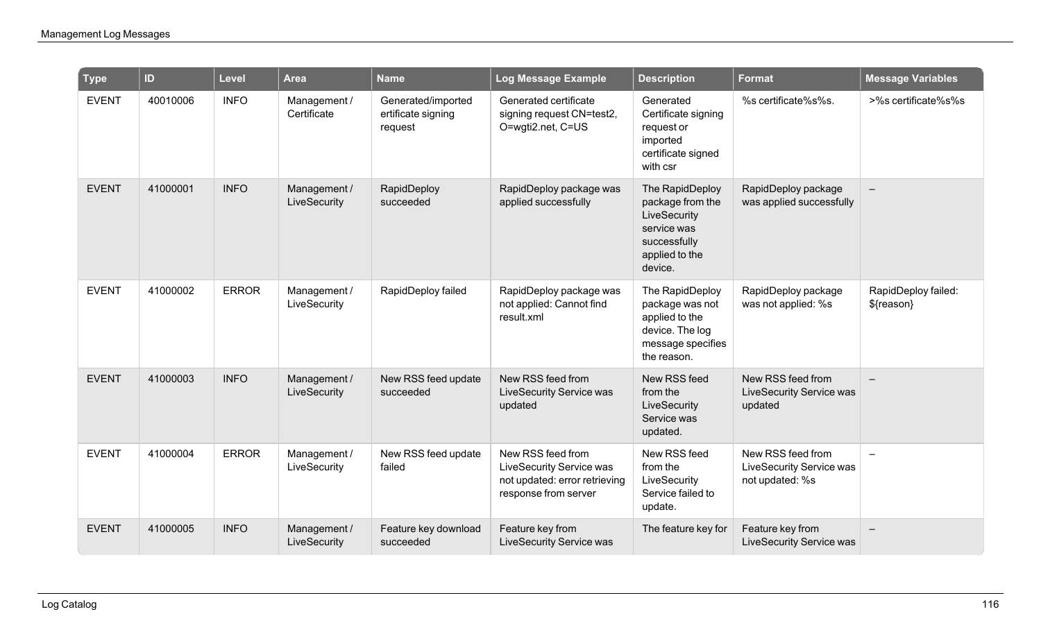| Type | ID | Level | Area | Name | Log Message Example | Description | Format | Message Variables |
|---|---|---|---|---|---|---|---|---|
| EVENT | 40010006 | INFO | Management / Certificate | Generated/imported ertificate signing request | Generated certificate signing request CN=test2, O=wgti2.net, C=US | Generated Certificate signing request or imported certificate signed with csr | %s certificate%s%s. | >%s certificate%s%s |
| EVENT | 41000001 | INFO | Management / LiveSecurity | RapidDeploy succeeded | RapidDeploy package was applied successfully | The RapidDeploy package from the LiveSecurity service was successfully applied to the device. | RapidDeploy package was applied successfully | – |
| EVENT | 41000002 | ERROR | Management / LiveSecurity | RapidDeploy failed | RapidDeploy package was not applied: Cannot find result.xml | The RapidDeploy package was not applied to the device. The log message specifies the reason. | RapidDeploy package was not applied: %s | RapidDeploy failed: ${reason} |
| EVENT | 41000003 | INFO | Management / LiveSecurity | New RSS feed update succeeded | New RSS feed from LiveSecurity Service was updated | New RSS feed from the LiveSecurity Service was updated. | New RSS feed from LiveSecurity Service was updated | – |
| EVENT | 41000004 | ERROR | Management / LiveSecurity | New RSS feed update failed | New RSS feed from LiveSecurity Service was not updated: error retrieving response from server | New RSS feed from the LiveSecurity Service failed to update. | New RSS feed from LiveSecurity Service was not updated: %s | – |
| EVENT | 41000005 | INFO | Management / LiveSecurity | Feature key download succeeded | Feature key from LiveSecurity Service was | The feature key for | Feature key from LiveSecurity Service was | – |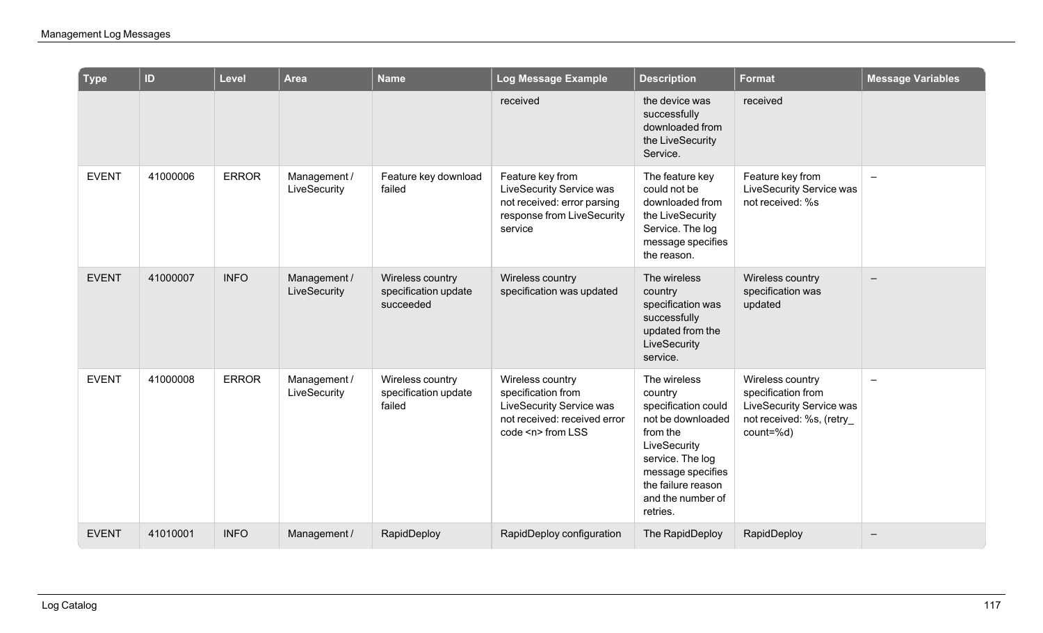| Type | ID | Level | Area | Name | Log Message Example | Description | Format | Message Variables |
|---|---|---|---|---|---|---|---|---|
| | | | | | received | the device was successfully downloaded from the LiveSecurity Service. | received | |
| EVENT | 41000006 | ERROR | Management / LiveSecurity | Feature key download failed | Feature key from LiveSecurity Service was not received: error parsing response from LiveSecurity service | The feature key could not be downloaded from the LiveSecurity Service. The log message specifies the reason. | Feature key from LiveSecurity Service was not received: %s | – |
| EVENT | 41000007 | INFO | Management / LiveSecurity | Wireless country specification update succeeded | Wireless country specification was updated | The wireless country specification was successfully updated from the LiveSecurity service. | Wireless country specification was updated | – |
| EVENT | 41000008 | ERROR | Management / LiveSecurity | Wireless country specification update failed | Wireless country specification from LiveSecurity Service was not received: received error code <n> from LSS | The wireless country specification could not be downloaded from the LiveSecurity service. The log message specifies the failure reason and the number of retries. | Wireless country specification from LiveSecurity Service was not received: %s, (retry_count=%d) | – |
| EVENT | 41010001 | INFO | Management / | RapidDeploy | RapidDeploy configuration | The RapidDeploy | RapidDeploy | – |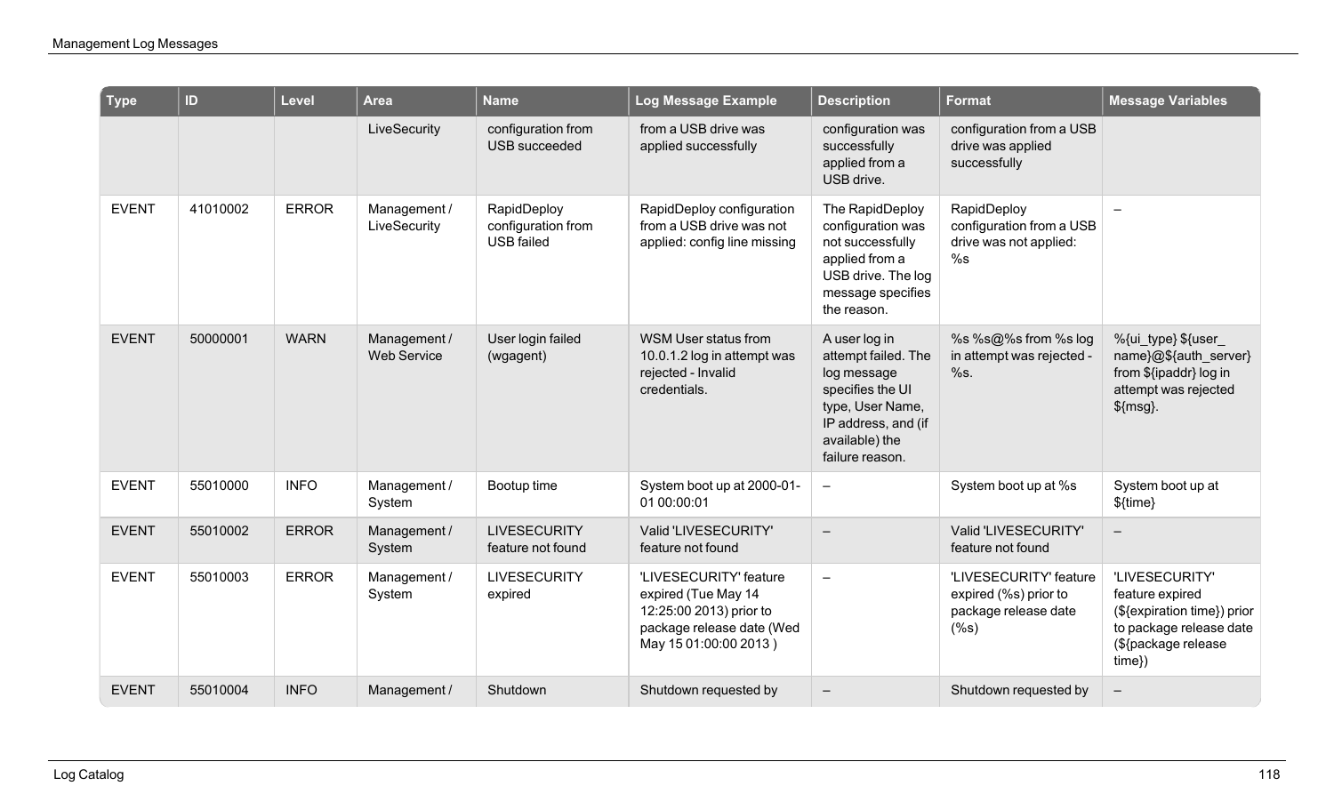| Type | ID | Level | Area | Name | Log Message Example | Description | Format | Message Variables |
|---|---|---|---|---|---|---|---|---|
| | | | LiveSecurity | configuration from USB succeeded | from a USB drive was applied successfully | configuration was successfully applied from a USB drive. | configuration from a USB drive was applied successfully | |
| EVENT | 41010002 | ERROR | Management / LiveSecurity | RapidDeploy configuration from USB failed | RapidDeploy configuration from a USB drive was not applied: config line missing | The RapidDeploy configuration was not successfully applied from a USB drive. The log message specifies the reason. | RapidDeploy configuration from a USB drive was not applied: %s | – |
| EVENT | 50000001 | WARN | Management / Web Service | User login failed (wgagent) | WSM User status from 10.0.1.2 log in attempt was rejected - Invalid credentials. | A user log in attempt failed. The log message specifies the UI type, User Name, IP address, and (if available) the failure reason. | %s %s@%s from %s log in attempt was rejected - %s. | %{ui_type} ${user_name}@${auth_server} from ${ipaddr} log in attempt was rejected ${msg}. |
| EVENT | 55010000 | INFO | Management / System | Bootup time | System boot up at 2000-01-01 00:00:01 | – | System boot up at %s | System boot up at ${time} |
| EVENT | 55010002 | ERROR | Management / System | LIVESECURITY feature not found | Valid 'LIVESECURITY' feature not found | – | Valid 'LIVESECURITY' feature not found | – |
| EVENT | 55010003 | ERROR | Management / System | LIVESECURITY expired | 'LIVESECURITY' feature expired (Tue May 14 12:25:00 2013) prior to package release date (Wed May 15 01:00:00 2013 ) | – | 'LIVESECURITY' feature expired (%s) prior to package release date (%s) | 'LIVESECURITY' feature expired (${expiration time}) prior to package release date (${package release time}) |
| EVENT | 55010004 | INFO | Management / | Shutdown | Shutdown requested by | – | Shutdown requested by | – |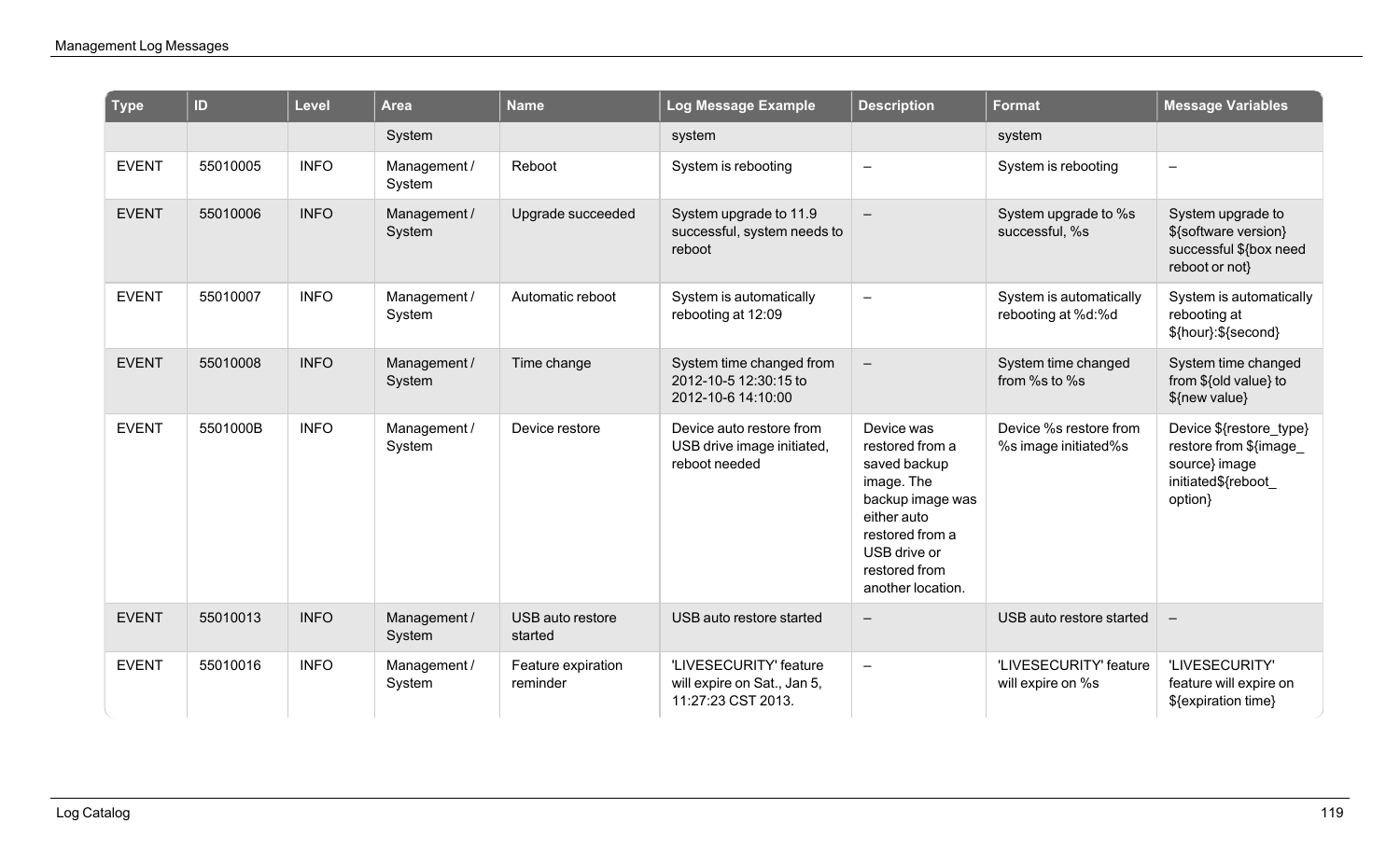| Type | ID | Level | Area | Name | Log Message Example | Description | Format | Message Variables |
|---|---|---|---|---|---|---|---|---|
| | | | System | | system | | system | |
| EVENT | 55010005 | INFO | Management / System | Reboot | System is rebooting | – | System is rebooting | – |
| EVENT | 55010006 | INFO | Management / System | Upgrade succeeded | System upgrade to 11.9 successful, system needs to reboot | – | System upgrade to %s successful, %s | System upgrade to ${software version} successful ${box need reboot or not} |
| EVENT | 55010007 | INFO | Management / System | Automatic reboot | System is automatically rebooting at 12:09 | – | System is automatically rebooting at %d:%d | System is automatically rebooting at ${hour}:${second} |
| EVENT | 55010008 | INFO | Management / System | Time change | System time changed from 2012-10-5 12:30:15 to 2012-10-6 14:10:00 | – | System time changed from %s to %s | System time changed from ${old value} to ${new value} |
| EVENT | 5501000B | INFO | Management / System | Device restore | Device auto restore from USB drive image initiated, reboot needed | Device was restored from a saved backup image. The backup image was either auto restored from a USB drive or restored from another location. | Device %s restore from %s image initiated%s | Device ${restore_type} restore from ${image_source} image initiated${reboot_option} |
| EVENT | 55010013 | INFO | Management / System | USB auto restore started | USB auto restore started | – | USB auto restore started | – |
| EVENT | 55010016 | INFO | Management / System | Feature expiration reminder | 'LIVESECURITY' feature will expire on Sat., Jan 5, 11:27:23 CST 2013. | – | 'LIVESECURITY' feature will expire on %s | 'LIVESECURITY' feature will expire on ${expiration time} |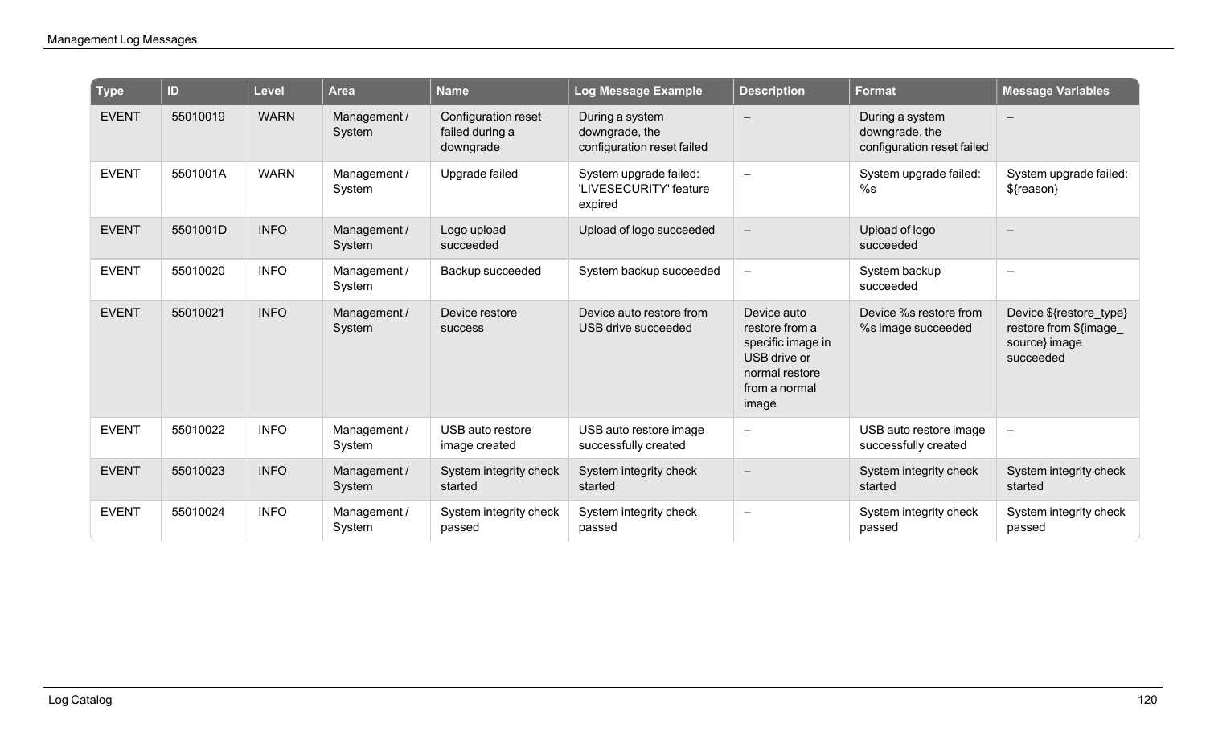| Type | ID | Level | Area | Name | Log Message Example | Description | Format | Message Variables |
|---|---|---|---|---|---|---|---|---|
| EVENT | 55010019 | WARN | Management / System | Configuration reset failed during a downgrade | During a system downgrade, the configuration reset failed | – | During a system downgrade, the configuration reset failed | – |
| EVENT | 5501001A | WARN | Management / System | Upgrade failed | System upgrade failed: 'LIVESECURITY' feature expired | – | System upgrade failed: %s | System upgrade failed: ${reason} |
| EVENT | 5501001D | INFO | Management / System | Logo upload succeeded | Upload of logo succeeded | – | Upload of logo succeeded | – |
| EVENT | 55010020 | INFO | Management / System | Backup succeeded | System backup succeeded | – | System backup succeeded | – |
| EVENT | 55010021 | INFO | Management / System | Device restore success | Device auto restore from USB drive succeeded | Device auto restore from a specific image in USB drive or normal restore from a normal image | Device %s restore from %s image succeeded | Device ${restore_type} restore from ${image_source} image succeeded |
| EVENT | 55010022 | INFO | Management / System | USB auto restore image created | USB auto restore image successfully created | – | USB auto restore image successfully created | – |
| EVENT | 55010023 | INFO | Management / System | System integrity check started | System integrity check started | – | System integrity check started | System integrity check started |
| EVENT | 55010024 | INFO | Management / System | System integrity check passed | System integrity check passed | – | System integrity check passed | System integrity check passed |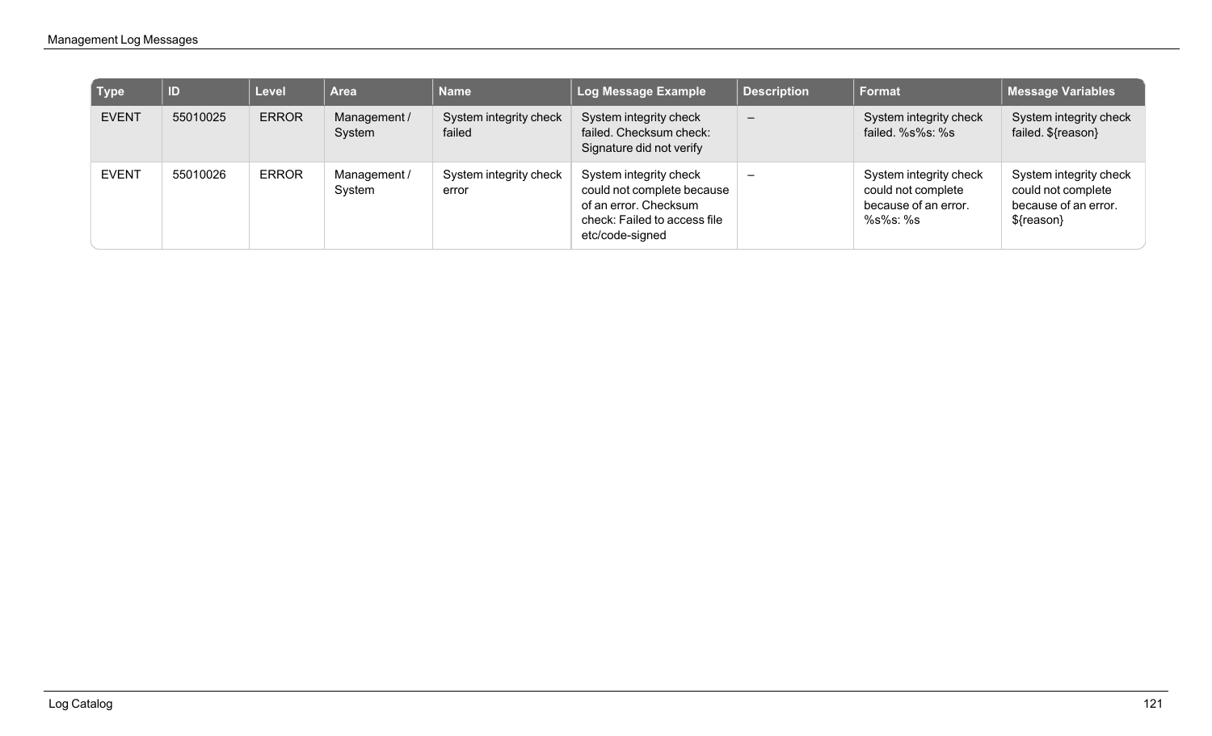| Type | ID | Level | Area | Name | Log Message Example | Description | Format | Message Variables |
|---|---|---|---|---|---|---|---|---|
| EVENT | 55010025 | ERROR | Management / System | System integrity check failed | System integrity check failed. Checksum check: Signature did not verify | – | System integrity check failed. %s%s: %s | System integrity check failed. ${reason} |
| EVENT | 55010026 | ERROR | Management / System | System integrity check error | System integrity check could not complete because of an error. Checksum check: Failed to access file etc/code-signed | – | System integrity check could not complete because of an error. %s%s: %s | System integrity check could not complete because of an error. ${reason} |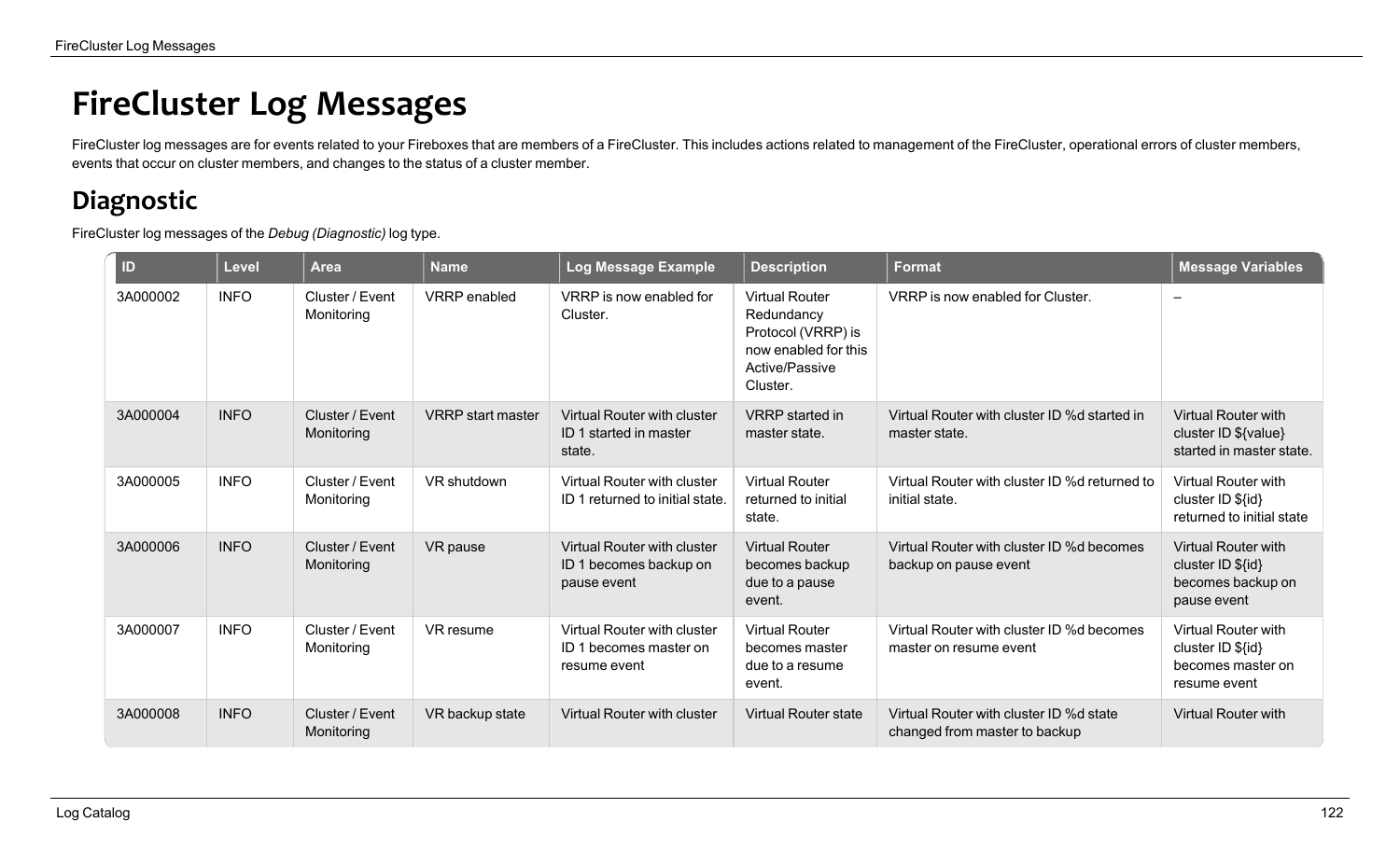# FireCluster Log Messages

FireCluster log messages are for events related to your Fireboxes that are members of a FireCluster. This includes actions related to management of the FireCluster, operational errors of cluster members, events that occur on cluster members, and changes to the status of a cluster member.

## Diagnostic

FireCluster log messages of the *Debug (Diagnostic)* log type.

| ID | Level | Area | Name | Log Message Example | Description | Format | Message Variables |
|---|---|---|---|---|---|---|---|
| 3A000002 | INFO | Cluster / Event Monitoring | VRRP enabled | VRRP is now enabled for Cluster. | Virtual Router Redundancy Protocol (VRRP) is now enabled for this Active/Passive Cluster. | VRRP is now enabled for Cluster. | – |
| 3A000004 | INFO | Cluster / Event Monitoring | VRRP start master | Virtual Router with cluster ID 1 started in master state. | VRRP started in master state. | Virtual Router with cluster ID %d started in master state. | Virtual Router with cluster ID ${value} started in master state. |
| 3A000005 | INFO | Cluster / Event Monitoring | VR shutdown | Virtual Router with cluster ID 1 returned to initial state. | Virtual Router returned to initial state. | Virtual Router with cluster ID %d returned to initial state. | Virtual Router with cluster ID ${id} returned to initial state |
| 3A000006 | INFO | Cluster / Event Monitoring | VR pause | Virtual Router with cluster ID 1 becomes backup on pause event | Virtual Router becomes backup due to a pause event. | Virtual Router with cluster ID %d becomes backup on pause event | Virtual Router with cluster ID ${id} becomes backup on pause event |
| 3A000007 | INFO | Cluster / Event Monitoring | VR resume | Virtual Router with cluster ID 1 becomes master on resume event | Virtual Router becomes master due to a resume event. | Virtual Router with cluster ID %d becomes master on resume event | Virtual Router with cluster ID ${id} becomes master on resume event |
| 3A000008 | INFO | Cluster / Event Monitoring | VR backup state | Virtual Router with cluster | Virtual Router state | Virtual Router with cluster ID %d state changed from master to backup | Virtual Router with |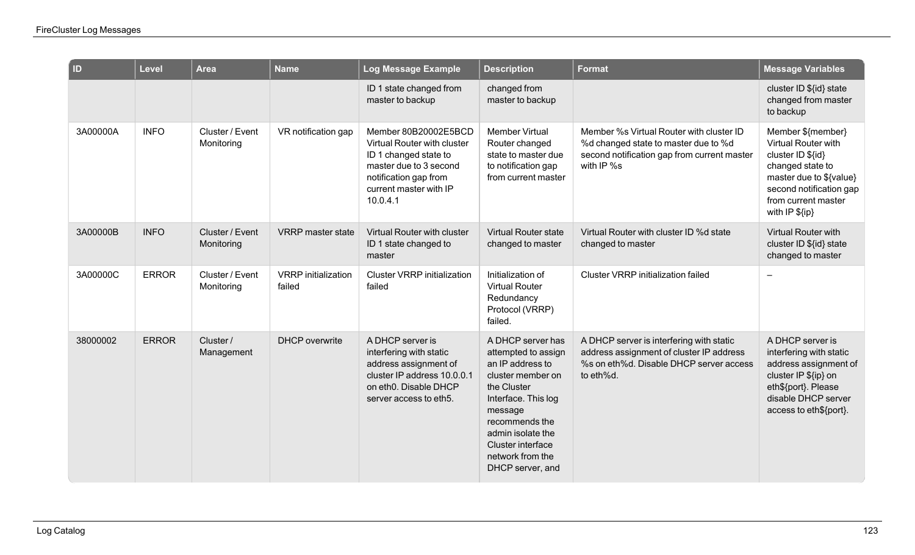| ID | Level | Area | Name | Log Message Example | Description | Format | Message Variables |
|---|---|---|---|---|---|---|---|
| | | | | ID 1 state changed from master to backup | changed from master to backup | | cluster ID ${id} state changed from master to backup |
| 3A00000A | INFO | Cluster / Event Monitoring | VR notification gap | Member 80B20002E5BCD Virtual Router with cluster ID 1 changed state to master due to 3 second notification gap from current master with IP 10.0.4.1 | Member Virtual Router changed state to master due to notification gap from current master | Member %s Virtual Router with cluster ID %d changed state to master due to %d second notification gap from current master with IP %s | Member ${member} Virtual Router with cluster ID ${id} changed state to master due to ${value} second notification gap from current master with IP ${ip} |
| 3A00000B | INFO | Cluster / Event Monitoring | VRRP master state | Virtual Router with cluster ID 1 state changed to master | Virtual Router state changed to master | Virtual Router with cluster ID %d state changed to master | Virtual Router with cluster ID ${id} state changed to master |
| 3A00000C | ERROR | Cluster / Event Monitoring | VRRP initialization failed | Cluster VRRP initialization failed | Initialization of Virtual Router Redundancy Protocol (VRRP) failed. | Cluster VRRP initialization failed | – |
| 38000002 | ERROR | Cluster / Management | DHCP overwrite | A DHCP server is interfering with static address assignment of cluster IP address 10.0.0.1 on eth0. Disable DHCP server access to eth5. | A DHCP server has attempted to assign an IP address to cluster member on the Cluster Interface. This log message recommends the admin isolate the Cluster interface network from the DHCP server, and | A DHCP server is interfering with static address assignment of cluster IP address %s on eth%d. Disable DHCP server access to eth%d. | A DHCP server is interfering with static address assignment of cluster IP ${ip} on eth${port}. Please disable DHCP server access to eth${port}. |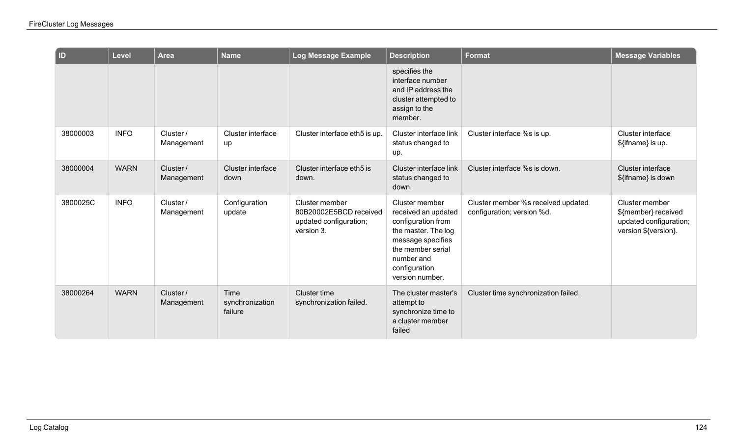| ID | Level | Area | Name | Log Message Example | Description | Format | Message Variables |
| --- | --- | --- | --- | --- | --- | --- | --- |
| | | | | | specifies the interface number and IP address the cluster attempted to assign to the member. | | |
| 38000003 | INFO | Cluster / Management | Cluster interface up | Cluster interface eth5 is up. | Cluster interface link status changed to up. | Cluster interface %s is up. | Cluster interface ${ifname} is up. |
| 38000004 | WARN | Cluster / Management | Cluster interface down | Cluster interface eth5 is down. | Cluster interface link status changed to down. | Cluster interface %s is down. | Cluster interface ${ifname} is down |
| 3800025C | INFO | Cluster / Management | Configuration update | Cluster member 80B20002E5BCD received updated configuration; version 3. | Cluster member received an updated configuration from the master. The log message specifies the member serial number and configuration version number. | Cluster member %s received updated configuration; version %d. | Cluster member ${member} received updated configuration; version ${version}. |
| 38000264 | WARN | Cluster / Management | Time synchronization failure | Cluster time synchronization failed. | The cluster master's attempt to synchronize time to a cluster member failed | Cluster time synchronization failed. | |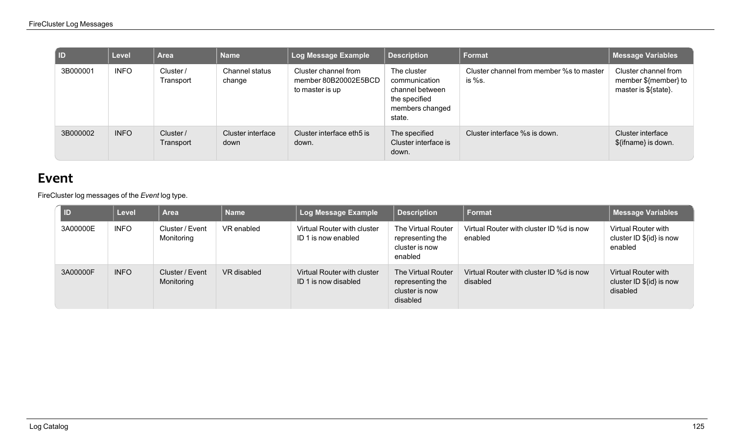| ID | Level | Area | Name | Log Message Example | Description | Format | Message Variables |
|---|---|---|---|---|---|---|---|
| 3B000001 | INFO | Cluster / Transport | Channel status change | Cluster channel from member 80B20002E5BCD to master is up | The cluster communication channel between the specified members changed state. | Cluster channel from member %s to master is %s. | Cluster channel from member ${member} to master is ${state}. |
| 3B000002 | INFO | Cluster / Transport | Cluster interface down | Cluster interface eth5 is down. | The specified Cluster interface is down. | Cluster interface %s is down. | Cluster interface ${ifname} is down. |

## Event

FireCluster log messages of the *Event* log type.

| ID | Level | Area | Name | Log Message Example | Description | Format | Message Variables |
|---|---|---|---|---|---|---|---|
| 3A00000E | INFO | Cluster / Event Monitoring | VR enabled | Virtual Router with cluster ID 1 is now enabled | The Virtual Router representing the cluster is now enabled | Virtual Router with cluster ID %d is now enabled | Virtual Router with cluster ID ${id} is now enabled |
| 3A00000F | INFO | Cluster / Event Monitoring | VR disabled | Virtual Router with cluster ID 1 is now disabled | The Virtual Router representing the cluster is now disabled | Virtual Router with cluster ID %d is now disabled | Virtual Router with cluster ID ${id} is now disabled |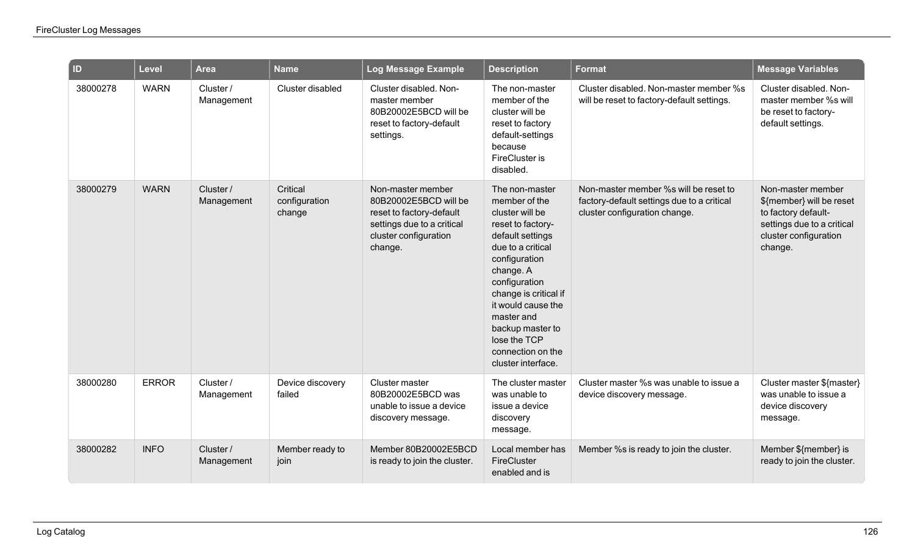| ID | Level | Area | Name | Log Message Example | Description | Format | Message Variables |
|---|---|---|---|---|---|---|---|
| 38000278 | WARN | Cluster / Management | Cluster disabled | Cluster disabled. Non-master member 80B20002E5BCD will be reset to factory-default settings. | The non-master member of the cluster will be reset to factory default-settings because FireCluster is disabled. | Cluster disabled. Non-master member %s will be reset to factory-default settings. | Cluster disabled. Non-master member %s will be reset to factory-default settings. |
| 38000279 | WARN | Cluster / Management | Critical configuration change | Non-master member 80B20002E5BCD will be reset to factory-default settings due to a critical cluster configuration change. | The non-master member of the cluster will be reset to factory-default settings due to a critical configuration change. A configuration change is critical if it would cause the master and backup master to lose the TCP connection on the cluster interface. | Non-master member %s will be reset to factory-default settings due to a critical cluster configuration change. | Non-master member ${member} will be reset to factory default-settings due to a critical cluster configuration change. |
| 38000280 | ERROR | Cluster / Management | Device discovery failed | Cluster master 80B20002E5BCD was unable to issue a device discovery message. | The cluster master was unable to issue a device discovery message. | Cluster master %s was unable to issue a device discovery message. | Cluster master ${master} was unable to issue a device discovery message. |
| 38000282 | INFO | Cluster / Management | Member ready to join | Member 80B20002E5BCD is ready to join the cluster. | Local member has FireCluster enabled and is | Member %s is ready to join the cluster. | Member ${member} is ready to join the cluster. |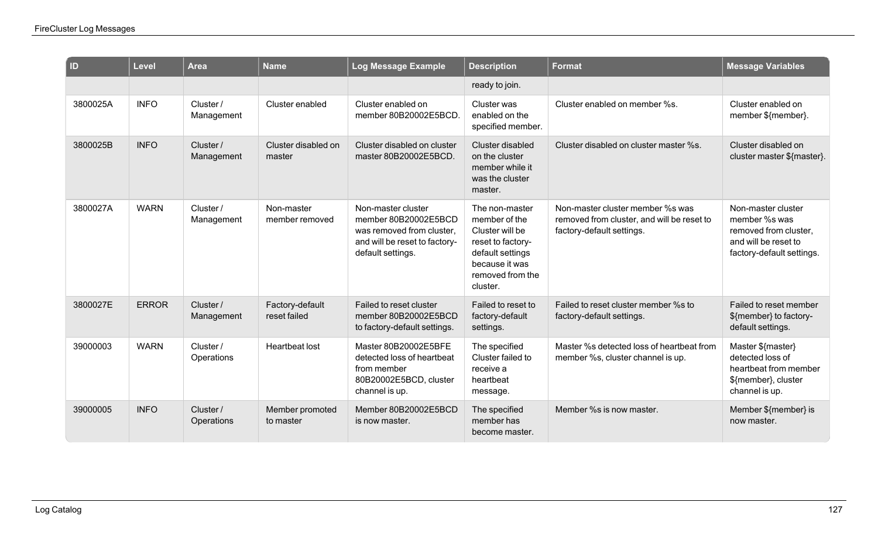| ID | Level | Area | Name | Log Message Example | Description | Format | Message Variables |
|---|---|---|---|---|---|---|---|
| | | | | | ready to join. | | |
| 3800025A | INFO | Cluster / Management | Cluster enabled | Cluster enabled on member 80B20002E5BCD. | Cluster was enabled on the specified member. | Cluster enabled on member %s. | Cluster enabled on member ${member}. |
| 3800025B | INFO | Cluster / Management | Cluster disabled on master | Cluster disabled on cluster master 80B20002E5BCD. | Cluster disabled on the cluster member while it was the cluster master. | Cluster disabled on cluster master %s. | Cluster disabled on cluster master ${master}. |
| 3800027A | WARN | Cluster / Management | Non-master member removed | Non-master cluster member 80B20002E5BCD was removed from cluster, and will be reset to factory-default settings. | The non-master member of the Cluster will be reset to factory-default settings because it was removed from the cluster. | Non-master cluster member %s was removed from cluster, and will be reset to factory-default settings. | Non-master cluster member %s was removed from cluster, and will be reset to factory-default settings. |
| 3800027E | ERROR | Cluster / Management | Factory-default reset failed | Failed to reset cluster member 80B20002E5BCD to factory-default settings. | Failed to reset to factory-default settings. | Failed to reset cluster member %s to factory-default settings. | Failed to reset member ${member} to factory-default settings. |
| 39000003 | WARN | Cluster / Operations | Heartbeat lost | Master 80B20002E5BFE detected loss of heartbeat from member 80B20002E5BCD, cluster channel is up. | The specified Cluster failed to receive a heartbeat message. | Master %s detected loss of heartbeat from member %s, cluster channel is up. | Master ${master} detected loss of heartbeat from member ${member}, cluster channel is up. |
| 39000005 | INFO | Cluster / Operations | Member promoted to master | Member 80B20002E5BCD is now master. | The specified member has become master. | Member %s is now master. | Member ${member} is now master. |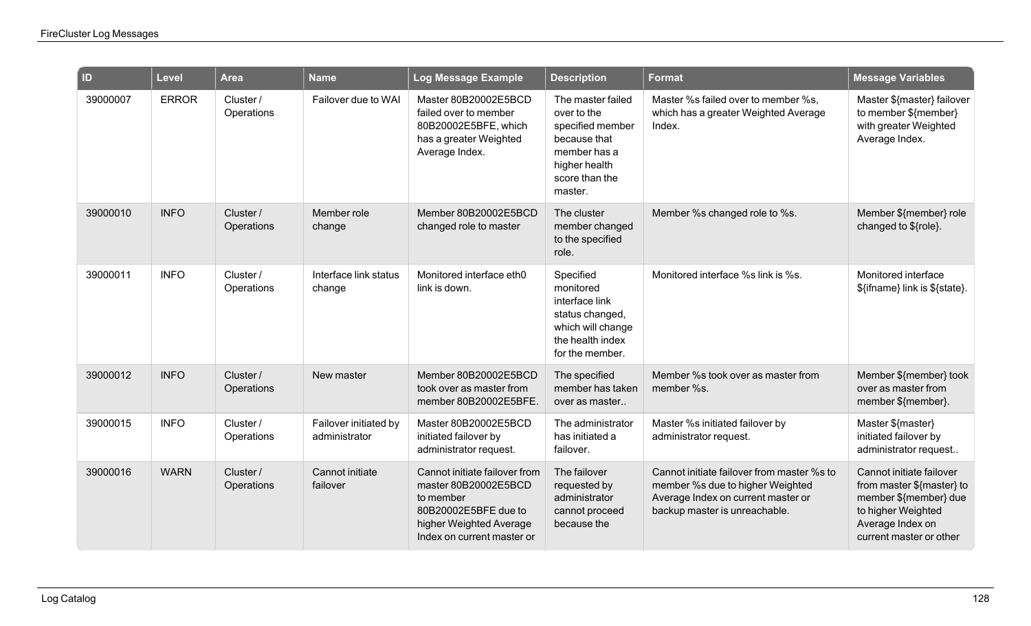| ID | Level | Area | Name | Log Message Example | Description | Format | Message Variables |
|---|---|---|---|---|---|---|---|
| 39000007 | ERROR | Cluster / Operations | Failover due to WAI | Master 80B20002E5BCD failed over to member 80B20002E5BFE, which has a greater Weighted Average Index. | The master failed over to the specified member because that member has a higher health score than the master. | Master %s failed over to member %s, which has a greater Weighted Average Index. | Master ${master} failover to member ${member} with greater Weighted Average Index. |
| 39000010 | INFO | Cluster / Operations | Member role change | Member 80B20002E5BCD changed role to master | The cluster member changed to the specified role. | Member %s changed role to %s. | Member ${member} role changed to ${role}. |
| 39000011 | INFO | Cluster / Operations | Interface link status change | Monitored interface eth0 link is down. | Specified monitored interface link status changed, which will change the health index for the member. | Monitored interface %s link is %s. | Monitored interface ${ifname} link is ${state}. |
| 39000012 | INFO | Cluster / Operations | New master | Member 80B20002E5BCD took over as master from member 80B20002E5BFE. | The specified member has taken over as master.. | Member %s took over as master from member %s. | Member ${member} took over as master from member ${member}. |
| 39000015 | INFO | Cluster / Operations | Failover initiated by administrator | Master 80B20002E5BCD initiated failover by administrator request. | The administrator has initiated a failover. | Master %s initiated failover by administrator request. | Master ${master} initiated failover by administrator request.. |
| 39000016 | WARN | Cluster / Operations | Cannot initiate failover | Cannot initiate failover from master 80B20002E5BCD to member 80B20002E5BFE due to higher Weighted Average Index on current master or | The failover requested by administrator cannot proceed because the | Cannot initiate failover from master %s to member %s due to higher Weighted Average Index on current master or backup master is unreachable. | Cannot initiate failover from master ${master} to member ${member} due to higher Weighted Average Index on current master or other |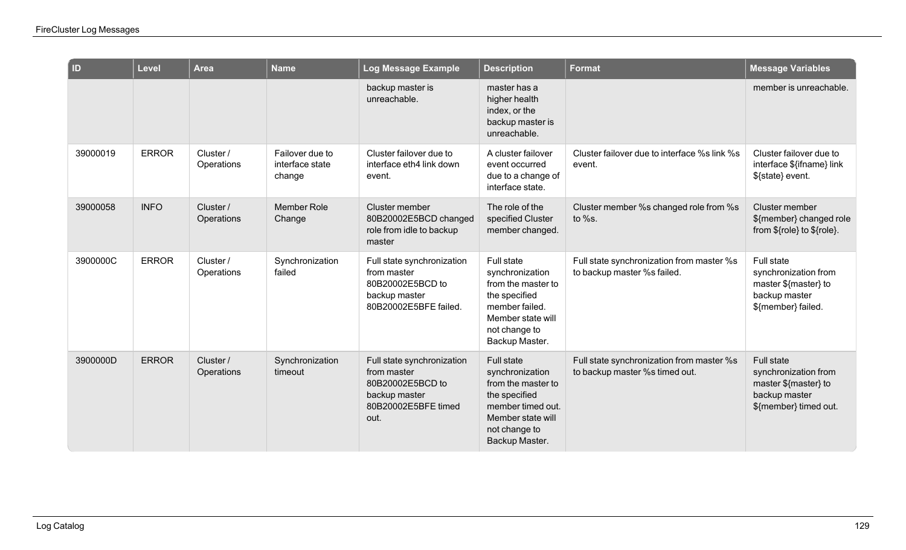| ID | Level | Area | Name | Log Message Example | Description | Format | Message Variables |
|---|---|---|---|---|---|---|---|
| | | | | backup master is unreachable. | master has a higher health index, or the backup master is unreachable. | | member is unreachable. |
| 39000019 | ERROR | Cluster / Operations | Failover due to interface state change | Cluster failover due to interface eth4 link down event. | A cluster failover event occurred due to a change of interface state. | Cluster failover due to interface %s link %s event. | Cluster failover due to interface ${ifname} link ${state} event. |
| 39000058 | INFO | Cluster / Operations | Member Role Change | Cluster member 80B20002E5BCD changed role from idle to backup master | The role of the specified Cluster member changed. | Cluster member %s changed role from %s to %s. | Cluster member ${member} changed role from ${role} to ${role}. |
| 3900000C | ERROR | Cluster / Operations | Synchronization failed | Full state synchronization from master 80B20002E5BCD to backup master 80B20002E5BFE failed. | Full state synchronization from the master to the specified member failed. Member state will not change to Backup Master. | Full state synchronization from master %s to backup master %s failed. | Full state synchronization from master ${master} to backup master ${member} failed. |
| 3900000D | ERROR | Cluster / Operations | Synchronization timeout | Full state synchronization from master 80B20002E5BCD to backup master 80B20002E5BFE timed out. | Full state synchronization from the master to the specified member timed out. Member state will not change to Backup Master. | Full state synchronization from master %s to backup master %s timed out. | Full state synchronization from master ${master} to backup master ${member} timed out. |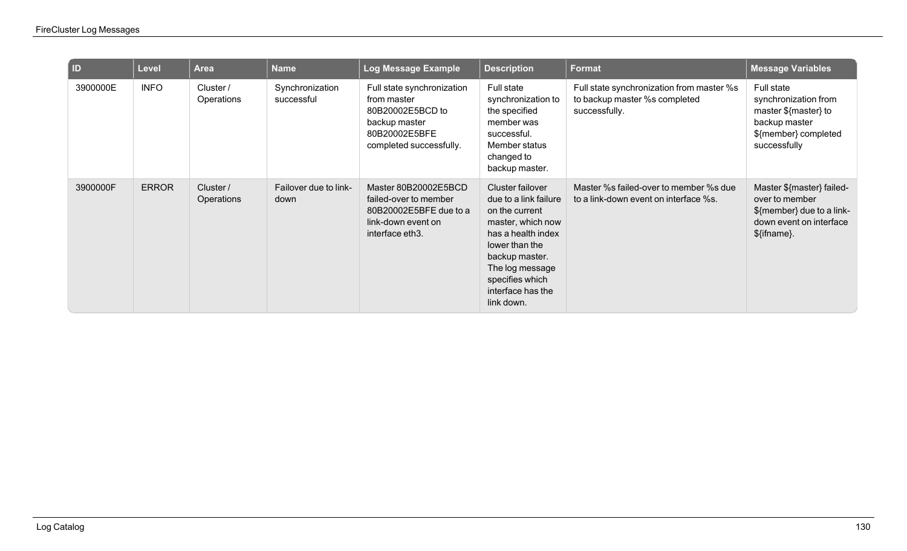| ID | Level | Area | Name | Log Message Example | Description | Format | Message Variables |
|---|---|---|---|---|---|---|---|
| 3900000E | INFO | Cluster / Operations | Synchronization successful | Full state synchronization from master 80B20002E5BCD to backup master 80B20002E5BFE completed successfully. | Full state synchronization to the specified member was successful. Member status changed to backup master. | Full state synchronization from master %s to backup master %s completed successfully. | Full state synchronization from master ${master} to backup master ${member} completed successfully |
| 3900000F | ERROR | Cluster / Operations | Failover due to link-down | Master 80B20002E5BCD failed-over to member 80B20002E5BFE due to a link-down event on interface eth3. | Cluster failover due to a link failure on the current master, which now has a health index lower than the backup master. The log message specifies which interface has the link down. | Master %s failed-over to member %s due to a link-down event on interface %s. | Master ${master} failed-over to member ${member} due to a link-down event on interface ${ifname}. |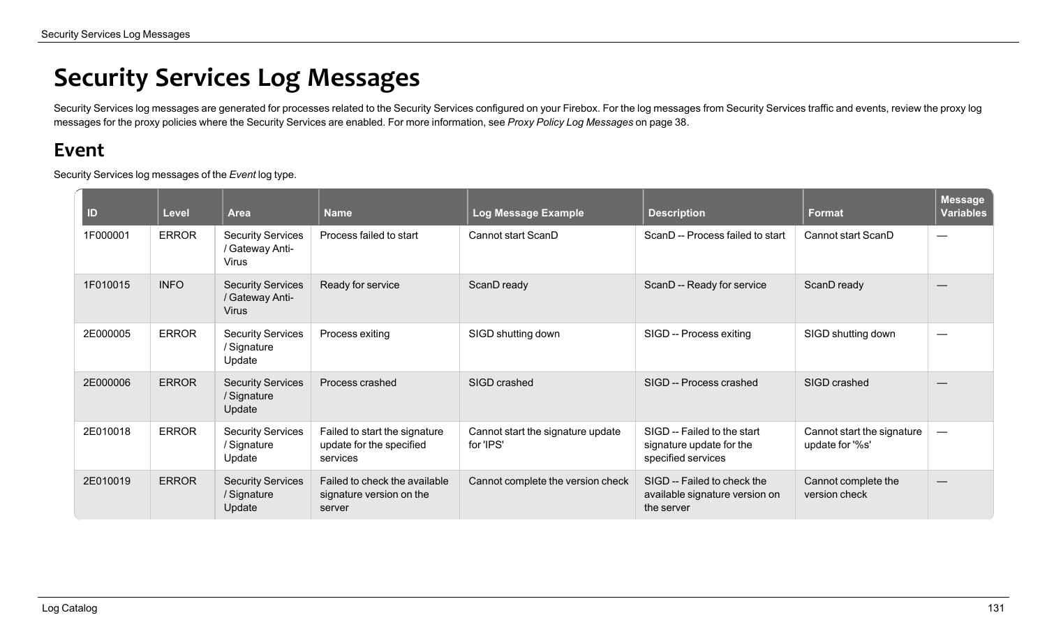# Security Services Log Messages

Security Services log messages are generated for processes related to the Security Services configured on your Firebox. For the log messages from Security Services traffic and events, review the proxy log messages for the proxy policies where the Security Services are enabled. For more information, see *Proxy Policy Log Messages* on page 38.

## Event

Security Services log messages of the *Event* log type.

| ID | Level | Area | Name | Log Message Example | Description | Format | Message Variables |
|---|---|---|---|---|---|---|---|
| 1F000001 | ERROR | Security Services / Gateway Anti-Virus | Process failed to start | Cannot start ScanD | ScanD -- Process failed to start | Cannot start ScanD | — |
| 1F010015 | INFO | Security Services / Gateway Anti-Virus | Ready for service | ScanD ready | ScanD -- Ready for service | ScanD ready | — |
| 2E000005 | ERROR | Security Services / Signature Update | Process exiting | SIGD shutting down | SIGD -- Process exiting | SIGD shutting down | — |
| 2E000006 | ERROR | Security Services / Signature Update | Process crashed | SIGD crashed | SIGD -- Process crashed | SIGD crashed | — |
| 2E010018 | ERROR | Security Services / Signature Update | Failed to start the signature update for the specified services | Cannot start the signature update for 'IPS' | SIGD -- Failed to the start signature update for the specified services | Cannot start the signature update for '%s' | — |
| 2E010019 | ERROR | Security Services / Signature Update | Failed to check the available signature version on the server | Cannot complete the version check | SIGD -- Failed to check the available signature version on the server | Cannot complete the version check | — |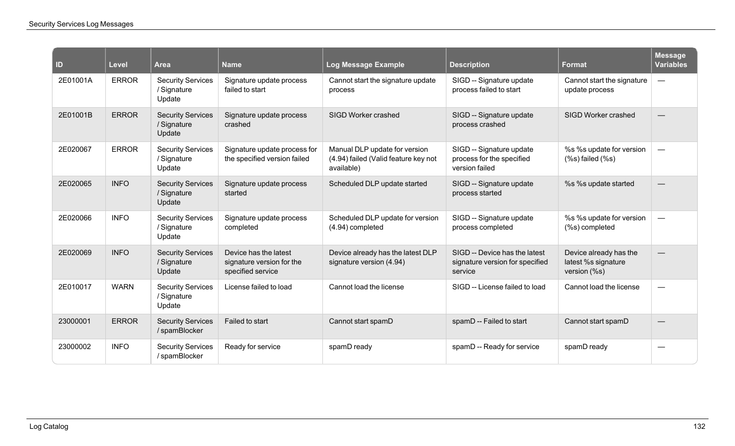| ID | Level | Area | Name | Log Message Example | Description | Format | Message Variables |
|---|---|---|---|---|---|---|---|
| 2E01001A | ERROR | Security Services / Signature Update | Signature update process failed to start | Cannot start the signature update process | SIGD -- Signature update process failed to start | Cannot start the signature update process | — |
| 2E01001B | ERROR | Security Services / Signature Update | Signature update process crashed | SIGD Worker crashed | SIGD -- Signature update process crashed | SIGD Worker crashed | — |
| 2E020067 | ERROR | Security Services / Signature Update | Signature update process for the specified version failed | Manual DLP update for version (4.94) failed (Valid feature key not available) | SIGD -- Signature update process for the specified version failed | %s %s update for version (%s) failed (%s) | — |
| 2E020065 | INFO | Security Services / Signature Update | Signature update process started | Scheduled DLP update started | SIGD -- Signature update process started | %s %s update started | — |
| 2E020066 | INFO | Security Services / Signature Update | Signature update process completed | Scheduled DLP update for version (4.94) completed | SIGD -- Signature update process completed | %s %s update for version (%s) completed | — |
| 2E020069 | INFO | Security Services / Signature Update | Device has the latest signature version for the specified service | Device already has the latest DLP signature version (4.94) | SIGD -- Device has the latest signature version for specified service | Device already has the latest %s signature version (%s) | — |
| 2E010017 | WARN | Security Services / Signature Update | License failed to load | Cannot load the license | SIGD -- License failed to load | Cannot load the license | — |
| 23000001 | ERROR | Security Services / spamBlocker | Failed to start | Cannot start spamD | spamD -- Failed to start | Cannot start spamD | — |
| 23000002 | INFO | Security Services / spamBlocker | Ready for service | spamD ready | spamD -- Ready for service | spamD ready | — |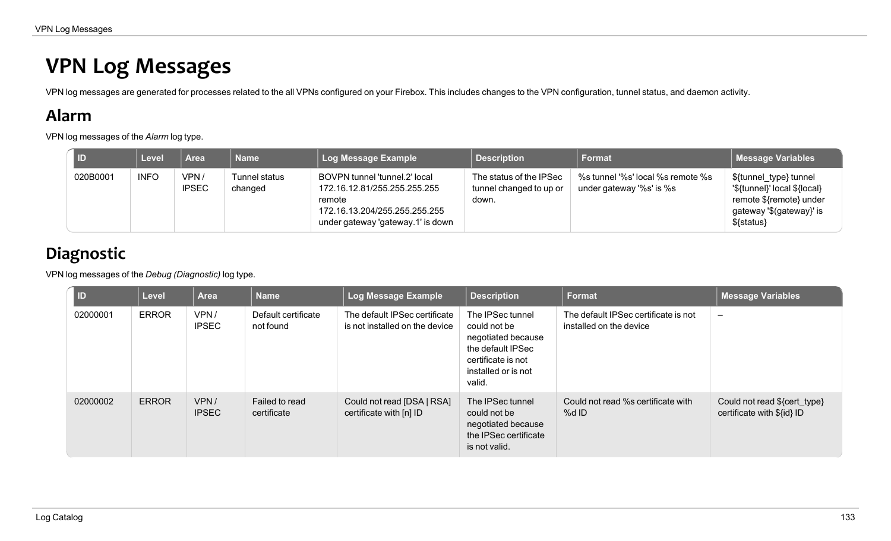# VPN Log Messages

VPN log messages are generated for processes related to the all VPNs configured on your Firebox. This includes changes to the VPN configuration, tunnel status, and daemon activity.

## Alarm

VPN log messages of the *Alarm* log type.

| ID | Level | Area | Name | Log Message Example | Description | Format | Message Variables |
|---|---|---|---|---|---|---|---|
| 020B0001 | INFO | VPN / IPSEC | Tunnel status changed | BOVPN tunnel 'tunnel.2' local 172.16.12.81/255.255.255.255 remote 172.16.13.204/255.255.255.255 under gateway 'gateway.1' is down | The status of the IPSec tunnel changed to up or down. | %s tunnel '%s' local %s remote %s under gateway '%s' is %s | ${tunnel_type} tunnel '${tunnel}' local ${local} remote ${remote} under gateway '$(gateway}' is ${status} |

## Diagnostic

VPN log messages of the *Debug (Diagnostic)* log type.

| ID | Level | Area | Name | Log Message Example | Description | Format | Message Variables |
|---|---|---|---|---|---|---|---|
| 02000001 | ERROR | VPN / IPSEC | Default certificate not found | The default IPSec certificate is not installed on the device | The IPSec tunnel could not be negotiated because the default IPSec certificate is not installed or is not valid. | The default IPSec certificate is not installed on the device | – |
| 02000002 | ERROR | VPN / IPSEC | Failed to read certificate | Could not read [DSA \| RSA] certificate with [n] ID | The IPSec tunnel could not be negotiated because the IPSec certificate is not valid. | Could not read %s certificate with %d ID | Could not read ${cert_type} certificate with ${id} ID |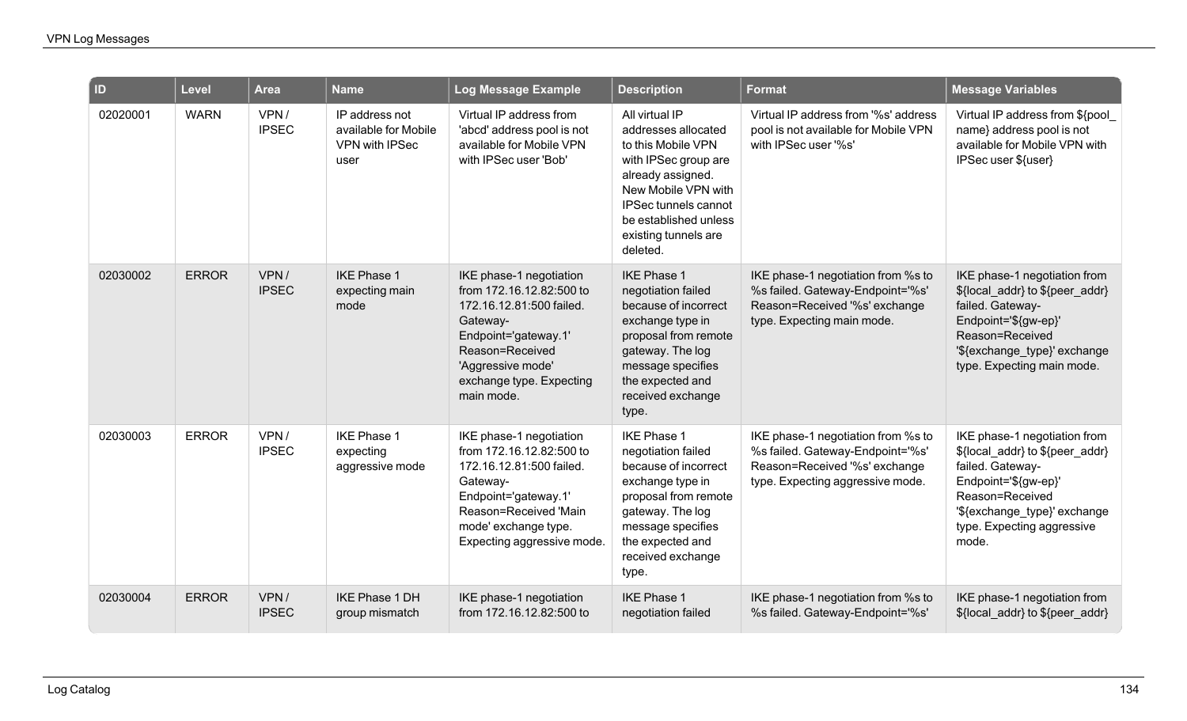| ID | Level | Area | Name | Log Message Example | Description | Format | Message Variables |
|---|---|---|---|---|---|---|---|
| 02020001 | WARN | VPN / IPSEC | IP address not available for Mobile VPN with IPSec user | Virtual IP address from 'abcd' address pool is not available for Mobile VPN with IPSec user 'Bob' | All virtual IP addresses allocated to this Mobile VPN with IPSec group are already assigned. New Mobile VPN with IPSec tunnels cannot be established unless existing tunnels are deleted. | Virtual IP address from '%s' address pool is not available for Mobile VPN with IPSec user '%s' | Virtual IP address from ${pool_name} address pool is not available for Mobile VPN with IPSec user ${user} |
| 02030002 | ERROR | VPN / IPSEC | IKE Phase 1 expecting main mode | IKE phase-1 negotiation from 172.16.12.82:500 to 172.16.12.81:500 failed. Gateway-Endpoint='gateway.1' Reason=Received 'Aggressive mode' exchange type. Expecting main mode. | IKE Phase 1 negotiation failed because of incorrect exchange type in proposal from remote gateway. The log message specifies the expected and received exchange type. | IKE phase-1 negotiation from %s to %s failed. Gateway-Endpoint='%s' Reason=Received '%s' exchange type. Expecting main mode. | IKE phase-1 negotiation from ${local_addr} to ${peer_addr} failed. Gateway-Endpoint='${gw-ep}' Reason=Received '${exchange_type}' exchange type. Expecting main mode. |
| 02030003 | ERROR | VPN / IPSEC | IKE Phase 1 expecting aggressive mode | IKE phase-1 negotiation from 172.16.12.82:500 to 172.16.12.81:500 failed. Gateway-Endpoint='gateway.1' Reason=Received 'Main mode' exchange type. Expecting aggressive mode. | IKE Phase 1 negotiation failed because of incorrect exchange type in proposal from remote gateway. The log message specifies the expected and received exchange type. | IKE phase-1 negotiation from %s to %s failed. Gateway-Endpoint='%s' Reason=Received '%s' exchange type. Expecting aggressive mode. | IKE phase-1 negotiation from ${local_addr} to ${peer_addr} failed. Gateway-Endpoint='${gw-ep}' Reason=Received '${exchange_type}' exchange type. Expecting aggressive mode. |
| 02030004 | ERROR | VPN / IPSEC | IKE Phase 1 DH group mismatch | IKE phase-1 negotiation from 172.16.12.82:500 to | IKE Phase 1 negotiation failed | IKE phase-1 negotiation from %s to %s failed. Gateway-Endpoint='%s' | IKE phase-1 negotiation from ${local_addr} to ${peer_addr} |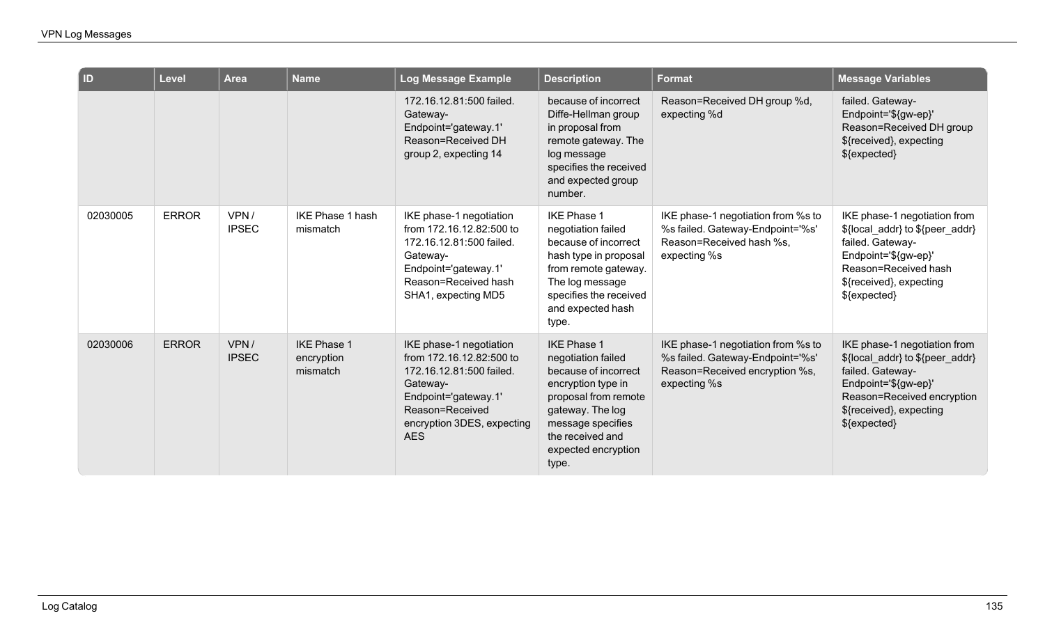| ID | Level | Area | Name | Log Message Example | Description | Format | Message Variables |
|---|---|---|---|---|---|---|---|
| | | | | 172.16.12.81:500 failed. Gateway-Endpoint='gateway.1' Reason=Received DH group 2, expecting 14 | because of incorrect Diffe-Hellman group in proposal from remote gateway. The log message specifies the received and expected group number. | Reason=Received DH group %d, expecting %d | failed. Gateway-Endpoint='${gw-ep}' Reason=Received DH group ${received}, expecting ${expected} |
| 02030005 | ERROR | VPN / IPSEC | IKE Phase 1 hash mismatch | IKE phase-1 negotiation from 172.16.12.82:500 to 172.16.12.81:500 failed. Gateway-Endpoint='gateway.1' Reason=Received hash SHA1, expecting MD5 | IKE Phase 1 negotiation failed because of incorrect hash type in proposal from remote gateway. The log message specifies the received and expected hash type. | IKE phase-1 negotiation from %s to %s failed. Gateway-Endpoint='%s' Reason=Received hash %s, expecting %s | IKE phase-1 negotiation from ${local_addr} to ${peer_addr} failed. Gateway-Endpoint='${gw-ep}' Reason=Received hash ${received}, expecting ${expected} |
| 02030006 | ERROR | VPN / IPSEC | IKE Phase 1 encryption mismatch | IKE phase-1 negotiation from 172.16.12.82:500 to 172.16.12.81:500 failed. Gateway-Endpoint='gateway.1' Reason=Received encryption 3DES, expecting AES | IKE Phase 1 negotiation failed because of incorrect encryption type in proposal from remote gateway. The log message specifies the received and expected encryption type. | IKE phase-1 negotiation from %s to %s failed. Gateway-Endpoint='%s' Reason=Received encryption %s, expecting %s | IKE phase-1 negotiation from ${local_addr} to ${peer_addr} failed. Gateway-Endpoint='${gw-ep}' Reason=Received encryption ${received}, expecting ${expected} |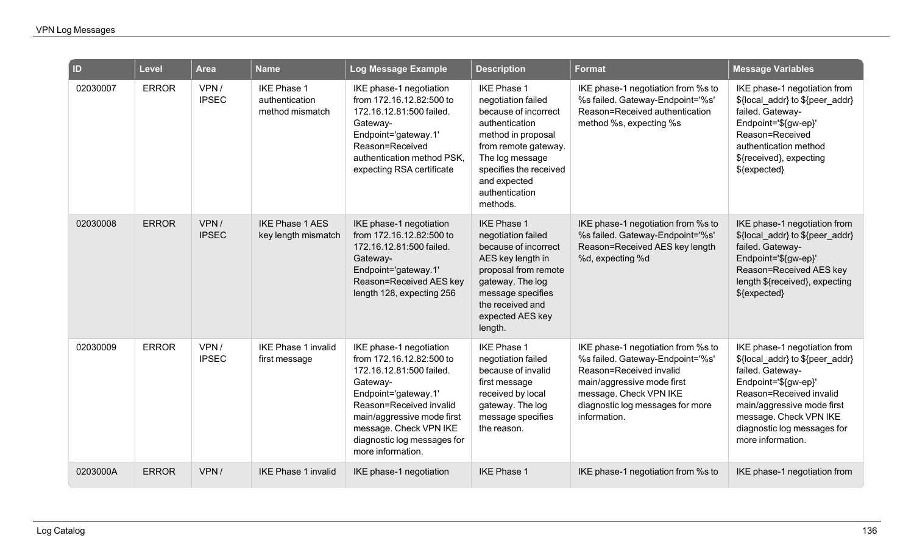| ID | Level | Area | Name | Log Message Example | Description | Format | Message Variables |
|---|---|---|---|---|---|---|---|
| 02030007 | ERROR | VPN / IPSEC | IKE Phase 1 authentication method mismatch | IKE phase-1 negotiation from 172.16.12.82:500 to 172.16.12.81:500 failed. Gateway-Endpoint='gateway.1' Reason=Received authentication method PSK, expecting RSA certificate | IKE Phase 1 negotiation failed because of incorrect authentication method in proposal from remote gateway. The log message specifies the received and expected authentication methods. | IKE phase-1 negotiation from %s to %s failed. Gateway-Endpoint='%s' Reason=Received authentication method %s, expecting %s | IKE phase-1 negotiation from ${local_addr} to ${peer_addr} failed. Gateway-Endpoint='${gw-ep}' Reason=Received authentication method ${received}, expecting ${expected} |
| 02030008 | ERROR | VPN / IPSEC | IKE Phase 1 AES key length mismatch | IKE phase-1 negotiation from 172.16.12.82:500 to 172.16.12.81:500 failed. Gateway-Endpoint='gateway.1' Reason=Received AES key length 128, expecting 256 | IKE Phase 1 negotiation failed because of incorrect AES key length in proposal from remote gateway. The log message specifies the received and expected AES key length. | IKE phase-1 negotiation from %s to %s failed. Gateway-Endpoint='%s' Reason=Received AES key length %d, expecting %d | IKE phase-1 negotiation from ${local_addr} to ${peer_addr} failed. Gateway-Endpoint='${gw-ep}' Reason=Received AES key length ${received}, expecting ${expected} |
| 02030009 | ERROR | VPN / IPSEC | IKE Phase 1 invalid first message | IKE phase-1 negotiation from 172.16.12.82:500 to 172.16.12.81:500 failed. Gateway-Endpoint='gateway.1' Reason=Received invalid main/aggressive mode first message. Check VPN IKE diagnostic log messages for more information. | IKE Phase 1 negotiation failed because of invalid first message received by local gateway. The log message specifies the reason. | IKE phase-1 negotiation from %s to %s failed. Gateway-Endpoint='%s' Reason=Received invalid main/aggressive mode first message. Check VPN IKE diagnostic log messages for more information. | IKE phase-1 negotiation from ${local_addr} to ${peer_addr} failed. Gateway-Endpoint='${gw-ep}' Reason=Received invalid main/aggressive mode first message. Check VPN IKE diagnostic log messages for more information. |
| 0203000A | ERROR | VPN / | IKE Phase 1 invalid | IKE phase-1 negotiation | IKE Phase 1 | IKE phase-1 negotiation from %s to | IKE phase-1 negotiation from |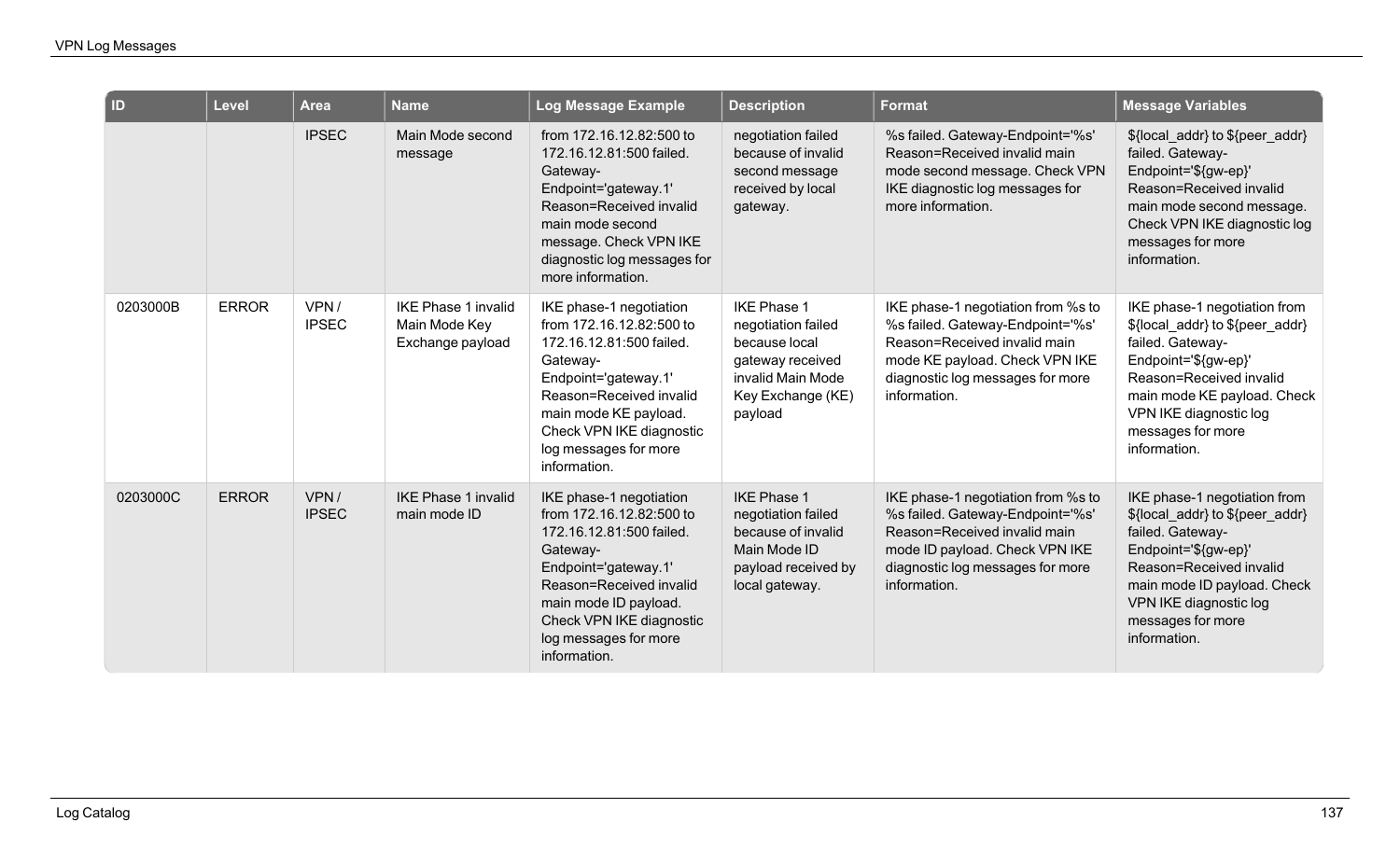| ID | Level | Area | Name | Log Message Example | Description | Format | Message Variables |
|---|---|---|---|---|---|---|---|
| | | IPSEC | Main Mode second message | from 172.16.12.82:500 to 172.16.12.81:500 failed. Gateway-Endpoint='gateway.1' Reason=Received invalid main mode second message. Check VPN IKE diagnostic log messages for more information. | negotiation failed because of invalid second message received by local gateway. | %s failed. Gateway-Endpoint='%s' Reason=Received invalid main mode second message. Check VPN IKE diagnostic log messages for more information. | ${local_addr} to ${peer_addr} failed. Gateway-Endpoint='${gw-ep}' Reason=Received invalid main mode second message. Check VPN IKE diagnostic log messages for more information. |
| 0203000B | ERROR | VPN / IPSEC | IKE Phase 1 invalid Main Mode Key Exchange payload | IKE phase-1 negotiation from 172.16.12.82:500 to 172.16.12.81:500 failed. Gateway-Endpoint='gateway.1' Reason=Received invalid main mode KE payload. Check VPN IKE diagnostic log messages for more information. | IKE Phase 1 negotiation failed because local gateway received invalid Main Mode Key Exchange (KE) payload | IKE phase-1 negotiation from %s to %s failed. Gateway-Endpoint='%s' Reason=Received invalid main mode KE payload. Check VPN IKE diagnostic log messages for more information. | IKE phase-1 negotiation from ${local_addr} to ${peer_addr} failed. Gateway-Endpoint='${gw-ep}' Reason=Received invalid main mode KE payload. Check VPN IKE diagnostic log messages for more information. |
| 0203000C | ERROR | VPN / IPSEC | IKE Phase 1 invalid main mode ID | IKE phase-1 negotiation from 172.16.12.82:500 to 172.16.12.81:500 failed. Gateway-Endpoint='gateway.1' Reason=Received invalid main mode ID payload. Check VPN IKE diagnostic log messages for more information. | IKE Phase 1 negotiation failed because of invalid Main Mode ID payload received by local gateway. | IKE phase-1 negotiation from %s to %s failed. Gateway-Endpoint='%s' Reason=Received invalid main mode ID payload. Check VPN IKE diagnostic log messages for more information. | IKE phase-1 negotiation from ${local_addr} to ${peer_addr} failed. Gateway-Endpoint='${gw-ep}' Reason=Received invalid main mode ID payload. Check VPN IKE diagnostic log messages for more information. |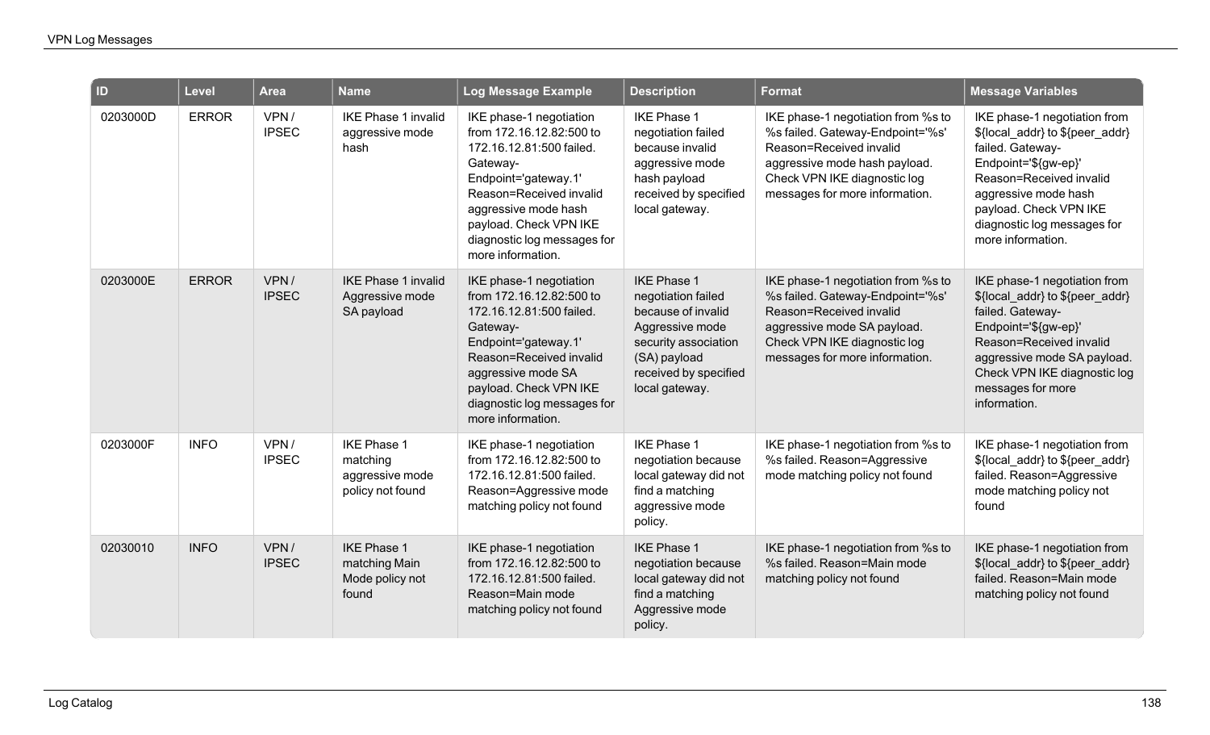| ID | Level | Area | Name | Log Message Example | Description | Format | Message Variables |
|---|---|---|---|---|---|---|---|
| 0203000D | ERROR | VPN / IPSEC | IKE Phase 1 invalid aggressive mode hash | IKE phase-1 negotiation from 172.16.12.82:500 to 172.16.12.81:500 failed. Gateway-Endpoint='gateway.1' Reason=Received invalid aggressive mode hash payload. Check VPN IKE diagnostic log messages for more information. | IKE Phase 1 negotiation failed because invalid aggressive mode hash payload received by specified local gateway. | IKE phase-1 negotiation from %s to %s failed. Gateway-Endpoint='%s' Reason=Received invalid aggressive mode hash payload. Check VPN IKE diagnostic log messages for more information. | IKE phase-1 negotiation from ${local_addr} to ${peer_addr} failed. Gateway-Endpoint='${gw-ep}' Reason=Received invalid aggressive mode hash payload. Check VPN IKE diagnostic log messages for more information. |
| 0203000E | ERROR | VPN / IPSEC | IKE Phase 1 invalid Aggressive mode SA payload | IKE phase-1 negotiation from 172.16.12.82:500 to 172.16.12.81:500 failed. Gateway-Endpoint='gateway.1' Reason=Received invalid aggressive mode SA payload. Check VPN IKE diagnostic log messages for more information. | IKE Phase 1 negotiation failed because of invalid Aggressive mode security association (SA) payload received by specified local gateway. | IKE phase-1 negotiation from %s to %s failed. Gateway-Endpoint='%s' Reason=Received invalid aggressive mode SA payload. Check VPN IKE diagnostic log messages for more information. | IKE phase-1 negotiation from ${local_addr} to ${peer_addr} failed. Gateway-Endpoint='${gw-ep}' Reason=Received invalid aggressive mode SA payload. Check VPN IKE diagnostic log messages for more information. |
| 0203000F | INFO | VPN / IPSEC | IKE Phase 1 matching aggressive mode policy not found | IKE phase-1 negotiation from 172.16.12.82:500 to 172.16.12.81:500 failed. Reason=Aggressive mode matching policy not found | IKE Phase 1 negotiation because local gateway did not find a matching aggressive mode policy. | IKE phase-1 negotiation from %s to %s failed. Reason=Aggressive mode matching policy not found | IKE phase-1 negotiation from ${local_addr} to ${peer_addr} failed. Reason=Aggressive mode matching policy not found |
| 02030010 | INFO | VPN / IPSEC | IKE Phase 1 matching Main Mode policy not found | IKE phase-1 negotiation from 172.16.12.82:500 to 172.16.12.81:500 failed. Reason=Main mode matching policy not found | IKE Phase 1 negotiation because local gateway did not find a matching Aggressive mode policy. | IKE phase-1 negotiation from %s to %s failed. Reason=Main mode matching policy not found | IKE phase-1 negotiation from ${local_addr} to ${peer_addr} failed. Reason=Main mode matching policy not found |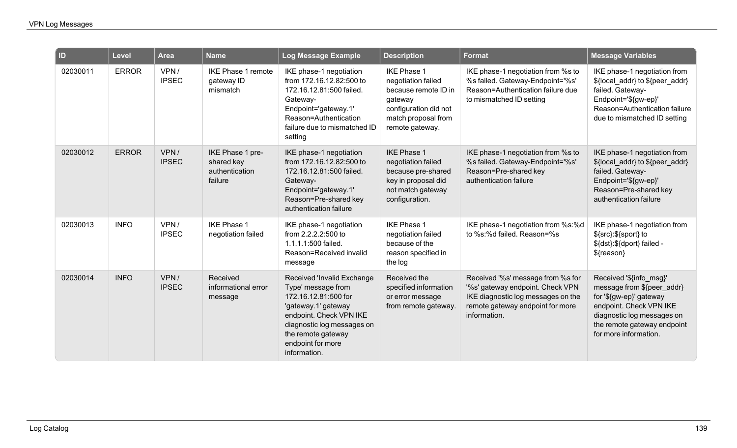| ID | Level | Area | Name | Log Message Example | Description | Format | Message Variables |
|---|---|---|---|---|---|---|---|
| 02030011 | ERROR | VPN / IPSEC | IKE Phase 1 remote gateway ID mismatch | IKE phase-1 negotiation from 172.16.12.82:500 to 172.16.12.81:500 failed. Gateway-Endpoint='gateway.1' Reason=Authentication failure due to mismatched ID setting | IKE Phase 1 negotiation failed because remote ID in gateway configuration did not match proposal from remote gateway. | IKE phase-1 negotiation from %s to %s failed. Gateway-Endpoint='%s' Reason=Authentication failure due to mismatched ID setting | IKE phase-1 negotiation from ${local_addr} to ${peer_addr} failed. Gateway-Endpoint='${gw-ep}' Reason=Authentication failure due to mismatched ID setting |
| 02030012 | ERROR | VPN / IPSEC | IKE Phase 1 pre-shared key authentication failure | IKE phase-1 negotiation from 172.16.12.82:500 to 172.16.12.81:500 failed. Gateway-Endpoint='gateway.1' Reason=Pre-shared key authentication failure | IKE Phase 1 negotiation failed because pre-shared key in proposal did not match gateway configuration. | IKE phase-1 negotiation from %s to %s failed. Gateway-Endpoint='%s' Reason=Pre-shared key authentication failure | IKE phase-1 negotiation from ${local_addr} to ${peer_addr} failed. Gateway-Endpoint='${gw-ep}' Reason=Pre-shared key authentication failure |
| 02030013 | INFO | VPN / IPSEC | IKE Phase 1 negotiation failed | IKE phase-1 negotiation from 2.2.2.2:500 to 1.1.1.1:500 failed. Reason=Received invalid message | IKE Phase 1 negotiation failed because of the reason specified in the log | IKE phase-1 negotiation from %s:%d to %s:%d failed. Reason=%s | IKE phase-1 negotiation from ${src}:${sport} to ${dst}:${dport} failed - ${reason} |
| 02030014 | INFO | VPN / IPSEC | Received informational error message | Received 'Invalid Exchange Type' message from 172.16.12.81:500 for 'gateway.1' gateway endpoint. Check VPN IKE diagnostic log messages on the remote gateway endpoint for more information. | Received the specified information or error message from remote gateway. | Received '%s' message from %s for '%s' gateway endpoint. Check VPN IKE diagnostic log messages on the remote gateway endpoint for more information. | Received '${info_msg}' message from ${peer_addr} for '${gw-ep}' gateway endpoint. Check VPN IKE diagnostic log messages on the remote gateway endpoint for more information. |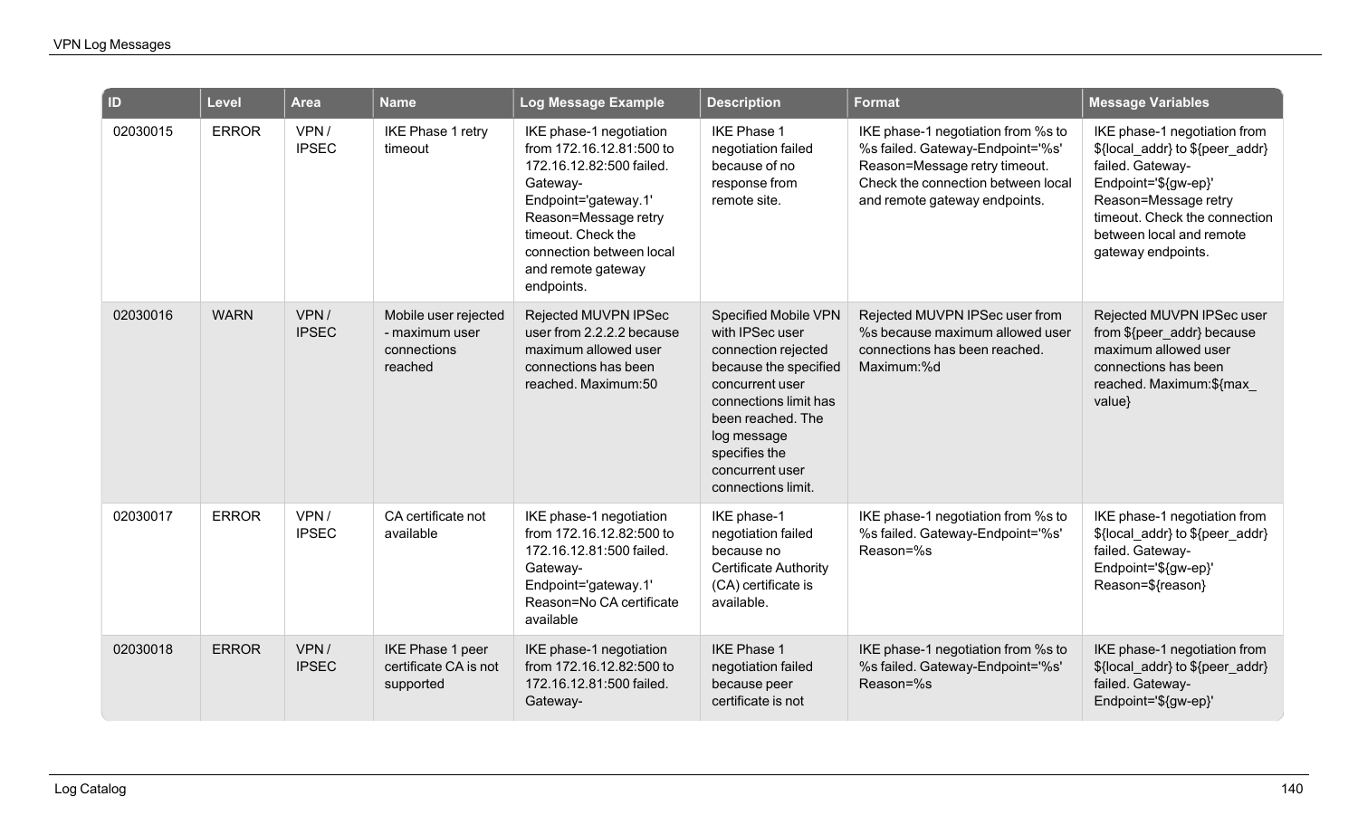| ID | Level | Area | Name | Log Message Example | Description | Format | Message Variables |
|---|---|---|---|---|---|---|---|
| 02030015 | ERROR | VPN / IPSEC | IKE Phase 1 retry timeout | IKE phase-1 negotiation from 172.16.12.81:500 to 172.16.12.82:500 failed. Gateway-Endpoint='gateway.1' Reason=Message retry timeout. Check the connection between local and remote gateway endpoints. | IKE Phase 1 negotiation failed because of no response from remote site. | IKE phase-1 negotiation from %s to %s failed. Gateway-Endpoint='%s' Reason=Message retry timeout. Check the connection between local and remote gateway endpoints. | IKE phase-1 negotiation from ${local_addr} to ${peer_addr} failed. Gateway-Endpoint='${gw-ep}' Reason=Message retry timeout. Check the connection between local and remote gateway endpoints. |
| 02030016 | WARN | VPN / IPSEC | Mobile user rejected - maximum user connections reached | Rejected MUVPN IPSec user from 2.2.2.2 because maximum allowed user connections has been reached. Maximum:50 | Specified Mobile VPN with IPSec user connection rejected because the specified concurrent user connections limit has been reached. The log message specifies the concurrent user connections limit. | Rejected MUVPN IPSec user from %s because maximum allowed user connections has been reached. Maximum:%d | Rejected MUVPN IPSec user from ${peer_addr} because maximum allowed user connections has been reached. Maximum:${max_value} |
| 02030017 | ERROR | VPN / IPSEC | CA certificate not available | IKE phase-1 negotiation from 172.16.12.82:500 to 172.16.12.81:500 failed. Gateway-Endpoint='gateway.1' Reason=No CA certificate available | IKE phase-1 negotiation failed because no Certificate Authority (CA) certificate is available. | IKE phase-1 negotiation from %s to %s failed. Gateway-Endpoint='%s' Reason=%s | IKE phase-1 negotiation from ${local_addr} to ${peer_addr} failed. Gateway-Endpoint='${gw-ep}' Reason=${reason} |
| 02030018 | ERROR | VPN / IPSEC | IKE Phase 1 peer certificate CA is not supported | IKE phase-1 negotiation from 172.16.12.82:500 to 172.16.12.81:500 failed. Gateway- | IKE Phase 1 negotiation failed because peer certificate is not | IKE phase-1 negotiation from %s to %s failed. Gateway-Endpoint='%s' Reason=%s | IKE phase-1 negotiation from ${local_addr} to ${peer_addr} failed. Gateway-Endpoint='${gw-ep}' |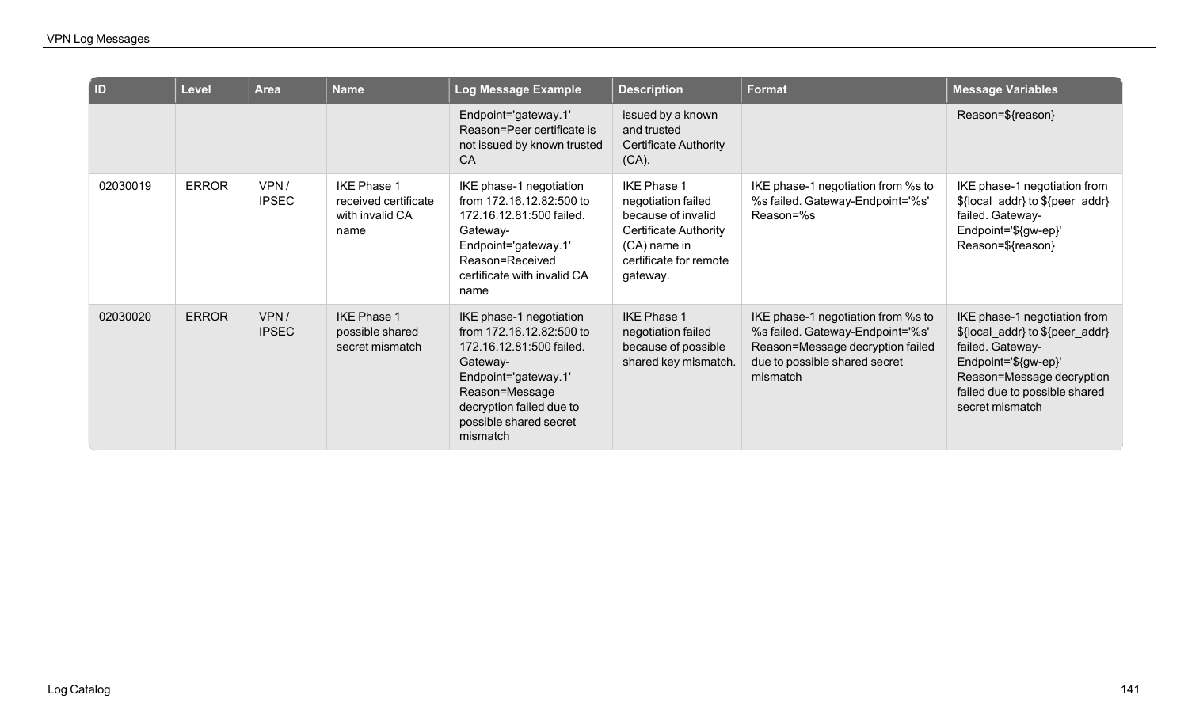| ID | Level | Area | Name | Log Message Example | Description | Format | Message Variables |
|---|---|---|---|---|---|---|---|
| | | | | Endpoint='gateway.1' Reason=Peer certificate is not issued by known trusted CA | issued by a known and trusted Certificate Authority (CA). | | Reason=${reason} |
| 02030019 | ERROR | VPN / IPSEC | IKE Phase 1 received certificate with invalid CA name | IKE phase-1 negotiation from 172.16.12.82:500 to 172.16.12.81:500 failed. Gateway-Endpoint='gateway.1' Reason=Received certificate with invalid CA name | IKE Phase 1 negotiation failed because of invalid Certificate Authority (CA) name in certificate for remote gateway. | IKE phase-1 negotiation from %s to %s failed. Gateway-Endpoint='%s' Reason=%s | IKE phase-1 negotiation from ${local_addr} to ${peer_addr} failed. Gateway-Endpoint='${gw-ep}' Reason=${reason} |
| 02030020 | ERROR | VPN / IPSEC | IKE Phase 1 possible shared secret mismatch | IKE phase-1 negotiation from 172.16.12.82:500 to 172.16.12.81:500 failed. Gateway-Endpoint='gateway.1' Reason=Message decryption failed due to possible shared secret mismatch | IKE Phase 1 negotiation failed because of possible shared key mismatch. | IKE phase-1 negotiation from %s to %s failed. Gateway-Endpoint='%s' Reason=Message decryption failed due to possible shared secret mismatch | IKE phase-1 negotiation from ${local_addr} to ${peer_addr} failed. Gateway-Endpoint='${gw-ep}' Reason=Message decryption failed due to possible shared secret mismatch |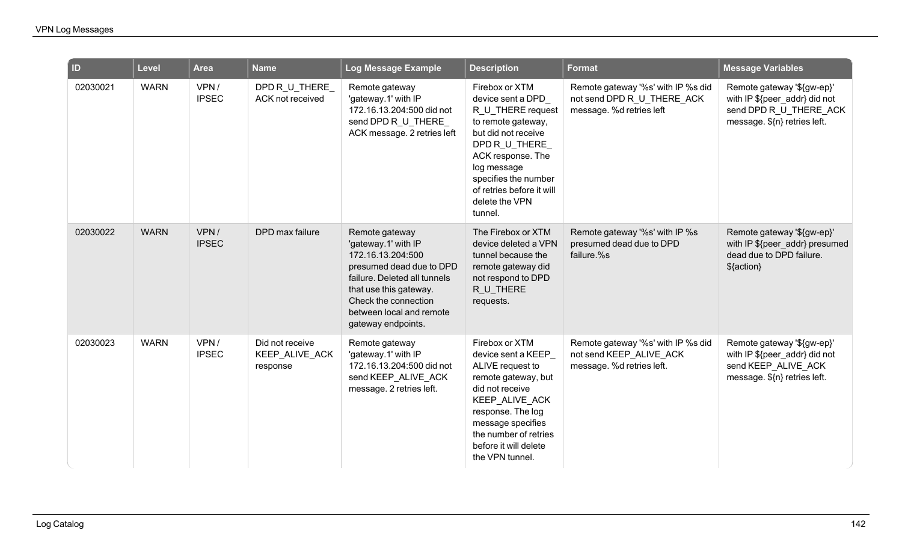| ID | Level | Area | Name | Log Message Example | Description | Format | Message Variables |
|---|---|---|---|---|---|---|---|
| 02030021 | WARN | VPN / IPSEC | DPD R_U_THERE_ACK not received | Remote gateway 'gateway.1' with IP 172.16.13.204:500 did not send DPD R_U_THERE_ACK message. 2 retries left | Firebox or XTM device sent a DPD_R_U_THERE request to remote gateway, but did not receive DPD R_U_THERE_ACK response. The log message specifies the number of retries before it will delete the VPN tunnel. | Remote gateway '%s' with IP %s did not send DPD R_U_THERE_ACK message. %d retries left | Remote gateway '${gw-ep}' with IP ${peer_addr} did not send DPD R_U_THERE_ACK message. ${n} retries left. |
| 02030022 | WARN | VPN / IPSEC | DPD max failure | Remote gateway 'gateway.1' with IP 172.16.13.204:500 presumed dead due to DPD failure. Deleted all tunnels that use this gateway. Check the connection between local and remote gateway endpoints. | The Firebox or XTM device deleted a VPN tunnel because the remote gateway did not respond to DPD R_U_THERE requests. | Remote gateway '%s' with IP %s presumed dead due to DPD failure.%s | Remote gateway '${gw-ep}' with IP ${peer_addr} presumed dead due to DPD failure. ${action} |
| 02030023 | WARN | VPN / IPSEC | Did not receive KEEP_ALIVE_ACK response | Remote gateway 'gateway.1' with IP 172.16.13.204:500 did not send KEEP_ALIVE_ACK message. 2 retries left. | Firebox or XTM device sent a KEEP_ALIVE request to remote gateway, but did not receive KEEP_ALIVE_ACK response. The log message specifies the number of retries before it will delete the VPN tunnel. | Remote gateway '%s' with IP %s did not send KEEP_ALIVE_ACK message. %d retries left. | Remote gateway '${gw-ep}' with IP ${peer_addr} did not send KEEP_ALIVE_ACK message. ${n} retries left. |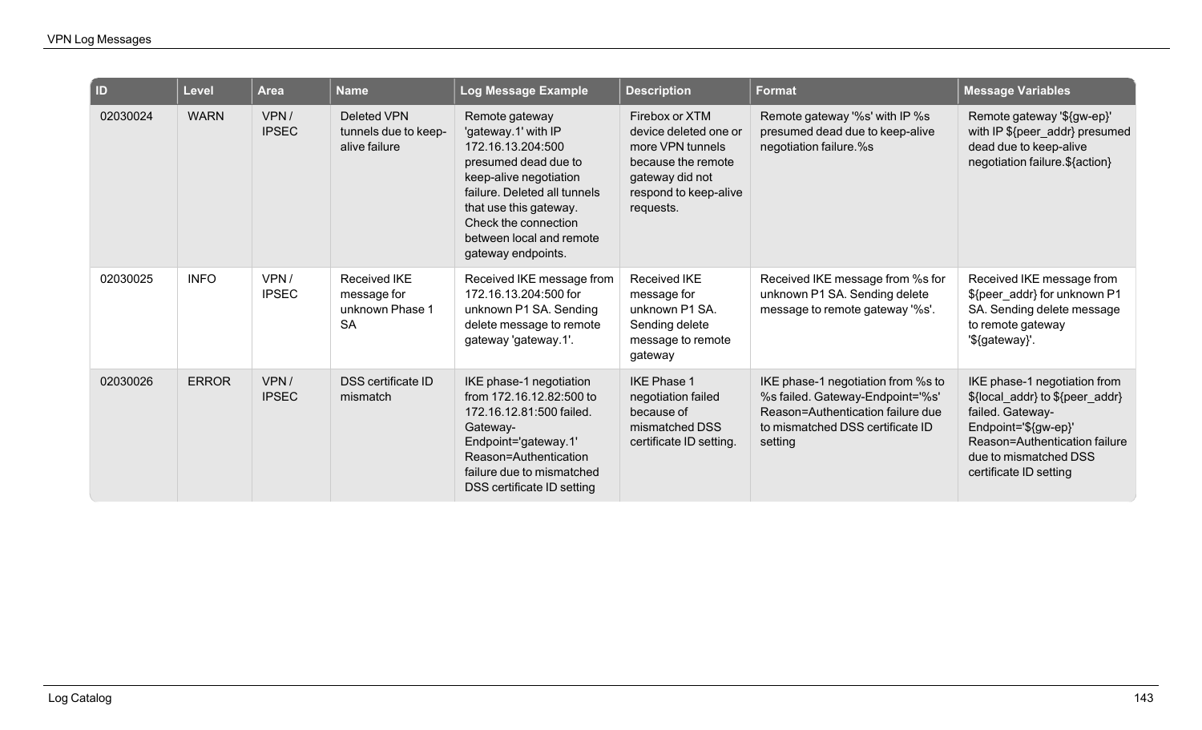| ID | Level | Area | Name | Log Message Example | Description | Format | Message Variables |
|---|---|---|---|---|---|---|---|
| 02030024 | WARN | VPN / IPSEC | Deleted VPN tunnels due to keep-alive failure | Remote gateway 'gateway.1' with IP 172.16.13.204:500 presumed dead due to keep-alive negotiation failure. Deleted all tunnels that use this gateway. Check the connection between local and remote gateway endpoints. | Firebox or XTM device deleted one or more VPN tunnels because the remote gateway did not respond to keep-alive requests. | Remote gateway '%s' with IP %s presumed dead due to keep-alive negotiation failure.%s | Remote gateway '${gw-ep}' with IP ${peer_addr} presumed dead due to keep-alive negotiation failure.${action} |
| 02030025 | INFO | VPN / IPSEC | Received IKE message for unknown Phase 1 SA | Received IKE message from 172.16.13.204:500 for unknown P1 SA. Sending delete message to remote gateway 'gateway.1'. | Received IKE message for unknown P1 SA. Sending delete message to remote gateway | Received IKE message from %s for unknown P1 SA. Sending delete message to remote gateway '%s'. | Received IKE message from ${peer_addr} for unknown P1 SA. Sending delete message to remote gateway '${gateway}'. |
| 02030026 | ERROR | VPN / IPSEC | DSS certificate ID mismatch | IKE phase-1 negotiation from 172.16.12.82:500 to 172.16.12.81:500 failed. Gateway-Endpoint='gateway.1' Reason=Authentication failure due to mismatched DSS certificate ID setting | IKE Phase 1 negotiation failed because of mismatched DSS certificate ID setting. | IKE phase-1 negotiation from %s to %s failed. Gateway-Endpoint='%s' Reason=Authentication failure due to mismatched DSS certificate ID setting | IKE phase-1 negotiation from ${local_addr} to ${peer_addr} failed. Gateway-Endpoint='${gw-ep}' Reason=Authentication failure due to mismatched DSS certificate ID setting |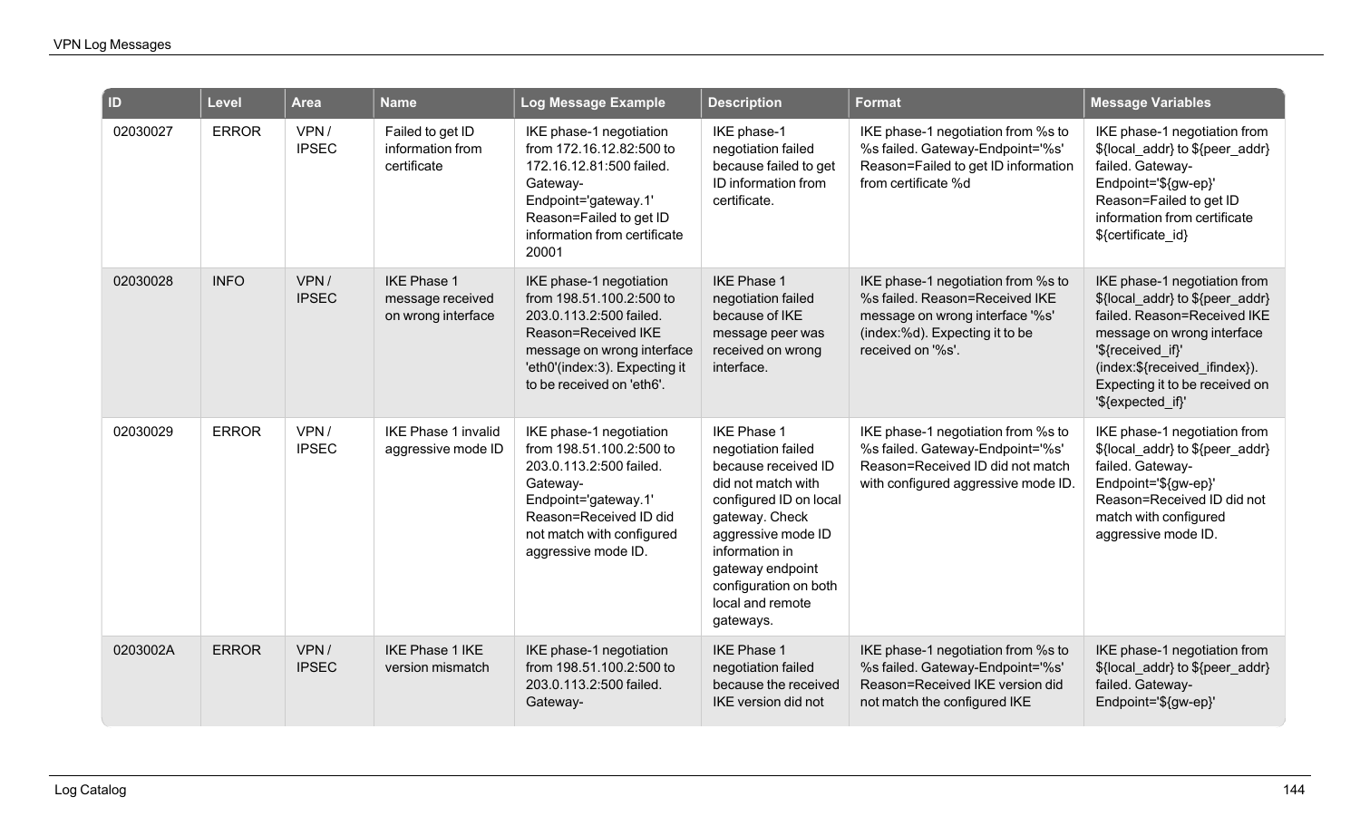| ID | Level | Area | Name | Log Message Example | Description | Format | Message Variables |
|---|---|---|---|---|---|---|---|
| 02030027 | ERROR | VPN / IPSEC | Failed to get ID information from certificate | IKE phase-1 negotiation from 172.16.12.82:500 to 172.16.12.81:500 failed. Gateway-Endpoint='gateway.1' Reason=Failed to get ID information from certificate 20001 | IKE phase-1 negotiation failed because failed to get ID information from certificate. | IKE phase-1 negotiation from %s to %s failed. Gateway-Endpoint='%s' Reason=Failed to get ID information from certificate %d | IKE phase-1 negotiation from ${local_addr} to ${peer_addr} failed. Gateway-Endpoint='${gw-ep}' Reason=Failed to get ID information from certificate ${certificate_id} |
| 02030028 | INFO | VPN / IPSEC | IKE Phase 1 message received on wrong interface | IKE phase-1 negotiation from 198.51.100.2:500 to 203.0.113.2:500 failed. Reason=Received IKE message on wrong interface 'eth0'(index:3). Expecting it to be received on 'eth6'. | IKE Phase 1 negotiation failed because of IKE message peer was received on wrong interface. | IKE phase-1 negotiation from %s to %s failed. Reason=Received IKE message on wrong interface '%s' (index:%d). Expecting it to be received on '%s'. | IKE phase-1 negotiation from ${local_addr} to ${peer_addr} failed. Reason=Received IKE message on wrong interface '${received_if}' (index:${received_ifindex}). Expecting it to be received on '${expected_if}' |
| 02030029 | ERROR | VPN / IPSEC | IKE Phase 1 invalid aggressive mode ID | IKE phase-1 negotiation from 198.51.100.2:500 to 203.0.113.2:500 failed. Gateway-Endpoint='gateway.1' Reason=Received ID did not match with configured aggressive mode ID. | IKE Phase 1 negotiation failed because received ID did not match with configured ID on local gateway. Check aggressive mode ID information in gateway endpoint configuration on both local and remote gateways. | IKE phase-1 negotiation from %s to %s failed. Gateway-Endpoint='%s' Reason=Received ID did not match with configured aggressive mode ID. | IKE phase-1 negotiation from ${local_addr} to ${peer_addr} failed. Gateway-Endpoint='${gw-ep}' Reason=Received ID did not match with configured aggressive mode ID. |
| 0203002A | ERROR | VPN / IPSEC | IKE Phase 1 IKE version mismatch | IKE phase-1 negotiation from 198.51.100.2:500 to 203.0.113.2:500 failed. Gateway- | IKE Phase 1 negotiation failed because the received IKE version did not | IKE phase-1 negotiation from %s to %s failed. Gateway-Endpoint='%s' Reason=Received IKE version did not match the configured IKE | IKE phase-1 negotiation from ${local_addr} to ${peer_addr} failed. Gateway-Endpoint='${gw-ep}' |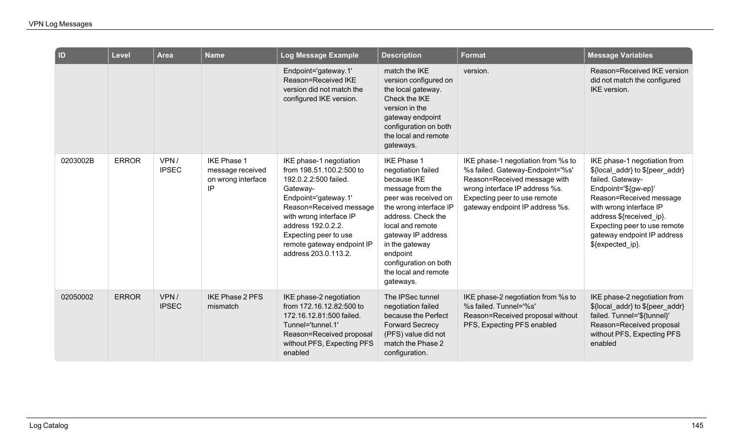| ID | Level | Area | Name | Log Message Example | Description | Format | Message Variables |
|---|---|---|---|---|---|---|---|
| | | | | Endpoint='gateway.1' Reason=Received IKE version did not match the configured IKE version. | match the IKE version configured on the local gateway. Check the IKE version in the gateway endpoint configuration on both the local and remote gateways. | version. | Reason=Received IKE version did not match the configured IKE version. |
| 0203002B | ERROR | VPN / IPSEC | IKE Phase 1 message received on wrong interface IP | IKE phase-1 negotiation from 198.51.100.2:500 to 192.0.2.2:500 failed. Gateway-Endpoint='gateway.1' Reason=Received message with wrong interface IP address 192.0.2.2. Expecting peer to use remote gateway endpoint IP address 203.0.113.2. | IKE Phase 1 negotiation failed because IKE message from the peer was received on the wrong interface IP address. Check the local and remote gateway IP address in the gateway endpoint configuration on both the local and remote gateways. | IKE phase-1 negotiation from %s to %s failed. Gateway-Endpoint='%s' Reason=Received message with wrong interface IP address %s. Expecting peer to use remote gateway endpoint IP address %s. | IKE phase-1 negotiation from ${local_addr} to ${peer_addr} failed. Gateway-Endpoint='${gw-ep}' Reason=Received message with wrong interface IP address ${received_ip}. Expecting peer to use remote gateway endpoint IP address ${expected_ip}. |
| 02050002 | ERROR | VPN / IPSEC | IKE Phase 2 PFS mismatch | IKE phase-2 negotiation from 172.16.12.82:500 to 172.16.12.81:500 failed. Tunnel='tunnel.1' Reason=Received proposal without PFS, Expecting PFS enabled | The IPSec tunnel negotiation failed because the Perfect Forward Secrecy (PFS) value did not match the Phase 2 configuration. | IKE phase-2 negotiation from %s to %s failed. Tunnel='%s' Reason=Received proposal without PFS, Expecting PFS enabled | IKE phase-2 negotiation from ${local_addr} to ${peer_addr} failed. Tunnel='${tunnel}' Reason=Received proposal without PFS, Expecting PFS enabled |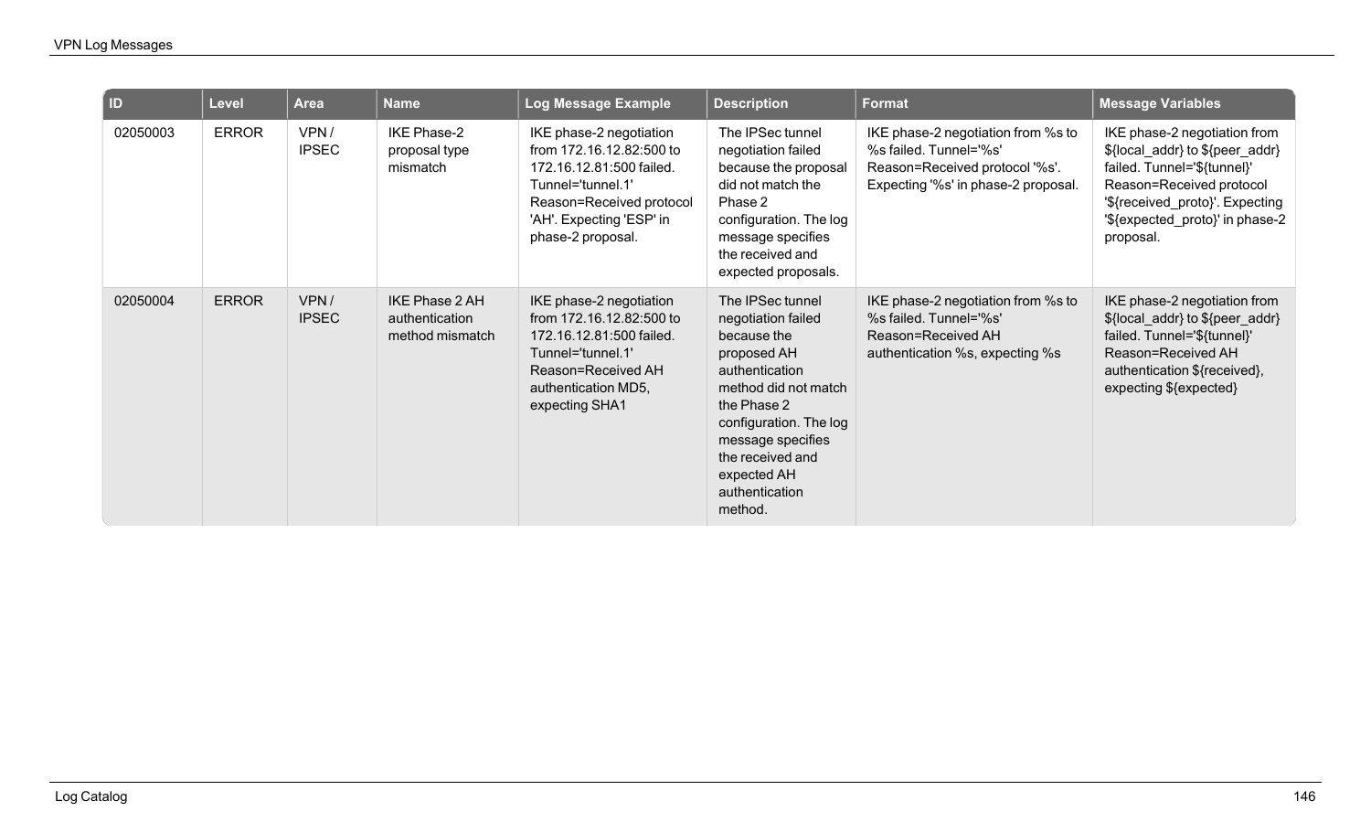| ID | Level | Area | Name | Log Message Example | Description | Format | Message Variables |
|---|---|---|---|---|---|---|---|
| 02050003 | ERROR | VPN / IPSEC | IKE Phase-2 proposal type mismatch | IKE phase-2 negotiation from 172.16.12.82:500 to 172.16.12.81:500 failed. Tunnel='tunnel.1' Reason=Received protocol 'AH'. Expecting 'ESP' in phase-2 proposal. | The IPSec tunnel negotiation failed because the proposal did not match the Phase 2 configuration. The log message specifies the received and expected proposals. | IKE phase-2 negotiation from %s to %s failed. Tunnel='%s' Reason=Received protocol '%s'. Expecting '%s' in phase-2 proposal. | IKE phase-2 negotiation from ${local_addr} to ${peer_addr} failed. Tunnel='${tunnel}' Reason=Received protocol '${received_proto}'. Expecting '${expected_proto}' in phase-2 proposal. |
| 02050004 | ERROR | VPN / IPSEC | IKE Phase 2 AH authentication method mismatch | IKE phase-2 negotiation from 172.16.12.82:500 to 172.16.12.81:500 failed. Tunnel='tunnel.1' Reason=Received AH authentication MD5, expecting SHA1 | The IPSec tunnel negotiation failed because the proposed AH authentication method did not match the Phase 2 configuration. The log message specifies the received and expected AH authentication method. | IKE phase-2 negotiation from %s to %s failed. Tunnel='%s' Reason=Received AH authentication %s, expecting %s | IKE phase-2 negotiation from ${local_addr} to ${peer_addr} failed. Tunnel='${tunnel}' Reason=Received AH authentication ${received}, expecting ${expected} |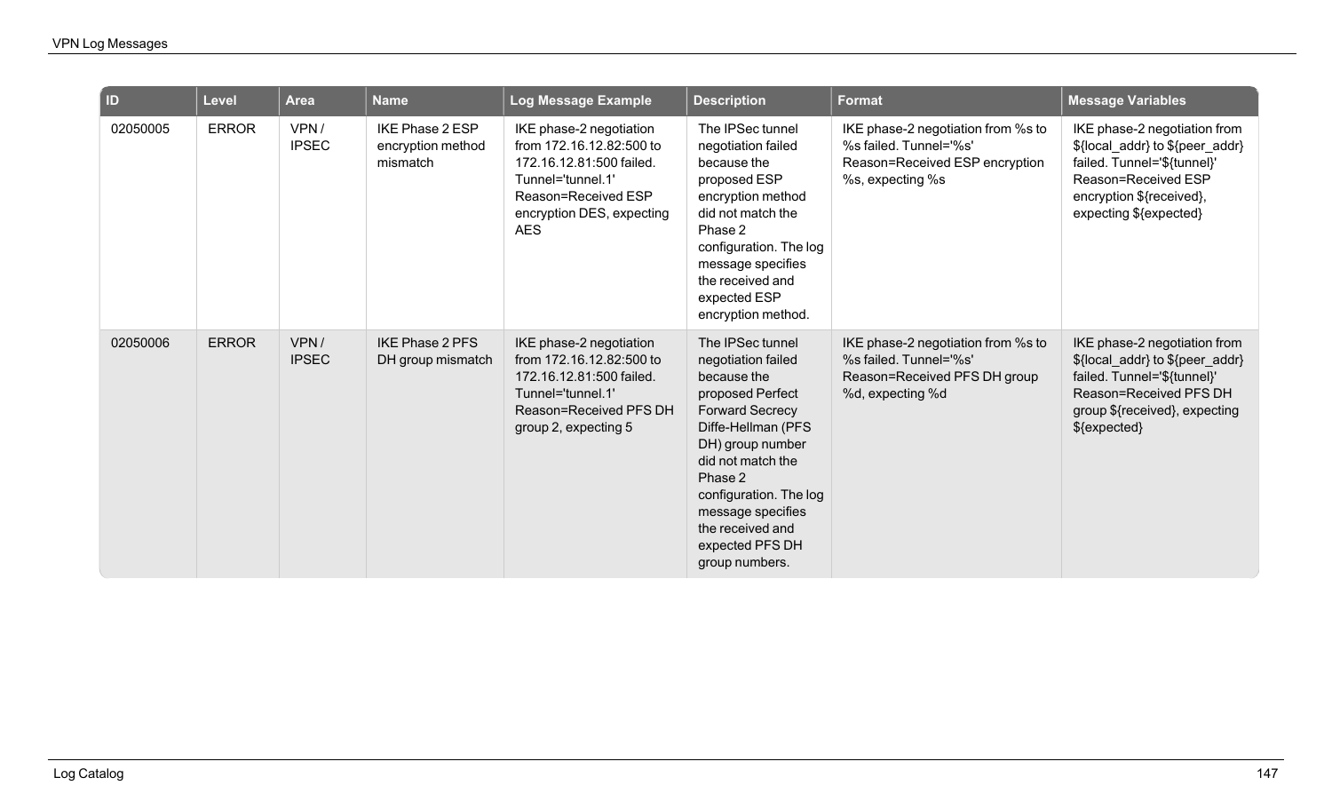| ID | Level | Area | Name | Log Message Example | Description | Format | Message Variables |
|---|---|---|---|---|---|---|---|
| 02050005 | ERROR | VPN / IPSEC | IKE Phase 2 ESP encryption method mismatch | IKE phase-2 negotiation from 172.16.12.82:500 to 172.16.12.81:500 failed. Tunnel='tunnel.1' Reason=Received ESP encryption DES, expecting AES | The IPSec tunnel negotiation failed because the proposed ESP encryption method did not match the Phase 2 configuration. The log message specifies the received and expected ESP encryption method. | IKE phase-2 negotiation from %s to %s failed. Tunnel='%s' Reason=Received ESP encryption %s, expecting %s | IKE phase-2 negotiation from ${local_addr} to ${peer_addr} failed. Tunnel='${tunnel}' Reason=Received ESP encryption ${received}, expecting ${expected} |
| 02050006 | ERROR | VPN / IPSEC | IKE Phase 2 PFS DH group mismatch | IKE phase-2 negotiation from 172.16.12.82:500 to 172.16.12.81:500 failed. Tunnel='tunnel.1' Reason=Received PFS DH group 2, expecting 5 | The IPSec tunnel negotiation failed because the proposed Perfect Forward Secrecy Diffe-Hellman (PFS DH) group number did not match the Phase 2 configuration. The log message specifies the received and expected PFS DH group numbers. | IKE phase-2 negotiation from %s to %s failed. Tunnel='%s' Reason=Received PFS DH group %d, expecting %d | IKE phase-2 negotiation from ${local_addr} to ${peer_addr} failed. Tunnel='${tunnel}' Reason=Received PFS DH group ${received}, expecting ${expected} |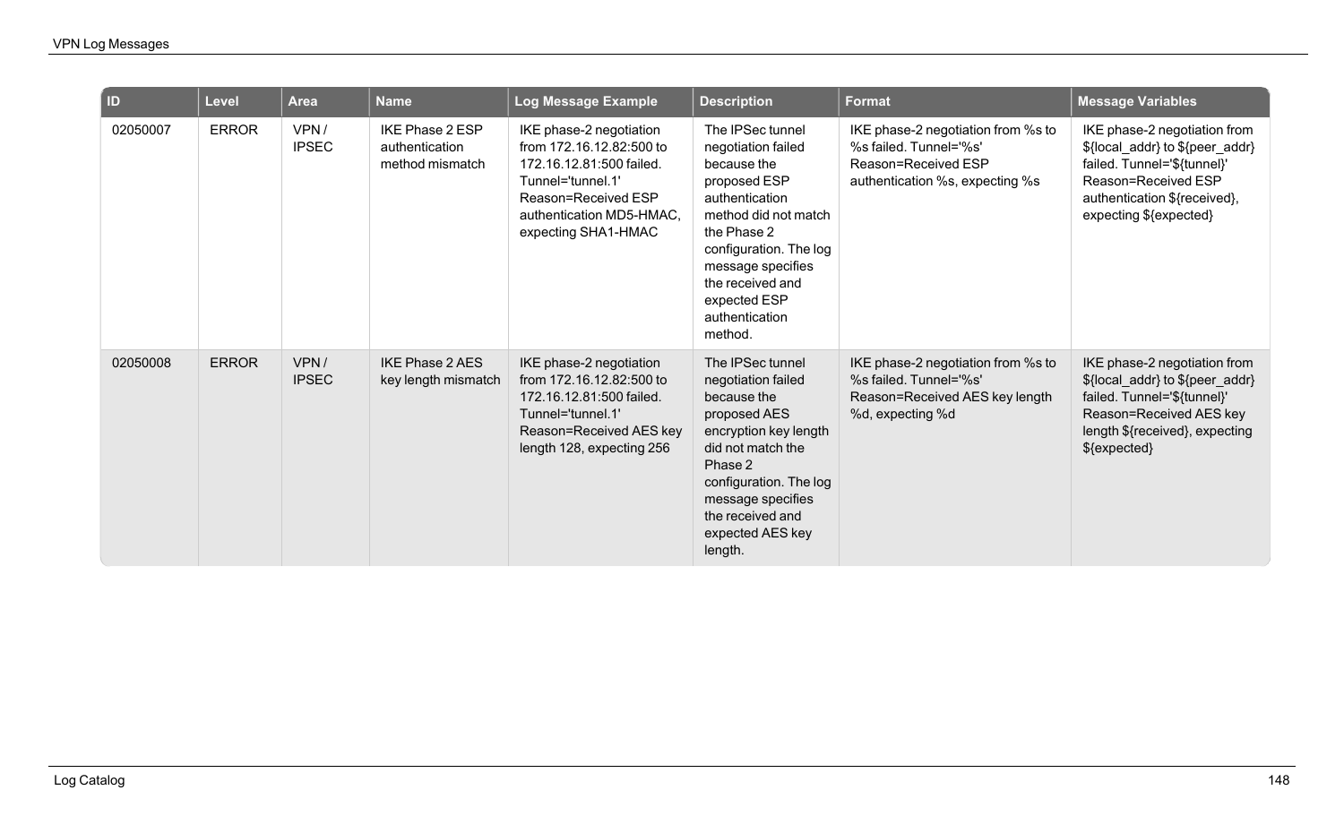| ID | Level | Area | Name | Log Message Example | Description | Format | Message Variables |
|---|---|---|---|---|---|---|---|
| 02050007 | ERROR | VPN / IPSEC | IKE Phase 2 ESP authentication method mismatch | IKE phase-2 negotiation from 172.16.12.82:500 to 172.16.12.81:500 failed. Tunnel='tunnel.1' Reason=Received ESP authentication MD5-HMAC, expecting SHA1-HMAC | The IPSec tunnel negotiation failed because the proposed ESP authentication method did not match the Phase 2 configuration. The log message specifies the received and expected ESP authentication method. | IKE phase-2 negotiation from %s to %s failed. Tunnel='%s' Reason=Received ESP authentication %s, expecting %s | IKE phase-2 negotiation from ${local_addr} to ${peer_addr} failed. Tunnel='${tunnel}' Reason=Received ESP authentication ${received}, expecting ${expected} |
| 02050008 | ERROR | VPN / IPSEC | IKE Phase 2 AES key length mismatch | IKE phase-2 negotiation from 172.16.12.82:500 to 172.16.12.81:500 failed. Tunnel='tunnel.1' Reason=Received AES key length 128, expecting 256 | The IPSec tunnel negotiation failed because the proposed AES encryption key length did not match the Phase 2 configuration. The log message specifies the received and expected AES key length. | IKE phase-2 negotiation from %s to %s failed. Tunnel='%s' Reason=Received AES key length %d, expecting %d | IKE phase-2 negotiation from ${local_addr} to ${peer_addr} failed. Tunnel='${tunnel}' Reason=Received AES key length ${received}, expecting ${expected} |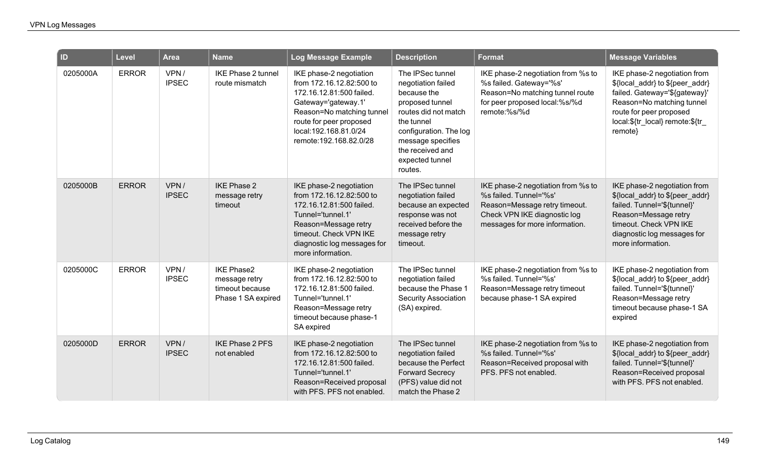| ID | Level | Area | Name | Log Message Example | Description | Format | Message Variables |
|---|---|---|---|---|---|---|---|
| 0205000A | ERROR | VPN / IPSEC | IKE Phase 2 tunnel route mismatch | IKE phase-2 negotiation from 172.16.12.82:500 to 172.16.12.81:500 failed. Gateway='gateway.1' Reason=No matching tunnel route for peer proposed local:192.168.81.0/24 remote:192.168.82.0/28 | The IPSec tunnel negotiation failed because the proposed tunnel routes did not match the tunnel configuration. The log message specifies the received and expected tunnel routes. | IKE phase-2 negotiation from %s to %s failed. Gateway='%s' Reason=No matching tunnel route for peer proposed local:%s/%d remote:%s/%d | IKE phase-2 negotiation from ${local_addr} to ${peer_addr} failed. Gateway='${gateway}' Reason=No matching tunnel route for peer proposed local:${tr_local} remote:${tr_remote} |
| 0205000B | ERROR | VPN / IPSEC | IKE Phase 2 message retry timeout | IKE phase-2 negotiation from 172.16.12.82:500 to 172.16.12.81:500 failed. Tunnel='tunnel.1' Reason=Message retry timeout. Check VPN IKE diagnostic log messages for more information. | The IPSec tunnel negotiation failed because an expected response was not received before the message retry timeout. | IKE phase-2 negotiation from %s to %s failed. Tunnel='%s' Reason=Message retry timeout. Check VPN IKE diagnostic log messages for more information. | IKE phase-2 negotiation from ${local_addr} to ${peer_addr} failed. Tunnel='${tunnel}' Reason=Message retry timeout. Check VPN IKE diagnostic log messages for more information. |
| 0205000C | ERROR | VPN / IPSEC | IKE Phase2 message retry timeout because Phase 1 SA expired | IKE phase-2 negotiation from 172.16.12.82:500 to 172.16.12.81:500 failed. Tunnel='tunnel.1' Reason=Message retry timeout because phase-1 SA expired | The IPSec tunnel negotiation failed because the Phase 1 Security Association (SA) expired. | IKE phase-2 negotiation from %s to %s failed. Tunnel='%s' Reason=Message retry timeout because phase-1 SA expired | IKE phase-2 negotiation from ${local_addr} to ${peer_addr} failed. Tunnel='${tunnel}' Reason=Message retry timeout because phase-1 SA expired |
| 0205000D | ERROR | VPN / IPSEC | IKE Phase 2 PFS not enabled | IKE phase-2 negotiation from 172.16.12.82:500 to 172.16.12.81:500 failed. Tunnel='tunnel.1' Reason=Received proposal with PFS. PFS not enabled. | The IPSec tunnel negotiation failed because the Perfect Forward Secrecy (PFS) value did not match the Phase 2 | IKE phase-2 negotiation from %s to %s failed. Tunnel='%s' Reason=Received proposal with PFS. PFS not enabled. | IKE phase-2 negotiation from ${local_addr} to ${peer_addr} failed. Tunnel='${tunnel}' Reason=Received proposal with PFS. PFS not enabled. |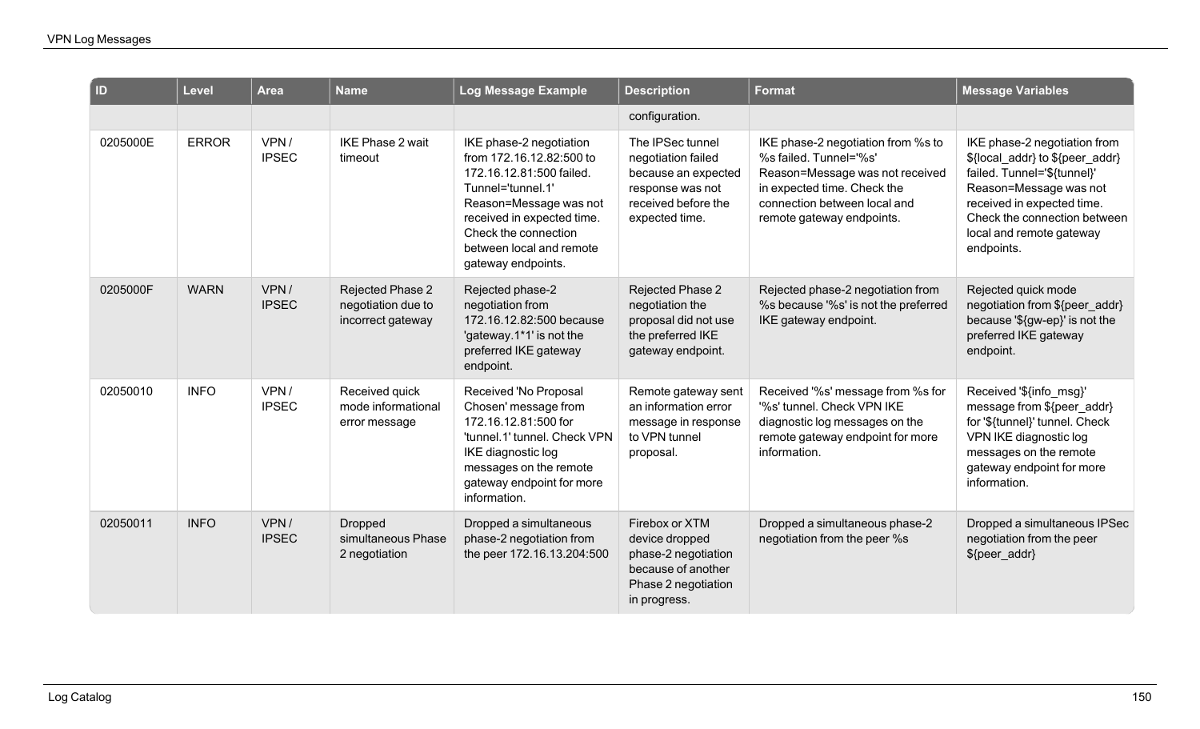| ID | Level | Area | Name | Log Message Example | Description | Format | Message Variables |
|---|---|---|---|---|---|---|---|
| | | | | | configuration. | | |
| 0205000E | ERROR | VPN / IPSEC | IKE Phase 2 wait timeout | IKE phase-2 negotiation from 172.16.12.82:500 to 172.16.12.81:500 failed. Tunnel='tunnel.1' Reason=Message was not received in expected time. Check the connection between local and remote gateway endpoints. | The IPSec tunnel negotiation failed because an expected response was not received before the expected time. | IKE phase-2 negotiation from %s to %s failed. Tunnel='%s' Reason=Message was not received in expected time. Check the connection between local and remote gateway endpoints. | IKE phase-2 negotiation from ${local_addr} to ${peer_addr} failed. Tunnel='${tunnel}' Reason=Message was not received in expected time. Check the connection between local and remote gateway endpoints. |
| 0205000F | WARN | VPN / IPSEC | Rejected Phase 2 negotiation due to incorrect gateway | Rejected phase-2 negotiation from 172.16.12.82:500 because 'gateway.1*1' is not the preferred IKE gateway endpoint. | Rejected Phase 2 negotiation the proposal did not use the preferred IKE gateway endpoint. | Rejected phase-2 negotiation from %s because '%s' is not the preferred IKE gateway endpoint. | Rejected quick mode negotiation from ${peer_addr} because '${gw-ep}' is not the preferred IKE gateway endpoint. |
| 02050010 | INFO | VPN / IPSEC | Received quick mode informational error message | Received 'No Proposal Chosen' message from 172.16.12.81:500 for 'tunnel.1' tunnel. Check VPN IKE diagnostic log messages on the remote gateway endpoint for more information. | Remote gateway sent an information error message in response to VPN tunnel proposal. | Received '%s' message from %s for '%s' tunnel. Check VPN IKE diagnostic log messages on the remote gateway endpoint for more information. | Received '${info_msg}' message from ${peer_addr} for '${tunnel}' tunnel. Check VPN IKE diagnostic log messages on the remote gateway endpoint for more information. |
| 02050011 | INFO | VPN / IPSEC | Dropped simultaneous Phase 2 negotiation | Dropped a simultaneous phase-2 negotiation from the peer 172.16.13.204:500 | Firebox or XTM device dropped phase-2 negotiation because of another Phase 2 negotiation in progress. | Dropped a simultaneous phase-2 negotiation from the peer %s | Dropped a simultaneous IPSec negotiation from the peer ${peer_addr} |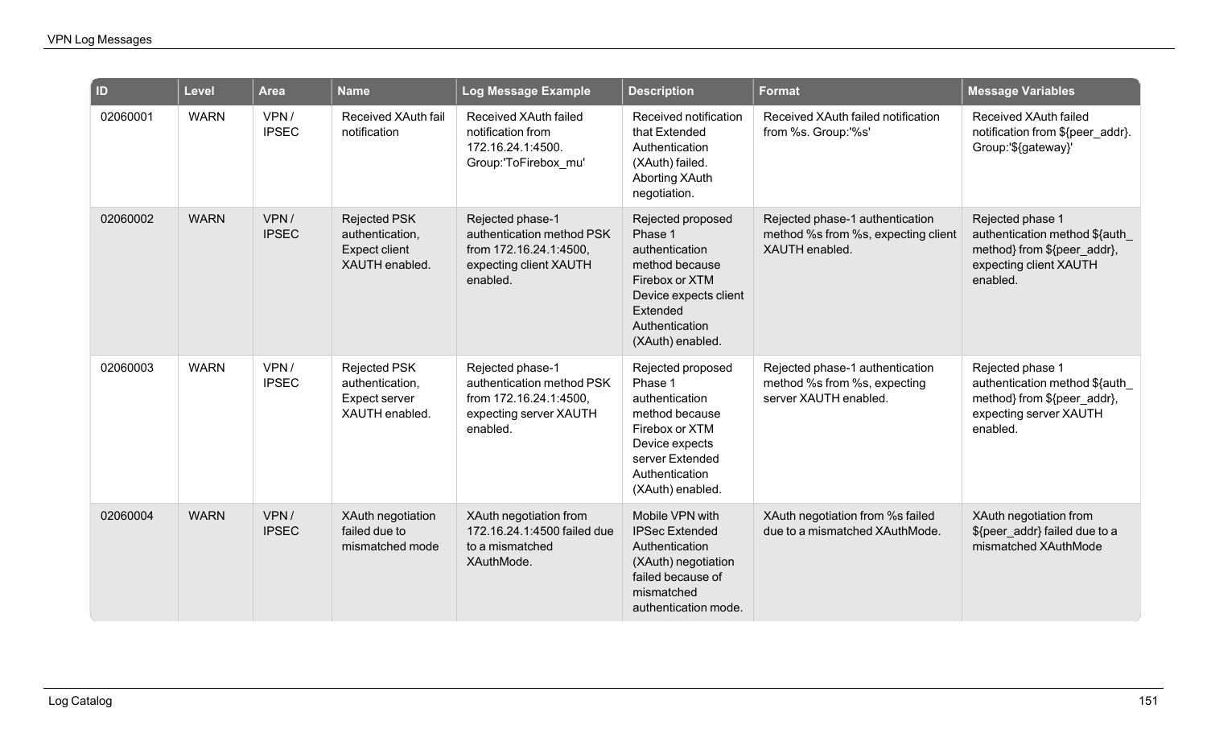| ID | Level | Area | Name | Log Message Example | Description | Format | Message Variables |
|---|---|---|---|---|---|---|---|
| 02060001 | WARN | VPN / IPSEC | Received XAuth fail notification | Received XAuth failed notification from 172.16.24.1:4500. Group:'ToFirebox_mu' | Received notification that Extended Authentication (XAuth) failed. Aborting XAuth negotiation. | Received XAuth failed notification from %s. Group:'%s' | Received XAuth failed notification from ${peer_addr}. Group:'${gateway}' |
| 02060002 | WARN | VPN / IPSEC | Rejected PSK authentication, Expect client XAUTH enabled. | Rejected phase-1 authentication method PSK from 172.16.24.1:4500, expecting client XAUTH enabled. | Rejected proposed Phase 1 authentication method because Firebox or XTM Device expects client Extended Authentication (XAuth) enabled. | Rejected phase-1 authentication method %s from %s, expecting client XAUTH enabled. | Rejected phase 1 authentication method ${auth_method} from ${peer_addr}, expecting client XAUTH enabled. |
| 02060003 | WARN | VPN / IPSEC | Rejected PSK authentication, Expect server XAUTH enabled. | Rejected phase-1 authentication method PSK from 172.16.24.1:4500, expecting server XAUTH enabled. | Rejected proposed Phase 1 authentication method because Firebox or XTM Device expects server Extended Authentication (XAuth) enabled. | Rejected phase-1 authentication method %s from %s, expecting server XAUTH enabled. | Rejected phase 1 authentication method ${auth_method} from ${peer_addr}, expecting server XAUTH enabled. |
| 02060004 | WARN | VPN / IPSEC | XAuth negotiation failed due to mismatched mode | XAuth negotiation from 172.16.24.1:4500 failed due to a mismatched XAuthMode. | Mobile VPN with IPSec Extended Authentication (XAuth) negotiation failed because of mismatched authentication mode. | XAuth negotiation from %s failed due to a mismatched XAuthMode. | XAuth negotiation from ${peer_addr} failed due to a mismatched XAuthMode |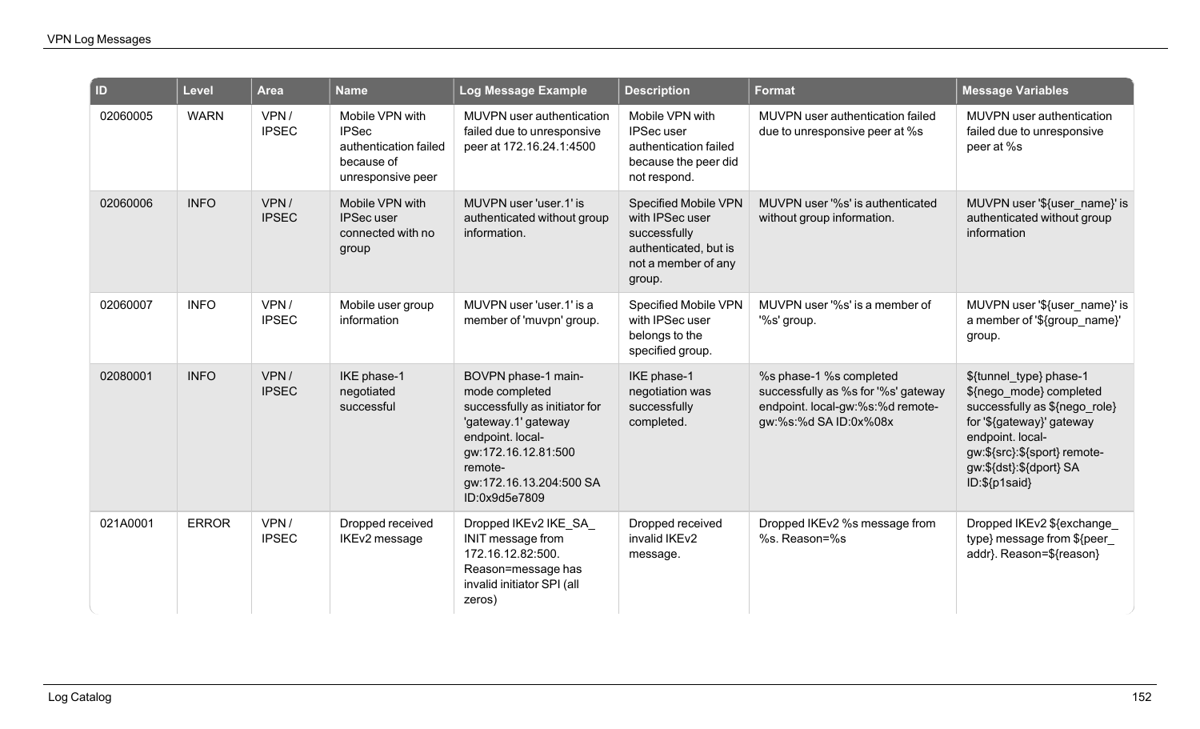| ID | Level | Area | Name | Log Message Example | Description | Format | Message Variables |
|---|---|---|---|---|---|---|---|
| 02060005 | WARN | VPN / IPSEC | Mobile VPN with IPSec authentication failed because of unresponsive peer | MUVPN user authentication failed due to unresponsive peer at 172.16.24.1:4500 | Mobile VPN with IPSec user authentication failed because the peer did not respond. | MUVPN user authentication failed due to unresponsive peer at %s | MUVPN user authentication failed due to unresponsive peer at %s |
| 02060006 | INFO | VPN / IPSEC | Mobile VPN with IPSec user connected with no group | MUVPN user 'user.1' is authenticated without group information. | Specified Mobile VPN with IPSec user successfully authenticated, but is not a member of any group. | MUVPN user '%s' is authenticated without group information. | MUVPN user '${user_name}' is authenticated without group information |
| 02060007 | INFO | VPN / IPSEC | Mobile user group information | MUVPN user 'user.1' is a member of 'muvpn' group. | Specified Mobile VPN with IPSec user belongs to the specified group. | MUVPN user '%s' is a member of '%s' group. | MUVPN user '${user_name}' is a member of '${group_name}' group. |
| 02080001 | INFO | VPN / IPSEC | IKE phase-1 negotiated successful | BOVPN phase-1 main-mode completed successfully as initiator for 'gateway.1' gateway endpoint. local-gw:172.16.12.81:500 remote-gw:172.16.13.204:500 SA ID:0x9d5e7809 | IKE phase-1 negotiation was successfully completed. | %s phase-1 %s completed successfully as %s for '%s' gateway endpoint. local-gw:%s:%d remote-gw:%s:%d SA ID:0x%08x | ${tunnel_type} phase-1 ${nego_mode} completed successfully as ${nego_role} for '${gateway}' gateway endpoint. local-gw:${src}:${sport} remote-gw:${dst}:${dport} SA ID:${p1said} |
| 021A0001 | ERROR | VPN / IPSEC | Dropped received IKEv2 message | Dropped IKEv2 IKE_SA_INIT message from 172.16.12.82:500. Reason=message has invalid initiator SPI (all zeros) | Dropped received invalid IKEv2 message. | Dropped IKEv2 %s message from %s. Reason=%s | Dropped IKEv2 ${exchange_type} message from ${peer_addr}. Reason=${reason} |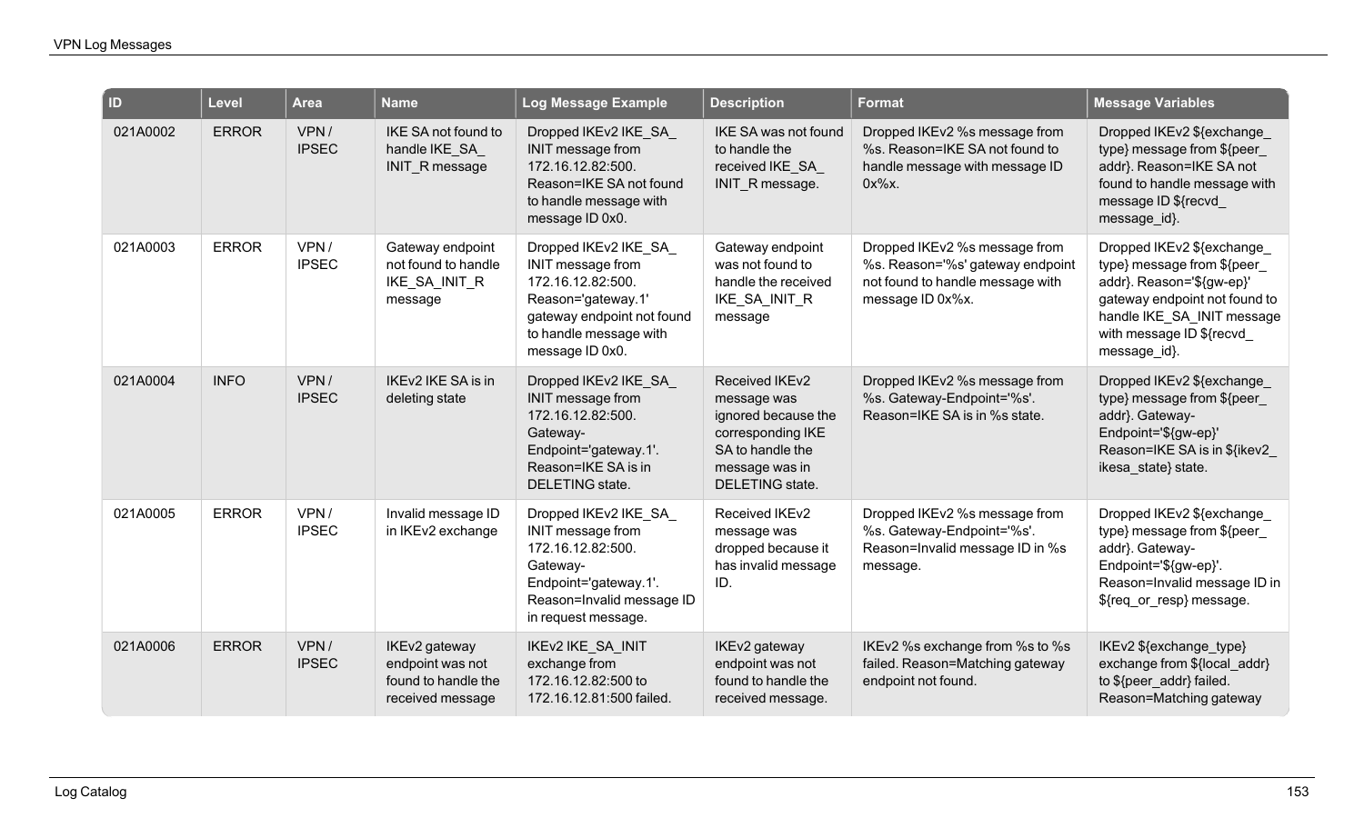| ID | Level | Area | Name | Log Message Example | Description | Format | Message Variables |
|---|---|---|---|---|---|---|---|
| 021A0002 | ERROR | VPN / IPSEC | IKE SA not found to handle IKE_SA_INIT_R message | Dropped IKEv2 IKE_SA_INIT message from 172.16.12.82:500. Reason=IKE SA not found to handle message with message ID 0x0. | IKE SA was not found to handle the received IKE_SA_INIT_R message. | Dropped IKEv2 %s message from %s. Reason=IKE SA not found to handle message with message ID 0x%x. | Dropped IKEv2 ${exchange_type} message from ${peer_addr}. Reason=IKE SA not found to handle message with message ID ${recvd_message_id}. |
| 021A0003 | ERROR | VPN / IPSEC | Gateway endpoint not found to handle IKE_SA_INIT_R message | Dropped IKEv2 IKE_SA_INIT message from 172.16.12.82:500. Reason='gateway.1' gateway endpoint not found to handle message with message ID 0x0. | Gateway endpoint was not found to handle the received IKE_SA_INIT_R message | Dropped IKEv2 %s message from %s. Reason='%s' gateway endpoint not found to handle message with message ID 0x%x. | Dropped IKEv2 ${exchange_type} message from ${peer_addr}. Reason='${gw-ep}' gateway endpoint not found to handle IKE_SA_INIT message with message ID ${recvd_message_id}. |
| 021A0004 | INFO | VPN / IPSEC | IKEv2 IKE SA is in deleting state | Dropped IKEv2 IKE_SA_INIT message from 172.16.12.82:500. Gateway-Endpoint='gateway.1'. Reason=IKE SA is in DELETING state. | Received IKEv2 message was ignored because the corresponding IKE SA to handle the message was in DELETING state. | Dropped IKEv2 %s message from %s. Gateway-Endpoint='%s'. Reason=IKE SA is in %s state. | Dropped IKEv2 ${exchange_type} message from ${peer_addr}. Gateway-Endpoint='${gw-ep}' Reason=IKE SA is in ${ikev2_ikesa_state} state. |
| 021A0005 | ERROR | VPN / IPSEC | Invalid message ID in IKEv2 exchange | Dropped IKEv2 IKE_SA_INIT message from 172.16.12.82:500. Gateway-Endpoint='gateway.1'. Reason=Invalid message ID in request message. | Received IKEv2 message was dropped because it has invalid message ID. | Dropped IKEv2 %s message from %s. Gateway-Endpoint='%s'. Reason=Invalid message ID in %s message. | Dropped IKEv2 ${exchange_type} message from ${peer_addr}. Gateway-Endpoint='${gw-ep}'. Reason=Invalid message ID in ${req_or_resp} message. |
| 021A0006 | ERROR | VPN / IPSEC | IKEv2 gateway endpoint was not found to handle the received message | IKEv2 IKE_SA_INIT exchange from 172.16.12.82:500 to 172.16.12.81:500 failed. | IKEv2 gateway endpoint was not found to handle the received message. | IKEv2 %s exchange from %s to %s failed. Reason=Matching gateway endpoint not found. | IKEv2 ${exchange_type} exchange from ${local_addr} to ${peer_addr} failed. Reason=Matching gateway |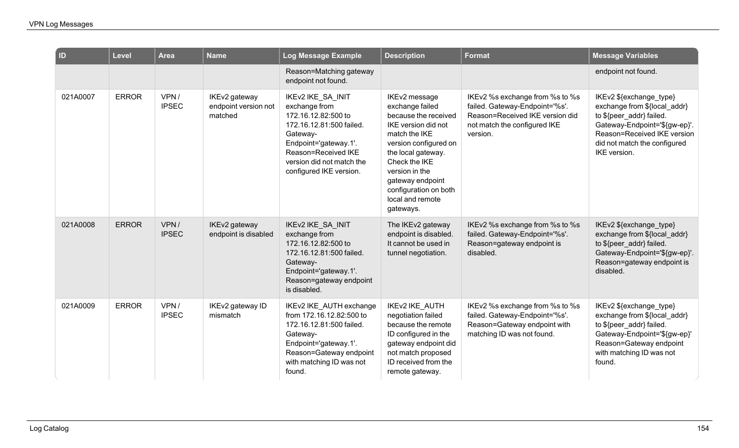| ID | Level | Area | Name | Log Message Example | Description | Format | Message Variables |
|---|---|---|---|---|---|---|---|
| | | | | Reason=Matching gateway endpoint not found. | | | endpoint not found. |
| 021A0007 | ERROR | VPN / IPSEC | IKEv2 gateway endpoint version not matched | IKEv2 IKE_SA_INIT exchange from 172.16.12.82:500 to 172.16.12.81:500 failed. Gateway-Endpoint='gateway.1'. Reason=Received IKE version did not match the configured IKE version. | IKEv2 message exchange failed because the received IKE version did not match the IKE version configured on the local gateway. Check the IKE version in the gateway endpoint configuration on both local and remote gateways. | IKEv2 %s exchange from %s to %s failed. Gateway-Endpoint='%s'. Reason=Received IKE version did not match the configured IKE version. | IKEv2 ${exchange_type} exchange from ${local_addr} to ${peer_addr} failed. Gateway-Endpoint='${gw-ep}'. Reason=Received IKE version did not match the configured IKE version. |
| 021A0008 | ERROR | VPN / IPSEC | IKEv2 gateway endpoint is disabled | IKEv2 IKE_SA_INIT exchange from 172.16.12.82:500 to 172.16.12.81:500 failed. Gateway-Endpoint='gateway.1'. Reason=gateway endpoint is disabled. | The IKEv2 gateway endpoint is disabled. It cannot be used in tunnel negotiation. | IKEv2 %s exchange from %s to %s failed. Gateway-Endpoint='%s'. Reason=gateway endpoint is disabled. | IKEv2 ${exchange_type} exchange from ${local_addr} to ${peer_addr} failed. Gateway-Endpoint='${gw-ep}'. Reason=gateway endpoint is disabled. |
| 021A0009 | ERROR | VPN / IPSEC | IKEv2 gateway ID mismatch | IKEv2 IKE_AUTH exchange from 172.16.12.82:500 to 172.16.12.81:500 failed. Gateway-Endpoint='gateway.1'. Reason=Gateway endpoint with matching ID was not found. | IKEv2 IKE_AUTH negotiation failed because the remote ID configured in the gateway endpoint did not match proposed ID received from the remote gateway. | IKEv2 %s exchange from %s to %s failed. Gateway-Endpoint='%s'. Reason=Gateway endpoint with matching ID was not found. | IKEv2 ${exchange_type} exchange from ${local_addr} to ${peer_addr} failed. Gateway-Endpoint='${gw-ep}' Reason=Gateway endpoint with matching ID was not found. |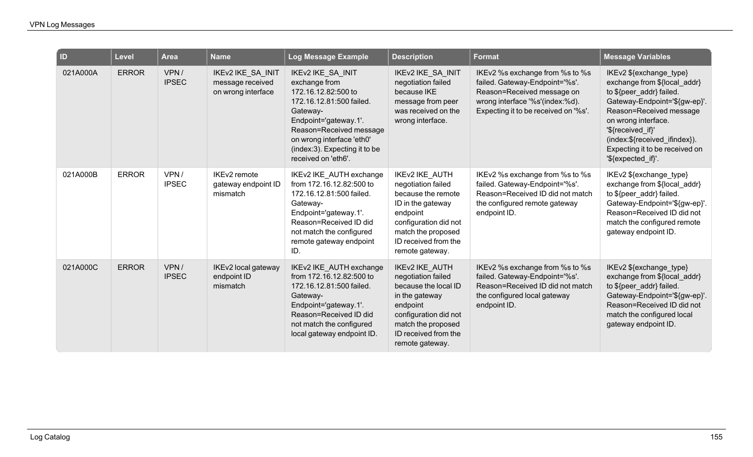| ID | Level | Area | Name | Log Message Example | Description | Format | Message Variables |
|---|---|---|---|---|---|---|---|
| 021A000A | ERROR | VPN / IPSEC | IKEv2 IKE_SA_INIT message received on wrong interface | IKEv2 IKE_SA_INIT exchange from 172.16.12.82:500 to 172.16.12.81:500 failed. Gateway-Endpoint='gateway.1'. Reason=Received message on wrong interface 'eth0' (index:3). Expecting it to be received on 'eth6'. | IKEv2 IKE_SA_INIT negotiation failed because IKE message from peer was received on the wrong interface. | IKEv2 %s exchange from %s to %s failed. Gateway-Endpoint='%s'. Reason=Received message on wrong interface '%s'(index:%d). Expecting it to be received on '%s'. | IKEv2 ${exchange_type} exchange from ${local_addr} to ${peer_addr} failed. Gateway-Endpoint='${gw-ep}'. Reason=Received message on wrong interface. '${received_if}' (index:${received_ifindex}). Expecting it to be received on '${expected_if}'. |
| 021A000B | ERROR | VPN / IPSEC | IKEv2 remote gateway endpoint ID mismatch | IKEv2 IKE_AUTH exchange from 172.16.12.82:500 to 172.16.12.81:500 failed. Gateway-Endpoint='gateway.1'. Reason=Received ID did not match the configured remote gateway endpoint ID. | IKEv2 IKE_AUTH negotiation failed because the remote ID in the gateway endpoint configuration did not match the proposed ID received from the remote gateway. | IKEv2 %s exchange from %s to %s failed. Gateway-Endpoint='%s'. Reason=Received ID did not match the configured remote gateway endpoint ID. | IKEv2 ${exchange_type} exchange from ${local_addr} to ${peer_addr} failed. Gateway-Endpoint='${gw-ep}'. Reason=Received ID did not match the configured remote gateway endpoint ID. |
| 021A000C | ERROR | VPN / IPSEC | IKEv2 local gateway endpoint ID mismatch | IKEv2 IKE_AUTH exchange from 172.16.12.82:500 to 172.16.12.81:500 failed. Gateway-Endpoint='gateway.1'. Reason=Received ID did not match the configured local gateway endpoint ID. | IKEv2 IKE_AUTH negotiation failed because the local ID in the gateway endpoint configuration did not match the proposed ID received from the remote gateway. | IKEv2 %s exchange from %s to %s failed. Gateway-Endpoint='%s'. Reason=Received ID did not match the configured local gateway endpoint ID. | IKEv2 ${exchange_type} exchange from ${local_addr} to ${peer_addr} failed. Gateway-Endpoint='${gw-ep}'. Reason=Received ID did not match the configured local gateway endpoint ID. |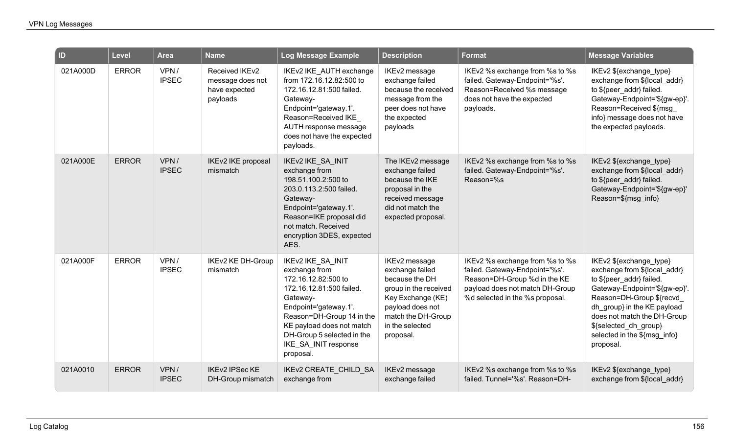| ID | Level | Area | Name | Log Message Example | Description | Format | Message Variables |
|---|---|---|---|---|---|---|---|
| 021A000D | ERROR | VPN / IPSEC | Received IKEv2 message does not have expected payloads | IKEv2 IKE_AUTH exchange from 172.16.12.82:500 to 172.16.12.81:500 failed. Gateway-Endpoint='gateway.1'. Reason=Received IKE_ AUTH response message does not have the expected payloads. | IKEv2 message exchange failed because the received message from the peer does not have the expected payloads | IKEv2 %s exchange from %s to %s failed. Gateway-Endpoint='%s'. Reason=Received %s message does not have the expected payloads. | IKEv2 ${exchange_type} exchange from ${local_addr} to ${peer_addr} failed. Gateway-Endpoint='${gw-ep}'. Reason=Received ${msg_ info} message does not have the expected payloads. |
| 021A000E | ERROR | VPN / IPSEC | IKEv2 IKE proposal mismatch | IKEv2 IKE_SA_INIT exchange from 198.51.100.2:500 to 203.0.113.2:500 failed. Gateway-Endpoint='gateway.1'. Reason=IKE proposal did not match. Received encryption 3DES, expected AES. | The IKEv2 message exchange failed because the IKE proposal in the received message did not match the expected proposal. | IKEv2 %s exchange from %s to %s failed. Gateway-Endpoint='%s'. Reason=%s | IKEv2 ${exchange_type} exchange from ${local_addr} to ${peer_addr} failed. Gateway-Endpoint='${gw-ep}' Reason=${msg_info} |
| 021A000F | ERROR | VPN / IPSEC | IKEv2 KE DH-Group mismatch | IKEv2 IKE_SA_INIT exchange from 172.16.12.82:500 to 172.16.12.81:500 failed. Gateway-Endpoint='gateway.1'. Reason=DH-Group 14 in the KE payload does not match DH-Group 5 selected in the IKE_SA_INIT response proposal. | IKEv2 message exchange failed because the DH group in the received Key Exchange (KE) payload does not match the DH-Group in the selected proposal. | IKEv2 %s exchange from %s to %s failed. Gateway-Endpoint='%s'. Reason=DH-Group %d in the KE payload does not match DH-Group %d selected in the %s proposal. | IKEv2 ${exchange_type} exchange from ${local_addr} to ${peer_addr} failed. Gateway-Endpoint='${gw-ep}'. Reason=DH-Group ${recvd_ dh_group} in the KE payload does not match the DH-Group ${selected_dh_group} selected in the ${msg_info} proposal. |
| 021A0010 | ERROR | VPN / IPSEC | IKEv2 IPSec KE DH-Group mismatch | IKEv2 CREATE_CHILD_SA exchange from | IKEv2 message exchange failed | IKEv2 %s exchange from %s to %s failed. Tunnel='%s'. Reason=DH- | IKEv2 ${exchange_type} exchange from ${local_addr} |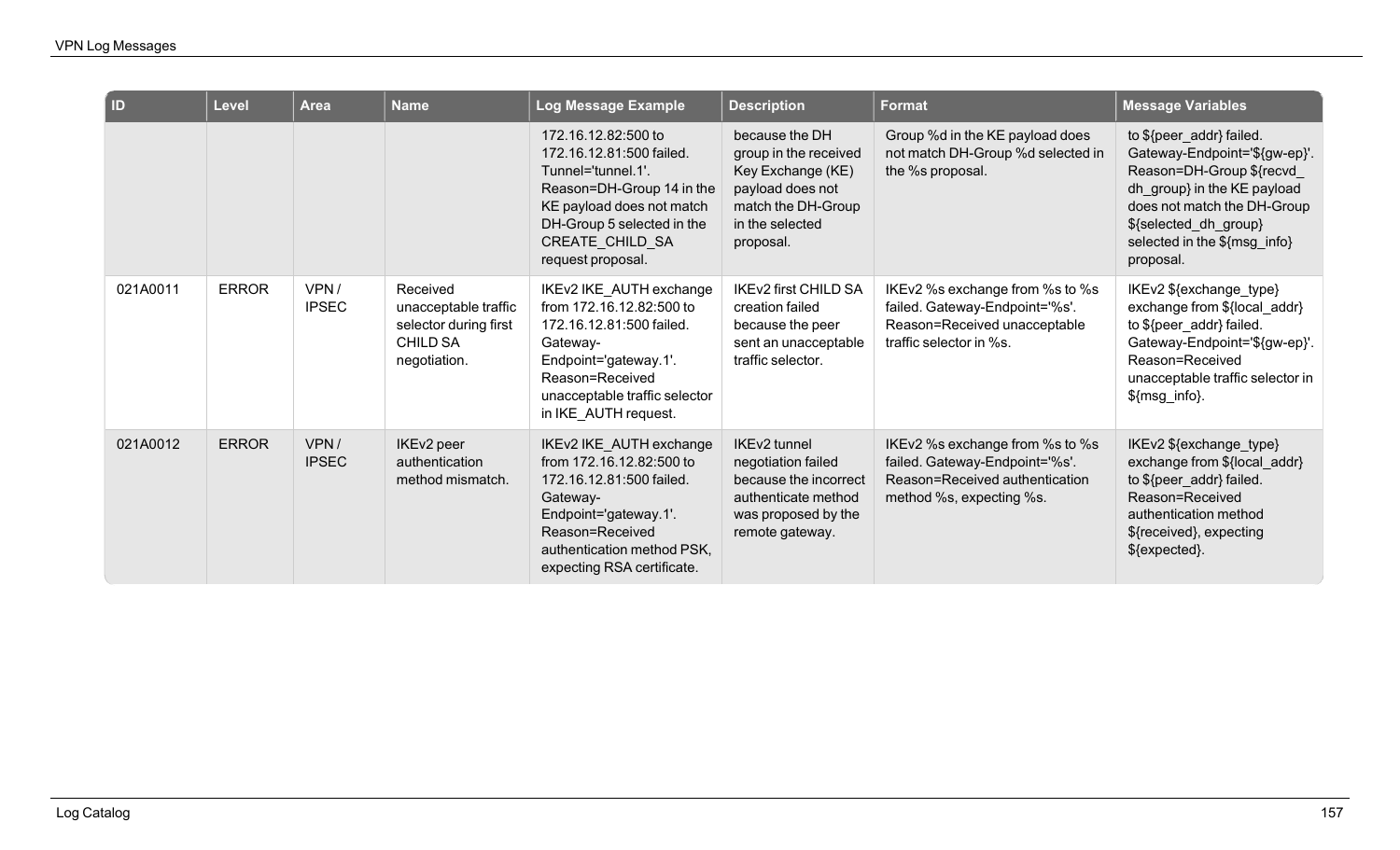| ID | Level | Area | Name | Log Message Example | Description | Format | Message Variables |
|---|---|---|---|---|---|---|---|
| | | | | 172.16.12.82:500 to 172.16.12.81:500 failed. Tunnel='tunnel.1'. Reason=DH-Group 14 in the KE payload does not match DH-Group 5 selected in the CREATE_CHILD_SA request proposal. | because the DH group in the received Key Exchange (KE) payload does not match the DH-Group in the selected proposal. | Group %d in the KE payload does not match DH-Group %d selected in the %s proposal. | to ${peer_addr} failed. Gateway-Endpoint='${gw-ep}'. Reason=DH-Group ${recvd_dh_group} in the KE payload does not match the DH-Group ${selected_dh_group} selected in the ${msg_info} proposal. |
| 021A0011 | ERROR | VPN / IPSEC | Received unacceptable traffic selector during first CHILD SA negotiation. | IKEv2 IKE_AUTH exchange from 172.16.12.82:500 to 172.16.12.81:500 failed. Gateway-Endpoint='gateway.1'. Reason=Received unacceptable traffic selector in IKE_AUTH request. | IKEv2 first CHILD SA creation failed because the peer sent an unacceptable traffic selector. | IKEv2 %s exchange from %s to %s failed. Gateway-Endpoint='%s'. Reason=Received unacceptable traffic selector in %s. | IKEv2 ${exchange_type} exchange from ${local_addr} to ${peer_addr} failed. Gateway-Endpoint='${gw-ep}'. Reason=Received unacceptable traffic selector in ${msg_info}. |
| 021A0012 | ERROR | VPN / IPSEC | IKEv2 peer authentication method mismatch. | IKEv2 IKE_AUTH exchange from 172.16.12.82:500 to 172.16.12.81:500 failed. Gateway-Endpoint='gateway.1'. Reason=Received authentication method PSK, expecting RSA certificate. | IKEv2 tunnel negotiation failed because the incorrect authenticate method was proposed by the remote gateway. | IKEv2 %s exchange from %s to %s failed. Gateway-Endpoint='%s'. Reason=Received authentication method %s, expecting %s. | IKEv2 ${exchange_type} exchange from ${local_addr} to ${peer_addr} failed. Reason=Received authentication method ${received}, expecting ${expected}. |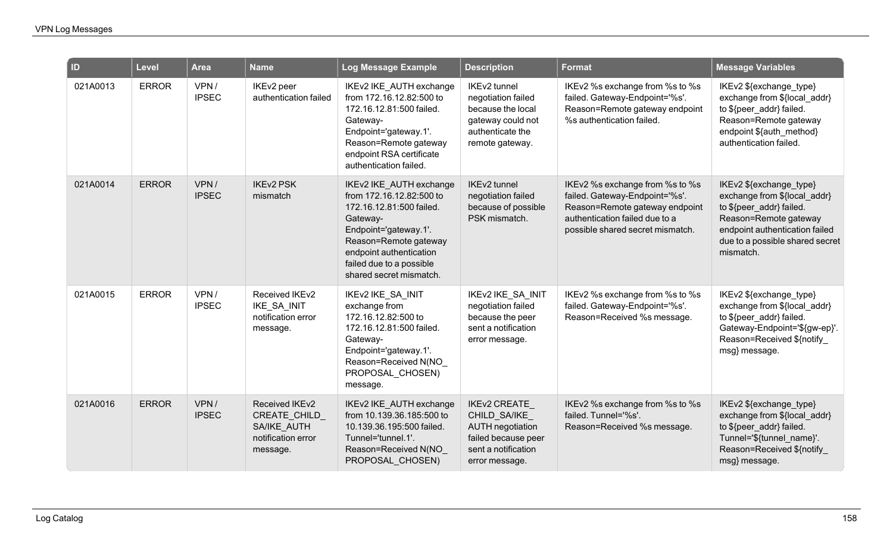| ID | Level | Area | Name | Log Message Example | Description | Format | Message Variables |
|---|---|---|---|---|---|---|---|
| 021A0013 | ERROR | VPN / IPSEC | IKEv2 peer authentication failed | IKEv2 IKE_AUTH exchange from 172.16.12.82:500 to 172.16.12.81:500 failed. Gateway-Endpoint='gateway.1'. Reason=Remote gateway endpoint RSA certificate authentication failed. | IKEv2 tunnel negotiation failed because the local gateway could not authenticate the remote gateway. | IKEv2 %s exchange from %s to %s failed. Gateway-Endpoint='%s'. Reason=Remote gateway endpoint %s authentication failed. | IKEv2 ${exchange_type} exchange from ${local_addr} to ${peer_addr} failed. Reason=Remote gateway endpoint ${auth_method} authentication failed. |
| 021A0014 | ERROR | VPN / IPSEC | IKEv2 PSK mismatch | IKEv2 IKE_AUTH exchange from 172.16.12.82:500 to 172.16.12.81:500 failed. Gateway-Endpoint='gateway.1'. Reason=Remote gateway endpoint authentication failed due to a possible shared secret mismatch. | IKEv2 tunnel negotiation failed because of possible PSK mismatch. | IKEv2 %s exchange from %s to %s failed. Gateway-Endpoint='%s'. Reason=Remote gateway endpoint authentication failed due to a possible shared secret mismatch. | IKEv2 ${exchange_type} exchange from ${local_addr} to ${peer_addr} failed. Reason=Remote gateway endpoint authentication failed due to a possible shared secret mismatch. |
| 021A0015 | ERROR | VPN / IPSEC | Received IKEv2 IKE_SA_INIT notification error message. | IKEv2 IKE_SA_INIT exchange from 172.16.12.82:500 to 172.16.12.81:500 failed. Gateway-Endpoint='gateway.1'. Reason=Received N(NO_PROPOSAL_CHOSEN) message. | IKEv2 IKE_SA_INIT negotiation failed because the peer sent a notification error message. | IKEv2 %s exchange from %s to %s failed. Gateway-Endpoint='%s'. Reason=Received %s message. | IKEv2 ${exchange_type} exchange from ${local_addr} to ${peer_addr} failed. Gateway-Endpoint='${gw-ep}'. Reason=Received ${notify_msg} message. |
| 021A0016 | ERROR | VPN / IPSEC | Received IKEv2 CREATE_CHILD_SA/IKE_AUTH notification error message. | IKEv2 IKE_AUTH exchange from 10.139.36.185:500 to 10.139.36.195:500 failed. Tunnel='tunnel.1'. Reason=Received N(NO_PROPOSAL_CHOSEN) | IKEv2 CREATE_CHILD_SA/IKE_AUTH negotiation failed because peer sent a notification error message. | IKEv2 %s exchange from %s to %s failed. Tunnel='%s'. Reason=Received %s message. | IKEv2 ${exchange_type} exchange from ${local_addr} to ${peer_addr} failed. Tunnel='${tunnel_name}'. Reason=Received ${notify_msg} message. |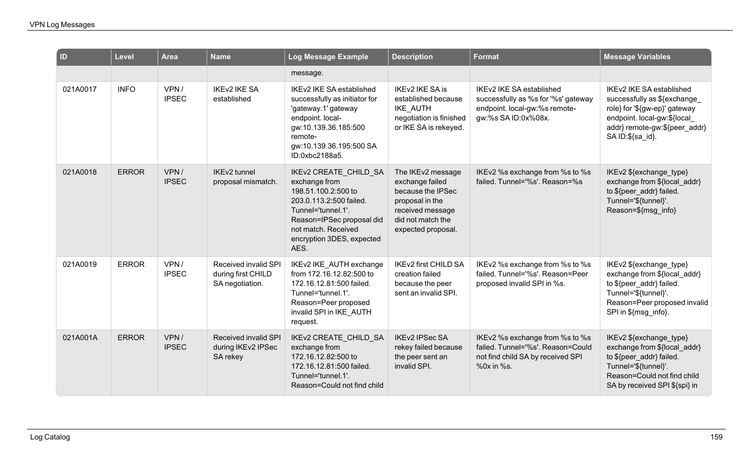| ID | Level | Area | Name | Log Message Example | Description | Format | Message Variables |
|---|---|---|---|---|---|---|---|
| | | | | message. | | | |
| 021A0017 | INFO | VPN / IPSEC | IKEv2 IKE SA established | IKEv2 IKE SA established successfully as initiator for 'gateway.1' gateway endpoint. local-gw:10.139.36.185:500 remote-gw:10.139.36.195:500 SA ID:0xbc2188a5. | IKEv2 IKE SA is established because IKE_AUTH negotiation is finished or IKE SA is rekeyed. | IKEv2 IKE SA established successfully as %s for '%s' gateway endpoint. local-gw:%s remote-gw:%s SA ID:0x%08x. | IKEv2 IKE SA established successfully as ${exchange_role} for '${gw-ep}' gateway endpoint. local-gw:${local_addr} remote-gw:${peer_addr} SA ID:${sa_id}. |
| 021A0018 | ERROR | VPN / IPSEC | IKEv2 tunnel proposal mismatch. | IKEv2 CREATE_CHILD_SA exchange from 198.51.100.2:500 to 203.0.113.2:500 failed. Tunnel='tunnel.1'. Reason=IPSec proposal did not match. Received encryption 3DES, expected AES. | The IKEv2 message exchange failed because the IPSec proposal in the received message did not match the expected proposal. | IKEv2 %s exchange from %s to %s failed. Tunnel='%s'. Reason=%s | IKEv2 ${exchange_type} exchange from ${local_addr} to ${peer_addr} failed. Tunnel='${tunnel}'. Reason=${msg_info} |
| 021A0019 | ERROR | VPN / IPSEC | Received invalid SPI during first CHILD SA negotiation. | IKEv2 IKE_AUTH exchange from 172.16.12.82:500 to 172.16.12.81:500 failed. Tunnel='tunnel.1'. Reason=Peer proposed invalid SPI in IKE_AUTH request. | IKEv2 first CHILD SA creation failed because the peer sent an invalid SPI. | IKEv2 %s exchange from %s to %s failed. Tunnel='%s'. Reason=Peer proposed invalid SPI in %s. | IKEv2 ${exchange_type} exchange from ${local_addr} to ${peer_addr} failed. Tunnel='${tunnel}'. Reason=Peer proposed invalid SPI in ${msg_info}. |
| 021A001A | ERROR | VPN / IPSEC | Received invalid SPI during IKEv2 IPSec SA rekey | IKEv2 CREATE_CHILD_SA exchange from 172.16.12.82:500 to 172.16.12.81:500 failed. Tunnel='tunnel.1'. Reason=Could not find child | IKEv2 IPSec SA rekey failed because the peer sent an invalid SPI. | IKEv2 %s exchange from %s to %s failed. Tunnel='%s'. Reason=Could not find child SA by received SPI %0x in %s. | IKEv2 ${exchange_type} exchange from ${local_addr} to ${peer_addr} failed. Tunnel='${tunnel}'. Reason=Could not find child SA by received SPI ${spi} in |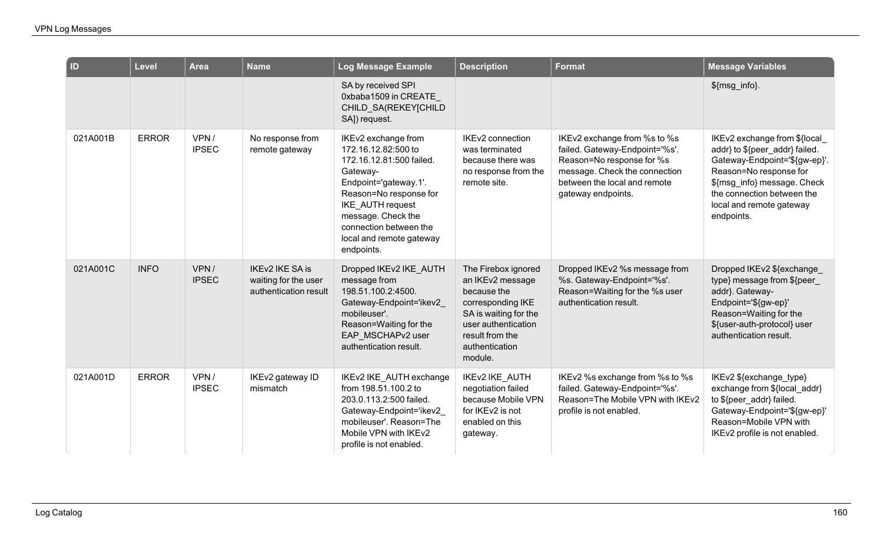| ID | Level | Area | Name | Log Message Example | Description | Format | Message Variables |
|---|---|---|---|---|---|---|---|
| | | | | SA by received SPI 0xbaba1509 in CREATE_CHILD_SA(REKEY[CHILD SA]) request. | | | ${msg_info}. |
| 021A001B | ERROR | VPN / IPSEC | No response from remote gateway | IKEv2 exchange from 172.16.12.82:500 to 172.16.12.81:500 failed. Gateway-Endpoint='gateway.1'. Reason=No response for IKE_AUTH request message. Check the connection between the local and remote gateway endpoints. | IKEv2 connection was terminated because there was no response from the remote site. | IKEv2 exchange from %s to %s failed. Gateway-Endpoint='%s'. Reason=No response for %s message. Check the connection between the local and remote gateway endpoints. | IKEv2 exchange from ${local_addr} to ${peer_addr} failed. Gateway-Endpoint='${gw-ep}'. Reason=No response for ${msg_info} message. Check the connection between the local and remote gateway endpoints. |
| 021A001C | INFO | VPN / IPSEC | IKEv2 IKE SA is waiting for the user authentication result | Dropped IKEv2 IKE_AUTH message from 198.51.100.2:4500. Gateway-Endpoint='ikev2_mobileuser'. Reason=Waiting for the EAP_MSCHAPv2 user authentication result. | The Firebox ignored an IKEv2 message because the corresponding IKE SA is waiting for the user authentication result from the authentication module. | Dropped IKEv2 %s message from %s. Gateway-Endpoint='%s'. Reason=Waiting for the %s user authentication result. | Dropped IKEv2 ${exchange_type} message from ${peer_addr}. Gateway-Endpoint='${gw-ep}' Reason=Waiting for the ${user-auth-protocol} user authentication result. |
| 021A001D | ERROR | VPN / IPSEC | IKEv2 gateway ID mismatch | IKEv2 IKE_AUTH exchange from 198.51.100.2 to 203.0.113.2:500 failed. Gateway-Endpoint='ikev2_mobileuser'. Reason=The Mobile VPN with IKEv2 profile is not enabled. | IKEv2 IKE_AUTH negotiation failed because Mobile VPN for IKEv2 is not enabled on this gateway. | IKEv2 %s exchange from %s to %s failed. Gateway-Endpoint='%s'. Reason=The Mobile VPN with IKEv2 profile is not enabled. | IKEv2 ${exchange_type} exchange from ${local_addr} to ${peer_addr} failed. Gateway-Endpoint='${gw-ep}' Reason=Mobile VPN with IKEv2 profile is not enabled. |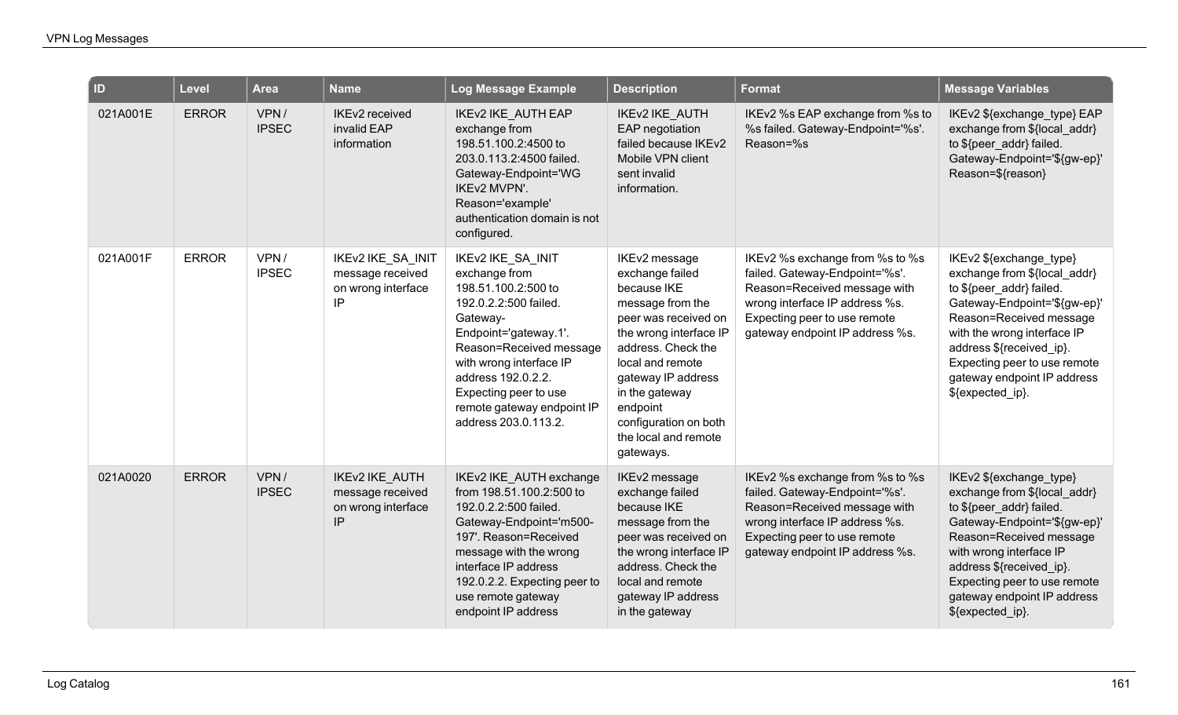| ID | Level | Area | Name | Log Message Example | Description | Format | Message Variables |
|---|---|---|---|---|---|---|---|
| 021A001E | ERROR | VPN / IPSEC | IKEv2 received invalid EAP information | IKEv2 IKE_AUTH EAP exchange from 198.51.100.2:4500 to 203.0.113.2:4500 failed. Gateway-Endpoint='WG IKEv2 MVPN'. Reason='example' authentication domain is not configured. | IKEv2 IKE_AUTH EAP negotiation failed because IKEv2 Mobile VPN client sent invalid information. | IKEv2 %s EAP exchange from %s to %s failed. Gateway-Endpoint='%s'. Reason=%s | IKEv2 ${exchange_type} EAP exchange from ${local_addr} to ${peer_addr} failed. Gateway-Endpoint='${gw-ep}' Reason=${reason} |
| 021A001F | ERROR | VPN / IPSEC | IKEv2 IKE_SA_INIT message received on wrong interface IP | IKEv2 IKE_SA_INIT exchange from 198.51.100.2:500 to 192.0.2.2:500 failed. Gateway-Endpoint='gateway.1'. Reason=Received message with wrong interface IP address 192.0.2.2. Expecting peer to use remote gateway endpoint IP address 203.0.113.2. | IKEv2 message exchange failed because IKE message from the peer was received on the wrong interface IP address. Check the local and remote gateway IP address in the gateway endpoint configuration on both the local and remote gateways. | IKEv2 %s exchange from %s to %s failed. Gateway-Endpoint='%s'. Reason=Received message with wrong interface IP address %s. Expecting peer to use remote gateway endpoint IP address %s. | IKEv2 ${exchange_type} exchange from ${local_addr} to ${peer_addr} failed. Gateway-Endpoint='${gw-ep}' Reason=Received message with the wrong interface IP address ${received_ip}. Expecting peer to use remote gateway endpoint IP address ${expected_ip}. |
| 021A0020 | ERROR | VPN / IPSEC | IKEv2 IKE_AUTH message received on wrong interface IP | IKEv2 IKE_AUTH exchange from 198.51.100.2:500 to 192.0.2.2:500 failed. Gateway-Endpoint='m500-197'. Reason=Received message with the wrong interface IP address 192.0.2.2. Expecting peer to use remote gateway endpoint IP address | IKEv2 message exchange failed because IKE message from the peer was received on the wrong interface IP address. Check the local and remote gateway IP address in the gateway | IKEv2 %s exchange from %s to %s failed. Gateway-Endpoint='%s'. Reason=Received message with wrong interface IP address %s. Expecting peer to use remote gateway endpoint IP address %s. | IKEv2 ${exchange_type} exchange from ${local_addr} to ${peer_addr} failed. Gateway-Endpoint='${gw-ep}' Reason=Received message with wrong interface IP address ${received_ip}. Expecting peer to use remote gateway endpoint IP address ${expected_ip}. |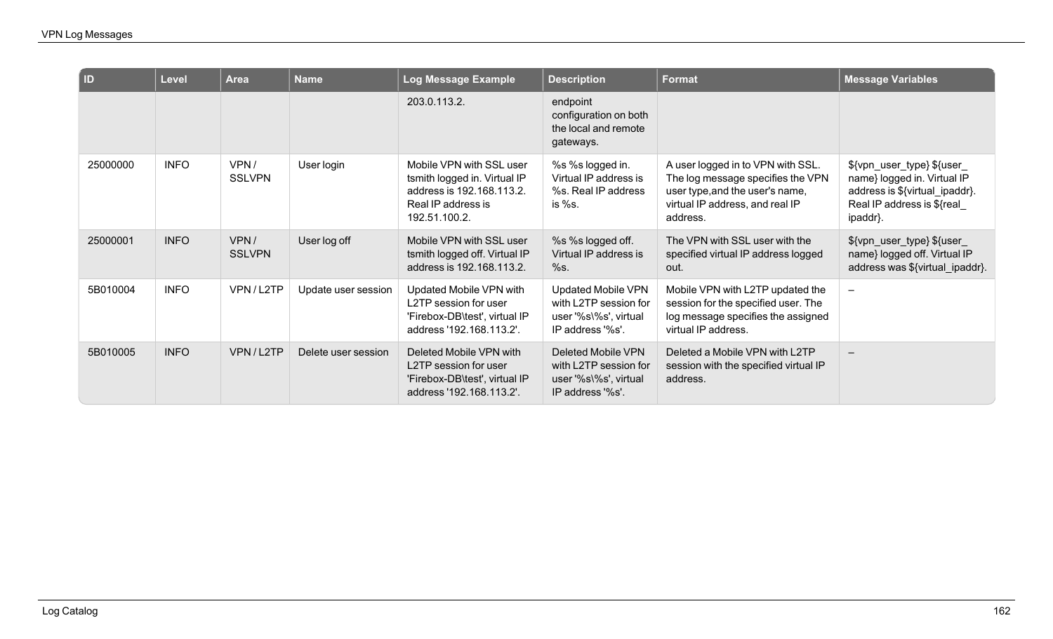| ID | Level | Area | Name | Log Message Example | Description | Format | Message Variables |
|---|---|---|---|---|---|---|---|
| | | | | 203.0.113.2. | endpoint configuration on both the local and remote gateways. | | |
| 25000000 | INFO | VPN / SSLVPN | User login | Mobile VPN with SSL user tsmith logged in. Virtual IP address is 192.168.113.2. Real IP address is 192.51.100.2. | %s %s logged in. Virtual IP address is %s. Real IP address is %s. | A user logged in to VPN with SSL. The log message specifies the VPN user type,and the user's name, virtual IP address, and real IP address. | ${vpn_user_type} ${user_name} logged in. Virtual IP address is ${virtual_ipaddr}. Real IP address is ${real_ipaddr}. |
| 25000001 | INFO | VPN / SSLVPN | User log off | Mobile VPN with SSL user tsmith logged off. Virtual IP address is 192.168.113.2. | %s %s logged off. Virtual IP address is %s. | The VPN with SSL user with the specified virtual IP address logged out. | ${vpn_user_type} ${user_name} logged off. Virtual IP address was ${virtual_ipaddr}. |
| 5B010004 | INFO | VPN / L2TP | Update user session | Updated Mobile VPN with L2TP session for user 'Firebox-DB\test', virtual IP address '192.168.113.2'. | Updated Mobile VPN with L2TP session for user '%s\%s', virtual IP address '%s'. | Mobile VPN with L2TP updated the session for the specified user. The log message specifies the assigned virtual IP address. | – |
| 5B010005 | INFO | VPN / L2TP | Delete user session | Deleted Mobile VPN with L2TP session for user 'Firebox-DB\test', virtual IP address '192.168.113.2'. | Deleted Mobile VPN with L2TP session for user '%s\%s', virtual IP address '%s'. | Deleted a Mobile VPN with L2TP session with the specified virtual IP address. | – |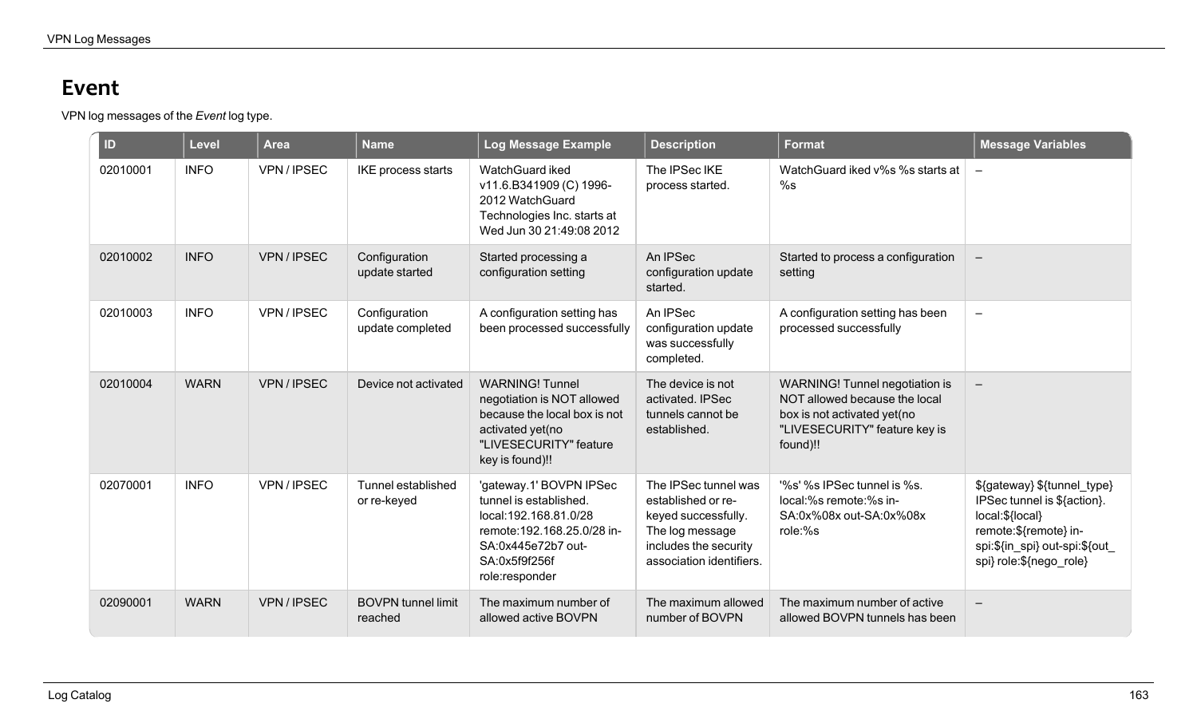## Event

VPN log messages of the *Event* log type.

| ID | Level | Area | Name | Log Message Example | Description | Format | Message Variables |
|---|---|---|---|---|---|---|---|
| 02010001 | INFO | VPN / IPSEC | IKE process starts | WatchGuard iked v11.6.B341909 (C) 1996-2012 WatchGuard Technologies Inc. starts at Wed Jun 30 21:49:08 2012 | The IPSec IKE process started. | WatchGuard iked v%s %s starts at %s | – |
| 02010002 | INFO | VPN / IPSEC | Configuration update started | Started processing a configuration setting | An IPSec configuration update started. | Started to process a configuration setting | – |
| 02010003 | INFO | VPN / IPSEC | Configuration update completed | A configuration setting has been processed successfully | An IPSec configuration update was successfully completed. | A configuration setting has been processed successfully | – |
| 02010004 | WARN | VPN / IPSEC | Device not activated | WARNING! Tunnel negotiation is NOT allowed because the local box is not activated yet(no "LIVESECURITY" feature key is found)!! | The device is not activated. IPSec tunnels cannot be established. | WARNING! Tunnel negotiation is NOT allowed because the local box is not activated yet(no "LIVESECURITY" feature key is found)!! | – |
| 02070001 | INFO | VPN / IPSEC | Tunnel established or re-keyed | 'gateway.1' BOVPN IPSec tunnel is established. local:192.168.81.0/28 remote:192.168.25.0/28 in-SA:0x445e72b7 out-SA:0x5f9f256f role:responder | The IPSec tunnel was established or re-keyed successfully. The log message includes the security association identifiers. | '%s' %s IPSec tunnel is %s. local:%s remote:%s in-SA:0x%08x out-SA:0x%08x role:%s | ${gateway} ${tunnel_type} IPSec tunnel is ${action}. local:${local} remote:${remote} in-spi:${in_spi} out-spi:${out_spi} role:${nego_role} |
| 02090001 | WARN | VPN / IPSEC | BOVPN tunnel limit reached | The maximum number of allowed active BOVPN | The maximum allowed number of BOVPN | The maximum number of active allowed BOVPN tunnels has been | – |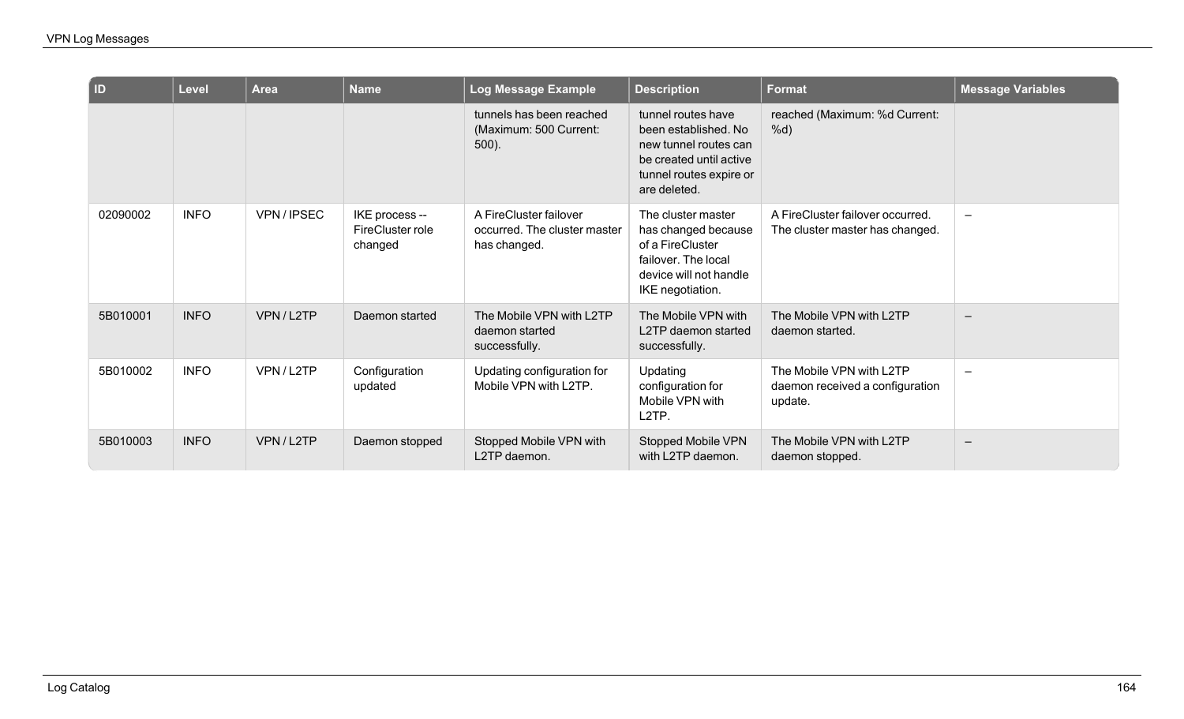| ID | Level | Area | Name | Log Message Example | Description | Format | Message Variables |
|---|---|---|---|---|---|---|---|
| | | | | tunnels has been reached (Maximum: 500 Current: 500). | tunnel routes have been established. No new tunnel routes can be created until active tunnel routes expire or are deleted. | reached (Maximum: %d Current: %d) | |
| 02090002 | INFO | VPN / IPSEC | IKE process -- FireCluster role changed | A FireCluster failover occurred. The cluster master has changed. | The cluster master has changed because of a FireCluster failover. The local device will not handle IKE negotiation. | A FireCluster failover occurred. The cluster master has changed. | – |
| 5B010001 | INFO | VPN / L2TP | Daemon started | The Mobile VPN with L2TP daemon started successfully. | The Mobile VPN with L2TP daemon started successfully. | The Mobile VPN with L2TP daemon started. | – |
| 5B010002 | INFO | VPN / L2TP | Configuration updated | Updating configuration for Mobile VPN with L2TP. | Updating configuration for Mobile VPN with L2TP. | The Mobile VPN with L2TP daemon received a configuration update. | – |
| 5B010003 | INFO | VPN / L2TP | Daemon stopped | Stopped Mobile VPN with L2TP daemon. | Stopped Mobile VPN with L2TP daemon. | The Mobile VPN with L2TP daemon stopped. | – |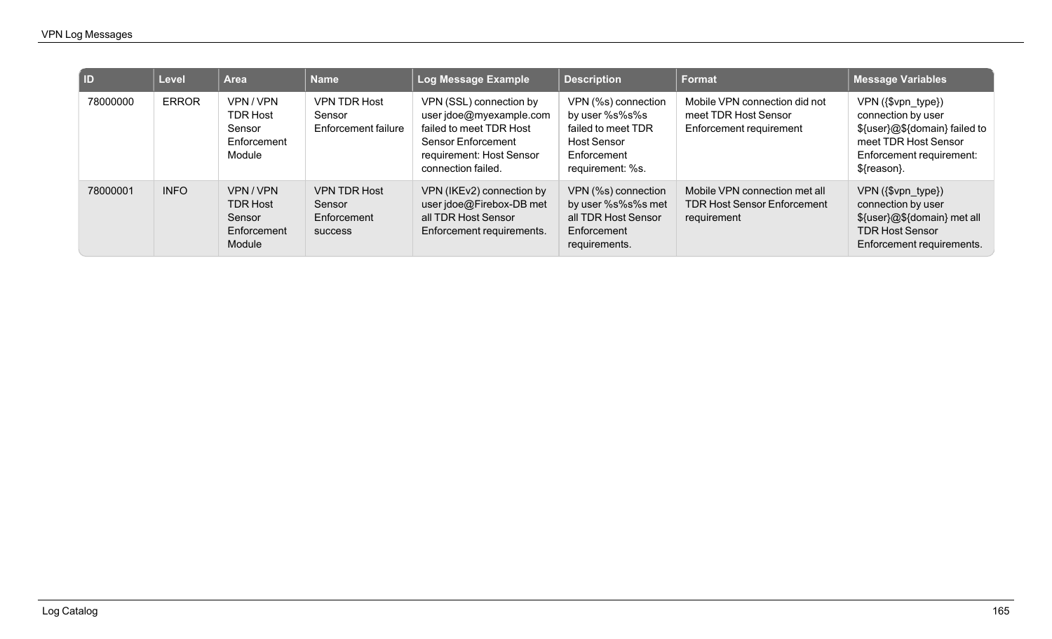| ID | Level | Area | Name | Log Message Example | Description | Format | Message Variables |
|---|---|---|---|---|---|---|---|
| 78000000 | ERROR | VPN / VPN TDR Host Sensor Enforcement Module | VPN TDR Host Sensor Enforcement failure | VPN (SSL) connection by user jdoe@myexample.com failed to meet TDR Host Sensor Enforcement requirement: Host Sensor connection failed. | VPN (%s) connection by user %s%s%s failed to meet TDR Host Sensor Enforcement requirement: %s. | Mobile VPN connection did not meet TDR Host Sensor Enforcement requirement | VPN (${vpn_type}) connection by user ${user}@${domain} failed to meet TDR Host Sensor Enforcement requirement: ${reason}. |
| 78000001 | INFO | VPN / VPN TDR Host Sensor Enforcement Module | VPN TDR Host Sensor Enforcement success | VPN (IKEv2) connection by user jdoe@Firebox-DB met all TDR Host Sensor Enforcement requirements. | VPN (%s) connection by user %s%s%s met all TDR Host Sensor Enforcement requirements. | Mobile VPN connection met all TDR Host Sensor Enforcement requirement | VPN (${vpn_type}) connection by user ${user}@${domain} met all TDR Host Sensor Enforcement requirements. |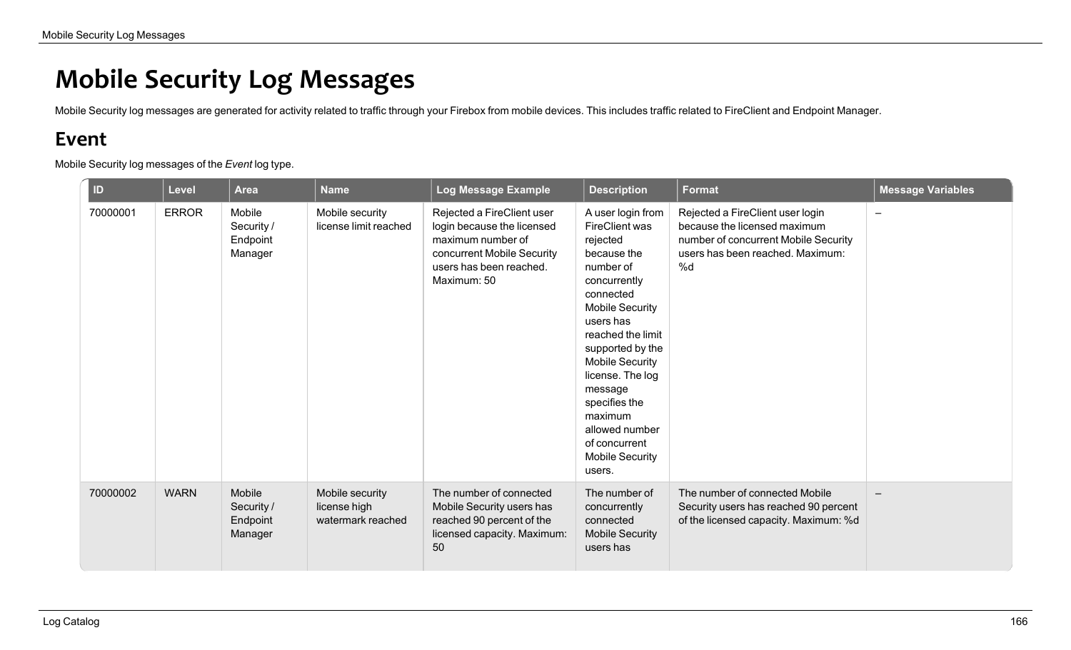# Mobile Security Log Messages

Mobile Security log messages are generated for activity related to traffic through your Firebox from mobile devices. This includes traffic related to FireClient and Endpoint Manager.

## Event

Mobile Security log messages of the *Event* log type.

| ID | Level | Area | Name | Log Message Example | Description | Format | Message Variables |
|---|---|---|---|---|---|---|---|
| 70000001 | ERROR | Mobile Security / Endpoint Manager | Mobile security license limit reached | Rejected a FireClient user login because the licensed maximum number of concurrent Mobile Security users has been reached. Maximum: 50 | A user login from FireClient was rejected because the number of concurrently connected Mobile Security users has reached the limit supported by the Mobile Security license. The log message specifies the maximum allowed number of concurrent Mobile Security users. | Rejected a FireClient user login because the licensed maximum number of concurrent Mobile Security users has been reached. Maximum: %d | – |
| 70000002 | WARN | Mobile Security / Endpoint Manager | Mobile security license high watermark reached | The number of connected Mobile Security users has reached 90 percent of the licensed capacity. Maximum: 50 | The number of concurrently connected Mobile Security users has | The number of connected Mobile Security users has reached 90 percent of the licensed capacity. Maximum: %d | – |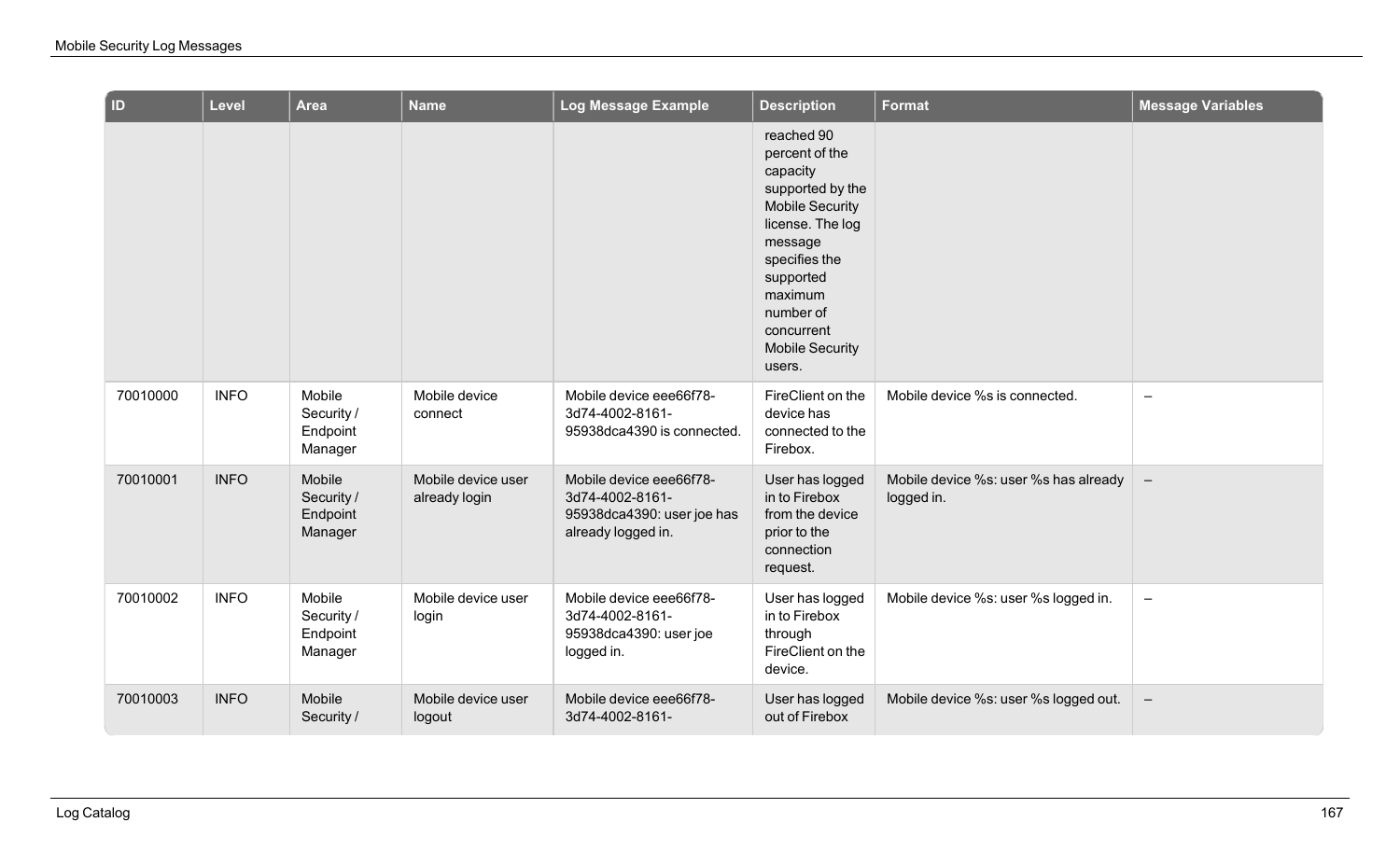| ID | Level | Area | Name | Log Message Example | Description | Format | Message Variables |
|---|---|---|---|---|---|---|---|
| | | | | | reached 90 percent of the capacity supported by the Mobile Security license. The log message specifies the supported maximum number of concurrent Mobile Security users. | | |
| 70010000 | INFO | Mobile Security / Endpoint Manager | Mobile device connect | Mobile device eee66f78-3d74-4002-8161-95938dca4390 is connected. | FireClient on the device has connected to the Firebox. | Mobile device %s is connected. | – |
| 70010001 | INFO | Mobile Security / Endpoint Manager | Mobile device user already login | Mobile device eee66f78-3d74-4002-8161-95938dca4390: user joe has already logged in. | User has logged in to Firebox from the device prior to the connection request. | Mobile device %s: user %s has already logged in. | – |
| 70010002 | INFO | Mobile Security / Endpoint Manager | Mobile device user login | Mobile device eee66f78-3d74-4002-8161-95938dca4390: user joe logged in. | User has logged in to Firebox through FireClient on the device. | Mobile device %s: user %s logged in. | – |
| 70010003 | INFO | Mobile Security / | Mobile device user logout | Mobile device eee66f78-3d74-4002-8161- | User has logged out of Firebox | Mobile device %s: user %s logged out. | – |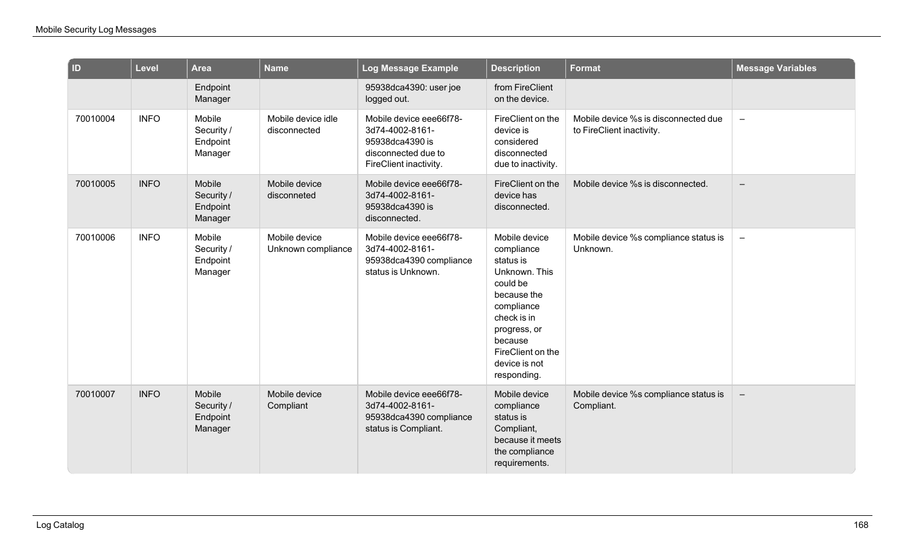| ID | Level | Area | Name | Log Message Example | Description | Format | Message Variables |
|---|---|---|---|---|---|---|---|
| | | Endpoint Manager | | 95938dca4390: user joe logged out. | from FireClient on the device. | | |
| 70010004 | INFO | Mobile Security / Endpoint Manager | Mobile device idle disconnected | Mobile device eee66f78-3d74-4002-8161-95938dca4390 is disconnected due to FireClient inactivity. | FireClient on the device is considered disconnected due to inactivity. | Mobile device %s is disconnected due to FireClient inactivity. | – |
| 70010005 | INFO | Mobile Security / Endpoint Manager | Mobile device disconneted | Mobile device eee66f78-3d74-4002-8161-95938dca4390 is disconnected. | FireClient on the device has disconnected. | Mobile device %s is disconnected. | – |
| 70010006 | INFO | Mobile Security / Endpoint Manager | Mobile device Unknown compliance | Mobile device eee66f78-3d74-4002-8161-95938dca4390 compliance status is Unknown. | Mobile device compliance status is Unknown. This could be because the compliance check is in progress, or because FireClient on the device is not responding. | Mobile device %s compliance status is Unknown. | – |
| 70010007 | INFO | Mobile Security / Endpoint Manager | Mobile device Compliant | Mobile device eee66f78-3d74-4002-8161-95938dca4390 compliance status is Compliant. | Mobile device compliance status is Compliant, because it meets the compliance requirements. | Mobile device %s compliance status is Compliant. | – |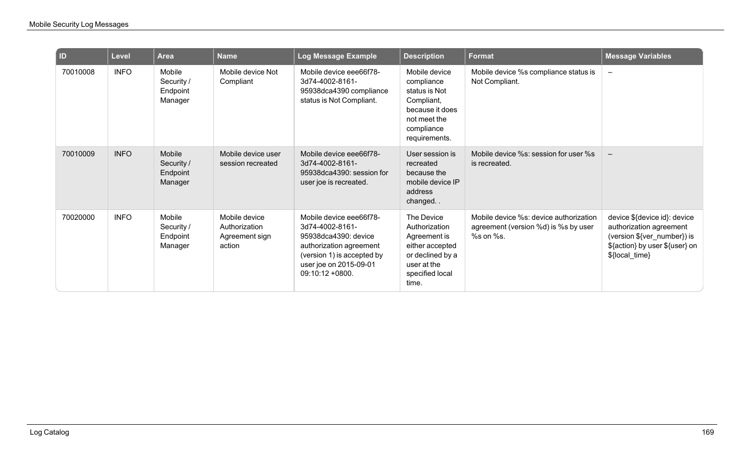| ID | Level | Area | Name | Log Message Example | Description | Format | Message Variables |
|---|---|---|---|---|---|---|---|
| 70010008 | INFO | Mobile Security / Endpoint Manager | Mobile device Not Compliant | Mobile device eee66f78-3d74-4002-8161-95938dca4390 compliance status is Not Compliant. | Mobile device compliance status is Not Compliant, because it does not meet the compliance requirements. | Mobile device %s compliance status is Not Compliant. | – |
| 70010009 | INFO | Mobile Security / Endpoint Manager | Mobile device user session recreated | Mobile device eee66f78-3d74-4002-8161-95938dca4390: session for user joe is recreated. | User session is recreated because the mobile device IP address changed. . | Mobile device %s: session for user %s is recreated. | – |
| 70020000 | INFO | Mobile Security / Endpoint Manager | Mobile device Authorization Agreement sign action | Mobile device eee66f78-3d74-4002-8161-95938dca4390: device authorization agreement (version 1) is accepted by user joe on 2015-09-01 09:10:12 +0800. | The Device Authorization Agreement is either accepted or declined by a user at the specified local time. | Mobile device %s: device authorization agreement (version %d) is %s by user %s on %s. | device ${device id}: device authorization agreement (version ${ver_number}) is ${action} by user ${user} on ${local_time} |